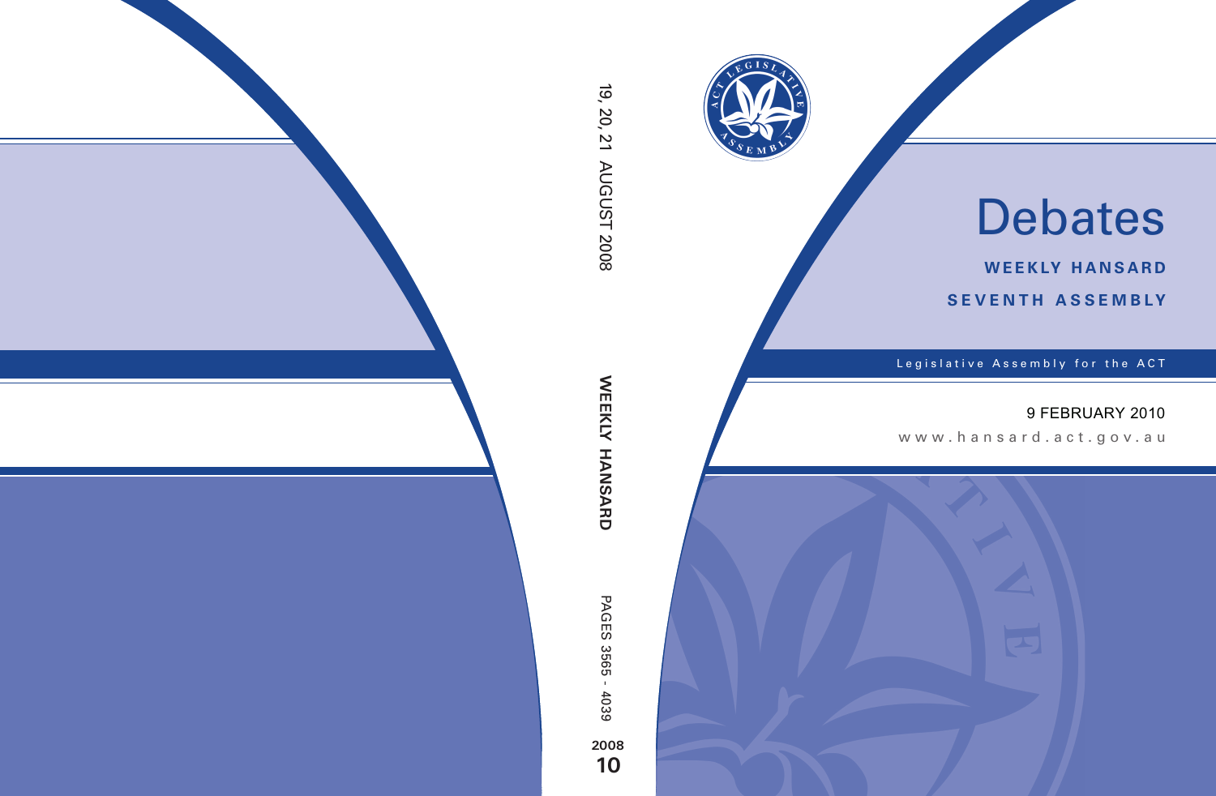# Debates

**WEEKLY HANSARD**

**SEVENTH ASSEMBLY**

Legislative Assembly for the ACT

9 FEBRUARY 2010

www.hansard.act.gov.au

19, 20, 21 AUGUST 2008

**WEEKLY HANSARD**

PAGES 3565 - 4039

**2008**

**10**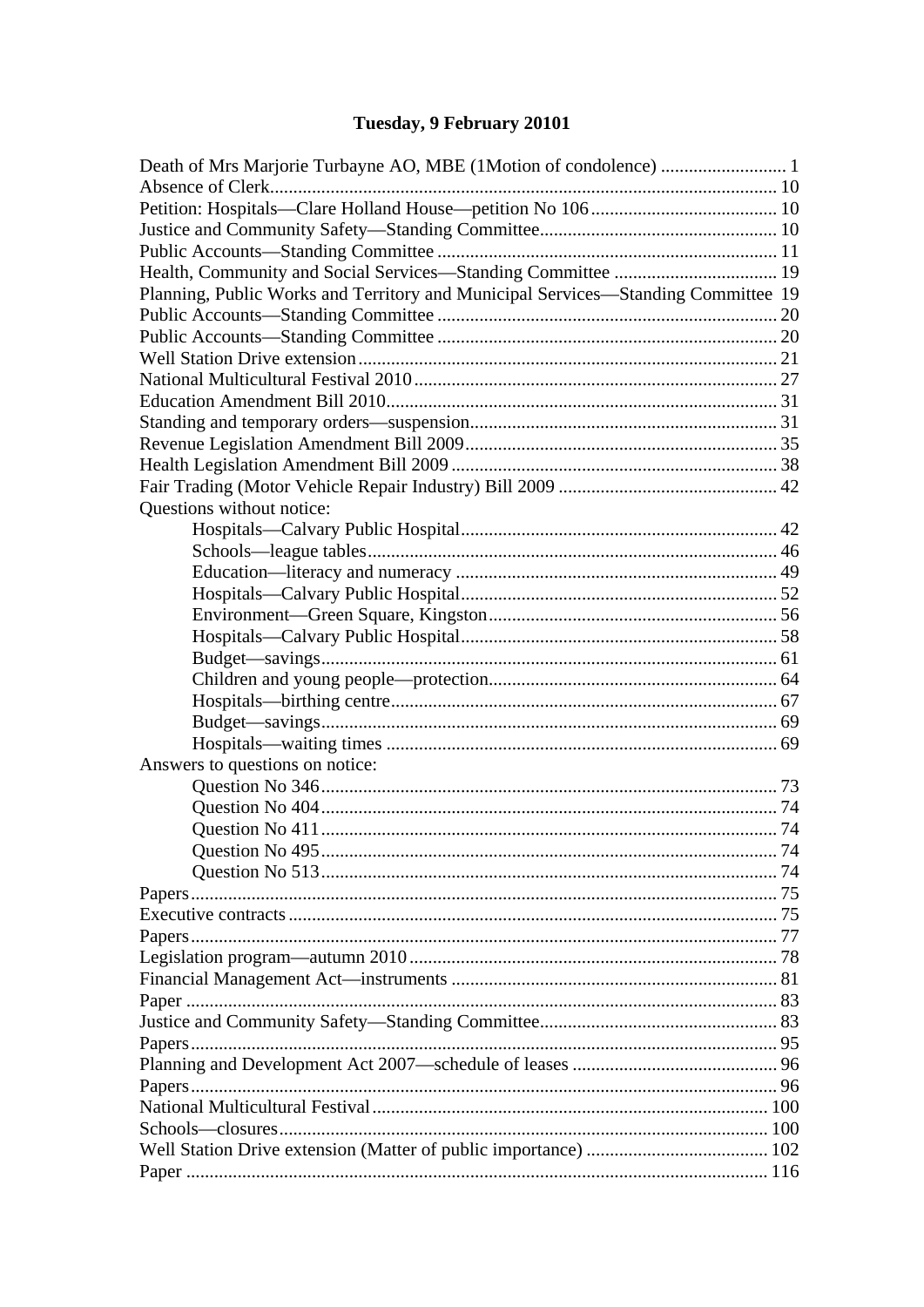# Tuesday, 9 February 20101

Death of Mrs Marjorie Turbayne AO, MBE (1Motion of condolence) ........................... 1
Absence of Clerk........................................................................................................ 10
Petition: Hospitals—Clare Holland House—petition No 106........................................ 10
Justice and Community Safety—Standing Committee.................................................. 10
Public Accounts—Standing Committee ....................................................................... 11
Health, Community and Social Services—Standing Committee .................................. 19
Planning, Public Works and Territory and Municipal Services—Standing Committee 19
Public Accounts—Standing Committee ....................................................................... 20
Public Accounts—Standing Committee ....................................................................... 20
Well Station Drive extension ........................................................................................ 21
National Multicultural Festival 2010 ............................................................................ 27
Education Amendment Bill 2010.................................................................................. 31
Standing and temporary orders—suspension................................................................ 31
Revenue Legislation Amendment Bill 2009.................................................................. 35
Health Legislation Amendment Bill 2009 ..................................................................... 38
Fair Trading (Motor Vehicle Repair Industry) Bill 2009 .............................................. 42

Questions without notice:

- Hospitals—Calvary Public Hospital.................................................................. 42
- Schools—league tables...................................................................................... 46
- Education—literacy and numeracy .................................................................... 49
- Hospitals—Calvary Public Hospital.................................................................. 52
- Environment—Green Square, Kingston............................................................. 56
- Hospitals—Calvary Public Hospital.................................................................. 58
- Budget—savings................................................................................................ 61
- Children and young people—protection............................................................ 64
- Hospitals—birthing centre................................................................................. 67
- Budget—savings................................................................................................ 69
- Hospitals—waiting times .................................................................................. 69

Answers to questions on notice:

- Question No 346................................................................................................ 73
- Question No 404................................................................................................ 74
- Question No 411................................................................................................ 74
- Question No 495................................................................................................ 74
- Question No 513................................................................................................ 74

Papers............................................................................................................................ 75
Executive contracts ....................................................................................................... 75
Papers............................................................................................................................ 77
Legislation program—autumn 2010 ............................................................................. 78
Financial Management Act—instruments .................................................................... 81
Paper ............................................................................................................................ 83
Justice and Community Safety—Standing Committee.................................................. 83
Papers............................................................................................................................ 95
Planning and Development Act 2007—schedule of leases ........................................... 96
Papers............................................................................................................................ 96
National Multicultural Festival.................................................................................... 100
Schools—closures....................................................................................................... 100
Well Station Drive extension (Matter of public importance) ...................................... 102
Paper ........................................................................................................................... 116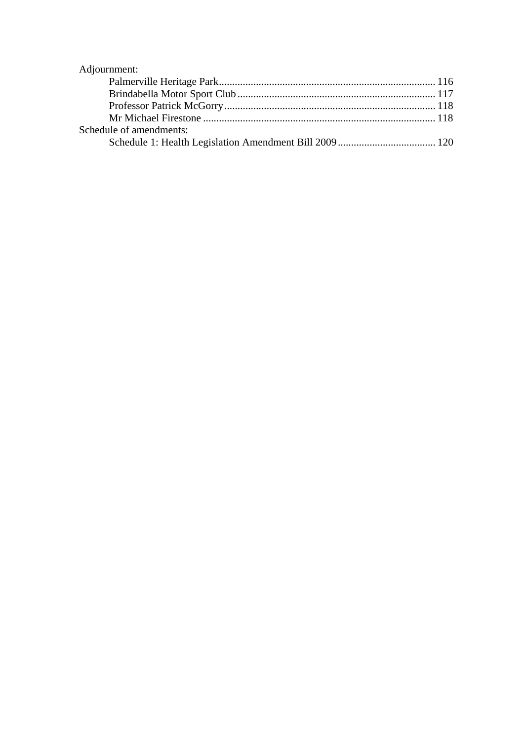Adjournment:

- Palmerville Heritage Park ........ 116
- Brindabella Motor Sport Club ........ 117
- Professor Patrick McGorry ........ 118
- Mr Michael Firestone ........ 118

Schedule of amendments:

- Schedule 1: Health Legislation Amendment Bill 2009 ........ 120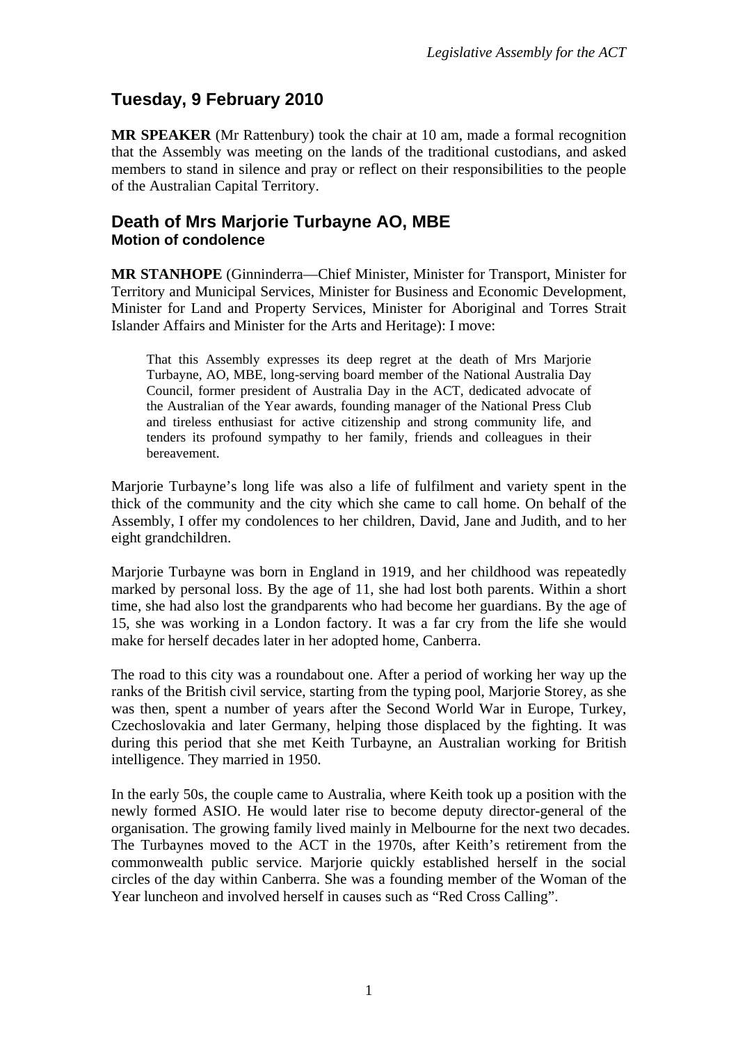# Tuesday, 9 February 2010

**MR SPEAKER** (Mr Rattenbury) took the chair at 10 am, made a formal recognition that the Assembly was meeting on the lands of the traditional custodians, and asked members to stand in silence and pray or reflect on their responsibilities to the people of the Australian Capital Territory.

## Death of Mrs Marjorie Turbayne AO, MBE
### Motion of condolence

**MR STANHOPE** (Ginninderra—Chief Minister, Minister for Transport, Minister for Territory and Municipal Services, Minister for Business and Economic Development, Minister for Land and Property Services, Minister for Aboriginal and Torres Strait Islander Affairs and Minister for the Arts and Heritage): I move:

> That this Assembly expresses its deep regret at the death of Mrs Marjorie Turbayne, AO, MBE, long-serving board member of the National Australia Day Council, former president of Australia Day in the ACT, dedicated advocate of the Australian of the Year awards, founding manager of the National Press Club and tireless enthusiast for active citizenship and strong community life, and tenders its profound sympathy to her family, friends and colleagues in their bereavement.

Marjorie Turbayne's long life was also a life of fulfilment and variety spent in the thick of the community and the city which she came to call home. On behalf of the Assembly, I offer my condolences to her children, David, Jane and Judith, and to her eight grandchildren.

Marjorie Turbayne was born in England in 1919, and her childhood was repeatedly marked by personal loss. By the age of 11, she had lost both parents. Within a short time, she had also lost the grandparents who had become her guardians. By the age of 15, she was working in a London factory. It was a far cry from the life she would make for herself decades later in her adopted home, Canberra.

The road to this city was a roundabout one. After a period of working her way up the ranks of the British civil service, starting from the typing pool, Marjorie Storey, as she was then, spent a number of years after the Second World War in Europe, Turkey, Czechoslovakia and later Germany, helping those displaced by the fighting. It was during this period that she met Keith Turbayne, an Australian working for British intelligence. They married in 1950.

In the early 50s, the couple came to Australia, where Keith took up a position with the newly formed ASIO. He would later rise to become deputy director-general of the organisation. The growing family lived mainly in Melbourne for the next two decades. The Turbaynes moved to the ACT in the 1970s, after Keith's retirement from the commonwealth public service. Marjorie quickly established herself in the social circles of the day within Canberra. She was a founding member of the Woman of the Year luncheon and involved herself in causes such as "Red Cross Calling".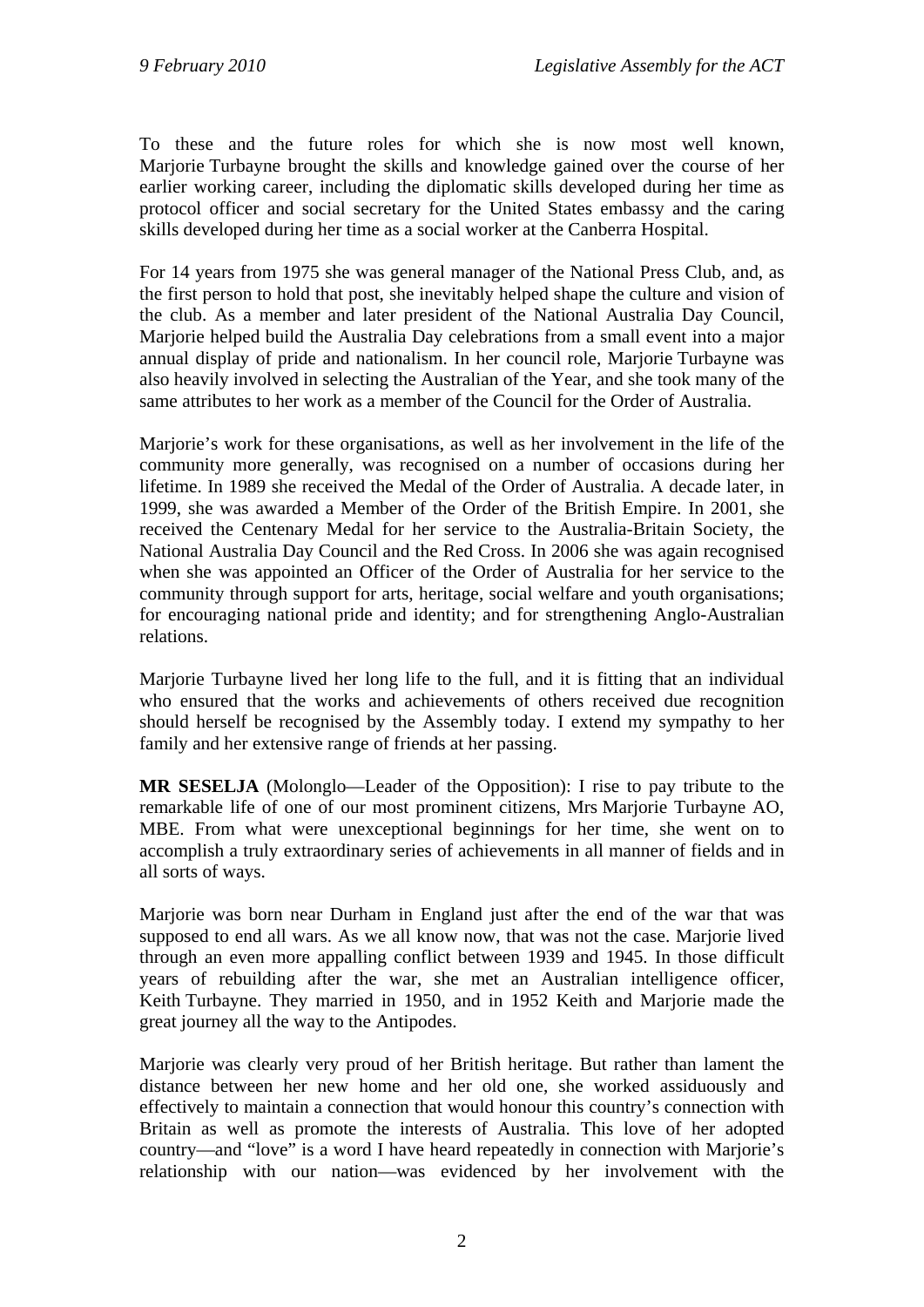To these and the future roles for which she is now most well known, Marjorie Turbayne brought the skills and knowledge gained over the course of her earlier working career, including the diplomatic skills developed during her time as protocol officer and social secretary for the United States embassy and the caring skills developed during her time as a social worker at the Canberra Hospital.

For 14 years from 1975 she was general manager of the National Press Club, and, as the first person to hold that post, she inevitably helped shape the culture and vision of the club. As a member and later president of the National Australia Day Council, Marjorie helped build the Australia Day celebrations from a small event into a major annual display of pride and nationalism. In her council role, Marjorie Turbayne was also heavily involved in selecting the Australian of the Year, and she took many of the same attributes to her work as a member of the Council for the Order of Australia.

Marjorie's work for these organisations, as well as her involvement in the life of the community more generally, was recognised on a number of occasions during her lifetime. In 1989 she received the Medal of the Order of Australia. A decade later, in 1999, she was awarded a Member of the Order of the British Empire. In 2001, she received the Centenary Medal for her service to the Australia-Britain Society, the National Australia Day Council and the Red Cross. In 2006 she was again recognised when she was appointed an Officer of the Order of Australia for her service to the community through support for arts, heritage, social welfare and youth organisations; for encouraging national pride and identity; and for strengthening Anglo-Australian relations.

Marjorie Turbayne lived her long life to the full, and it is fitting that an individual who ensured that the works and achievements of others received due recognition should herself be recognised by the Assembly today. I extend my sympathy to her family and her extensive range of friends at her passing.

**MR SESELJA** (Molonglo—Leader of the Opposition): I rise to pay tribute to the remarkable life of one of our most prominent citizens, Mrs Marjorie Turbayne AO, MBE. From what were unexceptional beginnings for her time, she went on to accomplish a truly extraordinary series of achievements in all manner of fields and in all sorts of ways.

Marjorie was born near Durham in England just after the end of the war that was supposed to end all wars. As we all know now, that was not the case. Marjorie lived through an even more appalling conflict between 1939 and 1945. In those difficult years of rebuilding after the war, she met an Australian intelligence officer, Keith Turbayne. They married in 1950, and in 1952 Keith and Marjorie made the great journey all the way to the Antipodes.

Marjorie was clearly very proud of her British heritage. But rather than lament the distance between her new home and her old one, she worked assiduously and effectively to maintain a connection that would honour this country's connection with Britain as well as promote the interests of Australia. This love of her adopted country—and "love" is a word I have heard repeatedly in connection with Marjorie's relationship with our nation—was evidenced by her involvement with the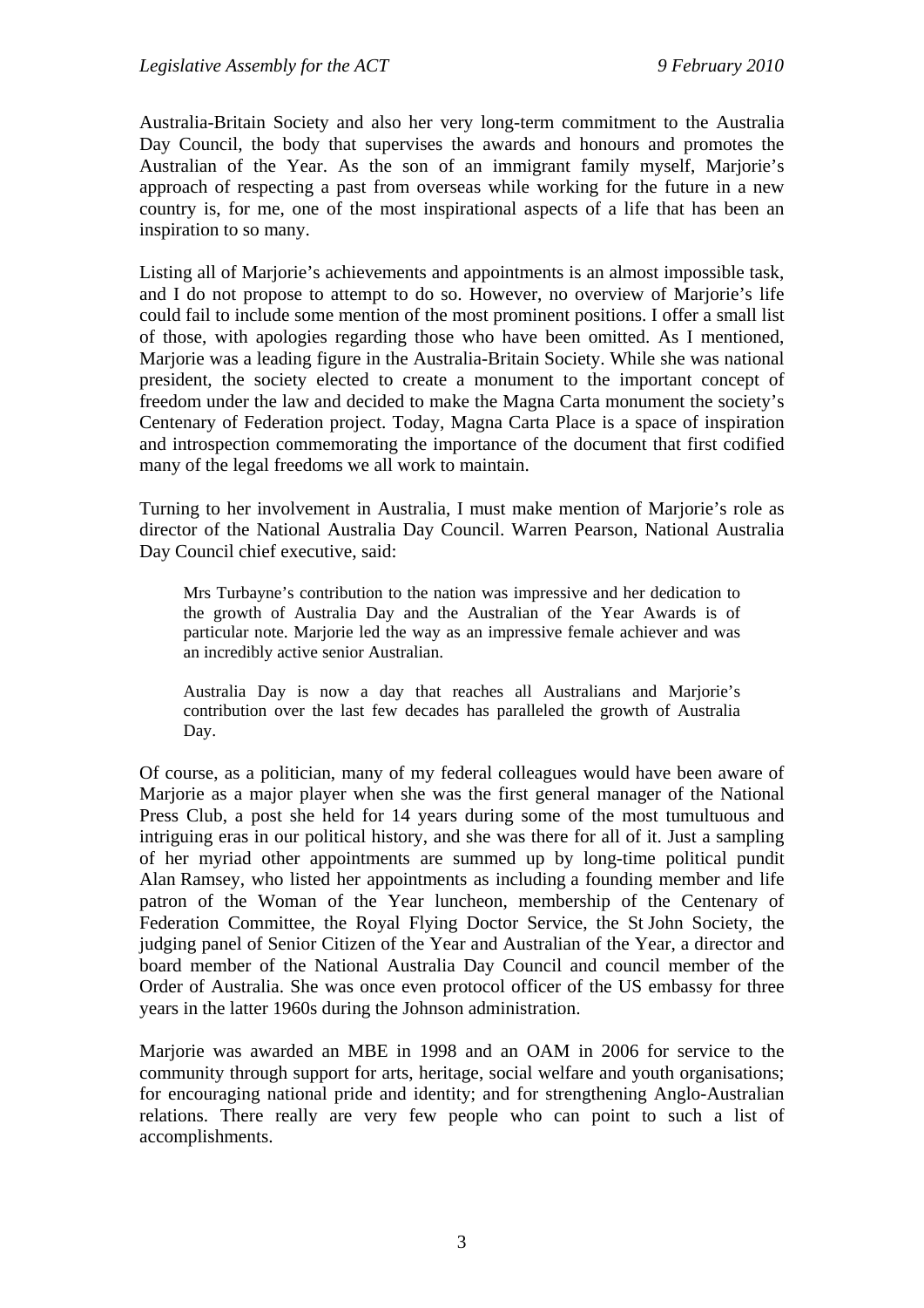Australia-Britain Society and also her very long-term commitment to the Australia Day Council, the body that supervises the awards and honours and promotes the Australian of the Year. As the son of an immigrant family myself, Marjorie's approach of respecting a past from overseas while working for the future in a new country is, for me, one of the most inspirational aspects of a life that has been an inspiration to so many.

Listing all of Marjorie's achievements and appointments is an almost impossible task, and I do not propose to attempt to do so. However, no overview of Marjorie's life could fail to include some mention of the most prominent positions. I offer a small list of those, with apologies regarding those who have been omitted. As I mentioned, Marjorie was a leading figure in the Australia-Britain Society. While she was national president, the society elected to create a monument to the important concept of freedom under the law and decided to make the Magna Carta monument the society's Centenary of Federation project. Today, Magna Carta Place is a space of inspiration and introspection commemorating the importance of the document that first codified many of the legal freedoms we all work to maintain.

Turning to her involvement in Australia, I must make mention of Marjorie's role as director of the National Australia Day Council. Warren Pearson, National Australia Day Council chief executive, said:

> Mrs Turbayne's contribution to the nation was impressive and her dedication to the growth of Australia Day and the Australian of the Year Awards is of particular note. Marjorie led the way as an impressive female achiever and was an incredibly active senior Australian.
>
> Australia Day is now a day that reaches all Australians and Marjorie's contribution over the last few decades has paralleled the growth of Australia Day.

Of course, as a politician, many of my federal colleagues would have been aware of Marjorie as a major player when she was the first general manager of the National Press Club, a post she held for 14 years during some of the most tumultuous and intriguing eras in our political history, and she was there for all of it. Just a sampling of her myriad other appointments are summed up by long-time political pundit Alan Ramsey, who listed her appointments as including a founding member and life patron of the Woman of the Year luncheon, membership of the Centenary of Federation Committee, the Royal Flying Doctor Service, the St John Society, the judging panel of Senior Citizen of the Year and Australian of the Year, a director and board member of the National Australia Day Council and council member of the Order of Australia. She was once even protocol officer of the US embassy for three years in the latter 1960s during the Johnson administration.

Marjorie was awarded an MBE in 1998 and an OAM in 2006 for service to the community through support for arts, heritage, social welfare and youth organisations; for encouraging national pride and identity; and for strengthening Anglo-Australian relations. There really are very few people who can point to such a list of accomplishments.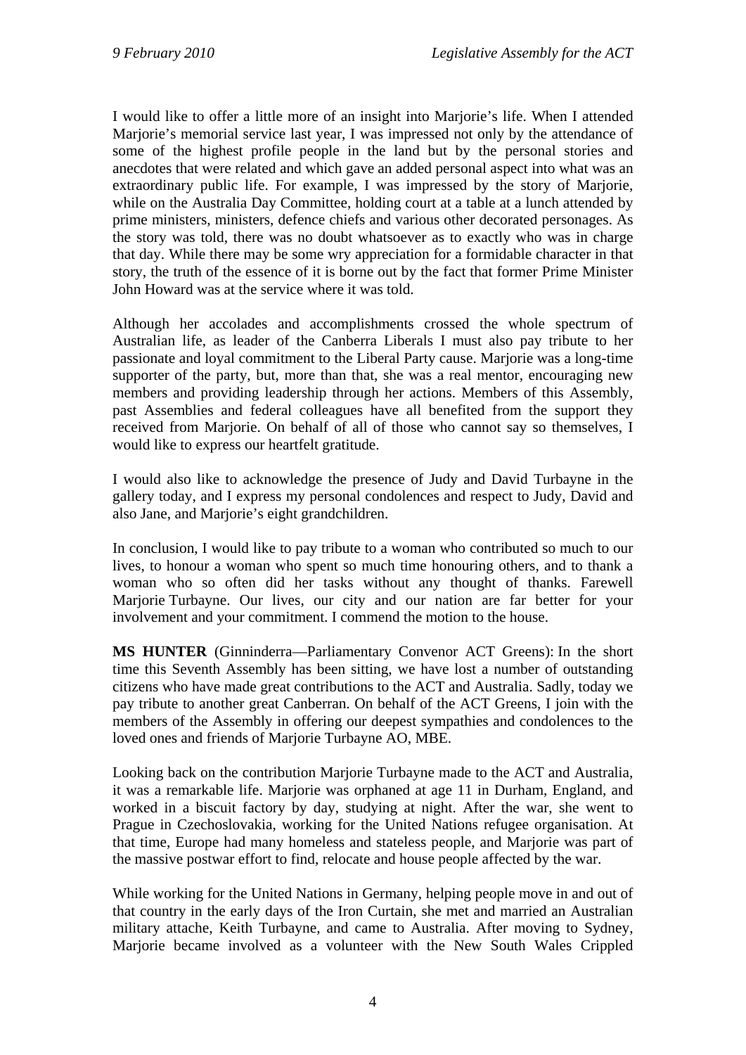I would like to offer a little more of an insight into Marjorie's life. When I attended Marjorie's memorial service last year, I was impressed not only by the attendance of some of the highest profile people in the land but by the personal stories and anecdotes that were related and which gave an added personal aspect into what was an extraordinary public life. For example, I was impressed by the story of Marjorie, while on the Australia Day Committee, holding court at a table at a lunch attended by prime ministers, ministers, defence chiefs and various other decorated personages. As the story was told, there was no doubt whatsoever as to exactly who was in charge that day. While there may be some wry appreciation for a formidable character in that story, the truth of the essence of it is borne out by the fact that former Prime Minister John Howard was at the service where it was told.

Although her accolades and accomplishments crossed the whole spectrum of Australian life, as leader of the Canberra Liberals I must also pay tribute to her passionate and loyal commitment to the Liberal Party cause. Marjorie was a long-time supporter of the party, but, more than that, she was a real mentor, encouraging new members and providing leadership through her actions. Members of this Assembly, past Assemblies and federal colleagues have all benefited from the support they received from Marjorie. On behalf of all of those who cannot say so themselves, I would like to express our heartfelt gratitude.

I would also like to acknowledge the presence of Judy and David Turbayne in the gallery today, and I express my personal condolences and respect to Judy, David and also Jane, and Marjorie's eight grandchildren.

In conclusion, I would like to pay tribute to a woman who contributed so much to our lives, to honour a woman who spent so much time honouring others, and to thank a woman who so often did her tasks without any thought of thanks. Farewell Marjorie Turbayne. Our lives, our city and our nation are far better for your involvement and your commitment. I commend the motion to the house.

**MS HUNTER** (Ginninderra—Parliamentary Convenor ACT Greens): In the short time this Seventh Assembly has been sitting, we have lost a number of outstanding citizens who have made great contributions to the ACT and Australia. Sadly, today we pay tribute to another great Canberran. On behalf of the ACT Greens, I join with the members of the Assembly in offering our deepest sympathies and condolences to the loved ones and friends of Marjorie Turbayne AO, MBE.

Looking back on the contribution Marjorie Turbayne made to the ACT and Australia, it was a remarkable life. Marjorie was orphaned at age 11 in Durham, England, and worked in a biscuit factory by day, studying at night. After the war, she went to Prague in Czechoslovakia, working for the United Nations refugee organisation. At that time, Europe had many homeless and stateless people, and Marjorie was part of the massive postwar effort to find, relocate and house people affected by the war.

While working for the United Nations in Germany, helping people move in and out of that country in the early days of the Iron Curtain, she met and married an Australian military attache, Keith Turbayne, and came to Australia. After moving to Sydney, Marjorie became involved as a volunteer with the New South Wales Crippled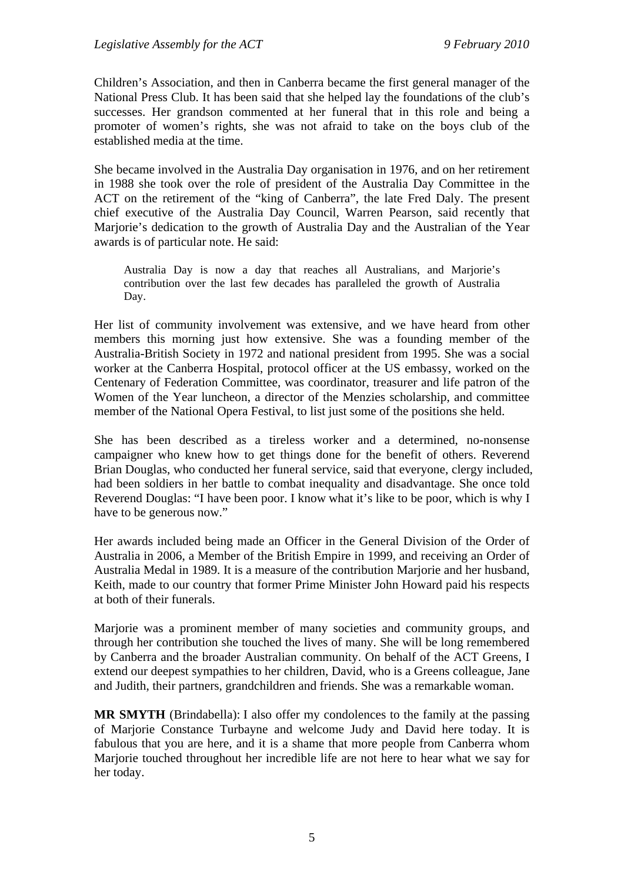Children's Association, and then in Canberra became the first general manager of the National Press Club. It has been said that she helped lay the foundations of the club's successes. Her grandson commented at her funeral that in this role and being a promoter of women's rights, she was not afraid to take on the boys club of the established media at the time.

She became involved in the Australia Day organisation in 1976, and on her retirement in 1988 she took over the role of president of the Australia Day Committee in the ACT on the retirement of the "king of Canberra", the late Fred Daly. The present chief executive of the Australia Day Council, Warren Pearson, said recently that Marjorie's dedication to the growth of Australia Day and the Australian of the Year awards is of particular note. He said:

> Australia Day is now a day that reaches all Australians, and Marjorie's contribution over the last few decades has paralleled the growth of Australia Day.

Her list of community involvement was extensive, and we have heard from other members this morning just how extensive. She was a founding member of the Australia-British Society in 1972 and national president from 1995. She was a social worker at the Canberra Hospital, protocol officer at the US embassy, worked on the Centenary of Federation Committee, was coordinator, treasurer and life patron of the Women of the Year luncheon, a director of the Menzies scholarship, and committee member of the National Opera Festival, to list just some of the positions she held.

She has been described as a tireless worker and a determined, no-nonsense campaigner who knew how to get things done for the benefit of others. Reverend Brian Douglas, who conducted her funeral service, said that everyone, clergy included, had been soldiers in her battle to combat inequality and disadvantage. She once told Reverend Douglas: "I have been poor. I know what it's like to be poor, which is why I have to be generous now."

Her awards included being made an Officer in the General Division of the Order of Australia in 2006, a Member of the British Empire in 1999, and receiving an Order of Australia Medal in 1989. It is a measure of the contribution Marjorie and her husband, Keith, made to our country that former Prime Minister John Howard paid his respects at both of their funerals.

Marjorie was a prominent member of many societies and community groups, and through her contribution she touched the lives of many. She will be long remembered by Canberra and the broader Australian community. On behalf of the ACT Greens, I extend our deepest sympathies to her children, David, who is a Greens colleague, Jane and Judith, their partners, grandchildren and friends. She was a remarkable woman.

**MR SMYTH** (Brindabella): I also offer my condolences to the family at the passing of Marjorie Constance Turbayne and welcome Judy and David here today. It is fabulous that you are here, and it is a shame that more people from Canberra whom Marjorie touched throughout her incredible life are not here to hear what we say for her today.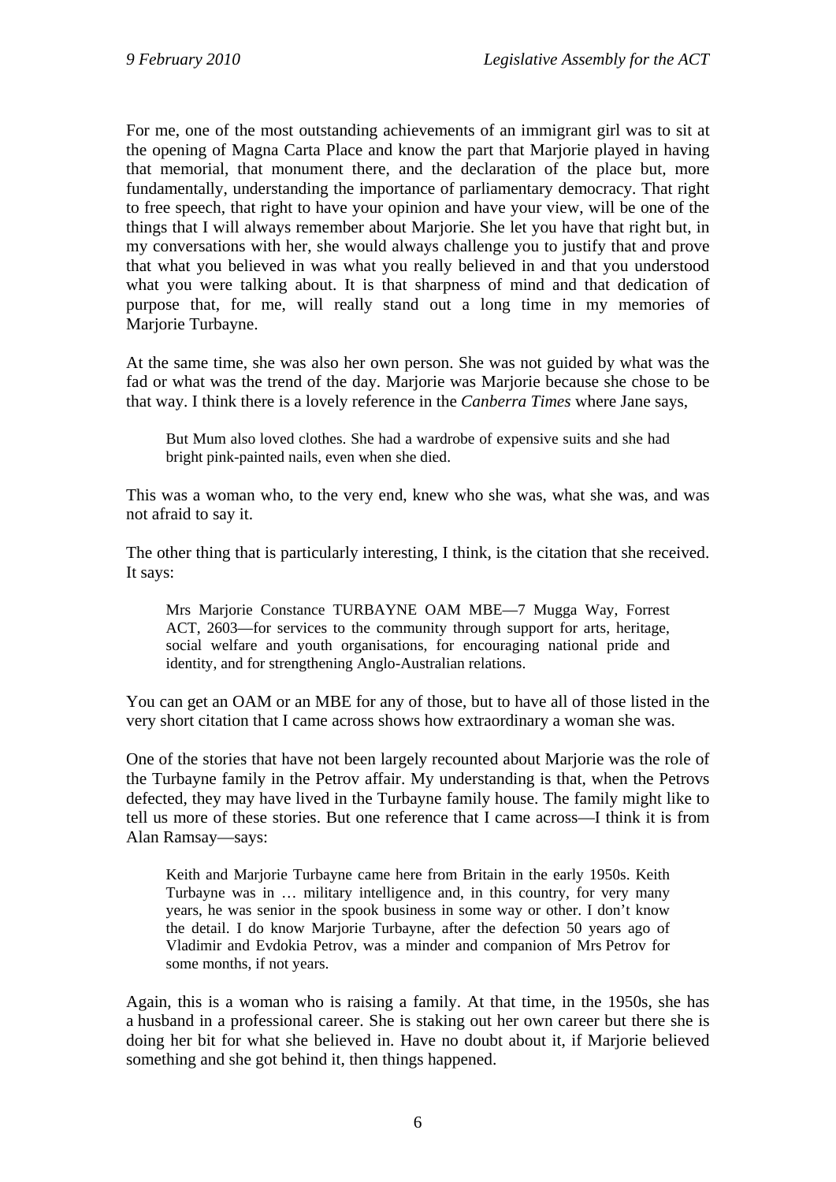For me, one of the most outstanding achievements of an immigrant girl was to sit at the opening of Magna Carta Place and know the part that Marjorie played in having that memorial, that monument there, and the declaration of the place but, more fundamentally, understanding the importance of parliamentary democracy. That right to free speech, that right to have your opinion and have your view, will be one of the things that I will always remember about Marjorie. She let you have that right but, in my conversations with her, she would always challenge you to justify that and prove that what you believed in was what you really believed in and that you understood what you were talking about. It is that sharpness of mind and that dedication of purpose that, for me, will really stand out a long time in my memories of Marjorie Turbayne.

At the same time, she was also her own person. She was not guided by what was the fad or what was the trend of the day. Marjorie was Marjorie because she chose to be that way. I think there is a lovely reference in the *Canberra Times* where Jane says,

> But Mum also loved clothes. She had a wardrobe of expensive suits and she had bright pink-painted nails, even when she died.

This was a woman who, to the very end, knew who she was, what she was, and was not afraid to say it.

The other thing that is particularly interesting, I think, is the citation that she received. It says:

> Mrs Marjorie Constance TURBAYNE OAM MBE—7 Mugga Way, Forrest ACT, 2603—for services to the community through support for arts, heritage, social welfare and youth organisations, for encouraging national pride and identity, and for strengthening Anglo-Australian relations.

You can get an OAM or an MBE for any of those, but to have all of those listed in the very short citation that I came across shows how extraordinary a woman she was.

One of the stories that have not been largely recounted about Marjorie was the role of the Turbayne family in the Petrov affair. My understanding is that, when the Petrovs defected, they may have lived in the Turbayne family house. The family might like to tell us more of these stories. But one reference that I came across—I think it is from Alan Ramsay—says:

> Keith and Marjorie Turbayne came here from Britain in the early 1950s. Keith Turbayne was in … military intelligence and, in this country, for very many years, he was senior in the spook business in some way or other. I don't know the detail. I do know Marjorie Turbayne, after the defection 50 years ago of Vladimir and Evdokia Petrov, was a minder and companion of Mrs Petrov for some months, if not years.

Again, this is a woman who is raising a family. At that time, in the 1950s, she has a husband in a professional career. She is staking out her own career but there she is doing her bit for what she believed in. Have no doubt about it, if Marjorie believed something and she got behind it, then things happened.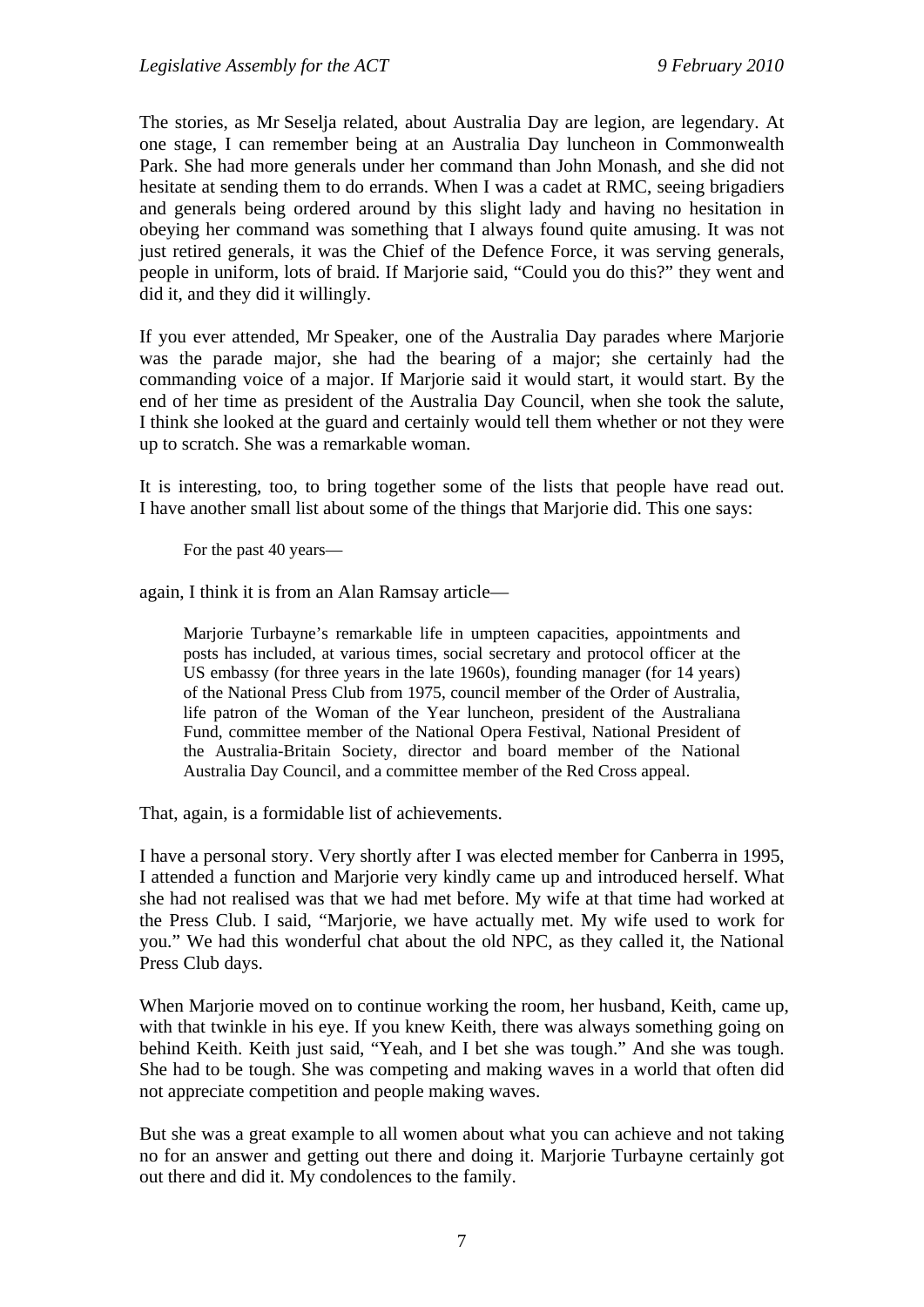The stories, as Mr Seselja related, about Australia Day are legion, are legendary. At one stage, I can remember being at an Australia Day luncheon in Commonwealth Park. She had more generals under her command than John Monash, and she did not hesitate at sending them to do errands. When I was a cadet at RMC, seeing brigadiers and generals being ordered around by this slight lady and having no hesitation in obeying her command was something that I always found quite amusing. It was not just retired generals, it was the Chief of the Defence Force, it was serving generals, people in uniform, lots of braid. If Marjorie said, "Could you do this?" they went and did it, and they did it willingly.

If you ever attended, Mr Speaker, one of the Australia Day parades where Marjorie was the parade major, she had the bearing of a major; she certainly had the commanding voice of a major. If Marjorie said it would start, it would start. By the end of her time as president of the Australia Day Council, when she took the salute, I think she looked at the guard and certainly would tell them whether or not they were up to scratch. She was a remarkable woman.

It is interesting, too, to bring together some of the lists that people have read out. I have another small list about some of the things that Marjorie did. This one says:

> For the past 40 years—

again, I think it is from an Alan Ramsay article—

> Marjorie Turbayne's remarkable life in umpteen capacities, appointments and posts has included, at various times, social secretary and protocol officer at the US embassy (for three years in the late 1960s), founding manager (for 14 years) of the National Press Club from 1975, council member of the Order of Australia, life patron of the Woman of the Year luncheon, president of the Australiana Fund, committee member of the National Opera Festival, National President of the Australia-Britain Society, director and board member of the National Australia Day Council, and a committee member of the Red Cross appeal.

That, again, is a formidable list of achievements.

I have a personal story. Very shortly after I was elected member for Canberra in 1995, I attended a function and Marjorie very kindly came up and introduced herself. What she had not realised was that we had met before. My wife at that time had worked at the Press Club. I said, "Marjorie, we have actually met. My wife used to work for you." We had this wonderful chat about the old NPC, as they called it, the National Press Club days.

When Marjorie moved on to continue working the room, her husband, Keith, came up, with that twinkle in his eye. If you knew Keith, there was always something going on behind Keith. Keith just said, "Yeah, and I bet she was tough." And she was tough. She had to be tough. She was competing and making waves in a world that often did not appreciate competition and people making waves.

But she was a great example to all women about what you can achieve and not taking no for an answer and getting out there and doing it. Marjorie Turbayne certainly got out there and did it. My condolences to the family.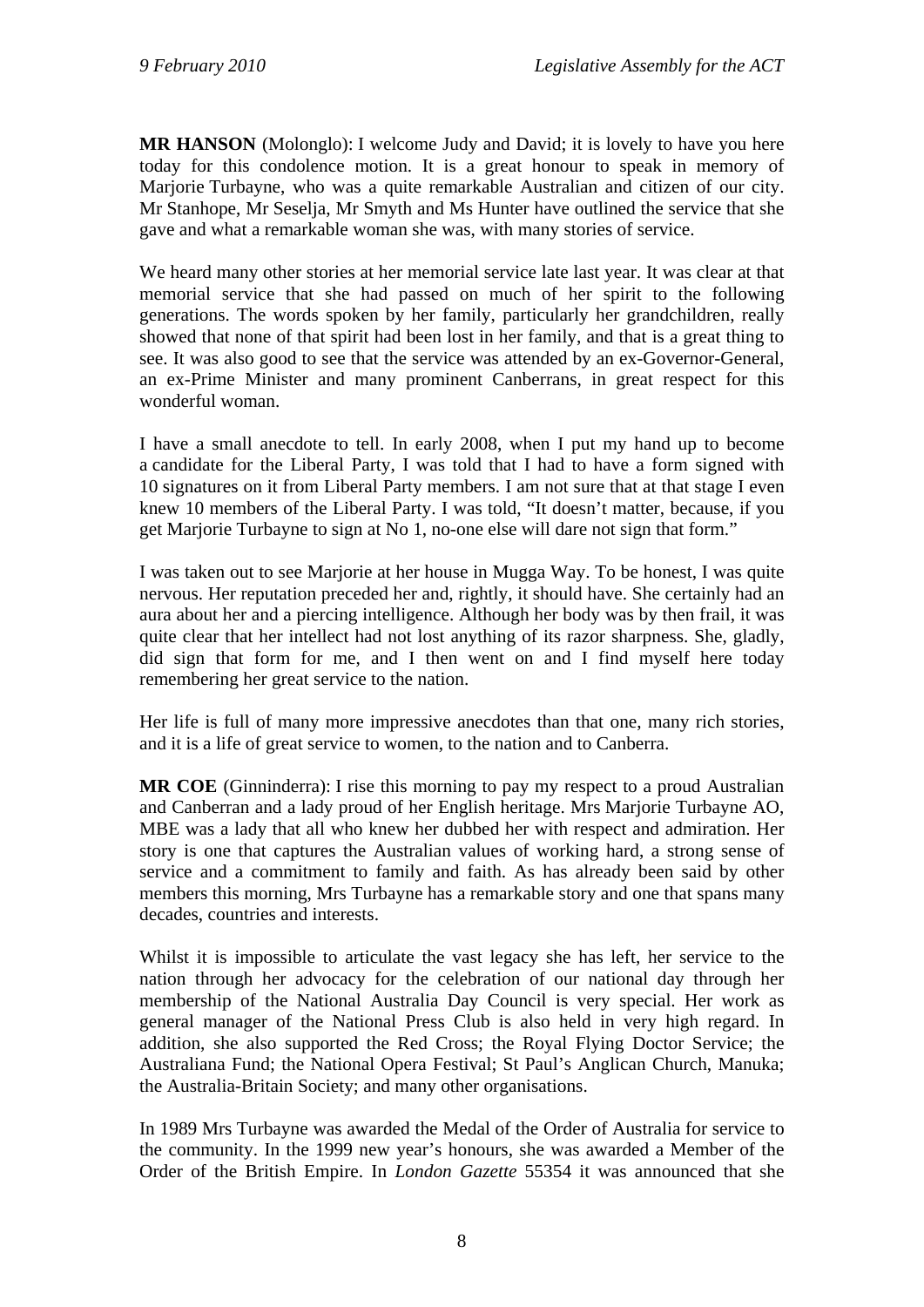**MR HANSON** (Molonglo): I welcome Judy and David; it is lovely to have you here today for this condolence motion. It is a great honour to speak in memory of Marjorie Turbayne, who was a quite remarkable Australian and citizen of our city. Mr Stanhope, Mr Seselja, Mr Smyth and Ms Hunter have outlined the service that she gave and what a remarkable woman she was, with many stories of service.

We heard many other stories at her memorial service late last year. It was clear at that memorial service that she had passed on much of her spirit to the following generations. The words spoken by her family, particularly her grandchildren, really showed that none of that spirit had been lost in her family, and that is a great thing to see. It was also good to see that the service was attended by an ex-Governor-General, an ex-Prime Minister and many prominent Canberrans, in great respect for this wonderful woman.

I have a small anecdote to tell. In early 2008, when I put my hand up to become a candidate for the Liberal Party, I was told that I had to have a form signed with 10 signatures on it from Liberal Party members. I am not sure that at that stage I even knew 10 members of the Liberal Party. I was told, "It doesn't matter, because, if you get Marjorie Turbayne to sign at No 1, no-one else will dare not sign that form."

I was taken out to see Marjorie at her house in Mugga Way. To be honest, I was quite nervous. Her reputation preceded her and, rightly, it should have. She certainly had an aura about her and a piercing intelligence. Although her body was by then frail, it was quite clear that her intellect had not lost anything of its razor sharpness. She, gladly, did sign that form for me, and I then went on and I find myself here today remembering her great service to the nation.

Her life is full of many more impressive anecdotes than that one, many rich stories, and it is a life of great service to women, to the nation and to Canberra.

**MR COE** (Ginninderra): I rise this morning to pay my respect to a proud Australian and Canberran and a lady proud of her English heritage. Mrs Marjorie Turbayne AO, MBE was a lady that all who knew her dubbed her with respect and admiration. Her story is one that captures the Australian values of working hard, a strong sense of service and a commitment to family and faith. As has already been said by other members this morning, Mrs Turbayne has a remarkable story and one that spans many decades, countries and interests.

Whilst it is impossible to articulate the vast legacy she has left, her service to the nation through her advocacy for the celebration of our national day through her membership of the National Australia Day Council is very special. Her work as general manager of the National Press Club is also held in very high regard. In addition, she also supported the Red Cross; the Royal Flying Doctor Service; the Australiana Fund; the National Opera Festival; St Paul's Anglican Church, Manuka; the Australia-Britain Society; and many other organisations.

In 1989 Mrs Turbayne was awarded the Medal of the Order of Australia for service to the community. In the 1999 new year's honours, she was awarded a Member of the Order of the British Empire. In *London Gazette* 55354 it was announced that she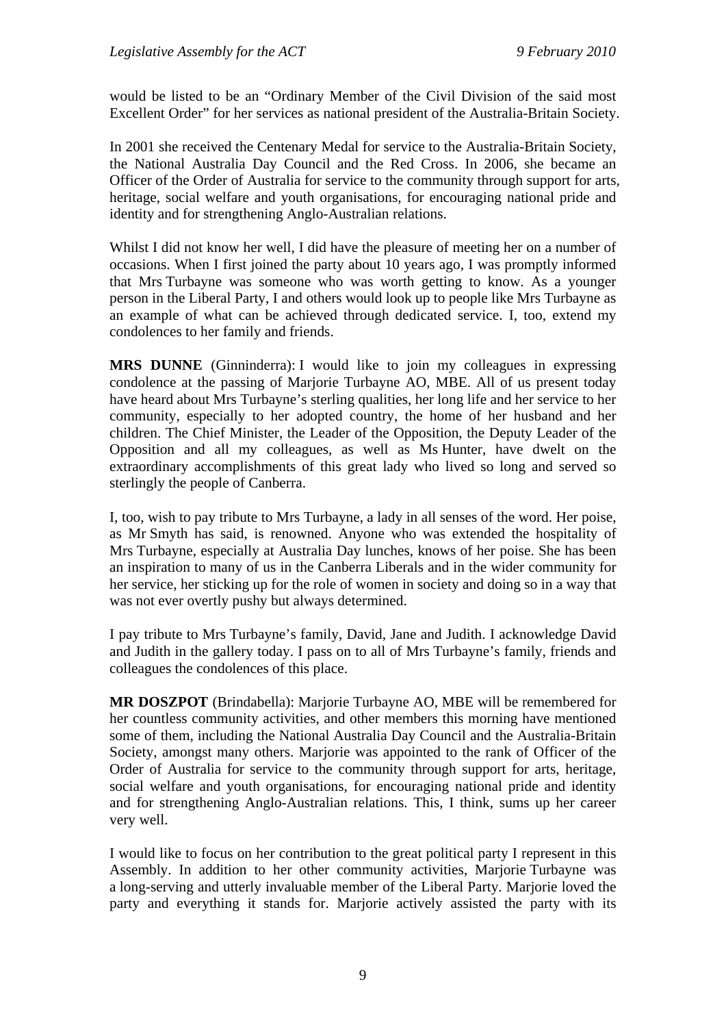would be listed to be an "Ordinary Member of the Civil Division of the said most Excellent Order" for her services as national president of the Australia-Britain Society.

In 2001 she received the Centenary Medal for service to the Australia-Britain Society, the National Australia Day Council and the Red Cross. In 2006, she became an Officer of the Order of Australia for service to the community through support for arts, heritage, social welfare and youth organisations, for encouraging national pride and identity and for strengthening Anglo-Australian relations.

Whilst I did not know her well, I did have the pleasure of meeting her on a number of occasions. When I first joined the party about 10 years ago, I was promptly informed that Mrs Turbayne was someone who was worth getting to know. As a younger person in the Liberal Party, I and others would look up to people like Mrs Turbayne as an example of what can be achieved through dedicated service. I, too, extend my condolences to her family and friends.

**MRS DUNNE** (Ginninderra): I would like to join my colleagues in expressing condolence at the passing of Marjorie Turbayne AO, MBE. All of us present today have heard about Mrs Turbayne's sterling qualities, her long life and her service to her community, especially to her adopted country, the home of her husband and her children. The Chief Minister, the Leader of the Opposition, the Deputy Leader of the Opposition and all my colleagues, as well as Ms Hunter, have dwelt on the extraordinary accomplishments of this great lady who lived so long and served so sterlingly the people of Canberra.

I, too, wish to pay tribute to Mrs Turbayne, a lady in all senses of the word. Her poise, as Mr Smyth has said, is renowned. Anyone who was extended the hospitality of Mrs Turbayne, especially at Australia Day lunches, knows of her poise. She has been an inspiration to many of us in the Canberra Liberals and in the wider community for her service, her sticking up for the role of women in society and doing so in a way that was not ever overtly pushy but always determined.

I pay tribute to Mrs Turbayne's family, David, Jane and Judith. I acknowledge David and Judith in the gallery today. I pass on to all of Mrs Turbayne's family, friends and colleagues the condolences of this place.

**MR DOSZPOT** (Brindabella): Marjorie Turbayne AO, MBE will be remembered for her countless community activities, and other members this morning have mentioned some of them, including the National Australia Day Council and the Australia-Britain Society, amongst many others. Marjorie was appointed to the rank of Officer of the Order of Australia for service to the community through support for arts, heritage, social welfare and youth organisations, for encouraging national pride and identity and for strengthening Anglo-Australian relations. This, I think, sums up her career very well.

I would like to focus on her contribution to the great political party I represent in this Assembly. In addition to her other community activities, Marjorie Turbayne was a long-serving and utterly invaluable member of the Liberal Party. Marjorie loved the party and everything it stands for. Marjorie actively assisted the party with its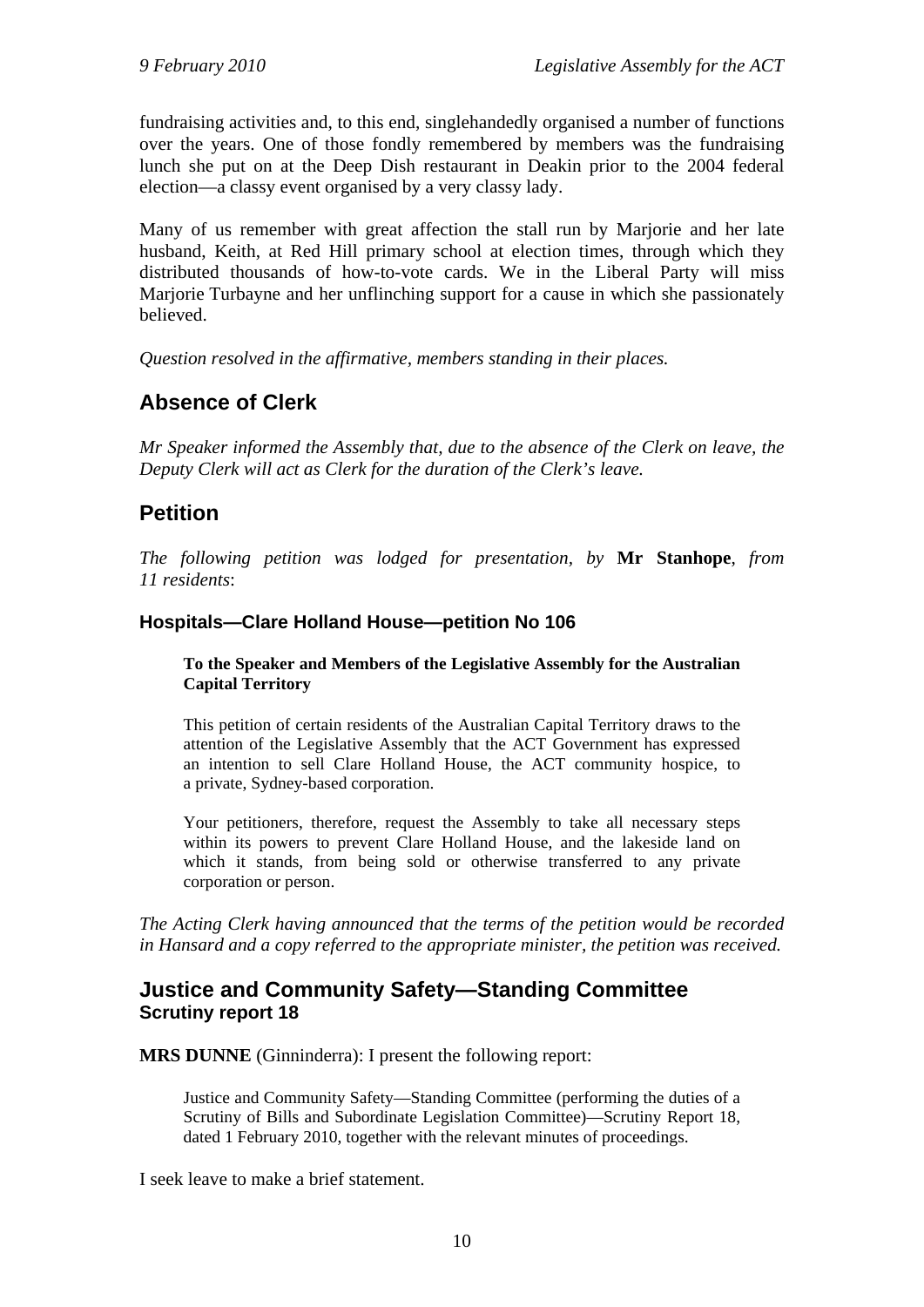fundraising activities and, to this end, singlehandedly organised a number of functions over the years. One of those fondly remembered by members was the fundraising lunch she put on at the Deep Dish restaurant in Deakin prior to the 2004 federal election—a classy event organised by a very classy lady.

Many of us remember with great affection the stall run by Marjorie and her late husband, Keith, at Red Hill primary school at election times, through which they distributed thousands of how-to-vote cards. We in the Liberal Party will miss Marjorie Turbayne and her unflinching support for a cause in which she passionately believed.

*Question resolved in the affirmative, members standing in their places.*

## Absence of Clerk

*Mr Speaker informed the Assembly that, due to the absence of the Clerk on leave, the Deputy Clerk will act as Clerk for the duration of the Clerk's leave.*

## Petition

*The following petition was lodged for presentation, by* **Mr Stanhope**, *from 11 residents*:

### Hospitals—Clare Holland House—petition No 106

> **To the Speaker and Members of the Legislative Assembly for the Australian Capital Territory**
>
> This petition of certain residents of the Australian Capital Territory draws to the attention of the Legislative Assembly that the ACT Government has expressed an intention to sell Clare Holland House, the ACT community hospice, to a private, Sydney-based corporation.
>
> Your petitioners, therefore, request the Assembly to take all necessary steps within its powers to prevent Clare Holland House, and the lakeside land on which it stands, from being sold or otherwise transferred to any private corporation or person.

*The Acting Clerk having announced that the terms of the petition would be recorded in Hansard and a copy referred to the appropriate minister, the petition was received.*

## Justice and Community Safety—Standing Committee
### Scrutiny report 18

**MRS DUNNE** (Ginninderra): I present the following report:

> Justice and Community Safety—Standing Committee (performing the duties of a Scrutiny of Bills and Subordinate Legislation Committee)—Scrutiny Report 18, dated 1 February 2010, together with the relevant minutes of proceedings.

I seek leave to make a brief statement.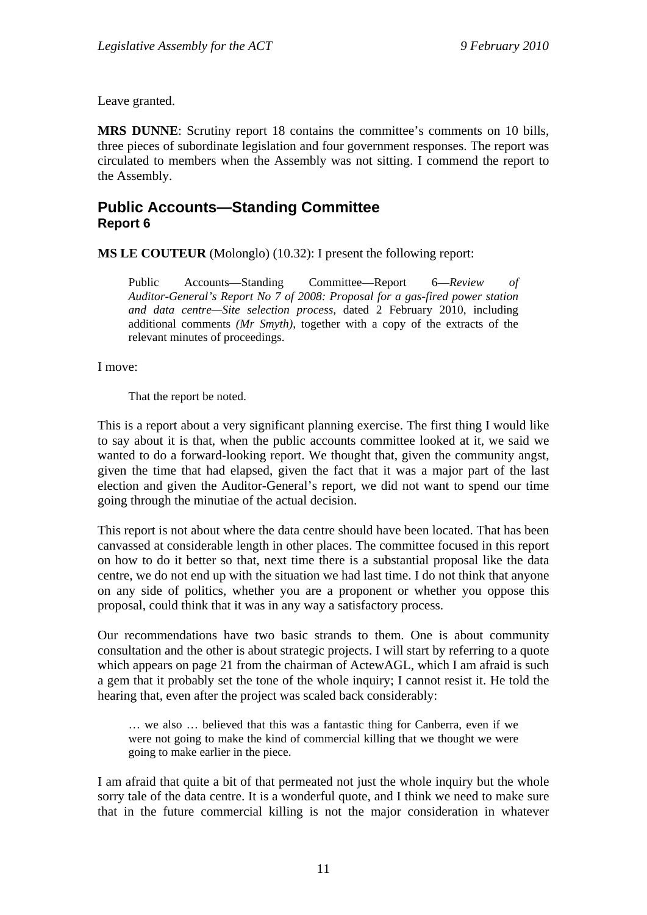Leave granted.

**MRS DUNNE**: Scrutiny report 18 contains the committee's comments on 10 bills, three pieces of subordinate legislation and four government responses. The report was circulated to members when the Assembly was not sitting. I commend the report to the Assembly.

## Public Accounts—Standing Committee
### Report 6

**MS LE COUTEUR** (Molonglo) (10.32): I present the following report:

> Public Accounts—Standing Committee—Report 6—*Review of Auditor-General's Report No 7 of 2008: Proposal for a gas-fired power station and data centre—Site selection process,* dated 2 February 2010, including additional comments *(Mr Smyth),* together with a copy of the extracts of the relevant minutes of proceedings.

I move:

> That the report be noted.

This is a report about a very significant planning exercise. The first thing I would like to say about it is that, when the public accounts committee looked at it, we said we wanted to do a forward-looking report. We thought that, given the community angst, given the time that had elapsed, given the fact that it was a major part of the last election and given the Auditor-General's report, we did not want to spend our time going through the minutiae of the actual decision.

This report is not about where the data centre should have been located. That has been canvassed at considerable length in other places. The committee focused in this report on how to do it better so that, next time there is a substantial proposal like the data centre, we do not end up with the situation we had last time. I do not think that anyone on any side of politics, whether you are a proponent or whether you oppose this proposal, could think that it was in any way a satisfactory process.

Our recommendations have two basic strands to them. One is about community consultation and the other is about strategic projects. I will start by referring to a quote which appears on page 21 from the chairman of ActewAGL, which I am afraid is such a gem that it probably set the tone of the whole inquiry; I cannot resist it. He told the hearing that, even after the project was scaled back considerably:

> … we also … believed that this was a fantastic thing for Canberra, even if we were not going to make the kind of commercial killing that we thought we were going to make earlier in the piece.

I am afraid that quite a bit of that permeated not just the whole inquiry but the whole sorry tale of the data centre. It is a wonderful quote, and I think we need to make sure that in the future commercial killing is not the major consideration in whatever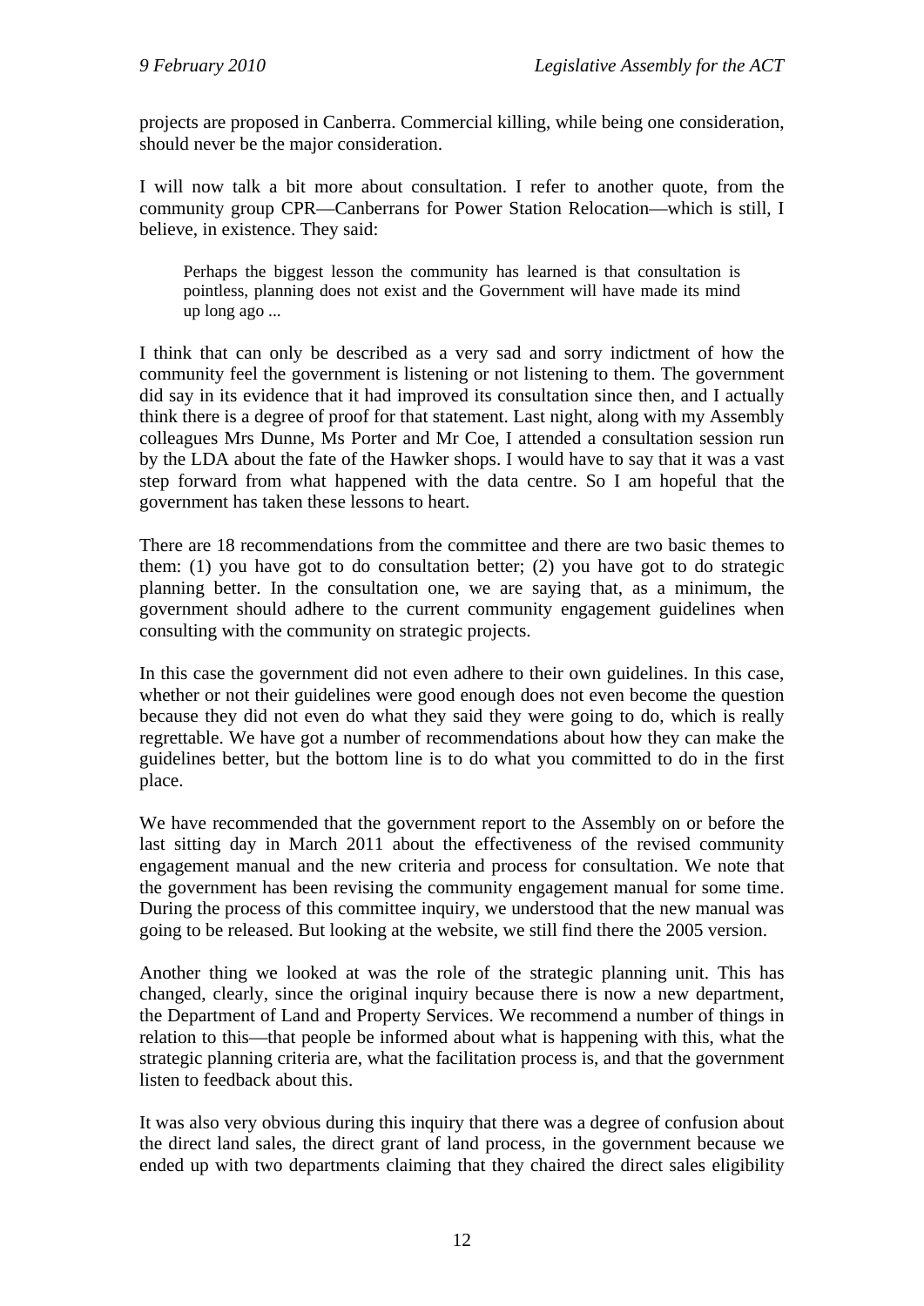projects are proposed in Canberra. Commercial killing, while being one consideration, should never be the major consideration.

I will now talk a bit more about consultation. I refer to another quote, from the community group CPR—Canberrans for Power Station Relocation—which is still, I believe, in existence. They said:

> Perhaps the biggest lesson the community has learned is that consultation is pointless, planning does not exist and the Government will have made its mind up long ago ...

I think that can only be described as a very sad and sorry indictment of how the community feel the government is listening or not listening to them. The government did say in its evidence that it had improved its consultation since then, and I actually think there is a degree of proof for that statement. Last night, along with my Assembly colleagues Mrs Dunne, Ms Porter and Mr Coe, I attended a consultation session run by the LDA about the fate of the Hawker shops. I would have to say that it was a vast step forward from what happened with the data centre. So I am hopeful that the government has taken these lessons to heart.

There are 18 recommendations from the committee and there are two basic themes to them: (1) you have got to do consultation better; (2) you have got to do strategic planning better. In the consultation one, we are saying that, as a minimum, the government should adhere to the current community engagement guidelines when consulting with the community on strategic projects.

In this case the government did not even adhere to their own guidelines. In this case, whether or not their guidelines were good enough does not even become the question because they did not even do what they said they were going to do, which is really regrettable. We have got a number of recommendations about how they can make the guidelines better, but the bottom line is to do what you committed to do in the first place.

We have recommended that the government report to the Assembly on or before the last sitting day in March 2011 about the effectiveness of the revised community engagement manual and the new criteria and process for consultation. We note that the government has been revising the community engagement manual for some time. During the process of this committee inquiry, we understood that the new manual was going to be released. But looking at the website, we still find there the 2005 version.

Another thing we looked at was the role of the strategic planning unit. This has changed, clearly, since the original inquiry because there is now a new department, the Department of Land and Property Services. We recommend a number of things in relation to this—that people be informed about what is happening with this, what the strategic planning criteria are, what the facilitation process is, and that the government listen to feedback about this.

It was also very obvious during this inquiry that there was a degree of confusion about the direct land sales, the direct grant of land process, in the government because we ended up with two departments claiming that they chaired the direct sales eligibility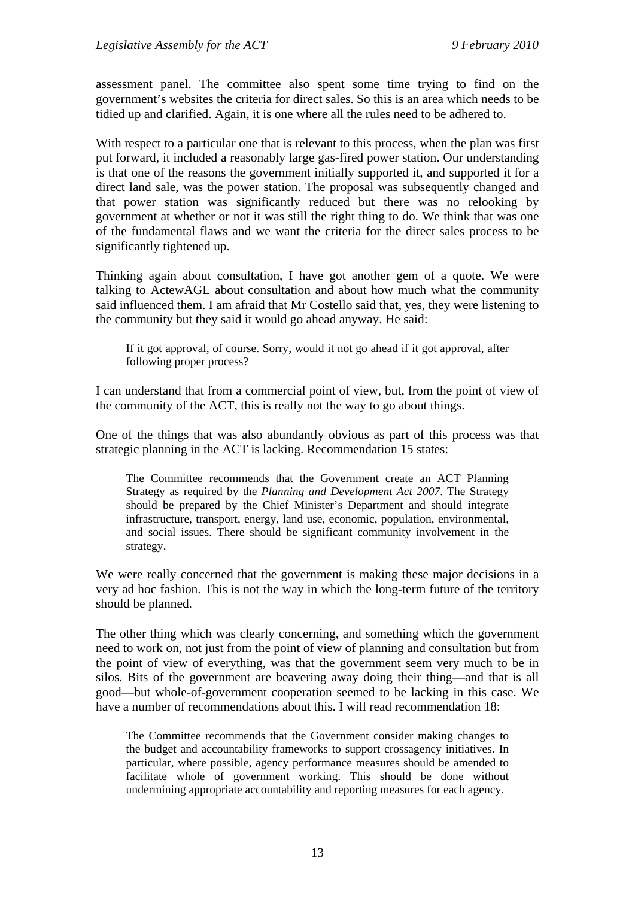assessment panel. The committee also spent some time trying to find on the government's websites the criteria for direct sales. So this is an area which needs to be tidied up and clarified. Again, it is one where all the rules need to be adhered to.

With respect to a particular one that is relevant to this process, when the plan was first put forward, it included a reasonably large gas-fired power station. Our understanding is that one of the reasons the government initially supported it, and supported it for a direct land sale, was the power station. The proposal was subsequently changed and that power station was significantly reduced but there was no relooking by government at whether or not it was still the right thing to do. We think that was one of the fundamental flaws and we want the criteria for the direct sales process to be significantly tightened up.

Thinking again about consultation, I have got another gem of a quote. We were talking to ActewAGL about consultation and about how much what the community said influenced them. I am afraid that Mr Costello said that, yes, they were listening to the community but they said it would go ahead anyway. He said:

> If it got approval, of course. Sorry, would it not go ahead if it got approval, after following proper process?

I can understand that from a commercial point of view, but, from the point of view of the community of the ACT, this is really not the way to go about things.

One of the things that was also abundantly obvious as part of this process was that strategic planning in the ACT is lacking. Recommendation 15 states:

> The Committee recommends that the Government create an ACT Planning Strategy as required by the *Planning and Development Act 2007*. The Strategy should be prepared by the Chief Minister's Department and should integrate infrastructure, transport, energy, land use, economic, population, environmental, and social issues. There should be significant community involvement in the strategy.

We were really concerned that the government is making these major decisions in a very ad hoc fashion. This is not the way in which the long-term future of the territory should be planned.

The other thing which was clearly concerning, and something which the government need to work on, not just from the point of view of planning and consultation but from the point of view of everything, was that the government seem very much to be in silos. Bits of the government are beavering away doing their thing—and that is all good—but whole-of-government cooperation seemed to be lacking in this case. We have a number of recommendations about this. I will read recommendation 18:

> The Committee recommends that the Government consider making changes to the budget and accountability frameworks to support crossagency initiatives. In particular, where possible, agency performance measures should be amended to facilitate whole of government working. This should be done without undermining appropriate accountability and reporting measures for each agency.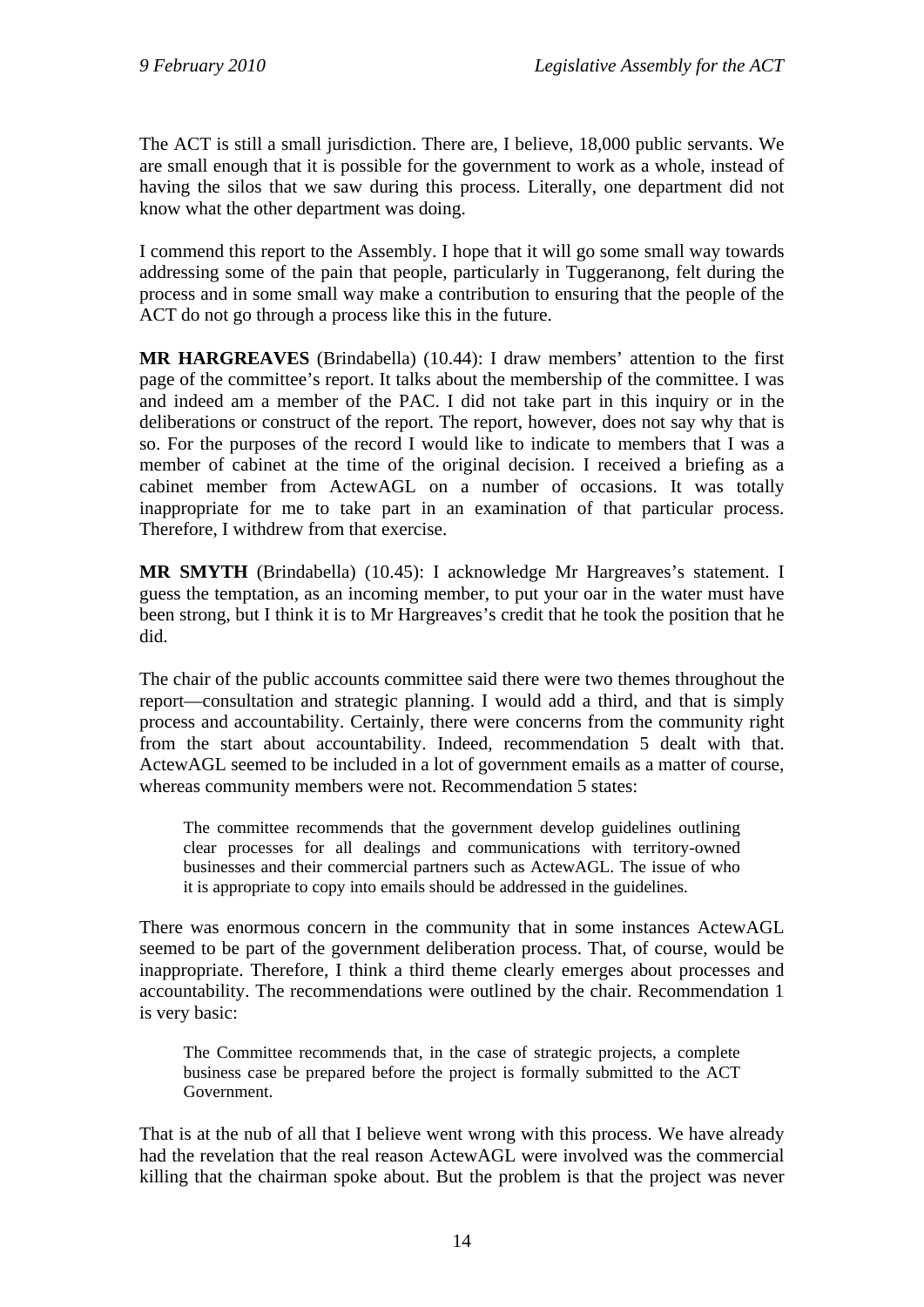The ACT is still a small jurisdiction. There are, I believe, 18,000 public servants. We are small enough that it is possible for the government to work as a whole, instead of having the silos that we saw during this process. Literally, one department did not know what the other department was doing.

I commend this report to the Assembly. I hope that it will go some small way towards addressing some of the pain that people, particularly in Tuggeranong, felt during the process and in some small way make a contribution to ensuring that the people of the ACT do not go through a process like this in the future.

**MR HARGREAVES** (Brindabella) (10.44): I draw members' attention to the first page of the committee's report. It talks about the membership of the committee. I was and indeed am a member of the PAC. I did not take part in this inquiry or in the deliberations or construct of the report. The report, however, does not say why that is so. For the purposes of the record I would like to indicate to members that I was a member of cabinet at the time of the original decision. I received a briefing as a cabinet member from ActewAGL on a number of occasions. It was totally inappropriate for me to take part in an examination of that particular process. Therefore, I withdrew from that exercise.

**MR SMYTH** (Brindabella) (10.45): I acknowledge Mr Hargreaves's statement. I guess the temptation, as an incoming member, to put your oar in the water must have been strong, but I think it is to Mr Hargreaves's credit that he took the position that he did.

The chair of the public accounts committee said there were two themes throughout the report—consultation and strategic planning. I would add a third, and that is simply process and accountability. Certainly, there were concerns from the community right from the start about accountability. Indeed, recommendation 5 dealt with that. ActewAGL seemed to be included in a lot of government emails as a matter of course, whereas community members were not. Recommendation 5 states:

> The committee recommends that the government develop guidelines outlining clear processes for all dealings and communications with territory-owned businesses and their commercial partners such as ActewAGL. The issue of who it is appropriate to copy into emails should be addressed in the guidelines.

There was enormous concern in the community that in some instances ActewAGL seemed to be part of the government deliberation process. That, of course, would be inappropriate. Therefore, I think a third theme clearly emerges about processes and accountability. The recommendations were outlined by the chair. Recommendation 1 is very basic:

> The Committee recommends that, in the case of strategic projects, a complete business case be prepared before the project is formally submitted to the ACT Government.

That is at the nub of all that I believe went wrong with this process. We have already had the revelation that the real reason ActewAGL were involved was the commercial killing that the chairman spoke about. But the problem is that the project was never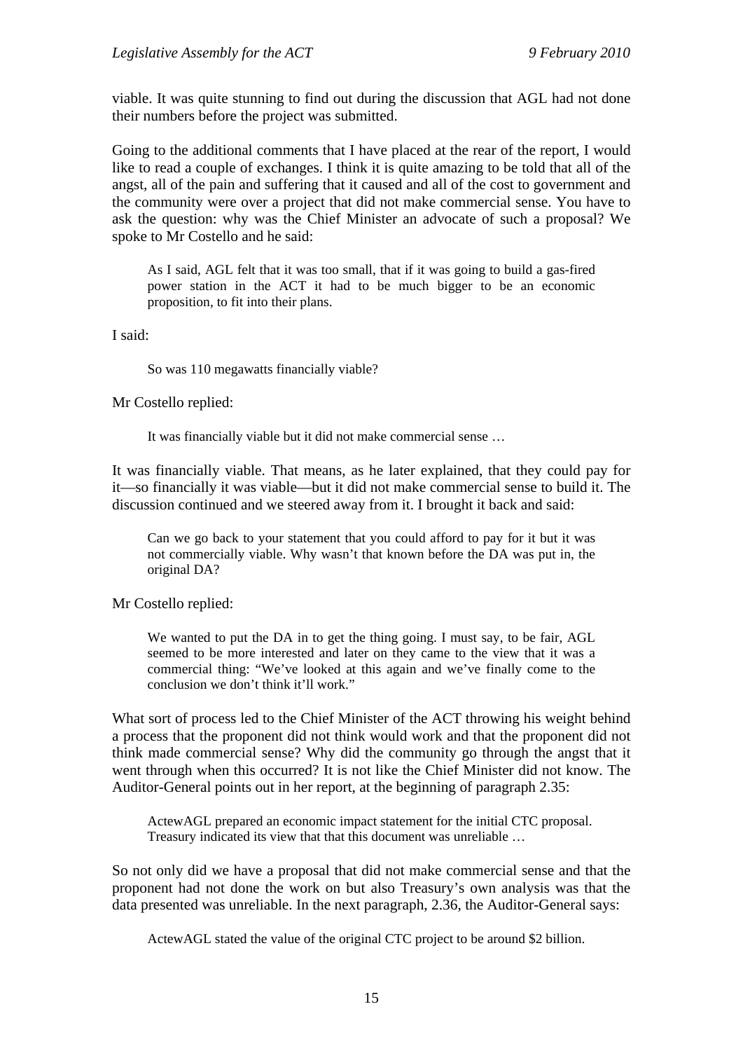viable. It was quite stunning to find out during the discussion that AGL had not done their numbers before the project was submitted.

Going to the additional comments that I have placed at the rear of the report, I would like to read a couple of exchanges. I think it is quite amazing to be told that all of the angst, all of the pain and suffering that it caused and all of the cost to government and the community were over a project that did not make commercial sense. You have to ask the question: why was the Chief Minister an advocate of such a proposal? We spoke to Mr Costello and he said:

> As I said, AGL felt that it was too small, that if it was going to build a gas-fired power station in the ACT it had to be much bigger to be an economic proposition, to fit into their plans.

I said:

> So was 110 megawatts financially viable?

Mr Costello replied:

> It was financially viable but it did not make commercial sense …

It was financially viable. That means, as he later explained, that they could pay for it—so financially it was viable—but it did not make commercial sense to build it. The discussion continued and we steered away from it. I brought it back and said:

> Can we go back to your statement that you could afford to pay for it but it was not commercially viable. Why wasn't that known before the DA was put in, the original DA?

Mr Costello replied:

> We wanted to put the DA in to get the thing going. I must say, to be fair, AGL seemed to be more interested and later on they came to the view that it was a commercial thing: "We've looked at this again and we've finally come to the conclusion we don't think it'll work."

What sort of process led to the Chief Minister of the ACT throwing his weight behind a process that the proponent did not think would work and that the proponent did not think made commercial sense? Why did the community go through the angst that it went through when this occurred? It is not like the Chief Minister did not know. The Auditor-General points out in her report, at the beginning of paragraph 2.35:

> ActewAGL prepared an economic impact statement for the initial CTC proposal. Treasury indicated its view that that this document was unreliable …

So not only did we have a proposal that did not make commercial sense and that the proponent had not done the work on but also Treasury's own analysis was that the data presented was unreliable. In the next paragraph, 2.36, the Auditor-General says:

> ActewAGL stated the value of the original CTC project to be around $2 billion.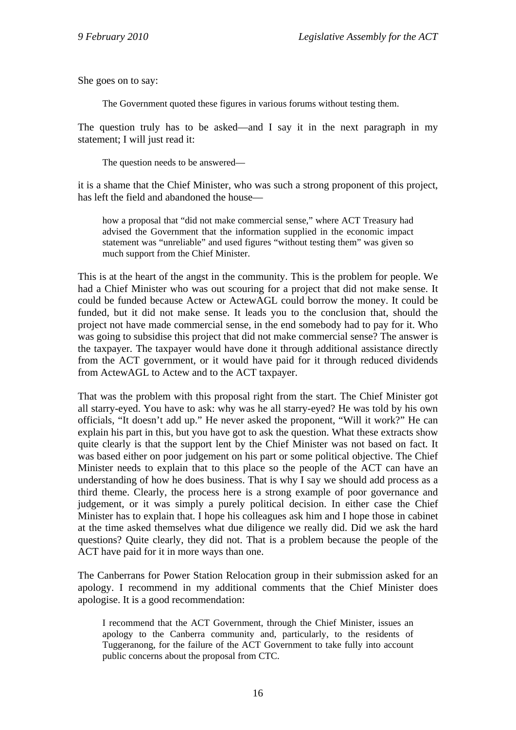She goes on to say:

> The Government quoted these figures in various forums without testing them.

The question truly has to be asked—and I say it in the next paragraph in my statement; I will just read it:

> The question needs to be answered—

it is a shame that the Chief Minister, who was such a strong proponent of this project, has left the field and abandoned the house—

> how a proposal that "did not make commercial sense," where ACT Treasury had advised the Government that the information supplied in the economic impact statement was "unreliable" and used figures "without testing them" was given so much support from the Chief Minister.

This is at the heart of the angst in the community. This is the problem for people. We had a Chief Minister who was out scouring for a project that did not make sense. It could be funded because Actew or ActewAGL could borrow the money. It could be funded, but it did not make sense. It leads you to the conclusion that, should the project not have made commercial sense, in the end somebody had to pay for it. Who was going to subsidise this project that did not make commercial sense? The answer is the taxpayer. The taxpayer would have done it through additional assistance directly from the ACT government, or it would have paid for it through reduced dividends from ActewAGL to Actew and to the ACT taxpayer.

That was the problem with this proposal right from the start. The Chief Minister got all starry-eyed. You have to ask: why was he all starry-eyed? He was told by his own officials, "It doesn't add up." He never asked the proponent, "Will it work?" He can explain his part in this, but you have got to ask the question. What these extracts show quite clearly is that the support lent by the Chief Minister was not based on fact. It was based either on poor judgement on his part or some political objective. The Chief Minister needs to explain that to this place so the people of the ACT can have an understanding of how he does business. That is why I say we should add process as a third theme. Clearly, the process here is a strong example of poor governance and judgement, or it was simply a purely political decision. In either case the Chief Minister has to explain that. I hope his colleagues ask him and I hope those in cabinet at the time asked themselves what due diligence we really did. Did we ask the hard questions? Quite clearly, they did not. That is a problem because the people of the ACT have paid for it in more ways than one.

The Canberrans for Power Station Relocation group in their submission asked for an apology. I recommend in my additional comments that the Chief Minister does apologise. It is a good recommendation:

> I recommend that the ACT Government, through the Chief Minister, issues an apology to the Canberra community and, particularly, to the residents of Tuggeranong, for the failure of the ACT Government to take fully into account public concerns about the proposal from CTC.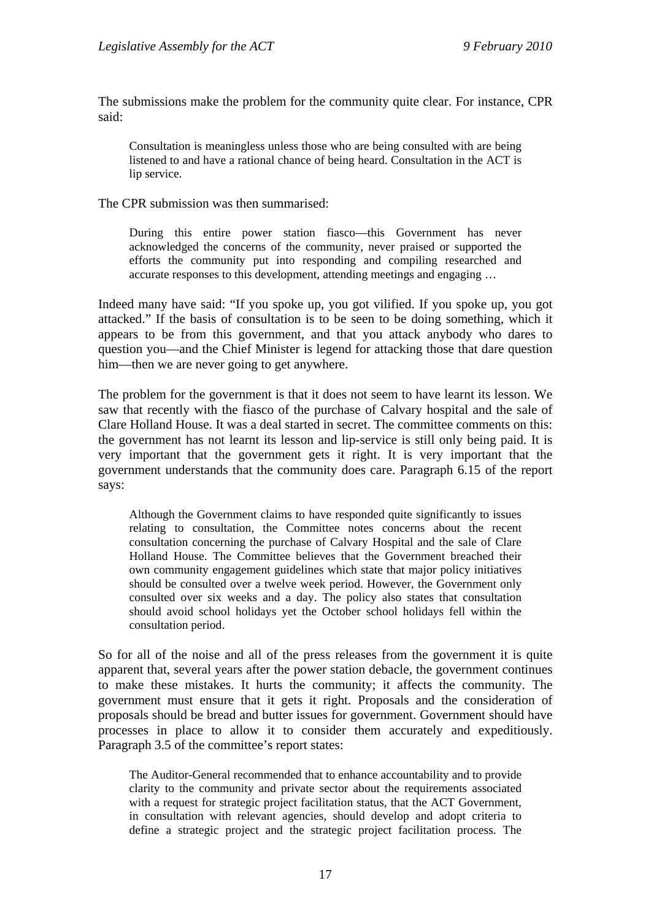The submissions make the problem for the community quite clear. For instance, CPR said:

> Consultation is meaningless unless those who are being consulted with are being listened to and have a rational chance of being heard. Consultation in the ACT is lip service.

The CPR submission was then summarised:

> During this entire power station fiasco—this Government has never acknowledged the concerns of the community, never praised or supported the efforts the community put into responding and compiling researched and accurate responses to this development, attending meetings and engaging …

Indeed many have said: "If you spoke up, you got vilified. If you spoke up, you got attacked." If the basis of consultation is to be seen to be doing something, which it appears to be from this government, and that you attack anybody who dares to question you—and the Chief Minister is legend for attacking those that dare question him—then we are never going to get anywhere.

The problem for the government is that it does not seem to have learnt its lesson. We saw that recently with the fiasco of the purchase of Calvary hospital and the sale of Clare Holland House. It was a deal started in secret. The committee comments on this: the government has not learnt its lesson and lip-service is still only being paid. It is very important that the government gets it right. It is very important that the government understands that the community does care. Paragraph 6.15 of the report says:

> Although the Government claims to have responded quite significantly to issues relating to consultation, the Committee notes concerns about the recent consultation concerning the purchase of Calvary Hospital and the sale of Clare Holland House. The Committee believes that the Government breached their own community engagement guidelines which state that major policy initiatives should be consulted over a twelve week period. However, the Government only consulted over six weeks and a day. The policy also states that consultation should avoid school holidays yet the October school holidays fell within the consultation period.

So for all of the noise and all of the press releases from the government it is quite apparent that, several years after the power station debacle, the government continues to make these mistakes. It hurts the community; it affects the community. The government must ensure that it gets it right. Proposals and the consideration of proposals should be bread and butter issues for government. Government should have processes in place to allow it to consider them accurately and expeditiously. Paragraph 3.5 of the committee's report states:

> The Auditor-General recommended that to enhance accountability and to provide clarity to the community and private sector about the requirements associated with a request for strategic project facilitation status, that the ACT Government, in consultation with relevant agencies, should develop and adopt criteria to define a strategic project and the strategic project facilitation process. The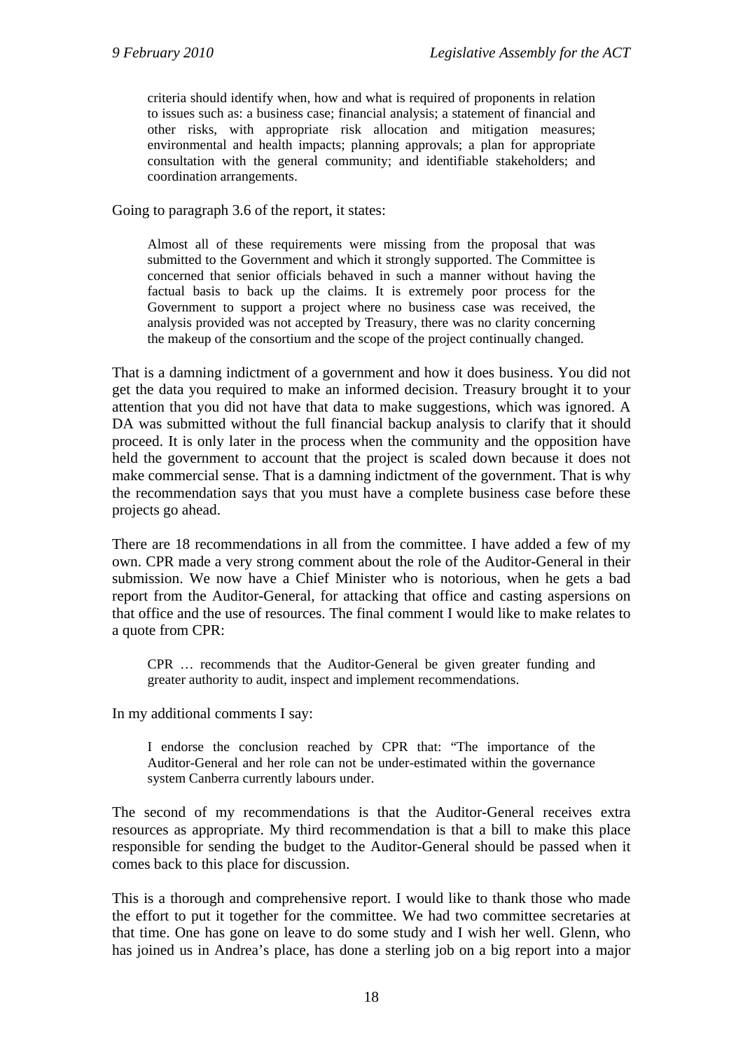> criteria should identify when, how and what is required of proponents in relation to issues such as: a business case; financial analysis; a statement of financial and other risks, with appropriate risk allocation and mitigation measures; environmental and health impacts; planning approvals; a plan for appropriate consultation with the general community; and identifiable stakeholders; and coordination arrangements.

Going to paragraph 3.6 of the report, it states:

> Almost all of these requirements were missing from the proposal that was submitted to the Government and which it strongly supported. The Committee is concerned that senior officials behaved in such a manner without having the factual basis to back up the claims. It is extremely poor process for the Government to support a project where no business case was received, the analysis provided was not accepted by Treasury, there was no clarity concerning the makeup of the consortium and the scope of the project continually changed.

That is a damning indictment of a government and how it does business. You did not get the data you required to make an informed decision. Treasury brought it to your attention that you did not have that data to make suggestions, which was ignored. A DA was submitted without the full financial backup analysis to clarify that it should proceed. It is only later in the process when the community and the opposition have held the government to account that the project is scaled down because it does not make commercial sense. That is a damning indictment of the government. That is why the recommendation says that you must have a complete business case before these projects go ahead.

There are 18 recommendations in all from the committee. I have added a few of my own. CPR made a very strong comment about the role of the Auditor-General in their submission. We now have a Chief Minister who is notorious, when he gets a bad report from the Auditor-General, for attacking that office and casting aspersions on that office and the use of resources. The final comment I would like to make relates to a quote from CPR:

> CPR … recommends that the Auditor-General be given greater funding and greater authority to audit, inspect and implement recommendations.

In my additional comments I say:

> I endorse the conclusion reached by CPR that: "The importance of the Auditor-General and her role can not be under-estimated within the governance system Canberra currently labours under.

The second of my recommendations is that the Auditor-General receives extra resources as appropriate. My third recommendation is that a bill to make this place responsible for sending the budget to the Auditor-General should be passed when it comes back to this place for discussion.

This is a thorough and comprehensive report. I would like to thank those who made the effort to put it together for the committee. We had two committee secretaries at that time. One has gone on leave to do some study and I wish her well. Glenn, who has joined us in Andrea's place, has done a sterling job on a big report into a major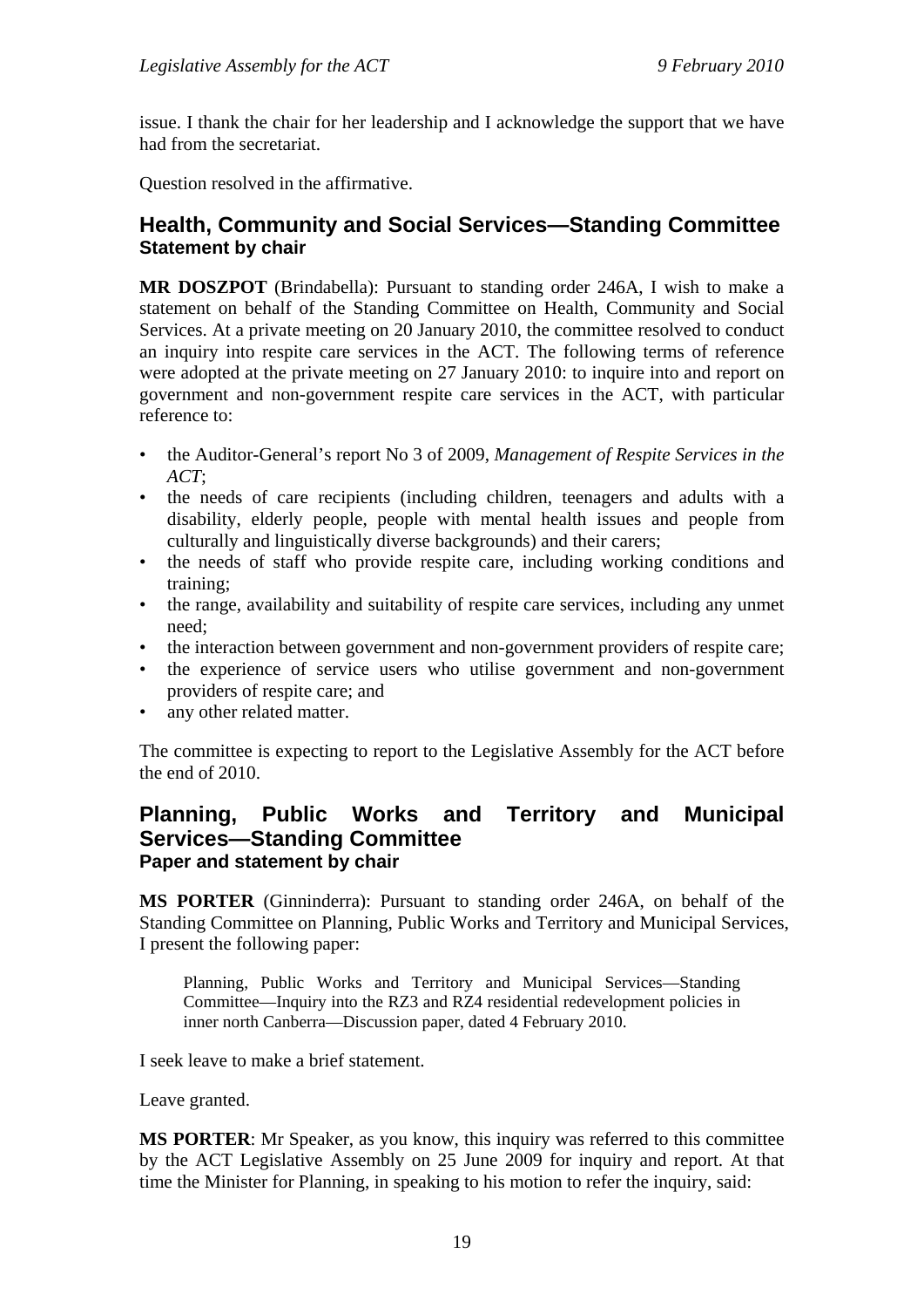issue. I thank the chair for her leadership and I acknowledge the support that we have had from the secretariat.

Question resolved in the affirmative.

## Health, Community and Social Services—Standing Committee

### Statement by chair

**MR DOSZPOT** (Brindabella): Pursuant to standing order 246A, I wish to make a statement on behalf of the Standing Committee on Health, Community and Social Services. At a private meeting on 20 January 2010, the committee resolved to conduct an inquiry into respite care services in the ACT. The following terms of reference were adopted at the private meeting on 27 January 2010: to inquire into and report on government and non-government respite care services in the ACT, with particular reference to:

- the Auditor-General's report No 3 of 2009, *Management of Respite Services in the ACT*;
- the needs of care recipients (including children, teenagers and adults with a disability, elderly people, people with mental health issues and people from culturally and linguistically diverse backgrounds) and their carers;
- the needs of staff who provide respite care, including working conditions and training;
- the range, availability and suitability of respite care services, including any unmet need;
- the interaction between government and non-government providers of respite care;
- the experience of service users who utilise government and non-government providers of respite care; and
- any other related matter.

The committee is expecting to report to the Legislative Assembly for the ACT before the end of 2010.

## Planning, Public Works and Territory and Municipal Services—Standing Committee

### Paper and statement by chair

**MS PORTER** (Ginninderra): Pursuant to standing order 246A, on behalf of the Standing Committee on Planning, Public Works and Territory and Municipal Services, I present the following paper:

> Planning, Public Works and Territory and Municipal Services—Standing Committee—Inquiry into the RZ3 and RZ4 residential redevelopment policies in inner north Canberra—Discussion paper, dated 4 February 2010.

I seek leave to make a brief statement.

Leave granted.

**MS PORTER**: Mr Speaker, as you know, this inquiry was referred to this committee by the ACT Legislative Assembly on 25 June 2009 for inquiry and report. At that time the Minister for Planning, in speaking to his motion to refer the inquiry, said: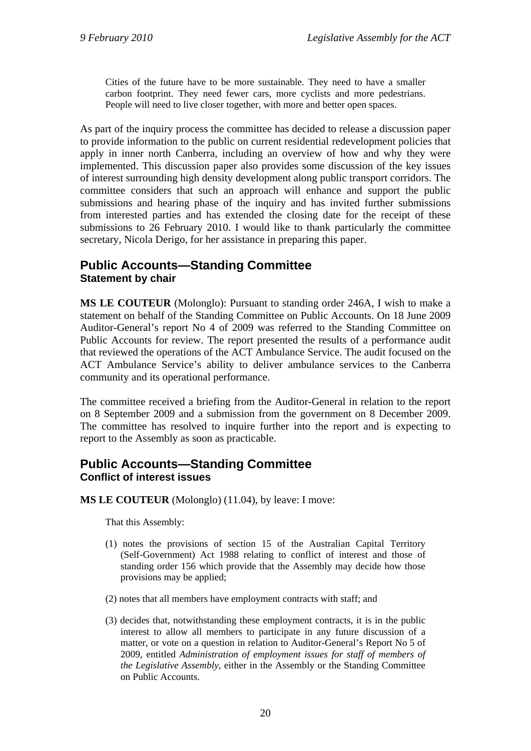> Cities of the future have to be more sustainable. They need to have a smaller carbon footprint. They need fewer cars, more cyclists and more pedestrians. People will need to live closer together, with more and better open spaces.

As part of the inquiry process the committee has decided to release a discussion paper to provide information to the public on current residential redevelopment policies that apply in inner north Canberra, including an overview of how and why they were implemented. This discussion paper also provides some discussion of the key issues of interest surrounding high density development along public transport corridors. The committee considers that such an approach will enhance and support the public submissions and hearing phase of the inquiry and has invited further submissions from interested parties and has extended the closing date for the receipt of these submissions to 26 February 2010. I would like to thank particularly the committee secretary, Nicola Derigo, for her assistance in preparing this paper.

## Public Accounts—Standing Committee
### Statement by chair

**MS LE COUTEUR** (Molonglo): Pursuant to standing order 246A, I wish to make a statement on behalf of the Standing Committee on Public Accounts. On 18 June 2009 Auditor-General's report No 4 of 2009 was referred to the Standing Committee on Public Accounts for review. The report presented the results of a performance audit that reviewed the operations of the ACT Ambulance Service. The audit focused on the ACT Ambulance Service's ability to deliver ambulance services to the Canberra community and its operational performance.

The committee received a briefing from the Auditor-General in relation to the report on 8 September 2009 and a submission from the government on 8 December 2009. The committee has resolved to inquire further into the report and is expecting to report to the Assembly as soon as practicable.

## Public Accounts—Standing Committee
### Conflict of interest issues

**MS LE COUTEUR** (Molonglo) (11.04), by leave: I move:

> That this Assembly:
>
> (1) notes the provisions of section 15 of the Australian Capital Territory (Self-Government) Act 1988 relating to conflict of interest and those of standing order 156 which provide that the Assembly may decide how those provisions may be applied;
>
> (2) notes that all members have employment contracts with staff; and
>
> (3) decides that, notwithstanding these employment contracts, it is in the public interest to allow all members to participate in any future discussion of a matter, or vote on a question in relation to Auditor-General's Report No 5 of 2009, entitled *Administration of employment issues for staff of members of the Legislative Assembly*, either in the Assembly or the Standing Committee on Public Accounts.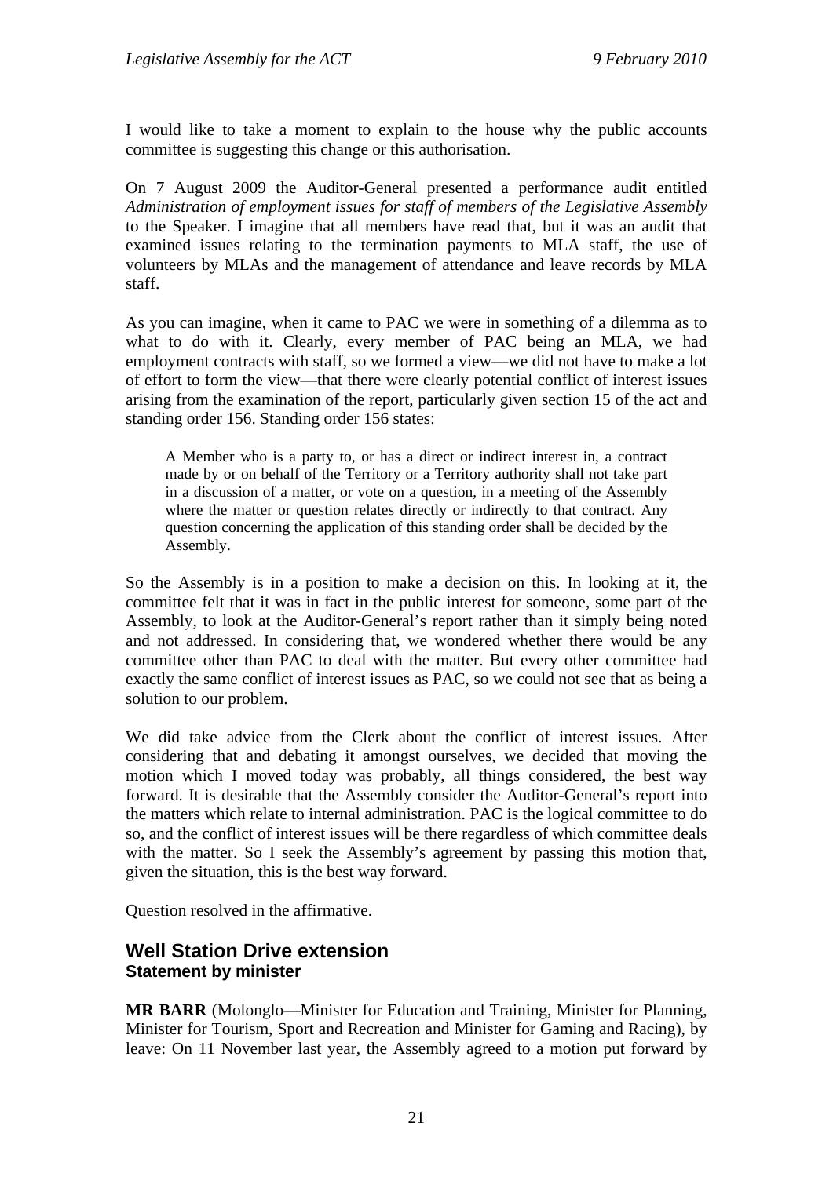I would like to take a moment to explain to the house why the public accounts committee is suggesting this change or this authorisation.

On 7 August 2009 the Auditor-General presented a performance audit entitled *Administration of employment issues for staff of members of the Legislative Assembly* to the Speaker. I imagine that all members have read that, but it was an audit that examined issues relating to the termination payments to MLA staff, the use of volunteers by MLAs and the management of attendance and leave records by MLA staff.

As you can imagine, when it came to PAC we were in something of a dilemma as to what to do with it. Clearly, every member of PAC being an MLA, we had employment contracts with staff, so we formed a view—we did not have to make a lot of effort to form the view—that there were clearly potential conflict of interest issues arising from the examination of the report, particularly given section 15 of the act and standing order 156. Standing order 156 states:

> A Member who is a party to, or has a direct or indirect interest in, a contract made by or on behalf of the Territory or a Territory authority shall not take part in a discussion of a matter, or vote on a question, in a meeting of the Assembly where the matter or question relates directly or indirectly to that contract. Any question concerning the application of this standing order shall be decided by the Assembly.

So the Assembly is in a position to make a decision on this. In looking at it, the committee felt that it was in fact in the public interest for someone, some part of the Assembly, to look at the Auditor-General's report rather than it simply being noted and not addressed. In considering that, we wondered whether there would be any committee other than PAC to deal with the matter. But every other committee had exactly the same conflict of interest issues as PAC, so we could not see that as being a solution to our problem.

We did take advice from the Clerk about the conflict of interest issues. After considering that and debating it amongst ourselves, we decided that moving the motion which I moved today was probably, all things considered, the best way forward. It is desirable that the Assembly consider the Auditor-General's report into the matters which relate to internal administration. PAC is the logical committee to do so, and the conflict of interest issues will be there regardless of which committee deals with the matter. So I seek the Assembly's agreement by passing this motion that, given the situation, this is the best way forward.

Question resolved in the affirmative.

## Well Station Drive extension
### Statement by minister

**MR BARR** (Molonglo—Minister for Education and Training, Minister for Planning, Minister for Tourism, Sport and Recreation and Minister for Gaming and Racing), by leave: On 11 November last year, the Assembly agreed to a motion put forward by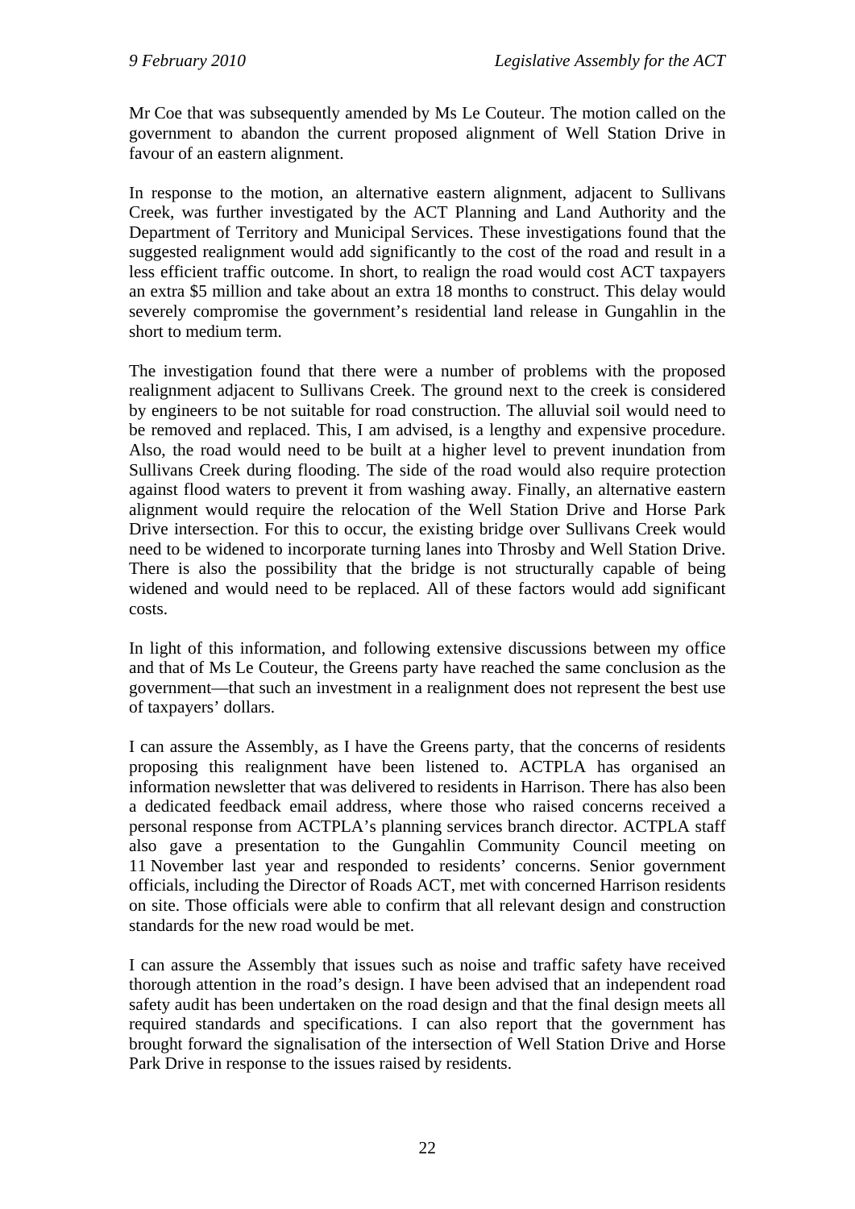Mr Coe that was subsequently amended by Ms Le Couteur. The motion called on the government to abandon the current proposed alignment of Well Station Drive in favour of an eastern alignment.

In response to the motion, an alternative eastern alignment, adjacent to Sullivans Creek, was further investigated by the ACT Planning and Land Authority and the Department of Territory and Municipal Services. These investigations found that the suggested realignment would add significantly to the cost of the road and result in a less efficient traffic outcome. In short, to realign the road would cost ACT taxpayers an extra $5 million and take about an extra 18 months to construct. This delay would severely compromise the government's residential land release in Gungahlin in the short to medium term.

The investigation found that there were a number of problems with the proposed realignment adjacent to Sullivans Creek. The ground next to the creek is considered by engineers to be not suitable for road construction. The alluvial soil would need to be removed and replaced. This, I am advised, is a lengthy and expensive procedure. Also, the road would need to be built at a higher level to prevent inundation from Sullivans Creek during flooding. The side of the road would also require protection against flood waters to prevent it from washing away. Finally, an alternative eastern alignment would require the relocation of the Well Station Drive and Horse Park Drive intersection. For this to occur, the existing bridge over Sullivans Creek would need to be widened to incorporate turning lanes into Throsby and Well Station Drive. There is also the possibility that the bridge is not structurally capable of being widened and would need to be replaced. All of these factors would add significant costs.

In light of this information, and following extensive discussions between my office and that of Ms Le Couteur, the Greens party have reached the same conclusion as the government—that such an investment in a realignment does not represent the best use of taxpayers' dollars.

I can assure the Assembly, as I have the Greens party, that the concerns of residents proposing this realignment have been listened to. ACTPLA has organised an information newsletter that was delivered to residents in Harrison. There has also been a dedicated feedback email address, where those who raised concerns received a personal response from ACTPLA's planning services branch director. ACTPLA staff also gave a presentation to the Gungahlin Community Council meeting on 11 November last year and responded to residents' concerns. Senior government officials, including the Director of Roads ACT, met with concerned Harrison residents on site. Those officials were able to confirm that all relevant design and construction standards for the new road would be met.

I can assure the Assembly that issues such as noise and traffic safety have received thorough attention in the road's design. I have been advised that an independent road safety audit has been undertaken on the road design and that the final design meets all required standards and specifications. I can also report that the government has brought forward the signalisation of the intersection of Well Station Drive and Horse Park Drive in response to the issues raised by residents.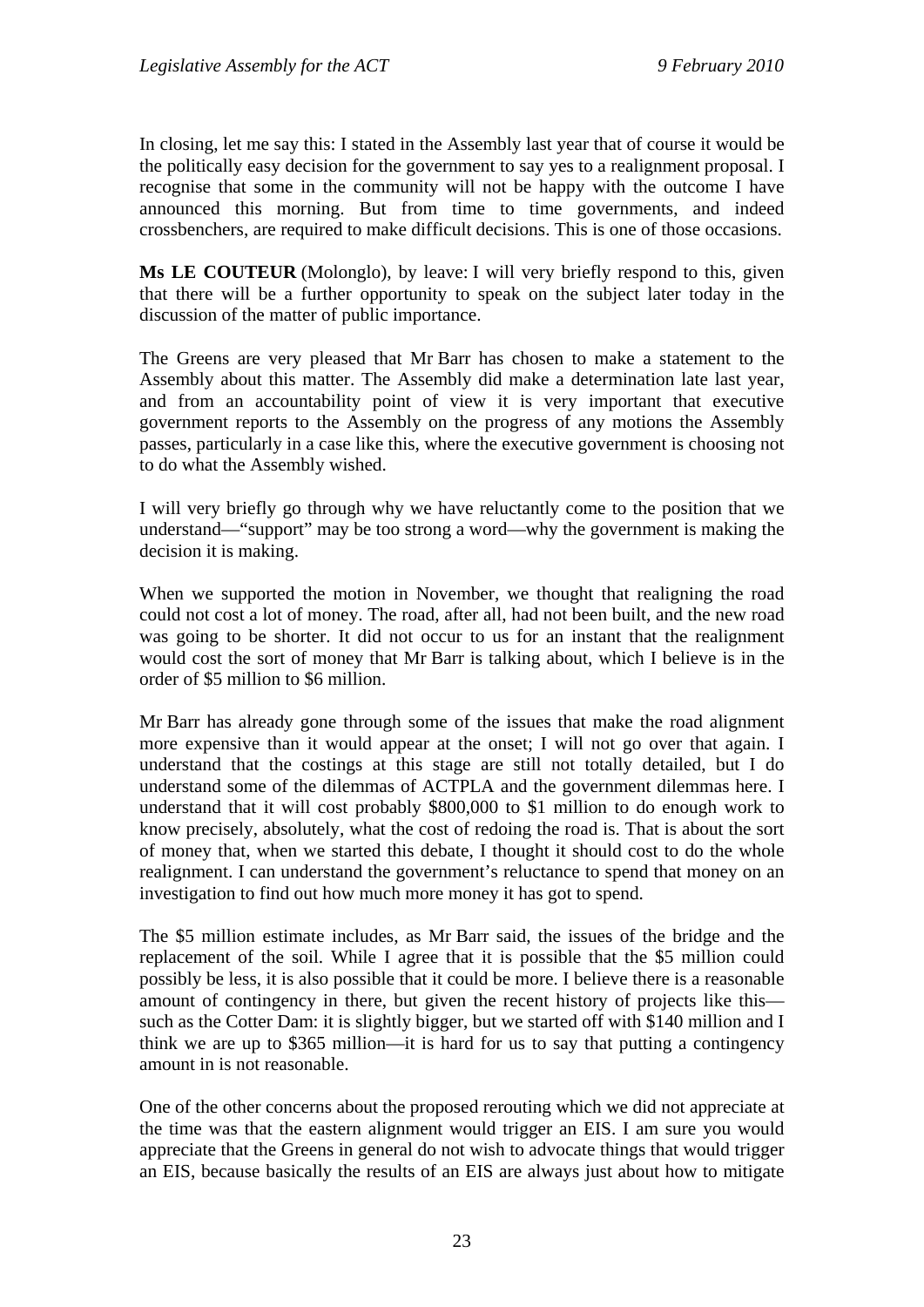In closing, let me say this: I stated in the Assembly last year that of course it would be the politically easy decision for the government to say yes to a realignment proposal. I recognise that some in the community will not be happy with the outcome I have announced this morning. But from time to time governments, and indeed crossbenchers, are required to make difficult decisions. This is one of those occasions.

**Ms LE COUTEUR** (Molonglo), by leave: I will very briefly respond to this, given that there will be a further opportunity to speak on the subject later today in the discussion of the matter of public importance.

The Greens are very pleased that Mr Barr has chosen to make a statement to the Assembly about this matter. The Assembly did make a determination late last year, and from an accountability point of view it is very important that executive government reports to the Assembly on the progress of any motions the Assembly passes, particularly in a case like this, where the executive government is choosing not to do what the Assembly wished.

I will very briefly go through why we have reluctantly come to the position that we understand—"support" may be too strong a word—why the government is making the decision it is making.

When we supported the motion in November, we thought that realigning the road could not cost a lot of money. The road, after all, had not been built, and the new road was going to be shorter. It did not occur to us for an instant that the realignment would cost the sort of money that Mr Barr is talking about, which I believe is in the order of $5 million to $6 million.

Mr Barr has already gone through some of the issues that make the road alignment more expensive than it would appear at the onset; I will not go over that again. I understand that the costings at this stage are still not totally detailed, but I do understand some of the dilemmas of ACTPLA and the government dilemmas here. I understand that it will cost probably $800,000 to $1 million to do enough work to know precisely, absolutely, what the cost of redoing the road is. That is about the sort of money that, when we started this debate, I thought it should cost to do the whole realignment. I can understand the government's reluctance to spend that money on an investigation to find out how much more money it has got to spend.

The $5 million estimate includes, as Mr Barr said, the issues of the bridge and the replacement of the soil. While I agree that it is possible that the $5 million could possibly be less, it is also possible that it could be more. I believe there is a reasonable amount of contingency in there, but given the recent history of projects like this—such as the Cotter Dam: it is slightly bigger, but we started off with $140 million and I think we are up to $365 million—it is hard for us to say that putting a contingency amount in is not reasonable.

One of the other concerns about the proposed rerouting which we did not appreciate at the time was that the eastern alignment would trigger an EIS. I am sure you would appreciate that the Greens in general do not wish to advocate things that would trigger an EIS, because basically the results of an EIS are always just about how to mitigate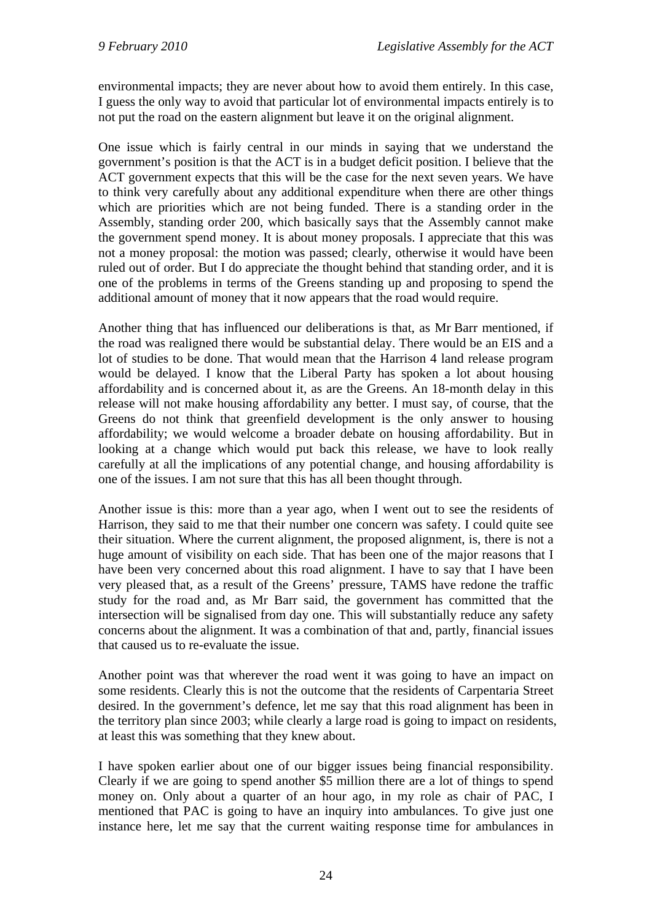environmental impacts; they are never about how to avoid them entirely. In this case, I guess the only way to avoid that particular lot of environmental impacts entirely is to not put the road on the eastern alignment but leave it on the original alignment.

One issue which is fairly central in our minds in saying that we understand the government's position is that the ACT is in a budget deficit position. I believe that the ACT government expects that this will be the case for the next seven years. We have to think very carefully about any additional expenditure when there are other things which are priorities which are not being funded. There is a standing order in the Assembly, standing order 200, which basically says that the Assembly cannot make the government spend money. It is about money proposals. I appreciate that this was not a money proposal: the motion was passed; clearly, otherwise it would have been ruled out of order. But I do appreciate the thought behind that standing order, and it is one of the problems in terms of the Greens standing up and proposing to spend the additional amount of money that it now appears that the road would require.

Another thing that has influenced our deliberations is that, as Mr Barr mentioned, if the road was realigned there would be substantial delay. There would be an EIS and a lot of studies to be done. That would mean that the Harrison 4 land release program would be delayed. I know that the Liberal Party has spoken a lot about housing affordability and is concerned about it, as are the Greens. An 18-month delay in this release will not make housing affordability any better. I must say, of course, that the Greens do not think that greenfield development is the only answer to housing affordability; we would welcome a broader debate on housing affordability. But in looking at a change which would put back this release, we have to look really carefully at all the implications of any potential change, and housing affordability is one of the issues. I am not sure that this has all been thought through.

Another issue is this: more than a year ago, when I went out to see the residents of Harrison, they said to me that their number one concern was safety. I could quite see their situation. Where the current alignment, the proposed alignment, is, there is not a huge amount of visibility on each side. That has been one of the major reasons that I have been very concerned about this road alignment. I have to say that I have been very pleased that, as a result of the Greens' pressure, TAMS have redone the traffic study for the road and, as Mr Barr said, the government has committed that the intersection will be signalised from day one. This will substantially reduce any safety concerns about the alignment. It was a combination of that and, partly, financial issues that caused us to re-evaluate the issue.

Another point was that wherever the road went it was going to have an impact on some residents. Clearly this is not the outcome that the residents of Carpentaria Street desired. In the government's defence, let me say that this road alignment has been in the territory plan since 2003; while clearly a large road is going to impact on residents, at least this was something that they knew about.

I have spoken earlier about one of our bigger issues being financial responsibility. Clearly if we are going to spend another $5 million there are a lot of things to spend money on. Only about a quarter of an hour ago, in my role as chair of PAC, I mentioned that PAC is going to have an inquiry into ambulances. To give just one instance here, let me say that the current waiting response time for ambulances in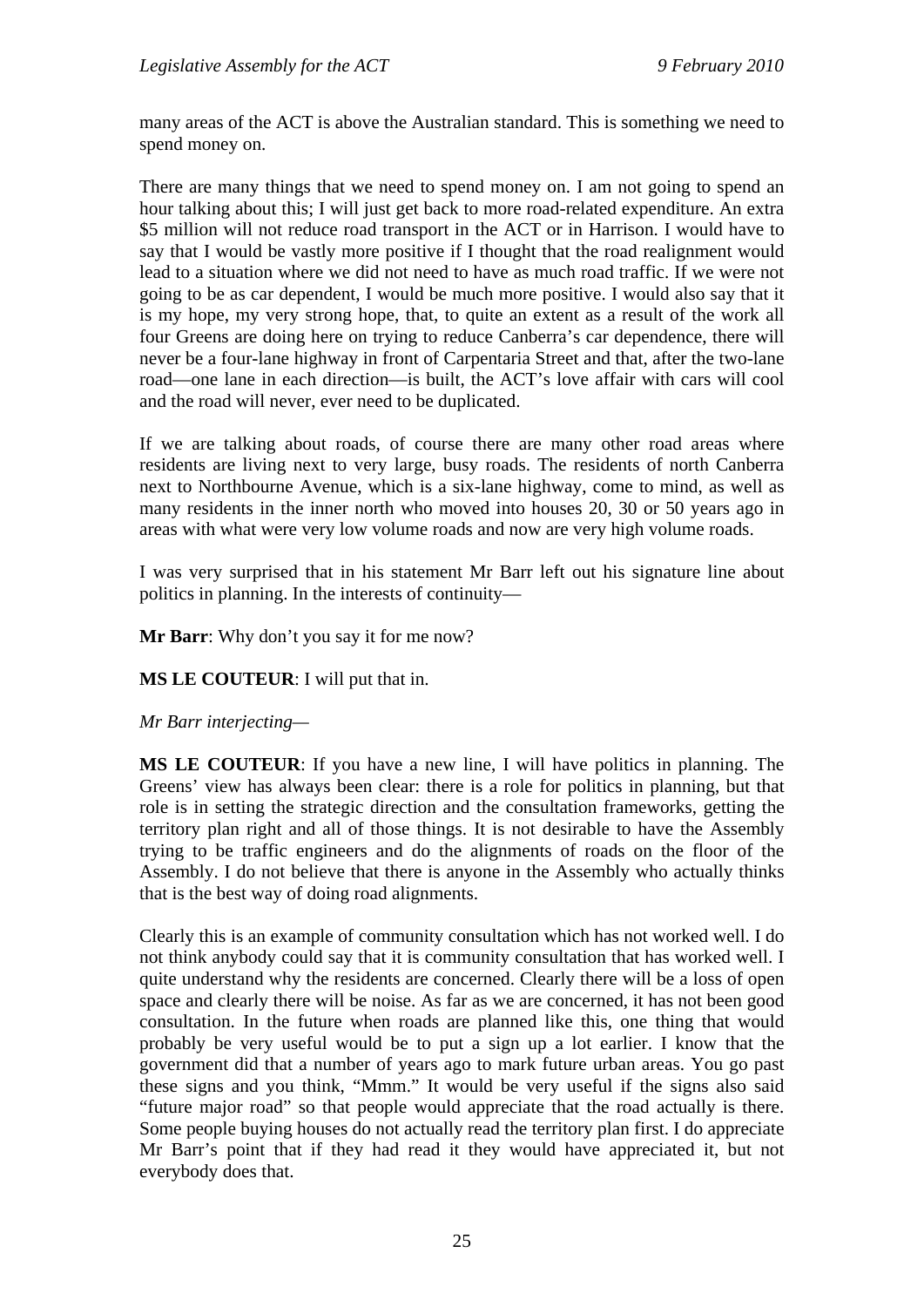many areas of the ACT is above the Australian standard. This is something we need to spend money on.

There are many things that we need to spend money on. I am not going to spend an hour talking about this; I will just get back to more road-related expenditure. An extra $5 million will not reduce road transport in the ACT or in Harrison. I would have to say that I would be vastly more positive if I thought that the road realignment would lead to a situation where we did not need to have as much road traffic. If we were not going to be as car dependent, I would be much more positive. I would also say that it is my hope, my very strong hope, that, to quite an extent as a result of the work all four Greens are doing here on trying to reduce Canberra's car dependence, there will never be a four-lane highway in front of Carpentaria Street and that, after the two-lane road—one lane in each direction—is built, the ACT's love affair with cars will cool and the road will never, ever need to be duplicated.

If we are talking about roads, of course there are many other road areas where residents are living next to very large, busy roads. The residents of north Canberra next to Northbourne Avenue, which is a six-lane highway, come to mind, as well as many residents in the inner north who moved into houses 20, 30 or 50 years ago in areas with what were very low volume roads and now are very high volume roads.

I was very surprised that in his statement Mr Barr left out his signature line about politics in planning. In the interests of continuity—

**Mr Barr**: Why don't you say it for me now?

**MS LE COUTEUR**: I will put that in.

*Mr Barr interjecting*—

**MS LE COUTEUR**: If you have a new line, I will have politics in planning. The Greens' view has always been clear: there is a role for politics in planning, but that role is in setting the strategic direction and the consultation frameworks, getting the territory plan right and all of those things. It is not desirable to have the Assembly trying to be traffic engineers and do the alignments of roads on the floor of the Assembly. I do not believe that there is anyone in the Assembly who actually thinks that is the best way of doing road alignments.

Clearly this is an example of community consultation which has not worked well. I do not think anybody could say that it is community consultation that has worked well. I quite understand why the residents are concerned. Clearly there will be a loss of open space and clearly there will be noise. As far as we are concerned, it has not been good consultation. In the future when roads are planned like this, one thing that would probably be very useful would be to put a sign up a lot earlier. I know that the government did that a number of years ago to mark future urban areas. You go past these signs and you think, "Mmm." It would be very useful if the signs also said "future major road" so that people would appreciate that the road actually is there. Some people buying houses do not actually read the territory plan first. I do appreciate Mr Barr's point that if they had read it they would have appreciated it, but not everybody does that.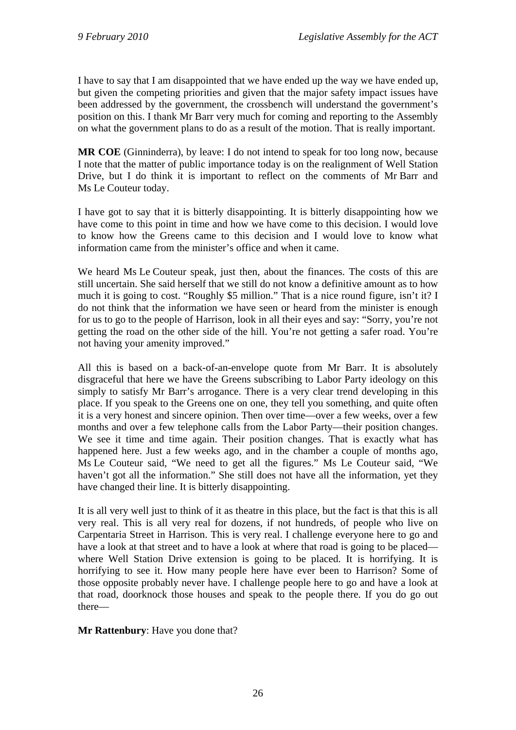I have to say that I am disappointed that we have ended up the way we have ended up, but given the competing priorities and given that the major safety impact issues have been addressed by the government, the crossbench will understand the government's position on this. I thank Mr Barr very much for coming and reporting to the Assembly on what the government plans to do as a result of the motion. That is really important.

**MR COE** (Ginninderra), by leave: I do not intend to speak for too long now, because I note that the matter of public importance today is on the realignment of Well Station Drive, but I do think it is important to reflect on the comments of Mr Barr and Ms Le Couteur today.

I have got to say that it is bitterly disappointing. It is bitterly disappointing how we have come to this point in time and how we have come to this decision. I would love to know how the Greens came to this decision and I would love to know what information came from the minister's office and when it came.

We heard Ms Le Couteur speak, just then, about the finances. The costs of this are still uncertain. She said herself that we still do not know a definitive amount as to how much it is going to cost. "Roughly $5 million." That is a nice round figure, isn't it? I do not think that the information we have seen or heard from the minister is enough for us to go to the people of Harrison, look in all their eyes and say: "Sorry, you're not getting the road on the other side of the hill. You're not getting a safer road. You're not having your amenity improved."

All this is based on a back-of-an-envelope quote from Mr Barr. It is absolutely disgraceful that here we have the Greens subscribing to Labor Party ideology on this simply to satisfy Mr Barr's arrogance. There is a very clear trend developing in this place. If you speak to the Greens one on one, they tell you something, and quite often it is a very honest and sincere opinion. Then over time—over a few weeks, over a few months and over a few telephone calls from the Labor Party—their position changes. We see it time and time again. Their position changes. That is exactly what has happened here. Just a few weeks ago, and in the chamber a couple of months ago, Ms Le Couteur said, "We need to get all the figures." Ms Le Couteur said, "We haven't got all the information." She still does not have all the information, yet they have changed their line. It is bitterly disappointing.

It is all very well just to think of it as theatre in this place, but the fact is that this is all very real. This is all very real for dozens, if not hundreds, of people who live on Carpentaria Street in Harrison. This is very real. I challenge everyone here to go and have a look at that street and to have a look at where that road is going to be placed—where Well Station Drive extension is going to be placed. It is horrifying. It is horrifying to see it. How many people here have ever been to Harrison? Some of those opposite probably never have. I challenge people here to go and have a look at that road, doorknock those houses and speak to the people there. If you do go out there—

**Mr Rattenbury**: Have you done that?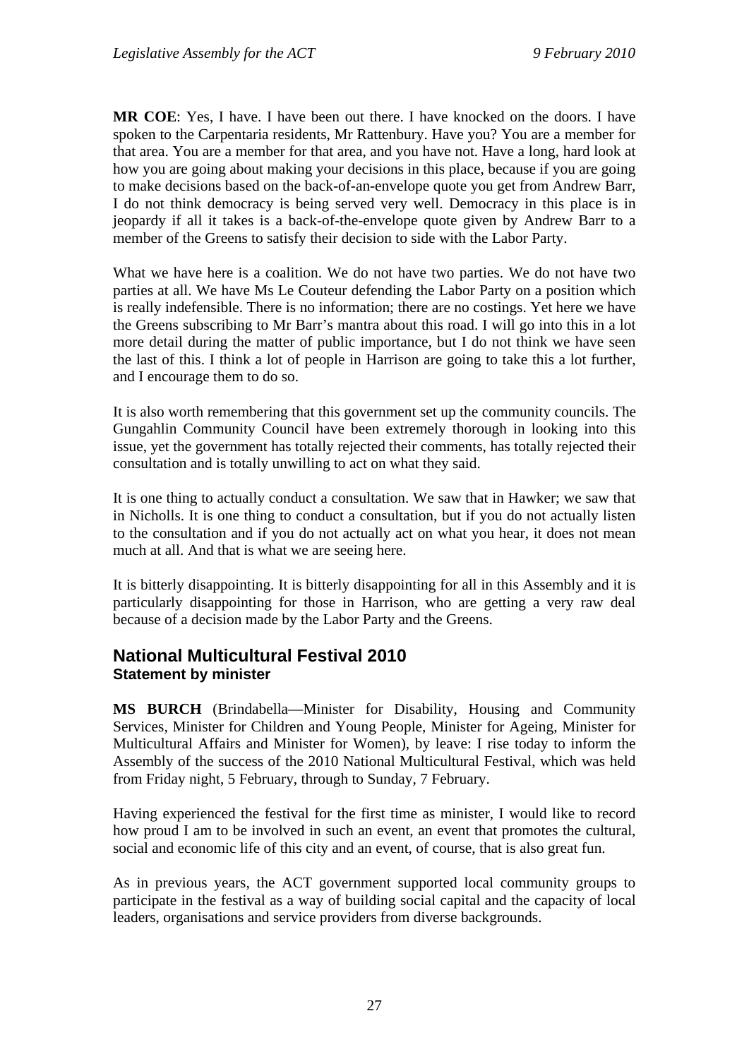**MR COE**: Yes, I have. I have been out there. I have knocked on the doors. I have spoken to the Carpentaria residents, Mr Rattenbury. Have you? You are a member for that area. You are a member for that area, and you have not. Have a long, hard look at how you are going about making your decisions in this place, because if you are going to make decisions based on the back-of-an-envelope quote you get from Andrew Barr, I do not think democracy is being served very well. Democracy in this place is in jeopardy if all it takes is a back-of-the-envelope quote given by Andrew Barr to a member of the Greens to satisfy their decision to side with the Labor Party.

What we have here is a coalition. We do not have two parties. We do not have two parties at all. We have Ms Le Couteur defending the Labor Party on a position which is really indefensible. There is no information; there are no costings. Yet here we have the Greens subscribing to Mr Barr's mantra about this road. I will go into this in a lot more detail during the matter of public importance, but I do not think we have seen the last of this. I think a lot of people in Harrison are going to take this a lot further, and I encourage them to do so.

It is also worth remembering that this government set up the community councils. The Gungahlin Community Council have been extremely thorough in looking into this issue, yet the government has totally rejected their comments, has totally rejected their consultation and is totally unwilling to act on what they said.

It is one thing to actually conduct a consultation. We saw that in Hawker; we saw that in Nicholls. It is one thing to conduct a consultation, but if you do not actually listen to the consultation and if you do not actually act on what you hear, it does not mean much at all. And that is what we are seeing here.

It is bitterly disappointing. It is bitterly disappointing for all in this Assembly and it is particularly disappointing for those in Harrison, who are getting a very raw deal because of a decision made by the Labor Party and the Greens.

## National Multicultural Festival 2010
### Statement by minister

**MS BURCH** (Brindabella—Minister for Disability, Housing and Community Services, Minister for Children and Young People, Minister for Ageing, Minister for Multicultural Affairs and Minister for Women), by leave: I rise today to inform the Assembly of the success of the 2010 National Multicultural Festival, which was held from Friday night, 5 February, through to Sunday, 7 February.

Having experienced the festival for the first time as minister, I would like to record how proud I am to be involved in such an event, an event that promotes the cultural, social and economic life of this city and an event, of course, that is also great fun.

As in previous years, the ACT government supported local community groups to participate in the festival as a way of building social capital and the capacity of local leaders, organisations and service providers from diverse backgrounds.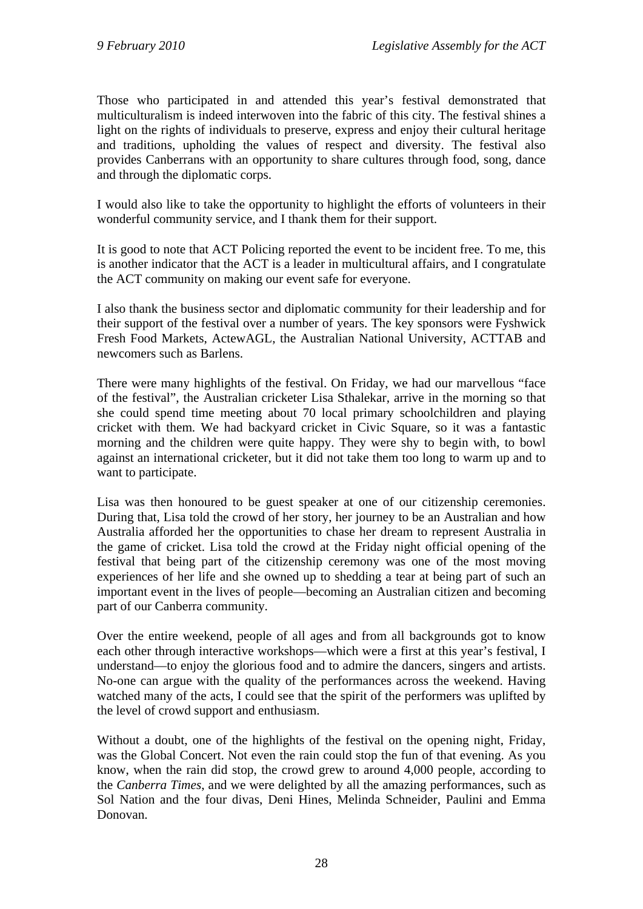Those who participated in and attended this year's festival demonstrated that multiculturalism is indeed interwoven into the fabric of this city. The festival shines a light on the rights of individuals to preserve, express and enjoy their cultural heritage and traditions, upholding the values of respect and diversity. The festival also provides Canberrans with an opportunity to share cultures through food, song, dance and through the diplomatic corps.

I would also like to take the opportunity to highlight the efforts of volunteers in their wonderful community service, and I thank them for their support.

It is good to note that ACT Policing reported the event to be incident free. To me, this is another indicator that the ACT is a leader in multicultural affairs, and I congratulate the ACT community on making our event safe for everyone.

I also thank the business sector and diplomatic community for their leadership and for their support of the festival over a number of years. The key sponsors were Fyshwick Fresh Food Markets, ActewAGL, the Australian National University, ACTTAB and newcomers such as Barlens.

There were many highlights of the festival. On Friday, we had our marvellous "face of the festival", the Australian cricketer Lisa Sthalekar, arrive in the morning so that she could spend time meeting about 70 local primary schoolchildren and playing cricket with them. We had backyard cricket in Civic Square, so it was a fantastic morning and the children were quite happy. They were shy to begin with, to bowl against an international cricketer, but it did not take them too long to warm up and to want to participate.

Lisa was then honoured to be guest speaker at one of our citizenship ceremonies. During that, Lisa told the crowd of her story, her journey to be an Australian and how Australia afforded her the opportunities to chase her dream to represent Australia in the game of cricket. Lisa told the crowd at the Friday night official opening of the festival that being part of the citizenship ceremony was one of the most moving experiences of her life and she owned up to shedding a tear at being part of such an important event in the lives of people—becoming an Australian citizen and becoming part of our Canberra community.

Over the entire weekend, people of all ages and from all backgrounds got to know each other through interactive workshops—which were a first at this year's festival, I understand—to enjoy the glorious food and to admire the dancers, singers and artists. No-one can argue with the quality of the performances across the weekend. Having watched many of the acts, I could see that the spirit of the performers was uplifted by the level of crowd support and enthusiasm.

Without a doubt, one of the highlights of the festival on the opening night, Friday, was the Global Concert. Not even the rain could stop the fun of that evening. As you know, when the rain did stop, the crowd grew to around 4,000 people, according to the *Canberra Times*, and we were delighted by all the amazing performances, such as Sol Nation and the four divas, Deni Hines, Melinda Schneider, Paulini and Emma Donovan.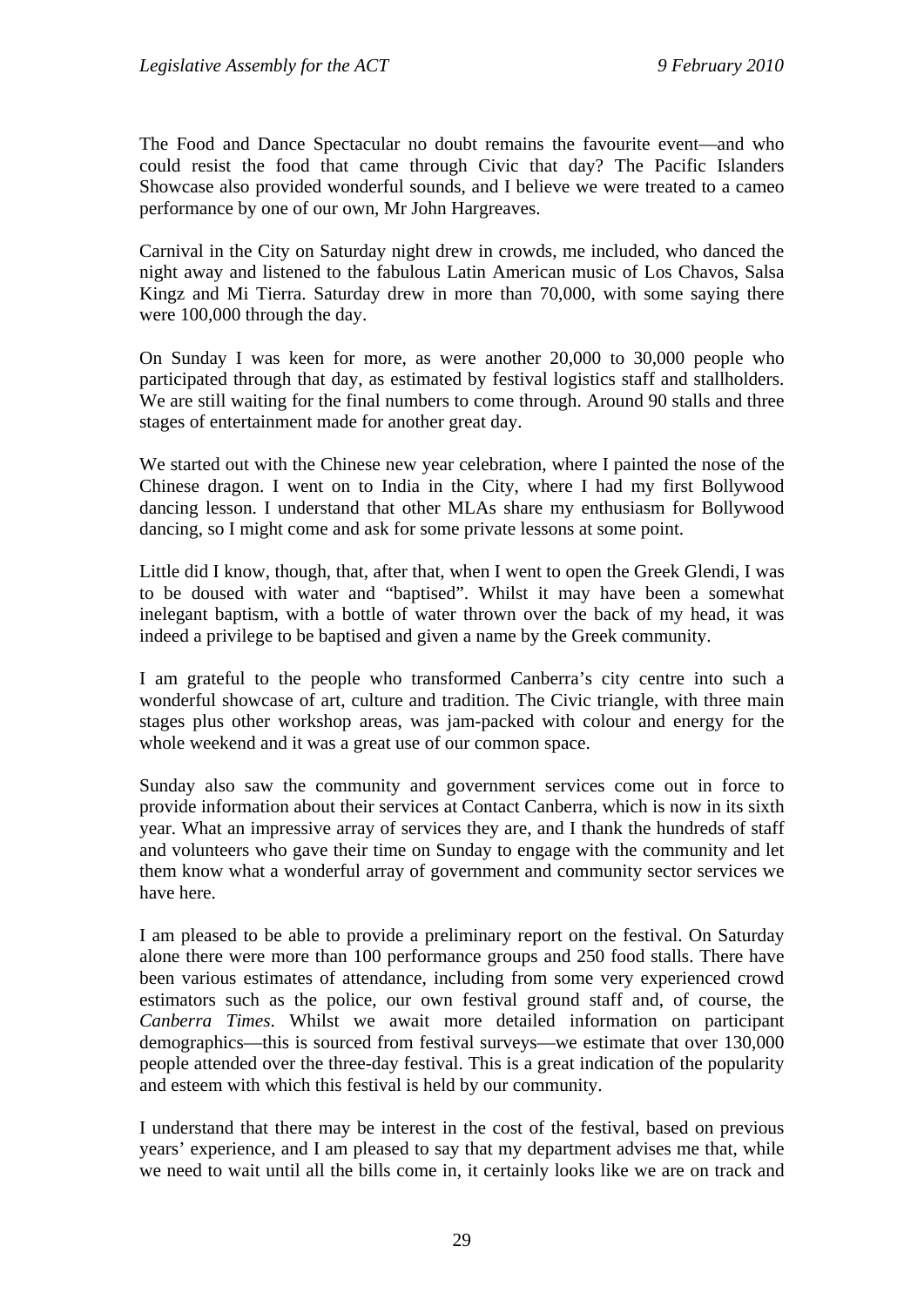The Food and Dance Spectacular no doubt remains the favourite event—and who could resist the food that came through Civic that day? The Pacific Islanders Showcase also provided wonderful sounds, and I believe we were treated to a cameo performance by one of our own, Mr John Hargreaves.

Carnival in the City on Saturday night drew in crowds, me included, who danced the night away and listened to the fabulous Latin American music of Los Chavos, Salsa Kingz and Mi Tierra. Saturday drew in more than 70,000, with some saying there were 100,000 through the day.

On Sunday I was keen for more, as were another 20,000 to 30,000 people who participated through that day, as estimated by festival logistics staff and stallholders. We are still waiting for the final numbers to come through. Around 90 stalls and three stages of entertainment made for another great day.

We started out with the Chinese new year celebration, where I painted the nose of the Chinese dragon. I went on to India in the City, where I had my first Bollywood dancing lesson. I understand that other MLAs share my enthusiasm for Bollywood dancing, so I might come and ask for some private lessons at some point.

Little did I know, though, that, after that, when I went to open the Greek Glendi, I was to be doused with water and "baptised". Whilst it may have been a somewhat inelegant baptism, with a bottle of water thrown over the back of my head, it was indeed a privilege to be baptised and given a name by the Greek community.

I am grateful to the people who transformed Canberra's city centre into such a wonderful showcase of art, culture and tradition. The Civic triangle, with three main stages plus other workshop areas, was jam-packed with colour and energy for the whole weekend and it was a great use of our common space.

Sunday also saw the community and government services come out in force to provide information about their services at Contact Canberra, which is now in its sixth year. What an impressive array of services they are, and I thank the hundreds of staff and volunteers who gave their time on Sunday to engage with the community and let them know what a wonderful array of government and community sector services we have here.

I am pleased to be able to provide a preliminary report on the festival. On Saturday alone there were more than 100 performance groups and 250 food stalls. There have been various estimates of attendance, including from some very experienced crowd estimators such as the police, our own festival ground staff and, of course, the *Canberra Times*. Whilst we await more detailed information on participant demographics—this is sourced from festival surveys—we estimate that over 130,000 people attended over the three-day festival. This is a great indication of the popularity and esteem with which this festival is held by our community.

I understand that there may be interest in the cost of the festival, based on previous years' experience, and I am pleased to say that my department advises me that, while we need to wait until all the bills come in, it certainly looks like we are on track and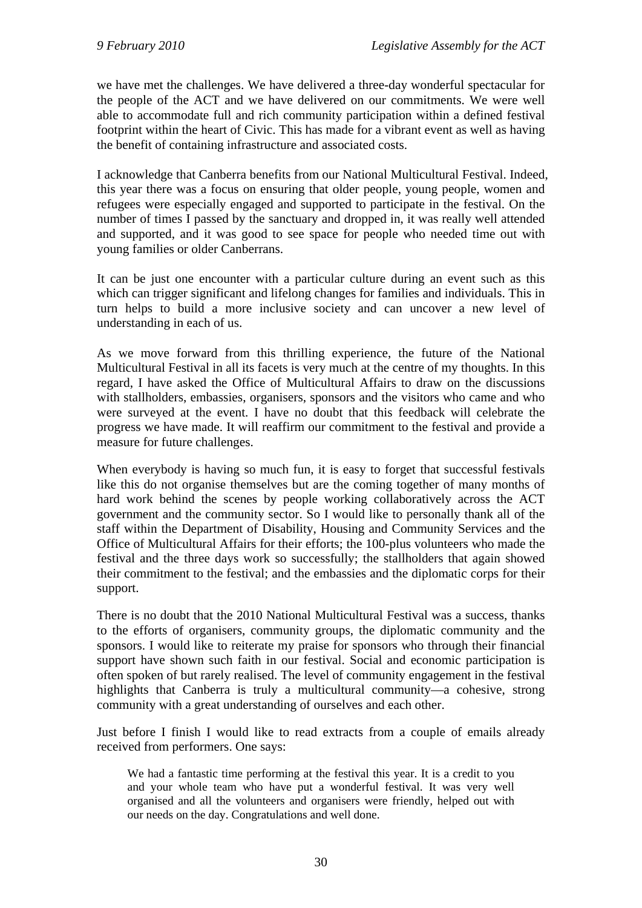we have met the challenges. We have delivered a three-day wonderful spectacular for the people of the ACT and we have delivered on our commitments. We were well able to accommodate full and rich community participation within a defined festival footprint within the heart of Civic. This has made for a vibrant event as well as having the benefit of containing infrastructure and associated costs.

I acknowledge that Canberra benefits from our National Multicultural Festival. Indeed, this year there was a focus on ensuring that older people, young people, women and refugees were especially engaged and supported to participate in the festival. On the number of times I passed by the sanctuary and dropped in, it was really well attended and supported, and it was good to see space for people who needed time out with young families or older Canberrans.

It can be just one encounter with a particular culture during an event such as this which can trigger significant and lifelong changes for families and individuals. This in turn helps to build a more inclusive society and can uncover a new level of understanding in each of us.

As we move forward from this thrilling experience, the future of the National Multicultural Festival in all its facets is very much at the centre of my thoughts. In this regard, I have asked the Office of Multicultural Affairs to draw on the discussions with stallholders, embassies, organisers, sponsors and the visitors who came and who were surveyed at the event. I have no doubt that this feedback will celebrate the progress we have made. It will reaffirm our commitment to the festival and provide a measure for future challenges.

When everybody is having so much fun, it is easy to forget that successful festivals like this do not organise themselves but are the coming together of many months of hard work behind the scenes by people working collaboratively across the ACT government and the community sector. So I would like to personally thank all of the staff within the Department of Disability, Housing and Community Services and the Office of Multicultural Affairs for their efforts; the 100-plus volunteers who made the festival and the three days work so successfully; the stallholders that again showed their commitment to the festival; and the embassies and the diplomatic corps for their support.

There is no doubt that the 2010 National Multicultural Festival was a success, thanks to the efforts of organisers, community groups, the diplomatic community and the sponsors. I would like to reiterate my praise for sponsors who through their financial support have shown such faith in our festival. Social and economic participation is often spoken of but rarely realised. The level of community engagement in the festival highlights that Canberra is truly a multicultural community—a cohesive, strong community with a great understanding of ourselves and each other.

Just before I finish I would like to read extracts from a couple of emails already received from performers. One says:

> We had a fantastic time performing at the festival this year. It is a credit to you and your whole team who have put a wonderful festival. It was very well organised and all the volunteers and organisers were friendly, helped out with our needs on the day. Congratulations and well done.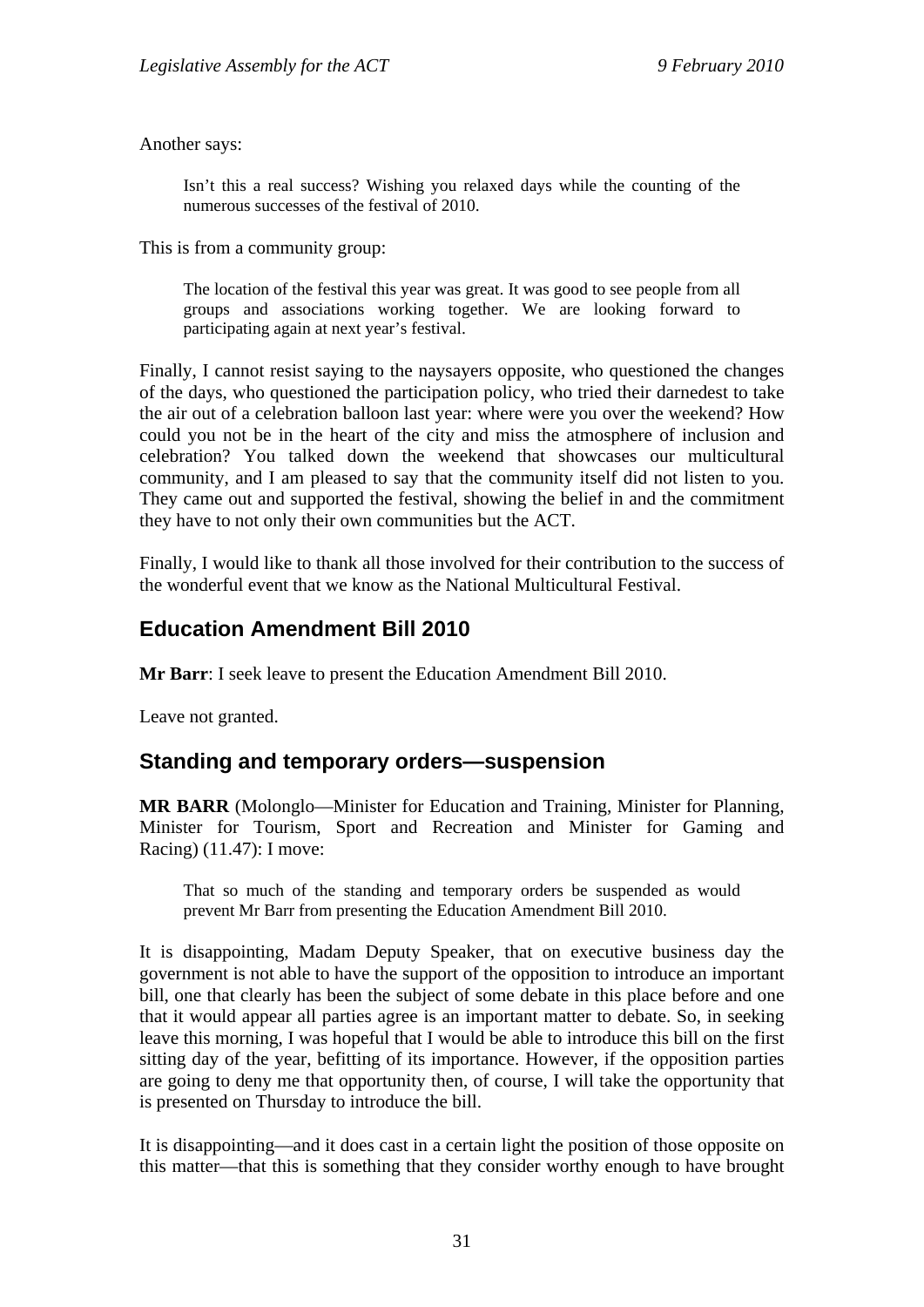Another says:

> Isn't this a real success? Wishing you relaxed days while the counting of the numerous successes of the festival of 2010.

This is from a community group:

> The location of the festival this year was great. It was good to see people from all groups and associations working together. We are looking forward to participating again at next year's festival.

Finally, I cannot resist saying to the naysayers opposite, who questioned the changes of the days, who questioned the participation policy, who tried their darnedest to take the air out of a celebration balloon last year: where were you over the weekend? How could you not be in the heart of the city and miss the atmosphere of inclusion and celebration? You talked down the weekend that showcases our multicultural community, and I am pleased to say that the community itself did not listen to you. They came out and supported the festival, showing the belief in and the commitment they have to not only their own communities but the ACT.

Finally, I would like to thank all those involved for their contribution to the success of the wonderful event that we know as the National Multicultural Festival.

## Education Amendment Bill 2010

**Mr Barr**: I seek leave to present the Education Amendment Bill 2010.

Leave not granted.

## Standing and temporary orders—suspension

**MR BARR** (Molonglo—Minister for Education and Training, Minister for Planning, Minister for Tourism, Sport and Recreation and Minister for Gaming and Racing) (11.47): I move:

> That so much of the standing and temporary orders be suspended as would prevent Mr Barr from presenting the Education Amendment Bill 2010.

It is disappointing, Madam Deputy Speaker, that on executive business day the government is not able to have the support of the opposition to introduce an important bill, one that clearly has been the subject of some debate in this place before and one that it would appear all parties agree is an important matter to debate. So, in seeking leave this morning, I was hopeful that I would be able to introduce this bill on the first sitting day of the year, befitting of its importance. However, if the opposition parties are going to deny me that opportunity then, of course, I will take the opportunity that is presented on Thursday to introduce the bill.

It is disappointing—and it does cast in a certain light the position of those opposite on this matter—that this is something that they consider worthy enough to have brought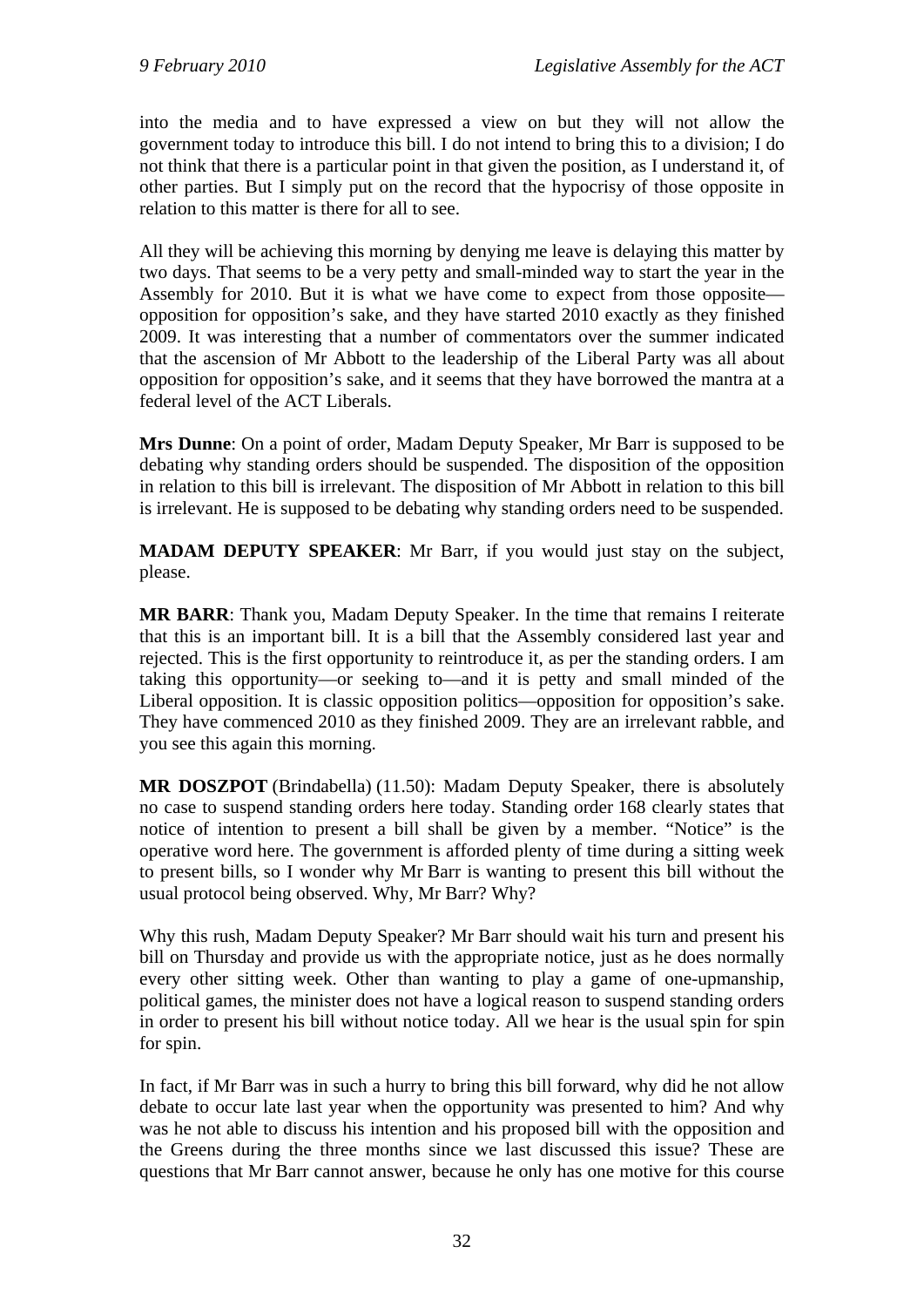into the media and to have expressed a view on but they will not allow the government today to introduce this bill. I do not intend to bring this to a division; I do not think that there is a particular point in that given the position, as I understand it, of other parties. But I simply put on the record that the hypocrisy of those opposite in relation to this matter is there for all to see.

All they will be achieving this morning by denying me leave is delaying this matter by two days. That seems to be a very petty and small-minded way to start the year in the Assembly for 2010. But it is what we have come to expect from those opposite—opposition for opposition's sake, and they have started 2010 exactly as they finished 2009. It was interesting that a number of commentators over the summer indicated that the ascension of Mr Abbott to the leadership of the Liberal Party was all about opposition for opposition's sake, and it seems that they have borrowed the mantra at a federal level of the ACT Liberals.

**Mrs Dunne**: On a point of order, Madam Deputy Speaker, Mr Barr is supposed to be debating why standing orders should be suspended. The disposition of the opposition in relation to this bill is irrelevant. The disposition of Mr Abbott in relation to this bill is irrelevant. He is supposed to be debating why standing orders need to be suspended.

**MADAM DEPUTY SPEAKER**: Mr Barr, if you would just stay on the subject, please.

**MR BARR**: Thank you, Madam Deputy Speaker. In the time that remains I reiterate that this is an important bill. It is a bill that the Assembly considered last year and rejected. This is the first opportunity to reintroduce it, as per the standing orders. I am taking this opportunity—or seeking to—and it is petty and small minded of the Liberal opposition. It is classic opposition politics—opposition for opposition's sake. They have commenced 2010 as they finished 2009. They are an irrelevant rabble, and you see this again this morning.

**MR DOSZPOT** (Brindabella) (11.50): Madam Deputy Speaker, there is absolutely no case to suspend standing orders here today. Standing order 168 clearly states that notice of intention to present a bill shall be given by a member. "Notice" is the operative word here. The government is afforded plenty of time during a sitting week to present bills, so I wonder why Mr Barr is wanting to present this bill without the usual protocol being observed. Why, Mr Barr? Why?

Why this rush, Madam Deputy Speaker? Mr Barr should wait his turn and present his bill on Thursday and provide us with the appropriate notice, just as he does normally every other sitting week. Other than wanting to play a game of one-upmanship, political games, the minister does not have a logical reason to suspend standing orders in order to present his bill without notice today. All we hear is the usual spin for spin for spin.

In fact, if Mr Barr was in such a hurry to bring this bill forward, why did he not allow debate to occur late last year when the opportunity was presented to him? And why was he not able to discuss his intention and his proposed bill with the opposition and the Greens during the three months since we last discussed this issue? These are questions that Mr Barr cannot answer, because he only has one motive for this course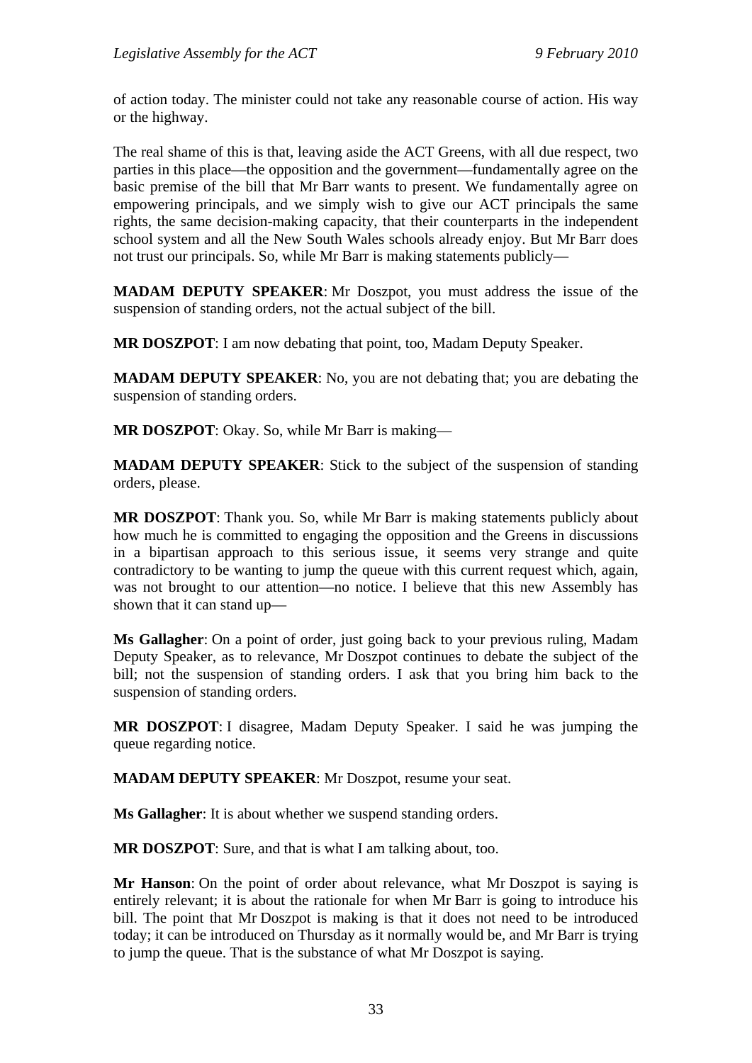of action today. The minister could not take any reasonable course of action. His way or the highway.

The real shame of this is that, leaving aside the ACT Greens, with all due respect, two parties in this place—the opposition and the government—fundamentally agree on the basic premise of the bill that Mr Barr wants to present. We fundamentally agree on empowering principals, and we simply wish to give our ACT principals the same rights, the same decision-making capacity, that their counterparts in the independent school system and all the New South Wales schools already enjoy. But Mr Barr does not trust our principals. So, while Mr Barr is making statements publicly—

**MADAM DEPUTY SPEAKER**: Mr Doszpot, you must address the issue of the suspension of standing orders, not the actual subject of the bill.

**MR DOSZPOT**: I am now debating that point, too, Madam Deputy Speaker.

**MADAM DEPUTY SPEAKER**: No, you are not debating that; you are debating the suspension of standing orders.

**MR DOSZPOT**: Okay. So, while Mr Barr is making—

**MADAM DEPUTY SPEAKER**: Stick to the subject of the suspension of standing orders, please.

**MR DOSZPOT**: Thank you. So, while Mr Barr is making statements publicly about how much he is committed to engaging the opposition and the Greens in discussions in a bipartisan approach to this serious issue, it seems very strange and quite contradictory to be wanting to jump the queue with this current request which, again, was not brought to our attention—no notice. I believe that this new Assembly has shown that it can stand up—

**Ms Gallagher**: On a point of order, just going back to your previous ruling, Madam Deputy Speaker, as to relevance, Mr Doszpot continues to debate the subject of the bill; not the suspension of standing orders. I ask that you bring him back to the suspension of standing orders.

**MR DOSZPOT**: I disagree, Madam Deputy Speaker. I said he was jumping the queue regarding notice.

**MADAM DEPUTY SPEAKER**: Mr Doszpot, resume your seat.

**Ms Gallagher**: It is about whether we suspend standing orders.

**MR DOSZPOT**: Sure, and that is what I am talking about, too.

**Mr Hanson**: On the point of order about relevance, what Mr Doszpot is saying is entirely relevant; it is about the rationale for when Mr Barr is going to introduce his bill. The point that Mr Doszpot is making is that it does not need to be introduced today; it can be introduced on Thursday as it normally would be, and Mr Barr is trying to jump the queue. That is the substance of what Mr Doszpot is saying.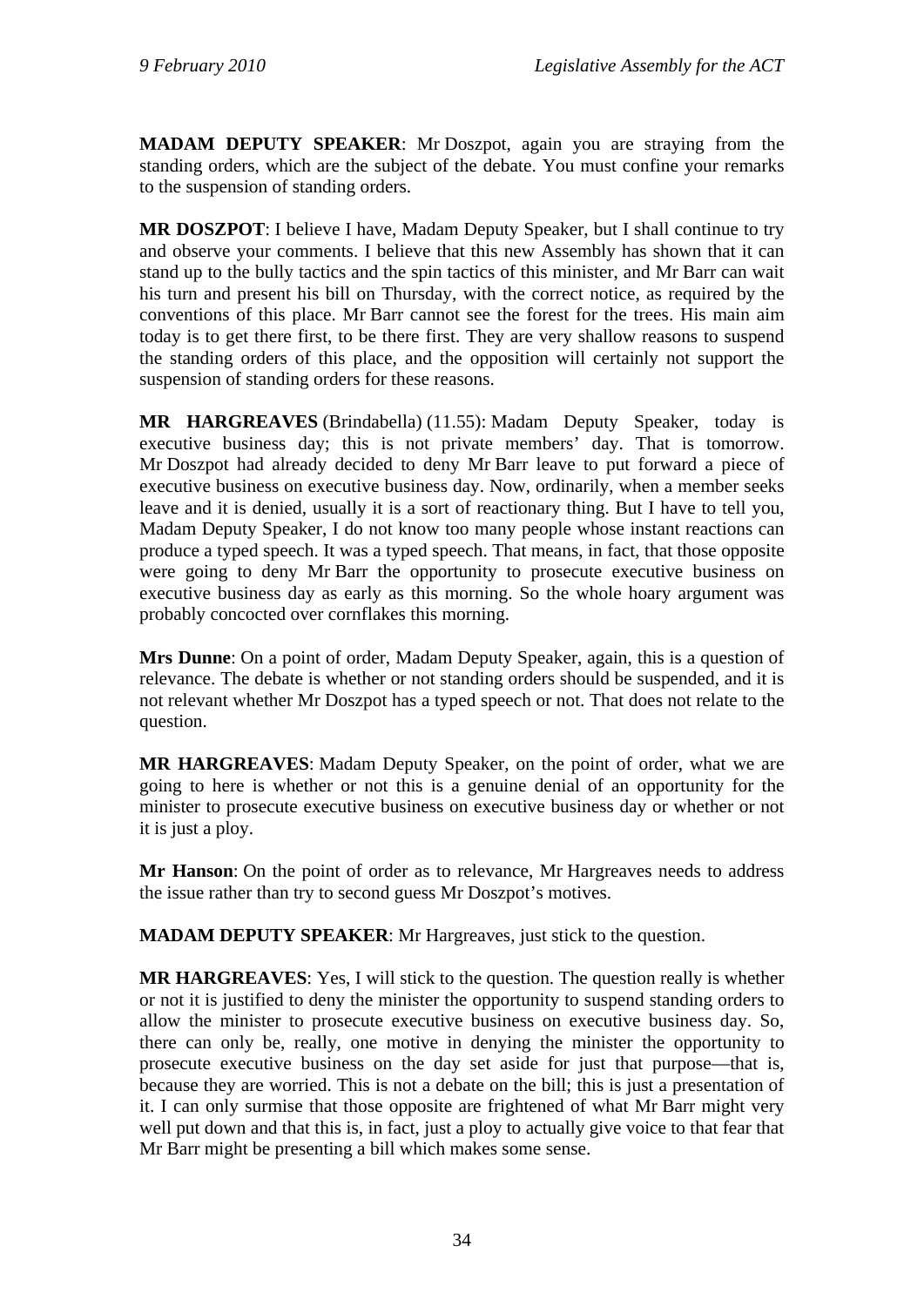**MADAM DEPUTY SPEAKER**: Mr Doszpot, again you are straying from the standing orders, which are the subject of the debate. You must confine your remarks to the suspension of standing orders.

**MR DOSZPOT**: I believe I have, Madam Deputy Speaker, but I shall continue to try and observe your comments. I believe that this new Assembly has shown that it can stand up to the bully tactics and the spin tactics of this minister, and Mr Barr can wait his turn and present his bill on Thursday, with the correct notice, as required by the conventions of this place. Mr Barr cannot see the forest for the trees. His main aim today is to get there first, to be there first. They are very shallow reasons to suspend the standing orders of this place, and the opposition will certainly not support the suspension of standing orders for these reasons.

**MR HARGREAVES** (Brindabella) (11.55): Madam Deputy Speaker, today is executive business day; this is not private members' day. That is tomorrow. Mr Doszpot had already decided to deny Mr Barr leave to put forward a piece of executive business on executive business day. Now, ordinarily, when a member seeks leave and it is denied, usually it is a sort of reactionary thing. But I have to tell you, Madam Deputy Speaker, I do not know too many people whose instant reactions can produce a typed speech. It was a typed speech. That means, in fact, that those opposite were going to deny Mr Barr the opportunity to prosecute executive business on executive business day as early as this morning. So the whole hoary argument was probably concocted over cornflakes this morning.

**Mrs Dunne**: On a point of order, Madam Deputy Speaker, again, this is a question of relevance. The debate is whether or not standing orders should be suspended, and it is not relevant whether Mr Doszpot has a typed speech or not. That does not relate to the question.

**MR HARGREAVES**: Madam Deputy Speaker, on the point of order, what we are going to here is whether or not this is a genuine denial of an opportunity for the minister to prosecute executive business on executive business day or whether or not it is just a ploy.

**Mr Hanson**: On the point of order as to relevance, Mr Hargreaves needs to address the issue rather than try to second guess Mr Doszpot's motives.

**MADAM DEPUTY SPEAKER**: Mr Hargreaves, just stick to the question.

**MR HARGREAVES**: Yes, I will stick to the question. The question really is whether or not it is justified to deny the minister the opportunity to suspend standing orders to allow the minister to prosecute executive business on executive business day. So, there can only be, really, one motive in denying the minister the opportunity to prosecute executive business on the day set aside for just that purpose—that is, because they are worried. This is not a debate on the bill; this is just a presentation of it. I can only surmise that those opposite are frightened of what Mr Barr might very well put down and that this is, in fact, just a ploy to actually give voice to that fear that Mr Barr might be presenting a bill which makes some sense.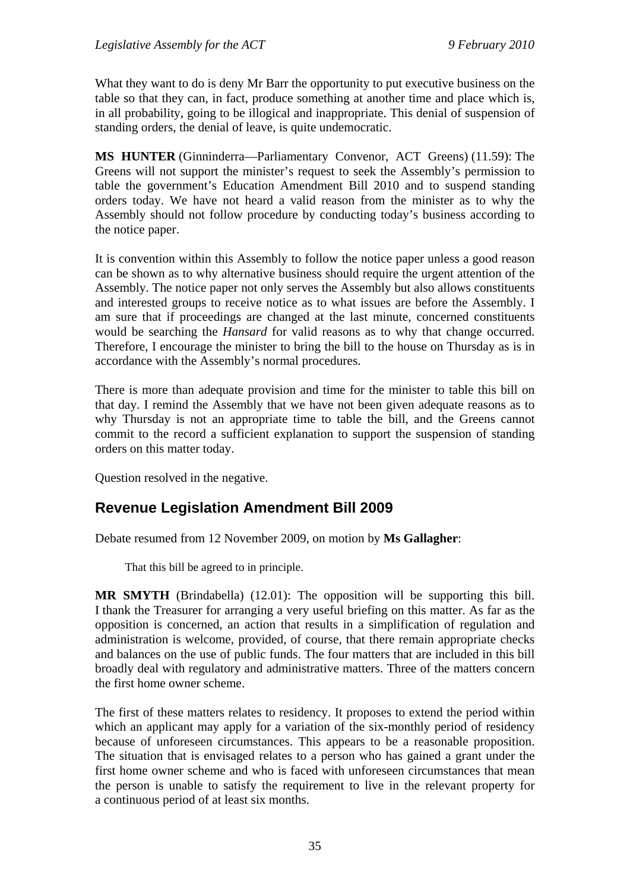What they want to do is deny Mr Barr the opportunity to put executive business on the table so that they can, in fact, produce something at another time and place which is, in all probability, going to be illogical and inappropriate. This denial of suspension of standing orders, the denial of leave, is quite undemocratic.

**MS HUNTER** (Ginninderra—Parliamentary Convenor, ACT Greens) (11.59): The Greens will not support the minister's request to seek the Assembly's permission to table the government's Education Amendment Bill 2010 and to suspend standing orders today. We have not heard a valid reason from the minister as to why the Assembly should not follow procedure by conducting today's business according to the notice paper.

It is convention within this Assembly to follow the notice paper unless a good reason can be shown as to why alternative business should require the urgent attention of the Assembly. The notice paper not only serves the Assembly but also allows constituents and interested groups to receive notice as to what issues are before the Assembly. I am sure that if proceedings are changed at the last minute, concerned constituents would be searching the *Hansard* for valid reasons as to why that change occurred. Therefore, I encourage the minister to bring the bill to the house on Thursday as is in accordance with the Assembly's normal procedures.

There is more than adequate provision and time for the minister to table this bill on that day. I remind the Assembly that we have not been given adequate reasons as to why Thursday is not an appropriate time to table the bill, and the Greens cannot commit to the record a sufficient explanation to support the suspension of standing orders on this matter today.

Question resolved in the negative.

## Revenue Legislation Amendment Bill 2009

Debate resumed from 12 November 2009, on motion by **Ms Gallagher**:

> That this bill be agreed to in principle.

**MR SMYTH** (Brindabella) (12.01): The opposition will be supporting this bill. I thank the Treasurer for arranging a very useful briefing on this matter. As far as the opposition is concerned, an action that results in a simplification of regulation and administration is welcome, provided, of course, that there remain appropriate checks and balances on the use of public funds. The four matters that are included in this bill broadly deal with regulatory and administrative matters. Three of the matters concern the first home owner scheme.

The first of these matters relates to residency. It proposes to extend the period within which an applicant may apply for a variation of the six-monthly period of residency because of unforeseen circumstances. This appears to be a reasonable proposition. The situation that is envisaged relates to a person who has gained a grant under the first home owner scheme and who is faced with unforeseen circumstances that mean the person is unable to satisfy the requirement to live in the relevant property for a continuous period of at least six months.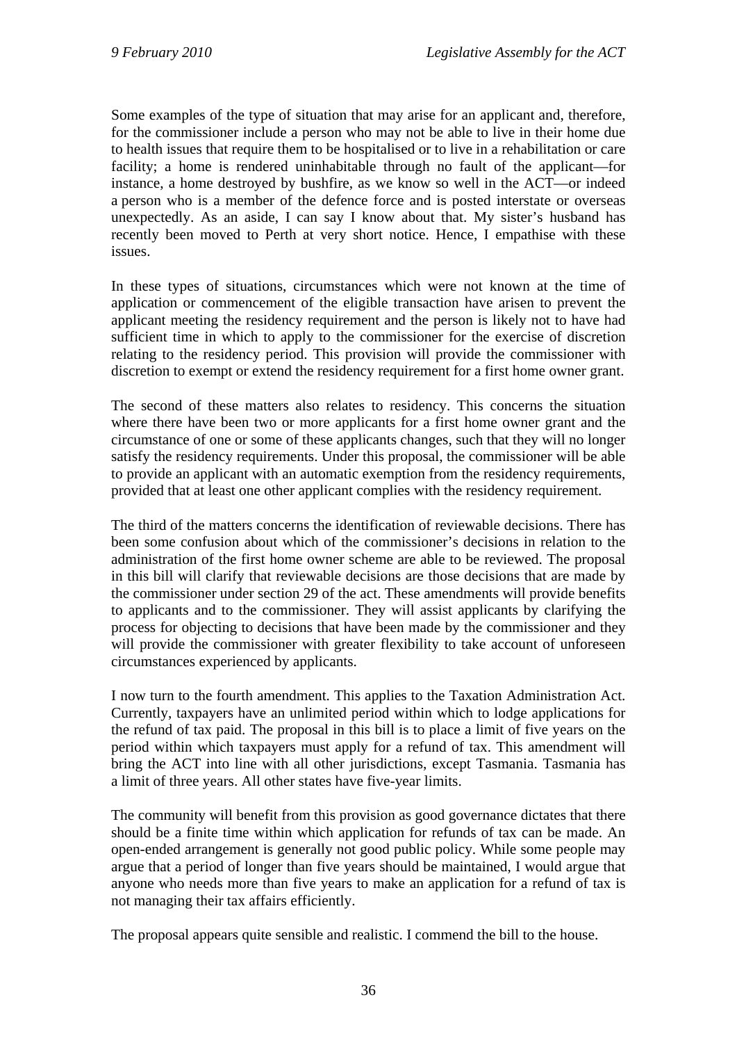Some examples of the type of situation that may arise for an applicant and, therefore, for the commissioner include a person who may not be able to live in their home due to health issues that require them to be hospitalised or to live in a rehabilitation or care facility; a home is rendered uninhabitable through no fault of the applicant—for instance, a home destroyed by bushfire, as we know so well in the ACT—or indeed a person who is a member of the defence force and is posted interstate or overseas unexpectedly. As an aside, I can say I know about that. My sister's husband has recently been moved to Perth at very short notice. Hence, I empathise with these issues.

In these types of situations, circumstances which were not known at the time of application or commencement of the eligible transaction have arisen to prevent the applicant meeting the residency requirement and the person is likely not to have had sufficient time in which to apply to the commissioner for the exercise of discretion relating to the residency period. This provision will provide the commissioner with discretion to exempt or extend the residency requirement for a first home owner grant.

The second of these matters also relates to residency. This concerns the situation where there have been two or more applicants for a first home owner grant and the circumstance of one or some of these applicants changes, such that they will no longer satisfy the residency requirements. Under this proposal, the commissioner will be able to provide an applicant with an automatic exemption from the residency requirements, provided that at least one other applicant complies with the residency requirement.

The third of the matters concerns the identification of reviewable decisions. There has been some confusion about which of the commissioner's decisions in relation to the administration of the first home owner scheme are able to be reviewed. The proposal in this bill will clarify that reviewable decisions are those decisions that are made by the commissioner under section 29 of the act. These amendments will provide benefits to applicants and to the commissioner. They will assist applicants by clarifying the process for objecting to decisions that have been made by the commissioner and they will provide the commissioner with greater flexibility to take account of unforeseen circumstances experienced by applicants.

I now turn to the fourth amendment. This applies to the Taxation Administration Act. Currently, taxpayers have an unlimited period within which to lodge applications for the refund of tax paid. The proposal in this bill is to place a limit of five years on the period within which taxpayers must apply for a refund of tax. This amendment will bring the ACT into line with all other jurisdictions, except Tasmania. Tasmania has a limit of three years. All other states have five-year limits.

The community will benefit from this provision as good governance dictates that there should be a finite time within which application for refunds of tax can be made. An open-ended arrangement is generally not good public policy. While some people may argue that a period of longer than five years should be maintained, I would argue that anyone who needs more than five years to make an application for a refund of tax is not managing their tax affairs efficiently.

The proposal appears quite sensible and realistic. I commend the bill to the house.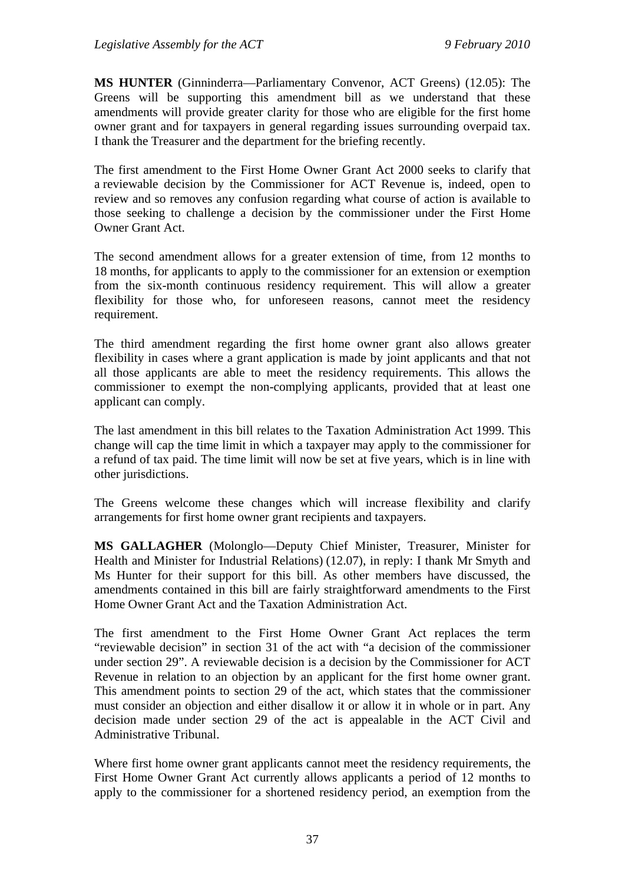**MS HUNTER** (Ginninderra—Parliamentary Convenor, ACT Greens) (12.05): The Greens will be supporting this amendment bill as we understand that these amendments will provide greater clarity for those who are eligible for the first home owner grant and for taxpayers in general regarding issues surrounding overpaid tax. I thank the Treasurer and the department for the briefing recently.

The first amendment to the First Home Owner Grant Act 2000 seeks to clarify that a reviewable decision by the Commissioner for ACT Revenue is, indeed, open to review and so removes any confusion regarding what course of action is available to those seeking to challenge a decision by the commissioner under the First Home Owner Grant Act.

The second amendment allows for a greater extension of time, from 12 months to 18 months, for applicants to apply to the commissioner for an extension or exemption from the six-month continuous residency requirement. This will allow a greater flexibility for those who, for unforeseen reasons, cannot meet the residency requirement.

The third amendment regarding the first home owner grant also allows greater flexibility in cases where a grant application is made by joint applicants and that not all those applicants are able to meet the residency requirements. This allows the commissioner to exempt the non-complying applicants, provided that at least one applicant can comply.

The last amendment in this bill relates to the Taxation Administration Act 1999. This change will cap the time limit in which a taxpayer may apply to the commissioner for a refund of tax paid. The time limit will now be set at five years, which is in line with other jurisdictions.

The Greens welcome these changes which will increase flexibility and clarify arrangements for first home owner grant recipients and taxpayers.

**MS GALLAGHER** (Molonglo—Deputy Chief Minister, Treasurer, Minister for Health and Minister for Industrial Relations) (12.07), in reply: I thank Mr Smyth and Ms Hunter for their support for this bill. As other members have discussed, the amendments contained in this bill are fairly straightforward amendments to the First Home Owner Grant Act and the Taxation Administration Act.

The first amendment to the First Home Owner Grant Act replaces the term "reviewable decision" in section 31 of the act with "a decision of the commissioner under section 29". A reviewable decision is a decision by the Commissioner for ACT Revenue in relation to an objection by an applicant for the first home owner grant. This amendment points to section 29 of the act, which states that the commissioner must consider an objection and either disallow it or allow it in whole or in part. Any decision made under section 29 of the act is appealable in the ACT Civil and Administrative Tribunal.

Where first home owner grant applicants cannot meet the residency requirements, the First Home Owner Grant Act currently allows applicants a period of 12 months to apply to the commissioner for a shortened residency period, an exemption from the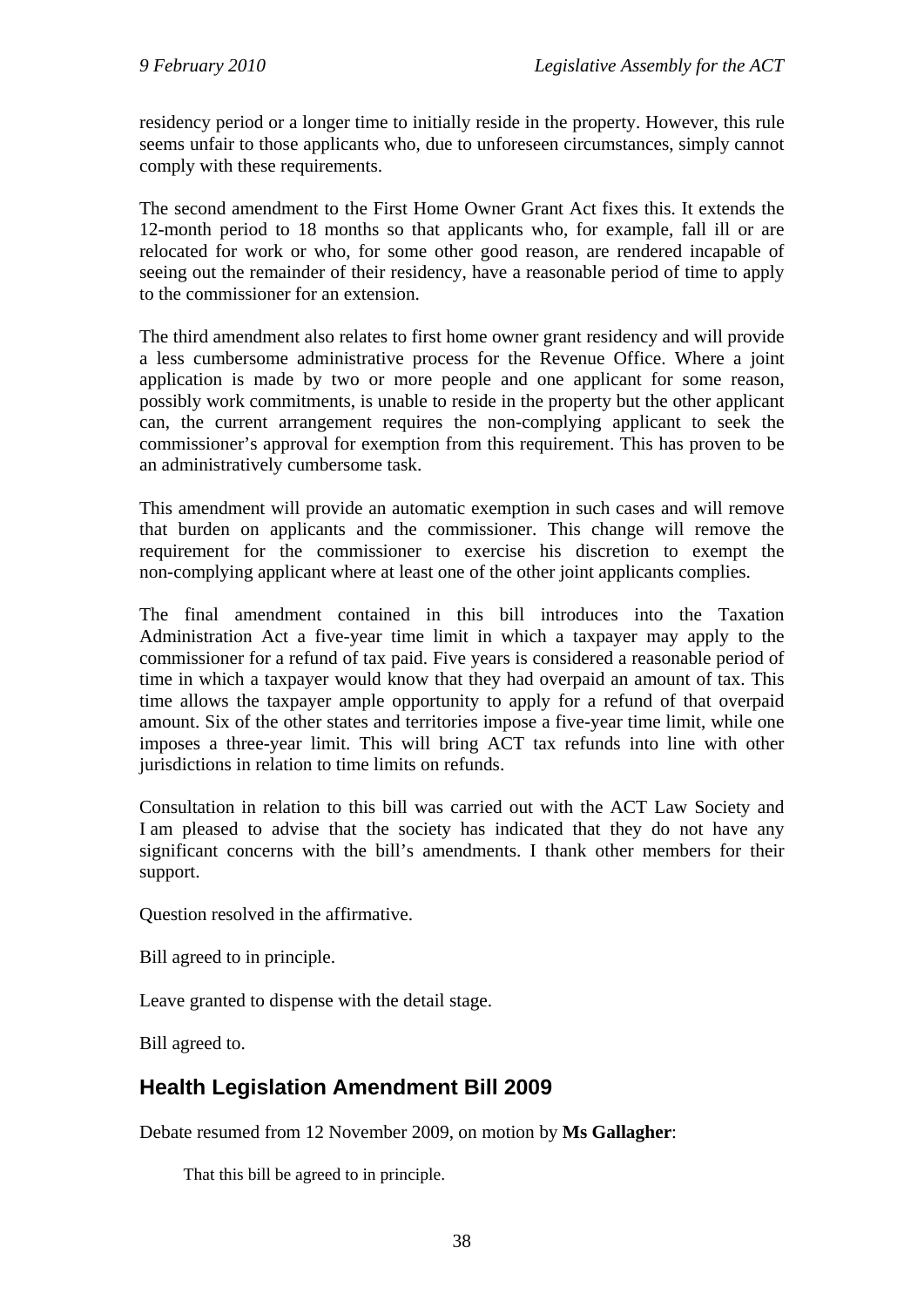residency period or a longer time to initially reside in the property. However, this rule seems unfair to those applicants who, due to unforeseen circumstances, simply cannot comply with these requirements.

The second amendment to the First Home Owner Grant Act fixes this. It extends the 12-month period to 18 months so that applicants who, for example, fall ill or are relocated for work or who, for some other good reason, are rendered incapable of seeing out the remainder of their residency, have a reasonable period of time to apply to the commissioner for an extension.

The third amendment also relates to first home owner grant residency and will provide a less cumbersome administrative process for the Revenue Office. Where a joint application is made by two or more people and one applicant for some reason, possibly work commitments, is unable to reside in the property but the other applicant can, the current arrangement requires the non-complying applicant to seek the commissioner's approval for exemption from this requirement. This has proven to be an administratively cumbersome task.

This amendment will provide an automatic exemption in such cases and will remove that burden on applicants and the commissioner. This change will remove the requirement for the commissioner to exercise his discretion to exempt the non-complying applicant where at least one of the other joint applicants complies.

The final amendment contained in this bill introduces into the Taxation Administration Act a five-year time limit in which a taxpayer may apply to the commissioner for a refund of tax paid. Five years is considered a reasonable period of time in which a taxpayer would know that they had overpaid an amount of tax. This time allows the taxpayer ample opportunity to apply for a refund of that overpaid amount. Six of the other states and territories impose a five-year time limit, while one imposes a three-year limit. This will bring ACT tax refunds into line with other jurisdictions in relation to time limits on refunds.

Consultation in relation to this bill was carried out with the ACT Law Society and I am pleased to advise that the society has indicated that they do not have any significant concerns with the bill's amendments. I thank other members for their support.

Question resolved in the affirmative.

Bill agreed to in principle.

Leave granted to dispense with the detail stage.

Bill agreed to.

## Health Legislation Amendment Bill 2009

Debate resumed from 12 November 2009, on motion by **Ms Gallagher**:

> That this bill be agreed to in principle.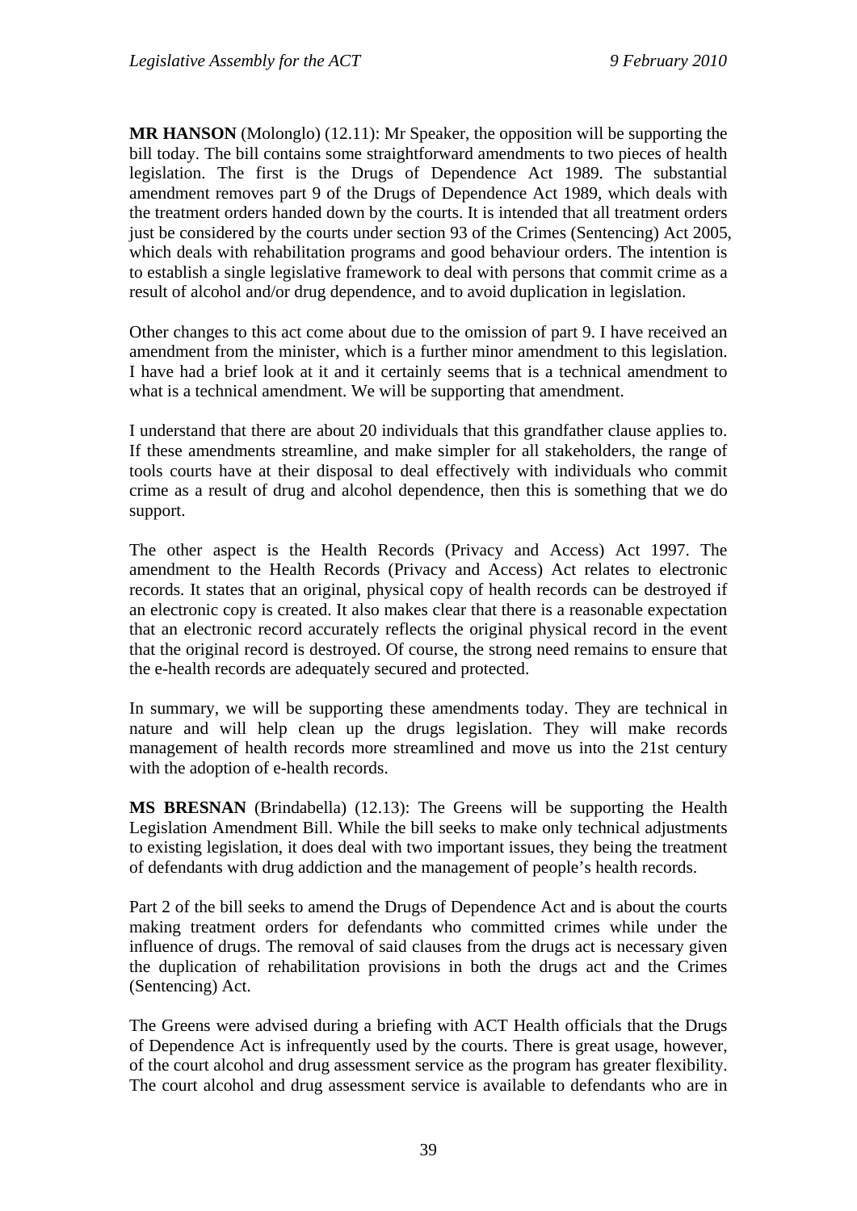**MR HANSON** (Molonglo) (12.11): Mr Speaker, the opposition will be supporting the bill today. The bill contains some straightforward amendments to two pieces of health legislation. The first is the Drugs of Dependence Act 1989. The substantial amendment removes part 9 of the Drugs of Dependence Act 1989, which deals with the treatment orders handed down by the courts. It is intended that all treatment orders just be considered by the courts under section 93 of the Crimes (Sentencing) Act 2005, which deals with rehabilitation programs and good behaviour orders. The intention is to establish a single legislative framework to deal with persons that commit crime as a result of alcohol and/or drug dependence, and to avoid duplication in legislation.

Other changes to this act come about due to the omission of part 9. I have received an amendment from the minister, which is a further minor amendment to this legislation. I have had a brief look at it and it certainly seems that is a technical amendment to what is a technical amendment. We will be supporting that amendment.

I understand that there are about 20 individuals that this grandfather clause applies to. If these amendments streamline, and make simpler for all stakeholders, the range of tools courts have at their disposal to deal effectively with individuals who commit crime as a result of drug and alcohol dependence, then this is something that we do support.

The other aspect is the Health Records (Privacy and Access) Act 1997. The amendment to the Health Records (Privacy and Access) Act relates to electronic records. It states that an original, physical copy of health records can be destroyed if an electronic copy is created. It also makes clear that there is a reasonable expectation that an electronic record accurately reflects the original physical record in the event that the original record is destroyed. Of course, the strong need remains to ensure that the e-health records are adequately secured and protected.

In summary, we will be supporting these amendments today. They are technical in nature and will help clean up the drugs legislation. They will make records management of health records more streamlined and move us into the 21st century with the adoption of e-health records.

**MS BRESNAN** (Brindabella) (12.13): The Greens will be supporting the Health Legislation Amendment Bill. While the bill seeks to make only technical adjustments to existing legislation, it does deal with two important issues, they being the treatment of defendants with drug addiction and the management of people's health records.

Part 2 of the bill seeks to amend the Drugs of Dependence Act and is about the courts making treatment orders for defendants who committed crimes while under the influence of drugs. The removal of said clauses from the drugs act is necessary given the duplication of rehabilitation provisions in both the drugs act and the Crimes (Sentencing) Act.

The Greens were advised during a briefing with ACT Health officials that the Drugs of Dependence Act is infrequently used by the courts. There is great usage, however, of the court alcohol and drug assessment service as the program has greater flexibility. The court alcohol and drug assessment service is available to defendants who are in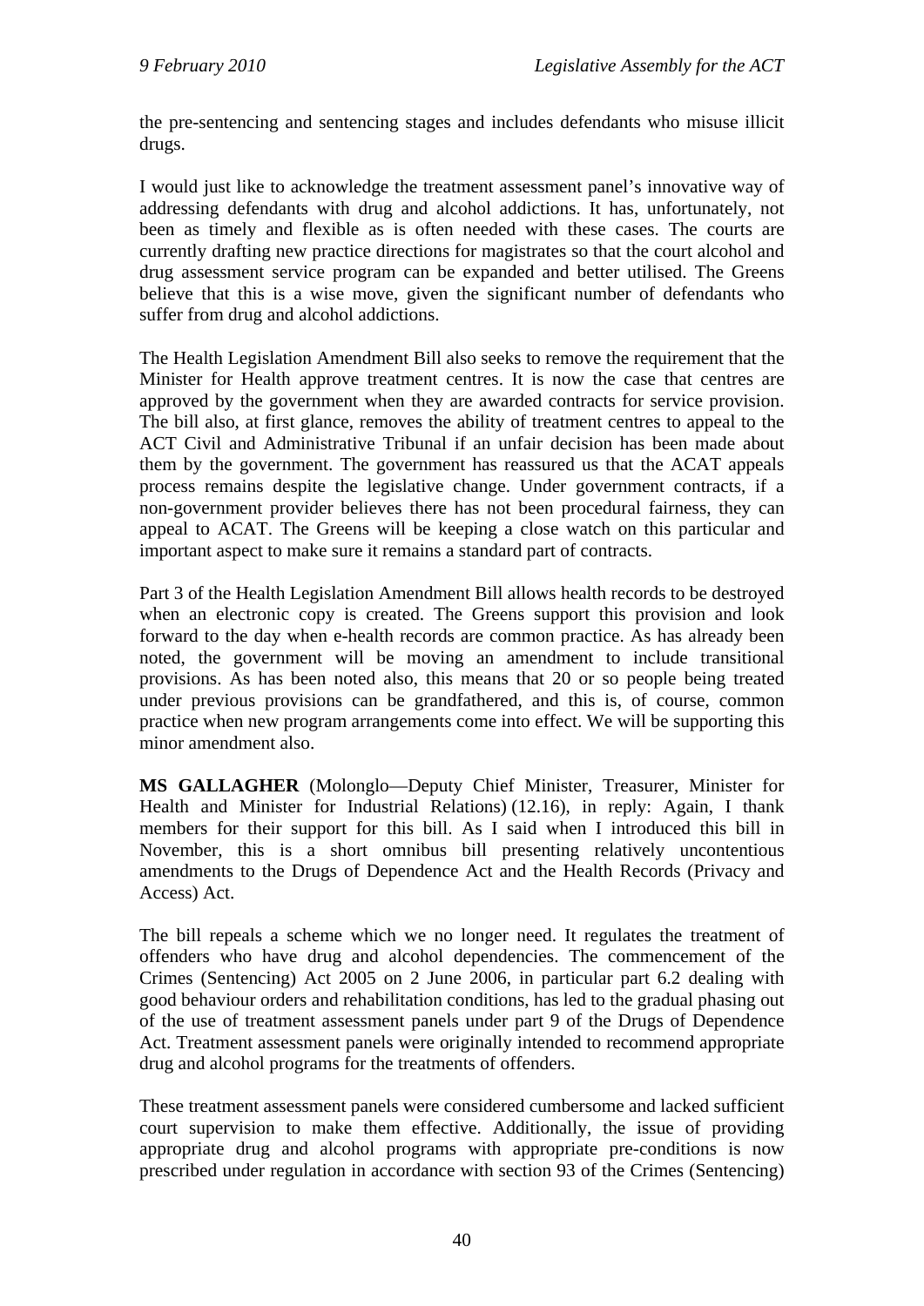the pre-sentencing and sentencing stages and includes defendants who misuse illicit drugs.

I would just like to acknowledge the treatment assessment panel's innovative way of addressing defendants with drug and alcohol addictions. It has, unfortunately, not been as timely and flexible as is often needed with these cases. The courts are currently drafting new practice directions for magistrates so that the court alcohol and drug assessment service program can be expanded and better utilised. The Greens believe that this is a wise move, given the significant number of defendants who suffer from drug and alcohol addictions.

The Health Legislation Amendment Bill also seeks to remove the requirement that the Minister for Health approve treatment centres. It is now the case that centres are approved by the government when they are awarded contracts for service provision. The bill also, at first glance, removes the ability of treatment centres to appeal to the ACT Civil and Administrative Tribunal if an unfair decision has been made about them by the government. The government has reassured us that the ACAT appeals process remains despite the legislative change. Under government contracts, if a non-government provider believes there has not been procedural fairness, they can appeal to ACAT. The Greens will be keeping a close watch on this particular and important aspect to make sure it remains a standard part of contracts.

Part 3 of the Health Legislation Amendment Bill allows health records to be destroyed when an electronic copy is created. The Greens support this provision and look forward to the day when e-health records are common practice. As has already been noted, the government will be moving an amendment to include transitional provisions. As has been noted also, this means that 20 or so people being treated under previous provisions can be grandfathered, and this is, of course, common practice when new program arrangements come into effect. We will be supporting this minor amendment also.

**MS GALLAGHER** (Molonglo—Deputy Chief Minister, Treasurer, Minister for Health and Minister for Industrial Relations) (12.16), in reply: Again, I thank members for their support for this bill. As I said when I introduced this bill in November, this is a short omnibus bill presenting relatively uncontentious amendments to the Drugs of Dependence Act and the Health Records (Privacy and Access) Act.

The bill repeals a scheme which we no longer need. It regulates the treatment of offenders who have drug and alcohol dependencies. The commencement of the Crimes (Sentencing) Act 2005 on 2 June 2006, in particular part 6.2 dealing with good behaviour orders and rehabilitation conditions, has led to the gradual phasing out of the use of treatment assessment panels under part 9 of the Drugs of Dependence Act. Treatment assessment panels were originally intended to recommend appropriate drug and alcohol programs for the treatments of offenders.

These treatment assessment panels were considered cumbersome and lacked sufficient court supervision to make them effective. Additionally, the issue of providing appropriate drug and alcohol programs with appropriate pre-conditions is now prescribed under regulation in accordance with section 93 of the Crimes (Sentencing)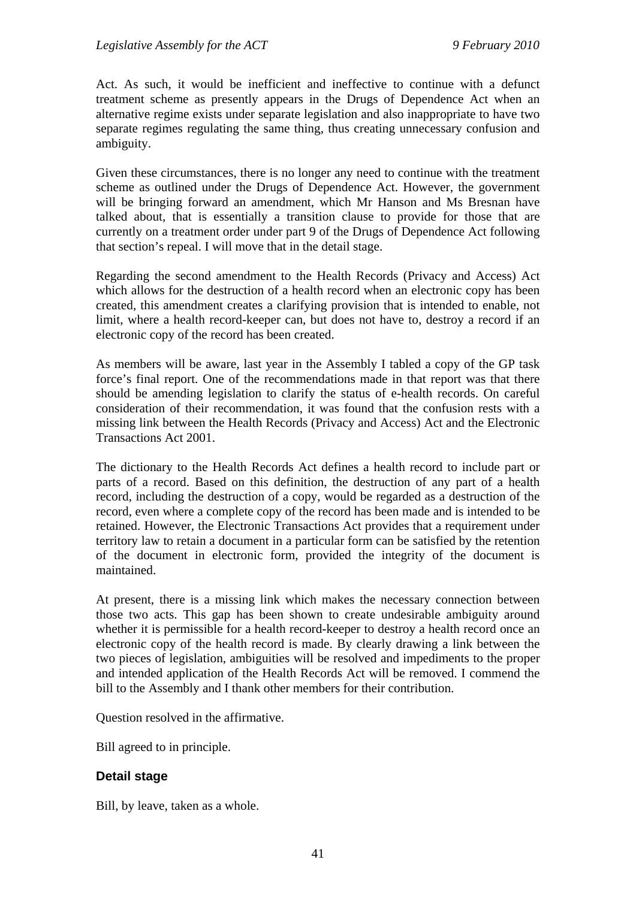Act. As such, it would be inefficient and ineffective to continue with a defunct treatment scheme as presently appears in the Drugs of Dependence Act when an alternative regime exists under separate legislation and also inappropriate to have two separate regimes regulating the same thing, thus creating unnecessary confusion and ambiguity.

Given these circumstances, there is no longer any need to continue with the treatment scheme as outlined under the Drugs of Dependence Act. However, the government will be bringing forward an amendment, which Mr Hanson and Ms Bresnan have talked about, that is essentially a transition clause to provide for those that are currently on a treatment order under part 9 of the Drugs of Dependence Act following that section's repeal. I will move that in the detail stage.

Regarding the second amendment to the Health Records (Privacy and Access) Act which allows for the destruction of a health record when an electronic copy has been created, this amendment creates a clarifying provision that is intended to enable, not limit, where a health record-keeper can, but does not have to, destroy a record if an electronic copy of the record has been created.

As members will be aware, last year in the Assembly I tabled a copy of the GP task force's final report. One of the recommendations made in that report was that there should be amending legislation to clarify the status of e-health records. On careful consideration of their recommendation, it was found that the confusion rests with a missing link between the Health Records (Privacy and Access) Act and the Electronic Transactions Act 2001.

The dictionary to the Health Records Act defines a health record to include part or parts of a record. Based on this definition, the destruction of any part of a health record, including the destruction of a copy, would be regarded as a destruction of the record, even where a complete copy of the record has been made and is intended to be retained. However, the Electronic Transactions Act provides that a requirement under territory law to retain a document in a particular form can be satisfied by the retention of the document in electronic form, provided the integrity of the document is maintained.

At present, there is a missing link which makes the necessary connection between those two acts. This gap has been shown to create undesirable ambiguity around whether it is permissible for a health record-keeper to destroy a health record once an electronic copy of the health record is made. By clearly drawing a link between the two pieces of legislation, ambiguities will be resolved and impediments to the proper and intended application of the Health Records Act will be removed. I commend the bill to the Assembly and I thank other members for their contribution.

Question resolved in the affirmative.

Bill agreed to in principle.

### Detail stage

Bill, by leave, taken as a whole.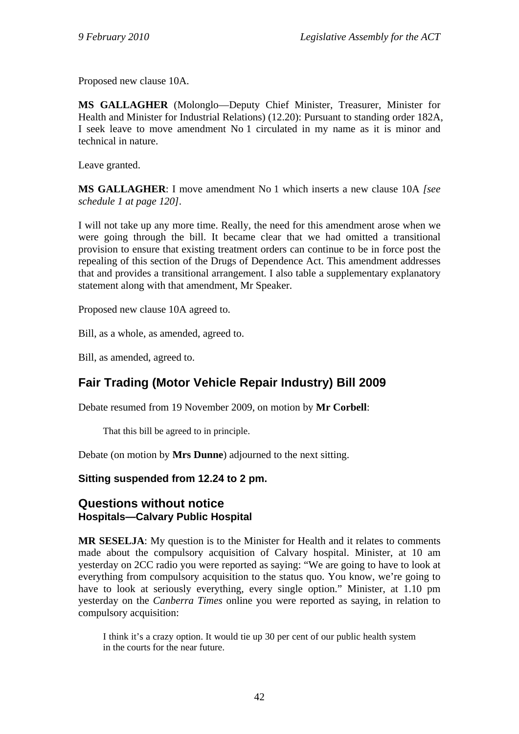Proposed new clause 10A.

**MS GALLAGHER** (Molonglo—Deputy Chief Minister, Treasurer, Minister for Health and Minister for Industrial Relations) (12.20): Pursuant to standing order 182A, I seek leave to move amendment No 1 circulated in my name as it is minor and technical in nature.

Leave granted.

**MS GALLAGHER**: I move amendment No 1 which inserts a new clause 10A *[see schedule 1 at page 120]*.

I will not take up any more time. Really, the need for this amendment arose when we were going through the bill. It became clear that we had omitted a transitional provision to ensure that existing treatment orders can continue to be in force post the repealing of this section of the Drugs of Dependence Act. This amendment addresses that and provides a transitional arrangement. I also table a supplementary explanatory statement along with that amendment, Mr Speaker.

Proposed new clause 10A agreed to.

Bill, as a whole, as amended, agreed to.

Bill, as amended, agreed to.

## Fair Trading (Motor Vehicle Repair Industry) Bill 2009

Debate resumed from 19 November 2009, on motion by **Mr Corbell**:

> That this bill be agreed to in principle.

Debate (on motion by **Mrs Dunne**) adjourned to the next sitting.

### Sitting suspended from 12.24 to 2 pm.

## Questions without notice

### Hospitals—Calvary Public Hospital

**MR SESELJA**: My question is to the Minister for Health and it relates to comments made about the compulsory acquisition of Calvary hospital. Minister, at 10 am yesterday on 2CC radio you were reported as saying: "We are going to have to look at everything from compulsory acquisition to the status quo. You know, we're going to have to look at seriously everything, every single option." Minister, at 1.10 pm yesterday on the *Canberra Times* online you were reported as saying, in relation to compulsory acquisition:

> I think it's a crazy option. It would tie up 30 per cent of our public health system in the courts for the near future.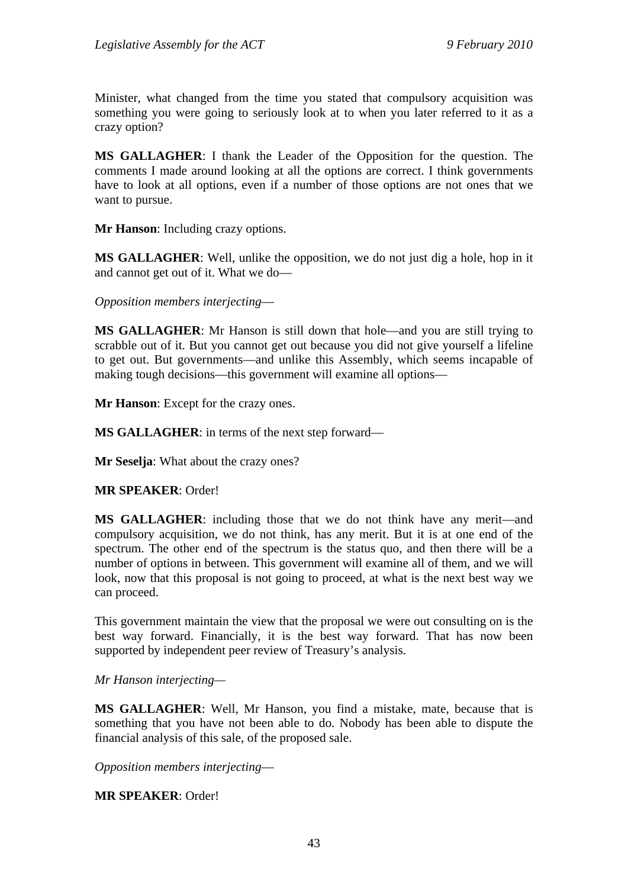Minister, what changed from the time you stated that compulsory acquisition was something you were going to seriously look at to when you later referred to it as a crazy option?

**MS GALLAGHER**: I thank the Leader of the Opposition for the question. The comments I made around looking at all the options are correct. I think governments have to look at all options, even if a number of those options are not ones that we want to pursue.

**Mr Hanson**: Including crazy options.

**MS GALLAGHER**: Well, unlike the opposition, we do not just dig a hole, hop in it and cannot get out of it. What we do—

*Opposition members interjecting*—

**MS GALLAGHER**: Mr Hanson is still down that hole—and you are still trying to scrabble out of it. But you cannot get out because you did not give yourself a lifeline to get out. But governments—and unlike this Assembly, which seems incapable of making tough decisions—this government will examine all options—

**Mr Hanson**: Except for the crazy ones.

**MS GALLAGHER**: in terms of the next step forward—

**Mr Seselja**: What about the crazy ones?

**MR SPEAKER**: Order!

**MS GALLAGHER**: including those that we do not think have any merit—and compulsory acquisition, we do not think, has any merit. But it is at one end of the spectrum. The other end of the spectrum is the status quo, and then there will be a number of options in between. This government will examine all of them, and we will look, now that this proposal is not going to proceed, at what is the next best way we can proceed.

This government maintain the view that the proposal we were out consulting on is the best way forward. Financially, it is the best way forward. That has now been supported by independent peer review of Treasury's analysis.

*Mr Hanson interjecting*—

**MS GALLAGHER**: Well, Mr Hanson, you find a mistake, mate, because that is something that you have not been able to do. Nobody has been able to dispute the financial analysis of this sale, of the proposed sale.

*Opposition members interjecting*—

**MR SPEAKER**: Order!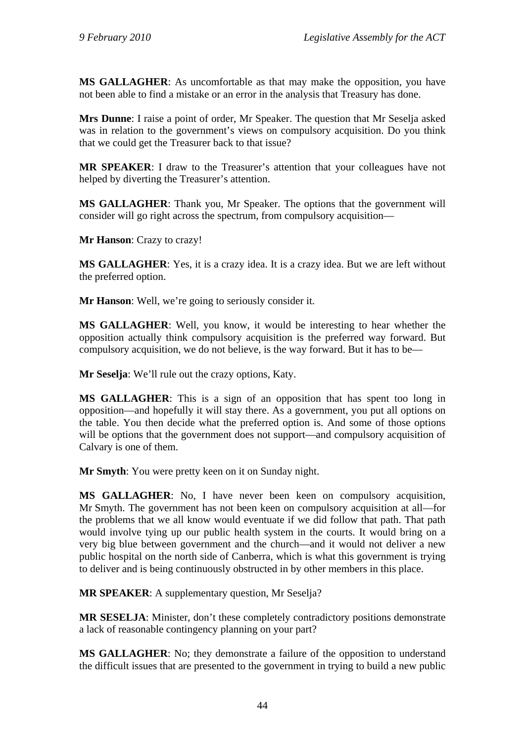**MS GALLAGHER**: As uncomfortable as that may make the opposition, you have not been able to find a mistake or an error in the analysis that Treasury has done.

**Mrs Dunne**: I raise a point of order, Mr Speaker. The question that Mr Seselja asked was in relation to the government's views on compulsory acquisition. Do you think that we could get the Treasurer back to that issue?

**MR SPEAKER**: I draw to the Treasurer's attention that your colleagues have not helped by diverting the Treasurer's attention.

**MS GALLAGHER**: Thank you, Mr Speaker. The options that the government will consider will go right across the spectrum, from compulsory acquisition—

**Mr Hanson**: Crazy to crazy!

**MS GALLAGHER**: Yes, it is a crazy idea. It is a crazy idea. But we are left without the preferred option.

**Mr Hanson**: Well, we're going to seriously consider it.

**MS GALLAGHER**: Well, you know, it would be interesting to hear whether the opposition actually think compulsory acquisition is the preferred way forward. But compulsory acquisition, we do not believe, is the way forward. But it has to be—

**Mr Seselja**: We'll rule out the crazy options, Katy.

**MS GALLAGHER**: This is a sign of an opposition that has spent too long in opposition—and hopefully it will stay there. As a government, you put all options on the table. You then decide what the preferred option is. And some of those options will be options that the government does not support—and compulsory acquisition of Calvary is one of them.

**Mr Smyth**: You were pretty keen on it on Sunday night.

**MS GALLAGHER**: No, I have never been keen on compulsory acquisition, Mr Smyth. The government has not been keen on compulsory acquisition at all—for the problems that we all know would eventuate if we did follow that path. That path would involve tying up our public health system in the courts. It would bring on a very big blue between government and the church—and it would not deliver a new public hospital on the north side of Canberra, which is what this government is trying to deliver and is being continuously obstructed in by other members in this place.

**MR SPEAKER**: A supplementary question, Mr Seselja?

**MR SESELJA**: Minister, don't these completely contradictory positions demonstrate a lack of reasonable contingency planning on your part?

**MS GALLAGHER**: No; they demonstrate a failure of the opposition to understand the difficult issues that are presented to the government in trying to build a new public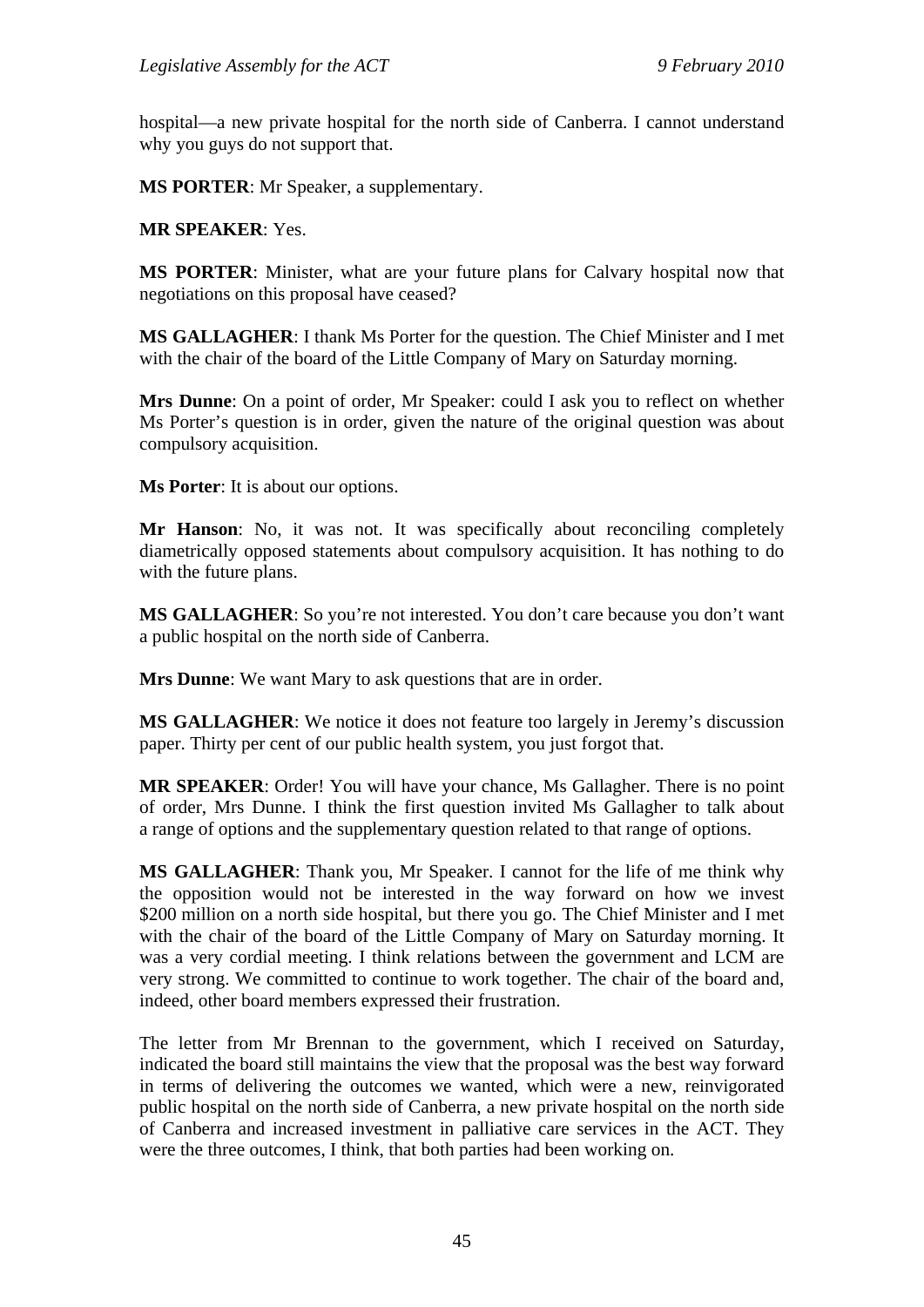hospital—a new private hospital for the north side of Canberra. I cannot understand why you guys do not support that.

**MS PORTER**: Mr Speaker, a supplementary.

**MR SPEAKER**: Yes.

**MS PORTER**: Minister, what are your future plans for Calvary hospital now that negotiations on this proposal have ceased?

**MS GALLAGHER**: I thank Ms Porter for the question. The Chief Minister and I met with the chair of the board of the Little Company of Mary on Saturday morning.

**Mrs Dunne**: On a point of order, Mr Speaker: could I ask you to reflect on whether Ms Porter's question is in order, given the nature of the original question was about compulsory acquisition.

**Ms Porter**: It is about our options.

**Mr Hanson**: No, it was not. It was specifically about reconciling completely diametrically opposed statements about compulsory acquisition. It has nothing to do with the future plans.

**MS GALLAGHER**: So you're not interested. You don't care because you don't want a public hospital on the north side of Canberra.

**Mrs Dunne**: We want Mary to ask questions that are in order.

**MS GALLAGHER**: We notice it does not feature too largely in Jeremy's discussion paper. Thirty per cent of our public health system, you just forgot that.

**MR SPEAKER**: Order! You will have your chance, Ms Gallagher. There is no point of order, Mrs Dunne. I think the first question invited Ms Gallagher to talk about a range of options and the supplementary question related to that range of options.

**MS GALLAGHER**: Thank you, Mr Speaker. I cannot for the life of me think why the opposition would not be interested in the way forward on how we invest $200 million on a north side hospital, but there you go. The Chief Minister and I met with the chair of the board of the Little Company of Mary on Saturday morning. It was a very cordial meeting. I think relations between the government and LCM are very strong. We committed to continue to work together. The chair of the board and, indeed, other board members expressed their frustration.

The letter from Mr Brennan to the government, which I received on Saturday, indicated the board still maintains the view that the proposal was the best way forward in terms of delivering the outcomes we wanted, which were a new, reinvigorated public hospital on the north side of Canberra, a new private hospital on the north side of Canberra and increased investment in palliative care services in the ACT. They were the three outcomes, I think, that both parties had been working on.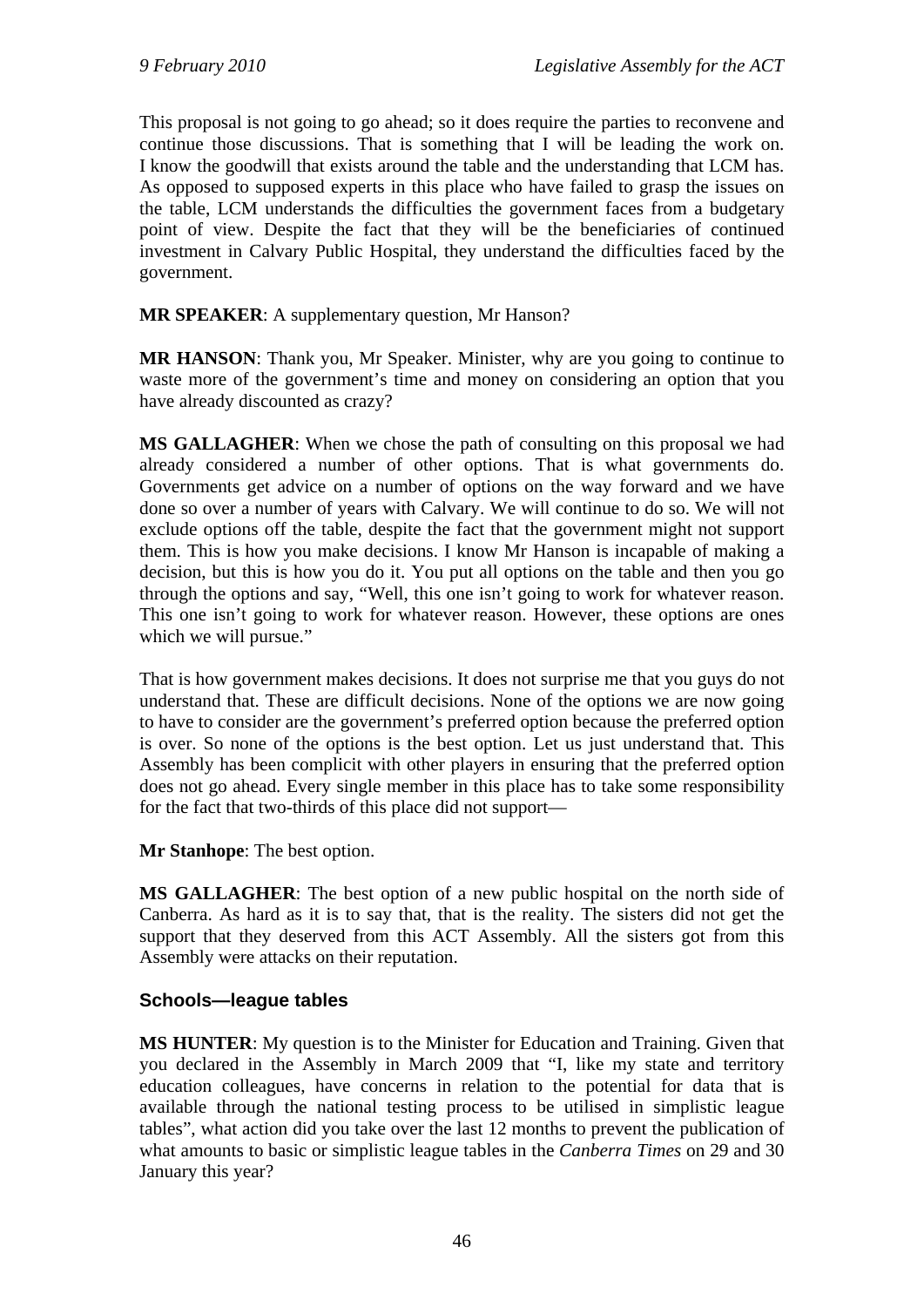This proposal is not going to go ahead; so it does require the parties to reconvene and continue those discussions. That is something that I will be leading the work on. I know the goodwill that exists around the table and the understanding that LCM has. As opposed to supposed experts in this place who have failed to grasp the issues on the table, LCM understands the difficulties the government faces from a budgetary point of view. Despite the fact that they will be the beneficiaries of continued investment in Calvary Public Hospital, they understand the difficulties faced by the government.

**MR SPEAKER**: A supplementary question, Mr Hanson?

**MR HANSON**: Thank you, Mr Speaker. Minister, why are you going to continue to waste more of the government's time and money on considering an option that you have already discounted as crazy?

**MS GALLAGHER**: When we chose the path of consulting on this proposal we had already considered a number of other options. That is what governments do. Governments get advice on a number of options on the way forward and we have done so over a number of years with Calvary. We will continue to do so. We will not exclude options off the table, despite the fact that the government might not support them. This is how you make decisions. I know Mr Hanson is incapable of making a decision, but this is how you do it. You put all options on the table and then you go through the options and say, "Well, this one isn't going to work for whatever reason. This one isn't going to work for whatever reason. However, these options are ones which we will pursue."

That is how government makes decisions. It does not surprise me that you guys do not understand that. These are difficult decisions. None of the options we are now going to have to consider are the government's preferred option because the preferred option is over. So none of the options is the best option. Let us just understand that. This Assembly has been complicit with other players in ensuring that the preferred option does not go ahead. Every single member in this place has to take some responsibility for the fact that two-thirds of this place did not support—

**Mr Stanhope**: The best option.

**MS GALLAGHER**: The best option of a new public hospital on the north side of Canberra. As hard as it is to say that, that is the reality. The sisters did not get the support that they deserved from this ACT Assembly. All the sisters got from this Assembly were attacks on their reputation.

### Schools—league tables

**MS HUNTER**: My question is to the Minister for Education and Training. Given that you declared in the Assembly in March 2009 that "I, like my state and territory education colleagues, have concerns in relation to the potential for data that is available through the national testing process to be utilised in simplistic league tables", what action did you take over the last 12 months to prevent the publication of what amounts to basic or simplistic league tables in the *Canberra Times* on 29 and 30 January this year?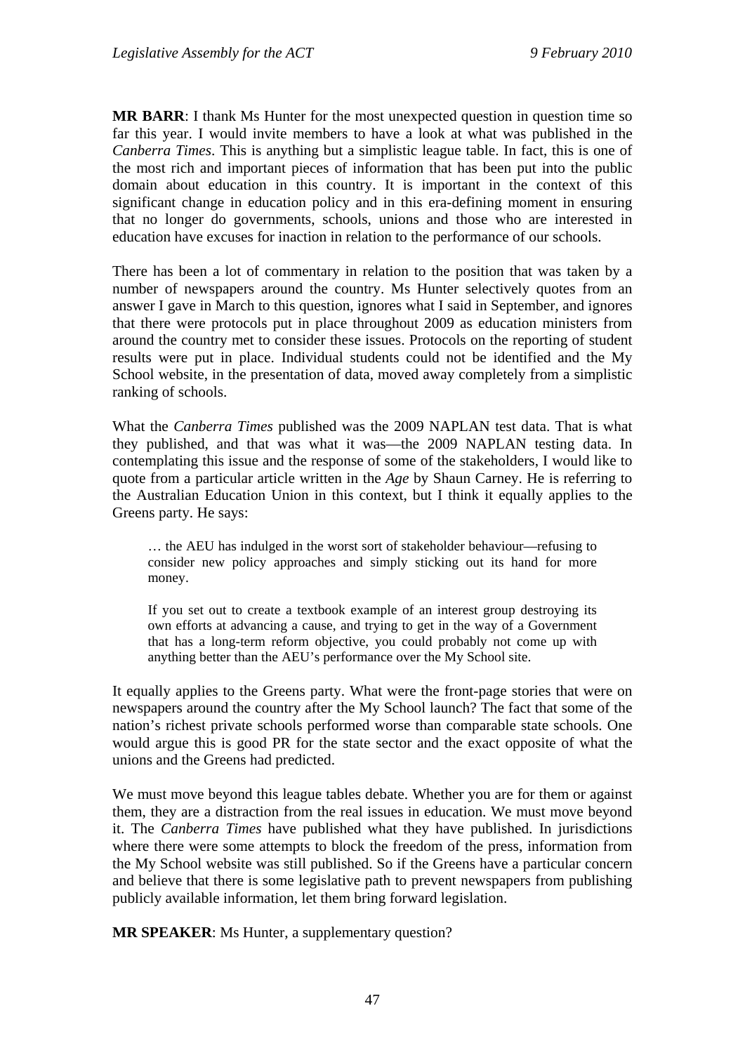**MR BARR**: I thank Ms Hunter for the most unexpected question in question time so far this year. I would invite members to have a look at what was published in the *Canberra Times*. This is anything but a simplistic league table. In fact, this is one of the most rich and important pieces of information that has been put into the public domain about education in this country. It is important in the context of this significant change in education policy and in this era-defining moment in ensuring that no longer do governments, schools, unions and those who are interested in education have excuses for inaction in relation to the performance of our schools.

There has been a lot of commentary in relation to the position that was taken by a number of newspapers around the country. Ms Hunter selectively quotes from an answer I gave in March to this question, ignores what I said in September, and ignores that there were protocols put in place throughout 2009 as education ministers from around the country met to consider these issues. Protocols on the reporting of student results were put in place. Individual students could not be identified and the My School website, in the presentation of data, moved away completely from a simplistic ranking of schools.

What the *Canberra Times* published was the 2009 NAPLAN test data. That is what they published, and that was what it was—the 2009 NAPLAN testing data. In contemplating this issue and the response of some of the stakeholders, I would like to quote from a particular article written in the *Age* by Shaun Carney. He is referring to the Australian Education Union in this context, but I think it equally applies to the Greens party. He says:

> … the AEU has indulged in the worst sort of stakeholder behaviour—refusing to consider new policy approaches and simply sticking out its hand for more money.
>
> If you set out to create a textbook example of an interest group destroying its own efforts at advancing a cause, and trying to get in the way of a Government that has a long-term reform objective, you could probably not come up with anything better than the AEU's performance over the My School site.

It equally applies to the Greens party. What were the front-page stories that were on newspapers around the country after the My School launch? The fact that some of the nation's richest private schools performed worse than comparable state schools. One would argue this is good PR for the state sector and the exact opposite of what the unions and the Greens had predicted.

We must move beyond this league tables debate. Whether you are for them or against them, they are a distraction from the real issues in education. We must move beyond it. The *Canberra Times* have published what they have published. In jurisdictions where there were some attempts to block the freedom of the press, information from the My School website was still published. So if the Greens have a particular concern and believe that there is some legislative path to prevent newspapers from publishing publicly available information, let them bring forward legislation.

**MR SPEAKER**: Ms Hunter, a supplementary question?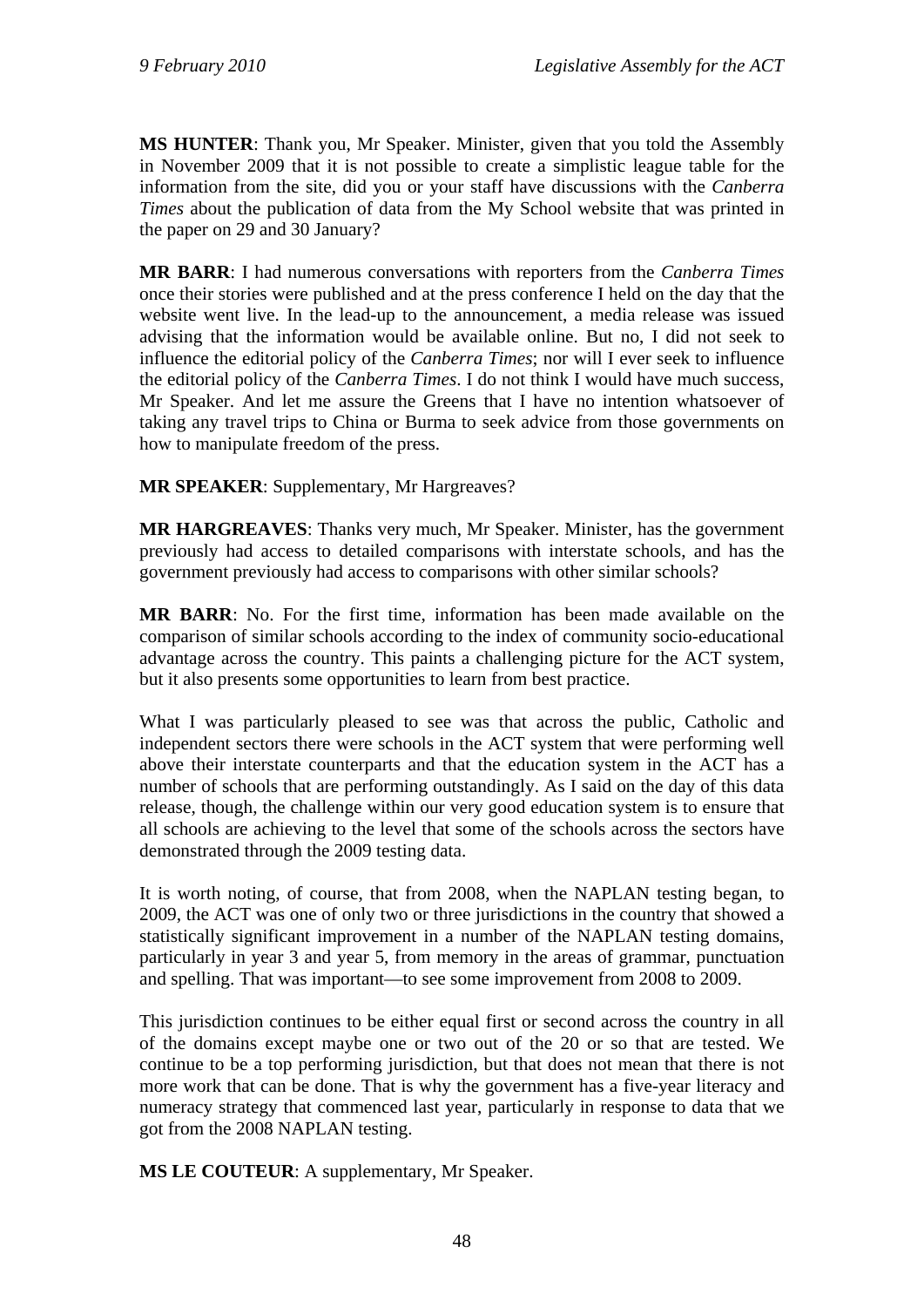**MS HUNTER**: Thank you, Mr Speaker. Minister, given that you told the Assembly in November 2009 that it is not possible to create a simplistic league table for the information from the site, did you or your staff have discussions with the *Canberra Times* about the publication of data from the My School website that was printed in the paper on 29 and 30 January?

**MR BARR**: I had numerous conversations with reporters from the *Canberra Times* once their stories were published and at the press conference I held on the day that the website went live. In the lead-up to the announcement, a media release was issued advising that the information would be available online. But no, I did not seek to influence the editorial policy of the *Canberra Times*; nor will I ever seek to influence the editorial policy of the *Canberra Times*. I do not think I would have much success, Mr Speaker. And let me assure the Greens that I have no intention whatsoever of taking any travel trips to China or Burma to seek advice from those governments on how to manipulate freedom of the press.

**MR SPEAKER**: Supplementary, Mr Hargreaves?

**MR HARGREAVES**: Thanks very much, Mr Speaker. Minister, has the government previously had access to detailed comparisons with interstate schools, and has the government previously had access to comparisons with other similar schools?

**MR BARR**: No. For the first time, information has been made available on the comparison of similar schools according to the index of community socio-educational advantage across the country. This paints a challenging picture for the ACT system, but it also presents some opportunities to learn from best practice.

What I was particularly pleased to see was that across the public, Catholic and independent sectors there were schools in the ACT system that were performing well above their interstate counterparts and that the education system in the ACT has a number of schools that are performing outstandingly. As I said on the day of this data release, though, the challenge within our very good education system is to ensure that all schools are achieving to the level that some of the schools across the sectors have demonstrated through the 2009 testing data.

It is worth noting, of course, that from 2008, when the NAPLAN testing began, to 2009, the ACT was one of only two or three jurisdictions in the country that showed a statistically significant improvement in a number of the NAPLAN testing domains, particularly in year 3 and year 5, from memory in the areas of grammar, punctuation and spelling. That was important—to see some improvement from 2008 to 2009.

This jurisdiction continues to be either equal first or second across the country in all of the domains except maybe one or two out of the 20 or so that are tested. We continue to be a top performing jurisdiction, but that does not mean that there is not more work that can be done. That is why the government has a five-year literacy and numeracy strategy that commenced last year, particularly in response to data that we got from the 2008 NAPLAN testing.

**MS LE COUTEUR**: A supplementary, Mr Speaker.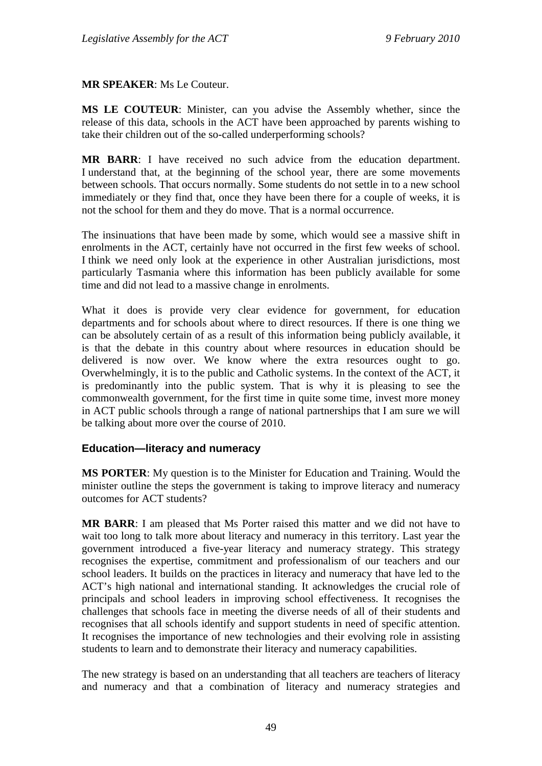**MR SPEAKER**: Ms Le Couteur.

**MS LE COUTEUR**: Minister, can you advise the Assembly whether, since the release of this data, schools in the ACT have been approached by parents wishing to take their children out of the so-called underperforming schools?

**MR BARR**: I have received no such advice from the education department. I understand that, at the beginning of the school year, there are some movements between schools. That occurs normally. Some students do not settle in to a new school immediately or they find that, once they have been there for a couple of weeks, it is not the school for them and they do move. That is a normal occurrence.

The insinuations that have been made by some, which would see a massive shift in enrolments in the ACT, certainly have not occurred in the first few weeks of school. I think we need only look at the experience in other Australian jurisdictions, most particularly Tasmania where this information has been publicly available for some time and did not lead to a massive change in enrolments.

What it does is provide very clear evidence for government, for education departments and for schools about where to direct resources. If there is one thing we can be absolutely certain of as a result of this information being publicly available, it is that the debate in this country about where resources in education should be delivered is now over. We know where the extra resources ought to go. Overwhelmingly, it is to the public and Catholic systems. In the context of the ACT, it is predominantly into the public system. That is why it is pleasing to see the commonwealth government, for the first time in quite some time, invest more money in ACT public schools through a range of national partnerships that I am sure we will be talking about more over the course of 2010.

## Education—literacy and numeracy

**MS PORTER**: My question is to the Minister for Education and Training. Would the minister outline the steps the government is taking to improve literacy and numeracy outcomes for ACT students?

**MR BARR**: I am pleased that Ms Porter raised this matter and we did not have to wait too long to talk more about literacy and numeracy in this territory. Last year the government introduced a five-year literacy and numeracy strategy. This strategy recognises the expertise, commitment and professionalism of our teachers and our school leaders. It builds on the practices in literacy and numeracy that have led to the ACT's high national and international standing. It acknowledges the crucial role of principals and school leaders in improving school effectiveness. It recognises the challenges that schools face in meeting the diverse needs of all of their students and recognises that all schools identify and support students in need of specific attention. It recognises the importance of new technologies and their evolving role in assisting students to learn and to demonstrate their literacy and numeracy capabilities.

The new strategy is based on an understanding that all teachers are teachers of literacy and numeracy and that a combination of literacy and numeracy strategies and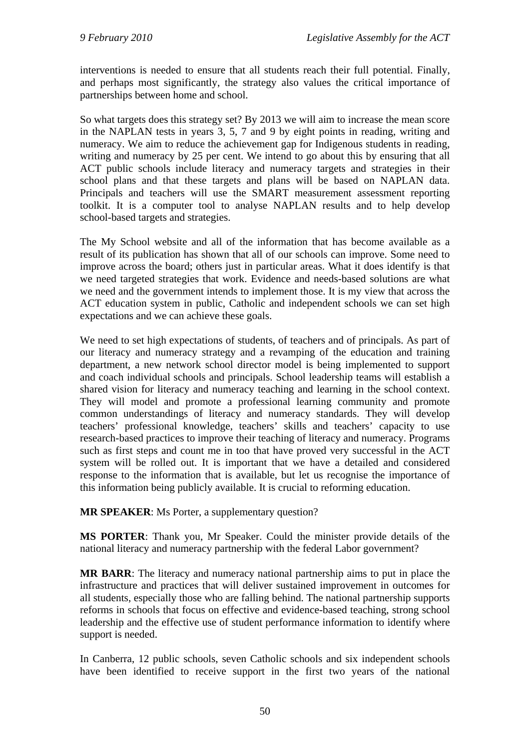interventions is needed to ensure that all students reach their full potential. Finally, and perhaps most significantly, the strategy also values the critical importance of partnerships between home and school.

So what targets does this strategy set? By 2013 we will aim to increase the mean score in the NAPLAN tests in years 3, 5, 7 and 9 by eight points in reading, writing and numeracy. We aim to reduce the achievement gap for Indigenous students in reading, writing and numeracy by 25 per cent. We intend to go about this by ensuring that all ACT public schools include literacy and numeracy targets and strategies in their school plans and that these targets and plans will be based on NAPLAN data. Principals and teachers will use the SMART measurement assessment reporting toolkit. It is a computer tool to analyse NAPLAN results and to help develop school-based targets and strategies.

The My School website and all of the information that has become available as a result of its publication has shown that all of our schools can improve. Some need to improve across the board; others just in particular areas. What it does identify is that we need targeted strategies that work. Evidence and needs-based solutions are what we need and the government intends to implement those. It is my view that across the ACT education system in public, Catholic and independent schools we can set high expectations and we can achieve these goals.

We need to set high expectations of students, of teachers and of principals. As part of our literacy and numeracy strategy and a revamping of the education and training department, a new network school director model is being implemented to support and coach individual schools and principals. School leadership teams will establish a shared vision for literacy and numeracy teaching and learning in the school context. They will model and promote a professional learning community and promote common understandings of literacy and numeracy standards. They will develop teachers' professional knowledge, teachers' skills and teachers' capacity to use research-based practices to improve their teaching of literacy and numeracy. Programs such as first steps and count me in too that have proved very successful in the ACT system will be rolled out. It is important that we have a detailed and considered response to the information that is available, but let us recognise the importance of this information being publicly available. It is crucial to reforming education.

**MR SPEAKER**: Ms Porter, a supplementary question?

**MS PORTER**: Thank you, Mr Speaker. Could the minister provide details of the national literacy and numeracy partnership with the federal Labor government?

**MR BARR**: The literacy and numeracy national partnership aims to put in place the infrastructure and practices that will deliver sustained improvement in outcomes for all students, especially those who are falling behind. The national partnership supports reforms in schools that focus on effective and evidence-based teaching, strong school leadership and the effective use of student performance information to identify where support is needed.

In Canberra, 12 public schools, seven Catholic schools and six independent schools have been identified to receive support in the first two years of the national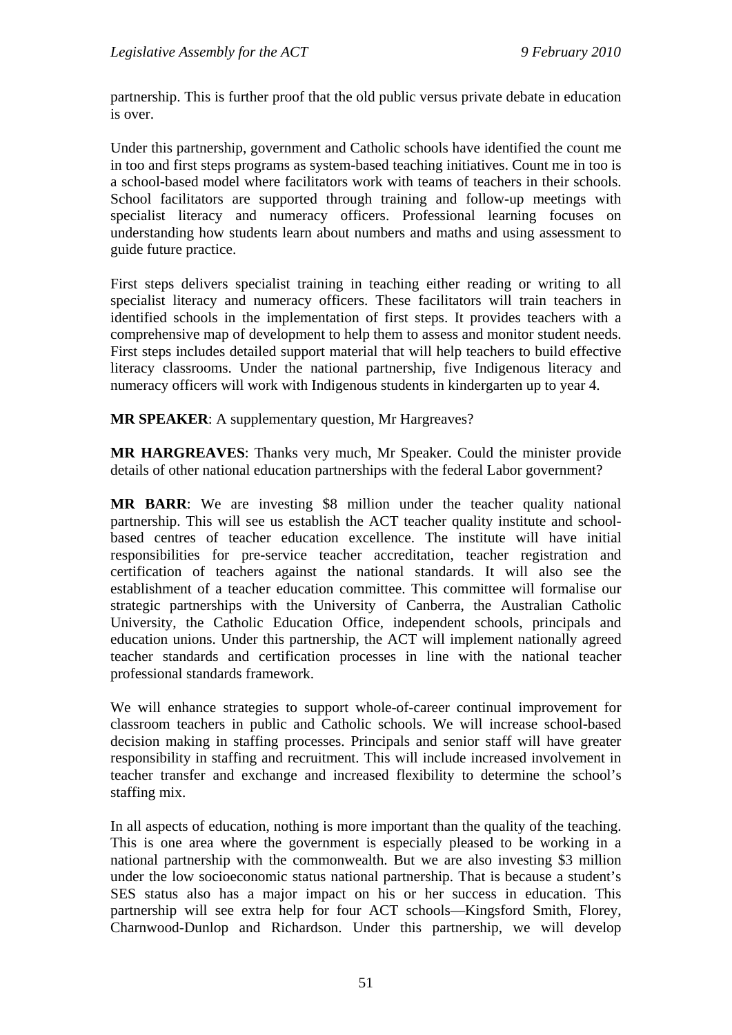partnership. This is further proof that the old public versus private debate in education is over.

Under this partnership, government and Catholic schools have identified the count me in too and first steps programs as system-based teaching initiatives. Count me in too is a school-based model where facilitators work with teams of teachers in their schools. School facilitators are supported through training and follow-up meetings with specialist literacy and numeracy officers. Professional learning focuses on understanding how students learn about numbers and maths and using assessment to guide future practice.

First steps delivers specialist training in teaching either reading or writing to all specialist literacy and numeracy officers. These facilitators will train teachers in identified schools in the implementation of first steps. It provides teachers with a comprehensive map of development to help them to assess and monitor student needs. First steps includes detailed support material that will help teachers to build effective literacy classrooms. Under the national partnership, five Indigenous literacy and numeracy officers will work with Indigenous students in kindergarten up to year 4.

**MR SPEAKER**: A supplementary question, Mr Hargreaves?

**MR HARGREAVES**: Thanks very much, Mr Speaker. Could the minister provide details of other national education partnerships with the federal Labor government?

**MR BARR**: We are investing $8 million under the teacher quality national partnership. This will see us establish the ACT teacher quality institute and school-based centres of teacher education excellence. The institute will have initial responsibilities for pre-service teacher accreditation, teacher registration and certification of teachers against the national standards. It will also see the establishment of a teacher education committee. This committee will formalise our strategic partnerships with the University of Canberra, the Australian Catholic University, the Catholic Education Office, independent schools, principals and education unions. Under this partnership, the ACT will implement nationally agreed teacher standards and certification processes in line with the national teacher professional standards framework.

We will enhance strategies to support whole-of-career continual improvement for classroom teachers in public and Catholic schools. We will increase school-based decision making in staffing processes. Principals and senior staff will have greater responsibility in staffing and recruitment. This will include increased involvement in teacher transfer and exchange and increased flexibility to determine the school's staffing mix.

In all aspects of education, nothing is more important than the quality of the teaching. This is one area where the government is especially pleased to be working in a national partnership with the commonwealth. But we are also investing $3 million under the low socioeconomic status national partnership. That is because a student's SES status also has a major impact on his or her success in education. This partnership will see extra help for four ACT schools—Kingsford Smith, Florey, Charnwood-Dunlop and Richardson. Under this partnership, we will develop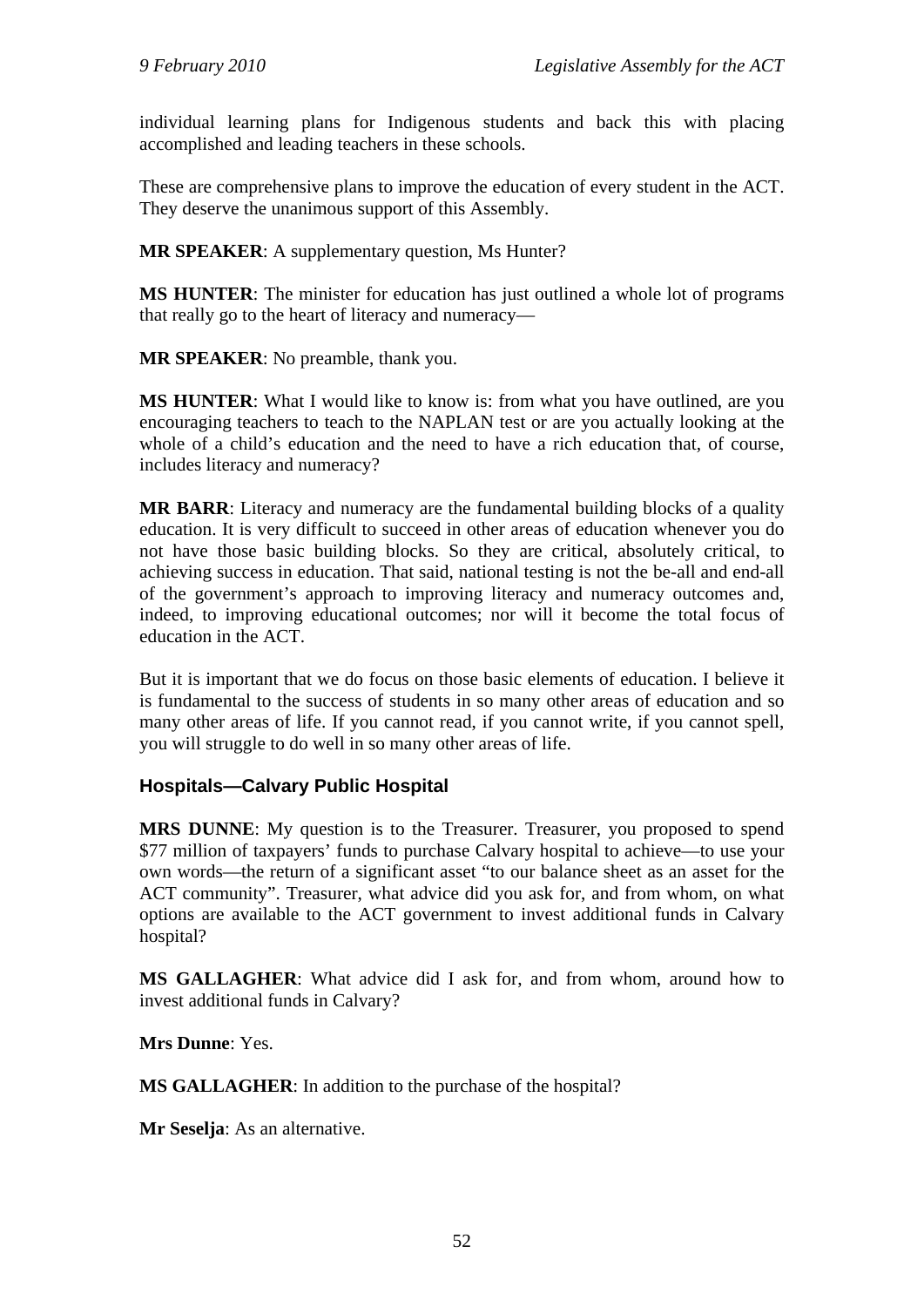individual learning plans for Indigenous students and back this with placing accomplished and leading teachers in these schools.

These are comprehensive plans to improve the education of every student in the ACT. They deserve the unanimous support of this Assembly.

**MR SPEAKER**: A supplementary question, Ms Hunter?

**MS HUNTER**: The minister for education has just outlined a whole lot of programs that really go to the heart of literacy and numeracy—

**MR SPEAKER**: No preamble, thank you.

**MS HUNTER**: What I would like to know is: from what you have outlined, are you encouraging teachers to teach to the NAPLAN test or are you actually looking at the whole of a child's education and the need to have a rich education that, of course, includes literacy and numeracy?

**MR BARR**: Literacy and numeracy are the fundamental building blocks of a quality education. It is very difficult to succeed in other areas of education whenever you do not have those basic building blocks. So they are critical, absolutely critical, to achieving success in education. That said, national testing is not the be-all and end-all of the government's approach to improving literacy and numeracy outcomes and, indeed, to improving educational outcomes; nor will it become the total focus of education in the ACT.

But it is important that we do focus on those basic elements of education. I believe it is fundamental to the success of students in so many other areas of education and so many other areas of life. If you cannot read, if you cannot write, if you cannot spell, you will struggle to do well in so many other areas of life.

### Hospitals—Calvary Public Hospital

**MRS DUNNE**: My question is to the Treasurer. Treasurer, you proposed to spend \$77 million of taxpayers' funds to purchase Calvary hospital to achieve—to use your own words—the return of a significant asset "to our balance sheet as an asset for the ACT community". Treasurer, what advice did you ask for, and from whom, on what options are available to the ACT government to invest additional funds in Calvary hospital?

**MS GALLAGHER**: What advice did I ask for, and from whom, around how to invest additional funds in Calvary?

**Mrs Dunne**: Yes.

**MS GALLAGHER**: In addition to the purchase of the hospital?

**Mr Seselja**: As an alternative.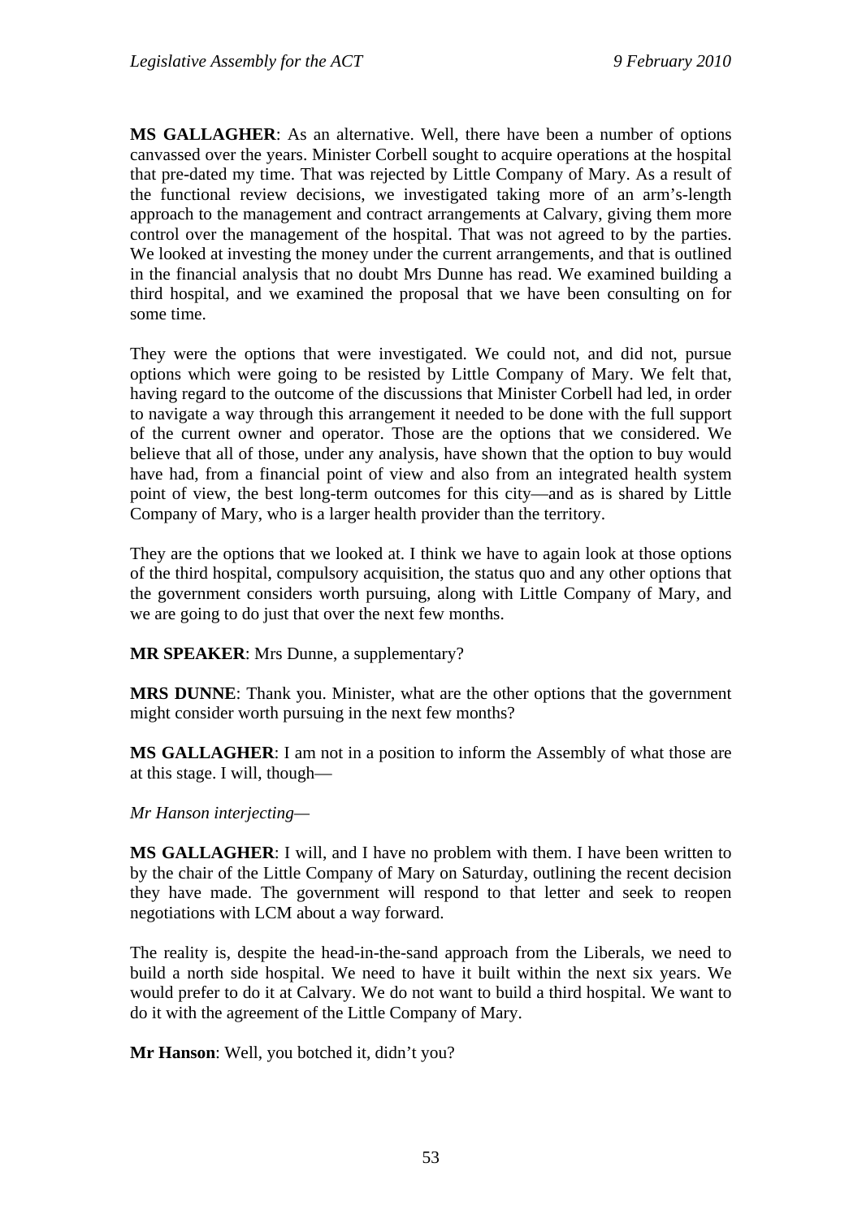**MS GALLAGHER**: As an alternative. Well, there have been a number of options canvassed over the years. Minister Corbell sought to acquire operations at the hospital that pre-dated my time. That was rejected by Little Company of Mary. As a result of the functional review decisions, we investigated taking more of an arm's-length approach to the management and contract arrangements at Calvary, giving them more control over the management of the hospital. That was not agreed to by the parties. We looked at investing the money under the current arrangements, and that is outlined in the financial analysis that no doubt Mrs Dunne has read. We examined building a third hospital, and we examined the proposal that we have been consulting on for some time.

They were the options that were investigated. We could not, and did not, pursue options which were going to be resisted by Little Company of Mary. We felt that, having regard to the outcome of the discussions that Minister Corbell had led, in order to navigate a way through this arrangement it needed to be done with the full support of the current owner and operator. Those are the options that we considered. We believe that all of those, under any analysis, have shown that the option to buy would have had, from a financial point of view and also from an integrated health system point of view, the best long-term outcomes for this city—and as is shared by Little Company of Mary, who is a larger health provider than the territory.

They are the options that we looked at. I think we have to again look at those options of the third hospital, compulsory acquisition, the status quo and any other options that the government considers worth pursuing, along with Little Company of Mary, and we are going to do just that over the next few months.

**MR SPEAKER**: Mrs Dunne, a supplementary?

**MRS DUNNE**: Thank you. Minister, what are the other options that the government might consider worth pursuing in the next few months?

**MS GALLAGHER**: I am not in a position to inform the Assembly of what those are at this stage. I will, though—

*Mr Hanson interjecting*—

**MS GALLAGHER**: I will, and I have no problem with them. I have been written to by the chair of the Little Company of Mary on Saturday, outlining the recent decision they have made. The government will respond to that letter and seek to reopen negotiations with LCM about a way forward.

The reality is, despite the head-in-the-sand approach from the Liberals, we need to build a north side hospital. We need to have it built within the next six years. We would prefer to do it at Calvary. We do not want to build a third hospital. We want to do it with the agreement of the Little Company of Mary.

**Mr Hanson**: Well, you botched it, didn't you?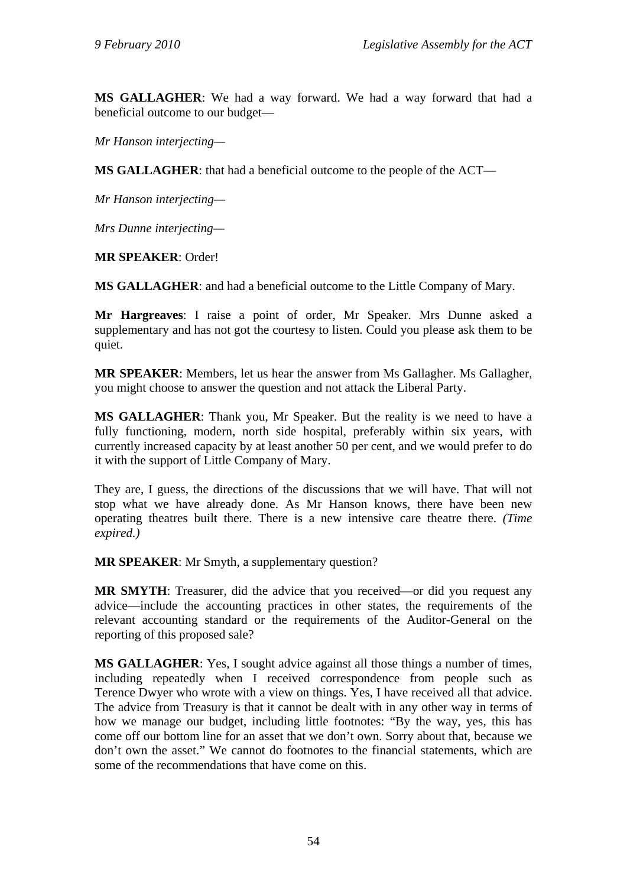**MS GALLAGHER**: We had a way forward. We had a way forward that had a beneficial outcome to our budget—

*Mr Hanson interjecting*—

**MS GALLAGHER**: that had a beneficial outcome to the people of the ACT—

*Mr Hanson interjecting*—

*Mrs Dunne interjecting*—

**MR SPEAKER**: Order!

**MS GALLAGHER**: and had a beneficial outcome to the Little Company of Mary.

**Mr Hargreaves**: I raise a point of order, Mr Speaker. Mrs Dunne asked a supplementary and has not got the courtesy to listen. Could you please ask them to be quiet.

**MR SPEAKER**: Members, let us hear the answer from Ms Gallagher. Ms Gallagher, you might choose to answer the question and not attack the Liberal Party.

**MS GALLAGHER**: Thank you, Mr Speaker. But the reality is we need to have a fully functioning, modern, north side hospital, preferably within six years, with currently increased capacity by at least another 50 per cent, and we would prefer to do it with the support of Little Company of Mary.

They are, I guess, the directions of the discussions that we will have. That will not stop what we have already done. As Mr Hanson knows, there have been new operating theatres built there. There is a new intensive care theatre there. *(Time expired.)*

**MR SPEAKER**: Mr Smyth, a supplementary question?

**MR SMYTH**: Treasurer, did the advice that you received—or did you request any advice—include the accounting practices in other states, the requirements of the relevant accounting standard or the requirements of the Auditor-General on the reporting of this proposed sale?

**MS GALLAGHER**: Yes, I sought advice against all those things a number of times, including repeatedly when I received correspondence from people such as Terence Dwyer who wrote with a view on things. Yes, I have received all that advice. The advice from Treasury is that it cannot be dealt with in any other way in terms of how we manage our budget, including little footnotes: "By the way, yes, this has come off our bottom line for an asset that we don't own. Sorry about that, because we don't own the asset." We cannot do footnotes to the financial statements, which are some of the recommendations that have come on this.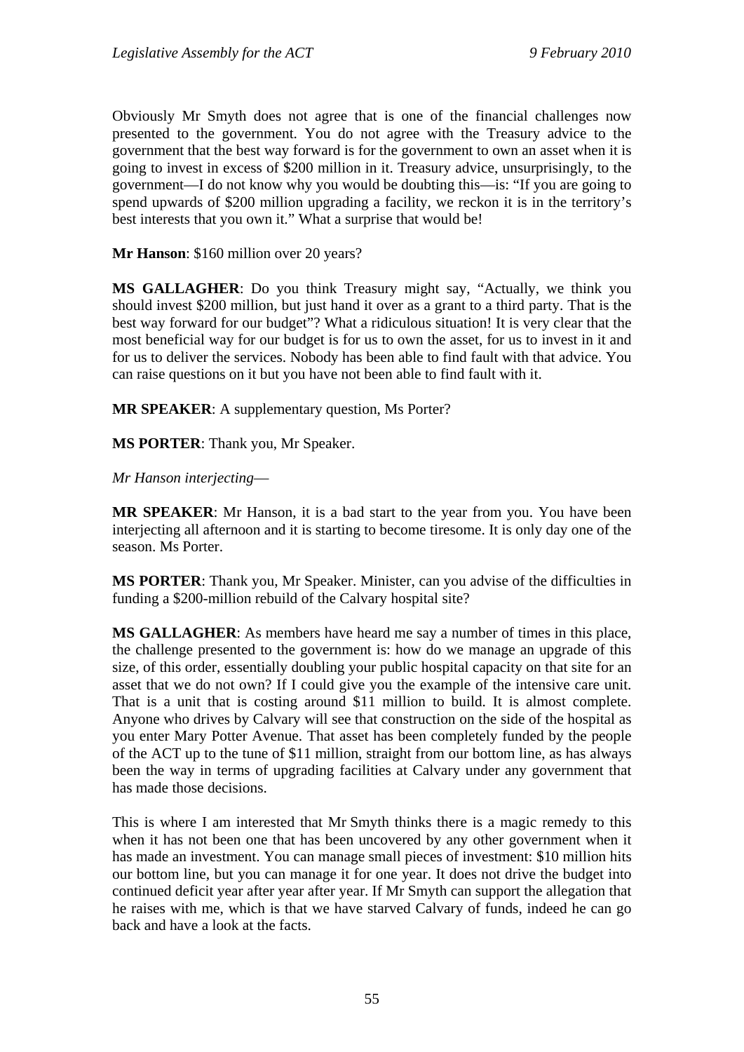Obviously Mr Smyth does not agree that is one of the financial challenges now presented to the government. You do not agree with the Treasury advice to the government that the best way forward is for the government to own an asset when it is going to invest in excess of $200 million in it. Treasury advice, unsurprisingly, to the government—I do not know why you would be doubting this—is: "If you are going to spend upwards of $200 million upgrading a facility, we reckon it is in the territory's best interests that you own it." What a surprise that would be!

**Mr Hanson**: $160 million over 20 years?

**MS GALLAGHER**: Do you think Treasury might say, "Actually, we think you should invest $200 million, but just hand it over as a grant to a third party. That is the best way forward for our budget"? What a ridiculous situation! It is very clear that the most beneficial way for our budget is for us to own the asset, for us to invest in it and for us to deliver the services. Nobody has been able to find fault with that advice. You can raise questions on it but you have not been able to find fault with it.

**MR SPEAKER**: A supplementary question, Ms Porter?

**MS PORTER**: Thank you, Mr Speaker.

*Mr Hanson interjecting*—

**MR SPEAKER**: Mr Hanson, it is a bad start to the year from you. You have been interjecting all afternoon and it is starting to become tiresome. It is only day one of the season. Ms Porter.

**MS PORTER**: Thank you, Mr Speaker. Minister, can you advise of the difficulties in funding a $200-million rebuild of the Calvary hospital site?

**MS GALLAGHER**: As members have heard me say a number of times in this place, the challenge presented to the government is: how do we manage an upgrade of this size, of this order, essentially doubling your public hospital capacity on that site for an asset that we do not own? If I could give you the example of the intensive care unit. That is a unit that is costing around $11 million to build. It is almost complete. Anyone who drives by Calvary will see that construction on the side of the hospital as you enter Mary Potter Avenue. That asset has been completely funded by the people of the ACT up to the tune of $11 million, straight from our bottom line, as has always been the way in terms of upgrading facilities at Calvary under any government that has made those decisions.

This is where I am interested that Mr Smyth thinks there is a magic remedy to this when it has not been one that has been uncovered by any other government when it has made an investment. You can manage small pieces of investment: $10 million hits our bottom line, but you can manage it for one year. It does not drive the budget into continued deficit year after year after year. If Mr Smyth can support the allegation that he raises with me, which is that we have starved Calvary of funds, indeed he can go back and have a look at the facts.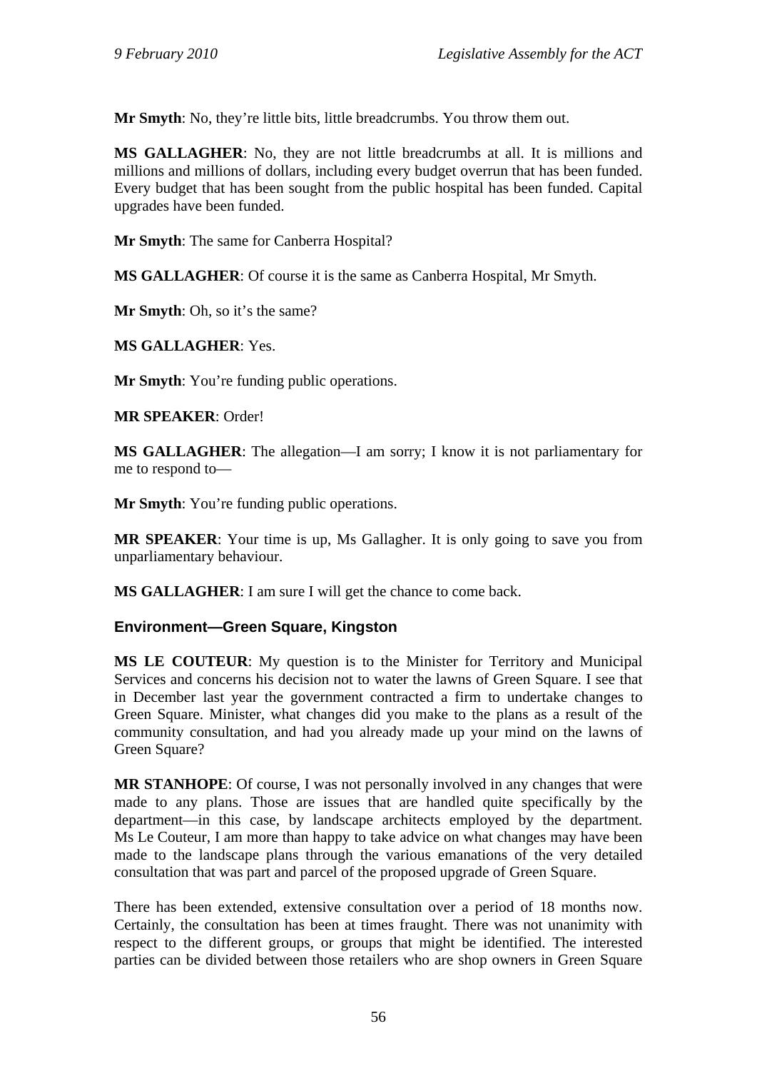**Mr Smyth**: No, they're little bits, little breadcrumbs. You throw them out.

**MS GALLAGHER**: No, they are not little breadcrumbs at all. It is millions and millions and millions of dollars, including every budget overrun that has been funded. Every budget that has been sought from the public hospital has been funded. Capital upgrades have been funded.

**Mr Smyth**: The same for Canberra Hospital?

**MS GALLAGHER**: Of course it is the same as Canberra Hospital, Mr Smyth.

**Mr Smyth**: Oh, so it's the same?

**MS GALLAGHER**: Yes.

**Mr Smyth**: You're funding public operations.

**MR SPEAKER**: Order!

**MS GALLAGHER**: The allegation—I am sorry; I know it is not parliamentary for me to respond to—

**Mr Smyth**: You're funding public operations.

**MR SPEAKER**: Your time is up, Ms Gallagher. It is only going to save you from unparliamentary behaviour.

**MS GALLAGHER**: I am sure I will get the chance to come back.

### Environment—Green Square, Kingston

**MS LE COUTEUR**: My question is to the Minister for Territory and Municipal Services and concerns his decision not to water the lawns of Green Square. I see that in December last year the government contracted a firm to undertake changes to Green Square. Minister, what changes did you make to the plans as a result of the community consultation, and had you already made up your mind on the lawns of Green Square?

**MR STANHOPE**: Of course, I was not personally involved in any changes that were made to any plans. Those are issues that are handled quite specifically by the department—in this case, by landscape architects employed by the department. Ms Le Couteur, I am more than happy to take advice on what changes may have been made to the landscape plans through the various emanations of the very detailed consultation that was part and parcel of the proposed upgrade of Green Square.

There has been extended, extensive consultation over a period of 18 months now. Certainly, the consultation has been at times fraught. There was not unanimity with respect to the different groups, or groups that might be identified. The interested parties can be divided between those retailers who are shop owners in Green Square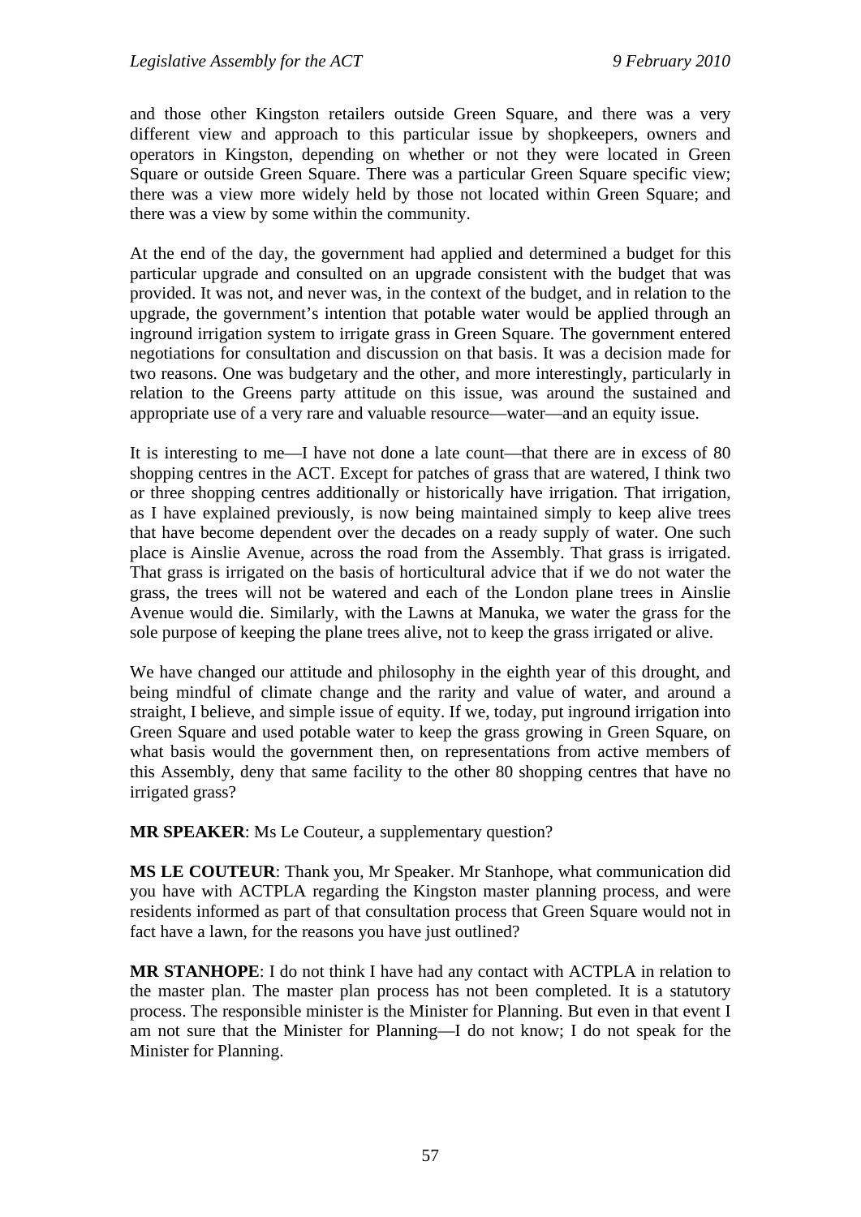and those other Kingston retailers outside Green Square, and there was a very different view and approach to this particular issue by shopkeepers, owners and operators in Kingston, depending on whether or not they were located in Green Square or outside Green Square. There was a particular Green Square specific view; there was a view more widely held by those not located within Green Square; and there was a view by some within the community.

At the end of the day, the government had applied and determined a budget for this particular upgrade and consulted on an upgrade consistent with the budget that was provided. It was not, and never was, in the context of the budget, and in relation to the upgrade, the government's intention that potable water would be applied through an inground irrigation system to irrigate grass in Green Square. The government entered negotiations for consultation and discussion on that basis. It was a decision made for two reasons. One was budgetary and the other, and more interestingly, particularly in relation to the Greens party attitude on this issue, was around the sustained and appropriate use of a very rare and valuable resource—water—and an equity issue.

It is interesting to me—I have not done a late count—that there are in excess of 80 shopping centres in the ACT. Except for patches of grass that are watered, I think two or three shopping centres additionally or historically have irrigation. That irrigation, as I have explained previously, is now being maintained simply to keep alive trees that have become dependent over the decades on a ready supply of water. One such place is Ainslie Avenue, across the road from the Assembly. That grass is irrigated. That grass is irrigated on the basis of horticultural advice that if we do not water the grass, the trees will not be watered and each of the London plane trees in Ainslie Avenue would die. Similarly, with the Lawns at Manuka, we water the grass for the sole purpose of keeping the plane trees alive, not to keep the grass irrigated or alive.

We have changed our attitude and philosophy in the eighth year of this drought, and being mindful of climate change and the rarity and value of water, and around a straight, I believe, and simple issue of equity. If we, today, put inground irrigation into Green Square and used potable water to keep the grass growing in Green Square, on what basis would the government then, on representations from active members of this Assembly, deny that same facility to the other 80 shopping centres that have no irrigated grass?

**MR SPEAKER**: Ms Le Couteur, a supplementary question?

**MS LE COUTEUR**: Thank you, Mr Speaker. Mr Stanhope, what communication did you have with ACTPLA regarding the Kingston master planning process, and were residents informed as part of that consultation process that Green Square would not in fact have a lawn, for the reasons you have just outlined?

**MR STANHOPE**: I do not think I have had any contact with ACTPLA in relation to the master plan. The master plan process has not been completed. It is a statutory process. The responsible minister is the Minister for Planning. But even in that event I am not sure that the Minister for Planning—I do not know; I do not speak for the Minister for Planning.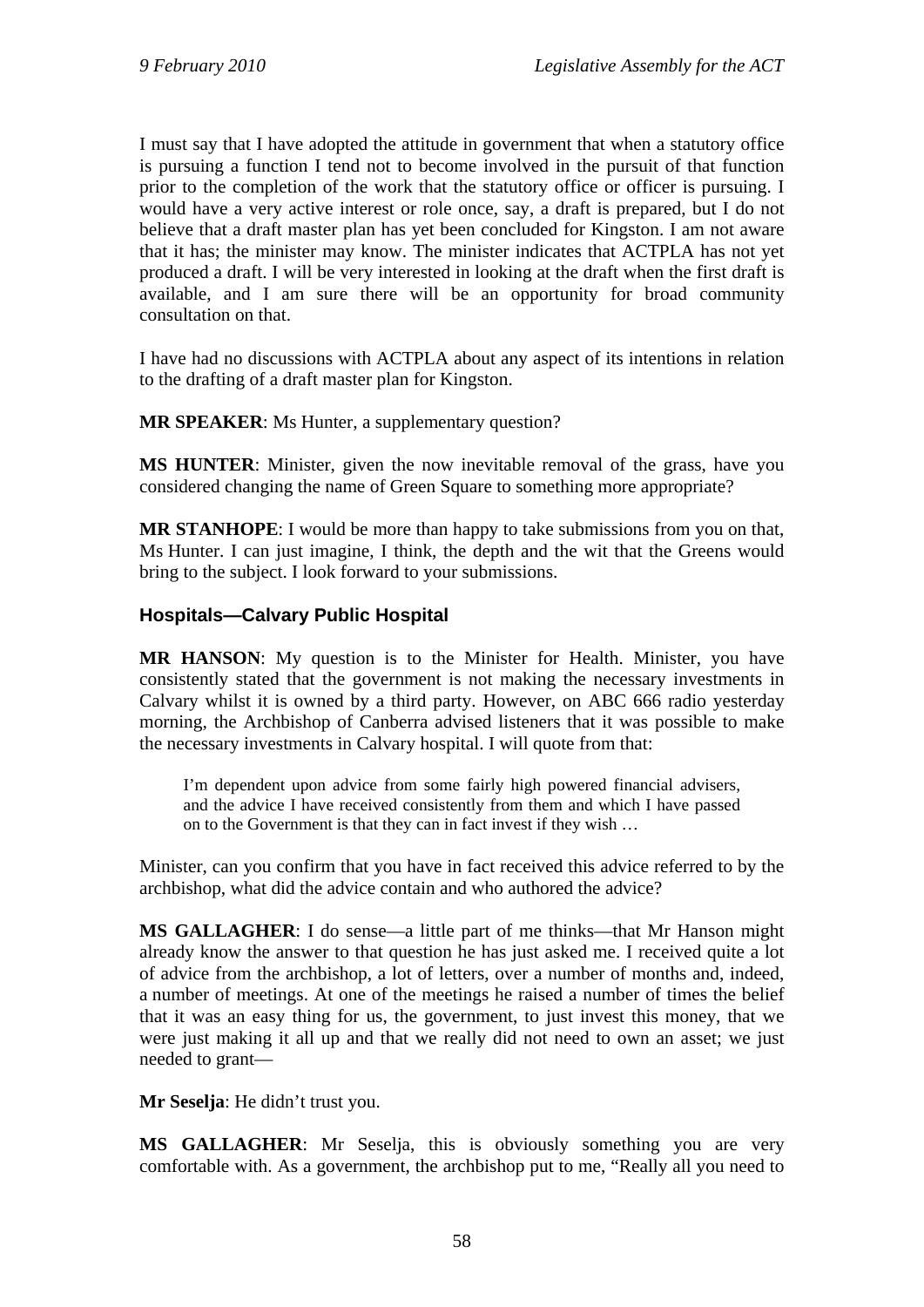I must say that I have adopted the attitude in government that when a statutory office is pursuing a function I tend not to become involved in the pursuit of that function prior to the completion of the work that the statutory office or officer is pursuing. I would have a very active interest or role once, say, a draft is prepared, but I do not believe that a draft master plan has yet been concluded for Kingston. I am not aware that it has; the minister may know. The minister indicates that ACTPLA has not yet produced a draft. I will be very interested in looking at the draft when the first draft is available, and I am sure there will be an opportunity for broad community consultation on that.

I have had no discussions with ACTPLA about any aspect of its intentions in relation to the drafting of a draft master plan for Kingston.

**MR SPEAKER**: Ms Hunter, a supplementary question?

**MS HUNTER**: Minister, given the now inevitable removal of the grass, have you considered changing the name of Green Square to something more appropriate?

**MR STANHOPE**: I would be more than happy to take submissions from you on that, Ms Hunter. I can just imagine, I think, the depth and the wit that the Greens would bring to the subject. I look forward to your submissions.

### Hospitals—Calvary Public Hospital

**MR HANSON**: My question is to the Minister for Health. Minister, you have consistently stated that the government is not making the necessary investments in Calvary whilst it is owned by a third party. However, on ABC 666 radio yesterday morning, the Archbishop of Canberra advised listeners that it was possible to make the necessary investments in Calvary hospital. I will quote from that:

> I'm dependent upon advice from some fairly high powered financial advisers, and the advice I have received consistently from them and which I have passed on to the Government is that they can in fact invest if they wish …

Minister, can you confirm that you have in fact received this advice referred to by the archbishop, what did the advice contain and who authored the advice?

**MS GALLAGHER**: I do sense—a little part of me thinks—that Mr Hanson might already know the answer to that question he has just asked me. I received quite a lot of advice from the archbishop, a lot of letters, over a number of months and, indeed, a number of meetings. At one of the meetings he raised a number of times the belief that it was an easy thing for us, the government, to just invest this money, that we were just making it all up and that we really did not need to own an asset; we just needed to grant—

**Mr Seselja**: He didn't trust you.

**MS GALLAGHER**: Mr Seselja, this is obviously something you are very comfortable with. As a government, the archbishop put to me, "Really all you need to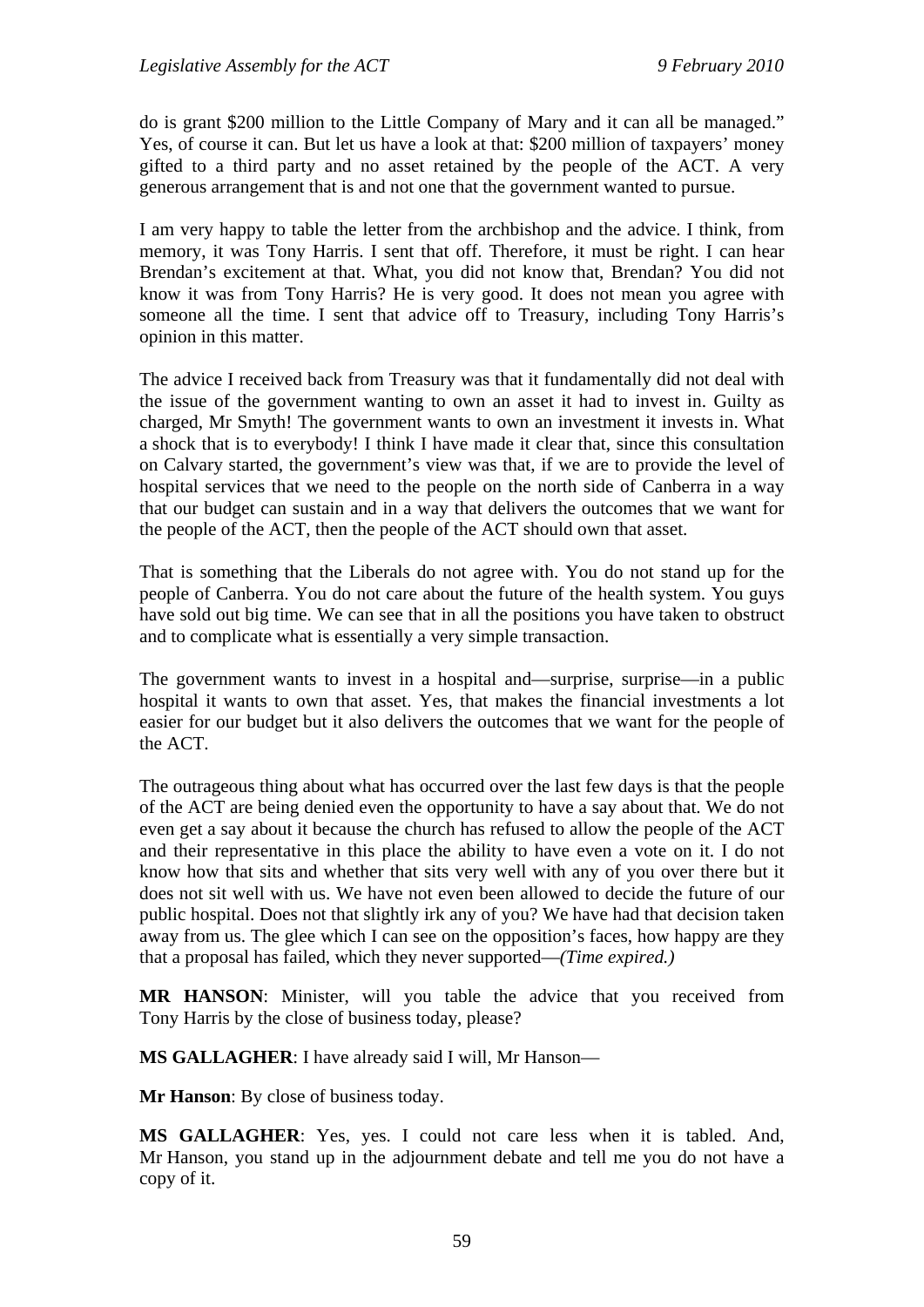do is grant $200 million to the Little Company of Mary and it can all be managed." Yes, of course it can. But let us have a look at that: $200 million of taxpayers' money gifted to a third party and no asset retained by the people of the ACT. A very generous arrangement that is and not one that the government wanted to pursue.

I am very happy to table the letter from the archbishop and the advice. I think, from memory, it was Tony Harris. I sent that off. Therefore, it must be right. I can hear Brendan's excitement at that. What, you did not know that, Brendan? You did not know it was from Tony Harris? He is very good. It does not mean you agree with someone all the time. I sent that advice off to Treasury, including Tony Harris's opinion in this matter.

The advice I received back from Treasury was that it fundamentally did not deal with the issue of the government wanting to own an asset it had to invest in. Guilty as charged, Mr Smyth! The government wants to own an investment it invests in. What a shock that is to everybody! I think I have made it clear that, since this consultation on Calvary started, the government's view was that, if we are to provide the level of hospital services that we need to the people on the north side of Canberra in a way that our budget can sustain and in a way that delivers the outcomes that we want for the people of the ACT, then the people of the ACT should own that asset.

That is something that the Liberals do not agree with. You do not stand up for the people of Canberra. You do not care about the future of the health system. You guys have sold out big time. We can see that in all the positions you have taken to obstruct and to complicate what is essentially a very simple transaction.

The government wants to invest in a hospital and—surprise, surprise—in a public hospital it wants to own that asset. Yes, that makes the financial investments a lot easier for our budget but it also delivers the outcomes that we want for the people of the ACT.

The outrageous thing about what has occurred over the last few days is that the people of the ACT are being denied even the opportunity to have a say about that. We do not even get a say about it because the church has refused to allow the people of the ACT and their representative in this place the ability to have even a vote on it. I do not know how that sits and whether that sits very well with any of you over there but it does not sit well with us. We have not even been allowed to decide the future of our public hospital. Does not that slightly irk any of you? We have had that decision taken away from us. The glee which I can see on the opposition's faces, how happy are they that a proposal has failed, which they never supported—*(Time expired.)*

**MR HANSON**: Minister, will you table the advice that you received from Tony Harris by the close of business today, please?

**MS GALLAGHER**: I have already said I will, Mr Hanson—

**Mr Hanson**: By close of business today.

**MS GALLAGHER**: Yes, yes. I could not care less when it is tabled. And, Mr Hanson, you stand up in the adjournment debate and tell me you do not have a copy of it.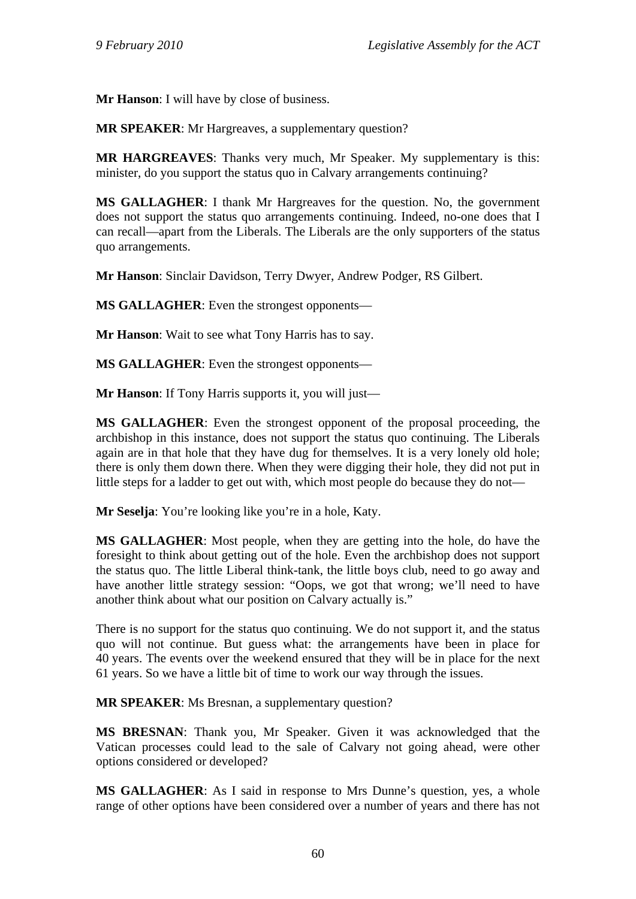**Mr Hanson**: I will have by close of business.

**MR SPEAKER**: Mr Hargreaves, a supplementary question?

**MR HARGREAVES**: Thanks very much, Mr Speaker. My supplementary is this: minister, do you support the status quo in Calvary arrangements continuing?

**MS GALLAGHER**: I thank Mr Hargreaves for the question. No, the government does not support the status quo arrangements continuing. Indeed, no-one does that I can recall—apart from the Liberals. The Liberals are the only supporters of the status quo arrangements.

**Mr Hanson**: Sinclair Davidson, Terry Dwyer, Andrew Podger, RS Gilbert.

**MS GALLAGHER**: Even the strongest opponents—

**Mr Hanson**: Wait to see what Tony Harris has to say.

**MS GALLAGHER**: Even the strongest opponents—

**Mr Hanson**: If Tony Harris supports it, you will just—

**MS GALLAGHER**: Even the strongest opponent of the proposal proceeding, the archbishop in this instance, does not support the status quo continuing. The Liberals again are in that hole that they have dug for themselves. It is a very lonely old hole; there is only them down there. When they were digging their hole, they did not put in little steps for a ladder to get out with, which most people do because they do not—

**Mr Seselja**: You're looking like you're in a hole, Katy.

**MS GALLAGHER**: Most people, when they are getting into the hole, do have the foresight to think about getting out of the hole. Even the archbishop does not support the status quo. The little Liberal think-tank, the little boys club, need to go away and have another little strategy session: "Oops, we got that wrong; we'll need to have another think about what our position on Calvary actually is."

There is no support for the status quo continuing. We do not support it, and the status quo will not continue. But guess what: the arrangements have been in place for 40 years. The events over the weekend ensured that they will be in place for the next 61 years. So we have a little bit of time to work our way through the issues.

**MR SPEAKER**: Ms Bresnan, a supplementary question?

**MS BRESNAN**: Thank you, Mr Speaker. Given it was acknowledged that the Vatican processes could lead to the sale of Calvary not going ahead, were other options considered or developed?

**MS GALLAGHER**: As I said in response to Mrs Dunne's question, yes, a whole range of other options have been considered over a number of years and there has not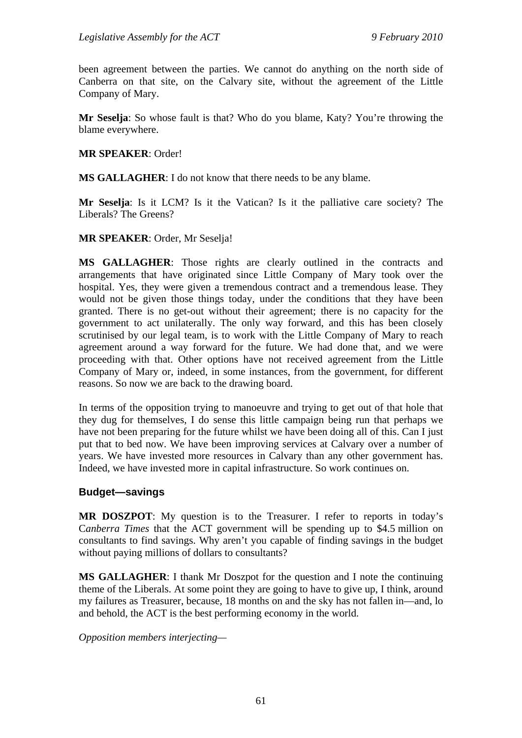been agreement between the parties. We cannot do anything on the north side of Canberra on that site, on the Calvary site, without the agreement of the Little Company of Mary.

**Mr Seselja**: So whose fault is that? Who do you blame, Katy? You're throwing the blame everywhere.

**MR SPEAKER**: Order!

**MS GALLAGHER**: I do not know that there needs to be any blame.

**Mr Seselja**: Is it LCM? Is it the Vatican? Is it the palliative care society? The Liberals? The Greens?

**MR SPEAKER**: Order, Mr Seselja!

**MS GALLAGHER**: Those rights are clearly outlined in the contracts and arrangements that have originated since Little Company of Mary took over the hospital. Yes, they were given a tremendous contract and a tremendous lease. They would not be given those things today, under the conditions that they have been granted. There is no get-out without their agreement; there is no capacity for the government to act unilaterally. The only way forward, and this has been closely scrutinised by our legal team, is to work with the Little Company of Mary to reach agreement around a way forward for the future. We had done that, and we were proceeding with that. Other options have not received agreement from the Little Company of Mary or, indeed, in some instances, from the government, for different reasons. So now we are back to the drawing board.

In terms of the opposition trying to manoeuvre and trying to get out of that hole that they dug for themselves, I do sense this little campaign being run that perhaps we have not been preparing for the future whilst we have been doing all of this. Can I just put that to bed now. We have been improving services at Calvary over a number of years. We have invested more resources in Calvary than any other government has. Indeed, we have invested more in capital infrastructure. So work continues on.

### Budget—savings

**MR DOSZPOT**: My question is to the Treasurer. I refer to reports in today's C*anberra Times* that the ACT government will be spending up to $4.5 million on consultants to find savings. Why aren't you capable of finding savings in the budget without paying millions of dollars to consultants?

**MS GALLAGHER**: I thank Mr Doszpot for the question and I note the continuing theme of the Liberals. At some point they are going to have to give up, I think, around my failures as Treasurer, because, 18 months on and the sky has not fallen in—and, lo and behold, the ACT is the best performing economy in the world.

*Opposition members interjecting*—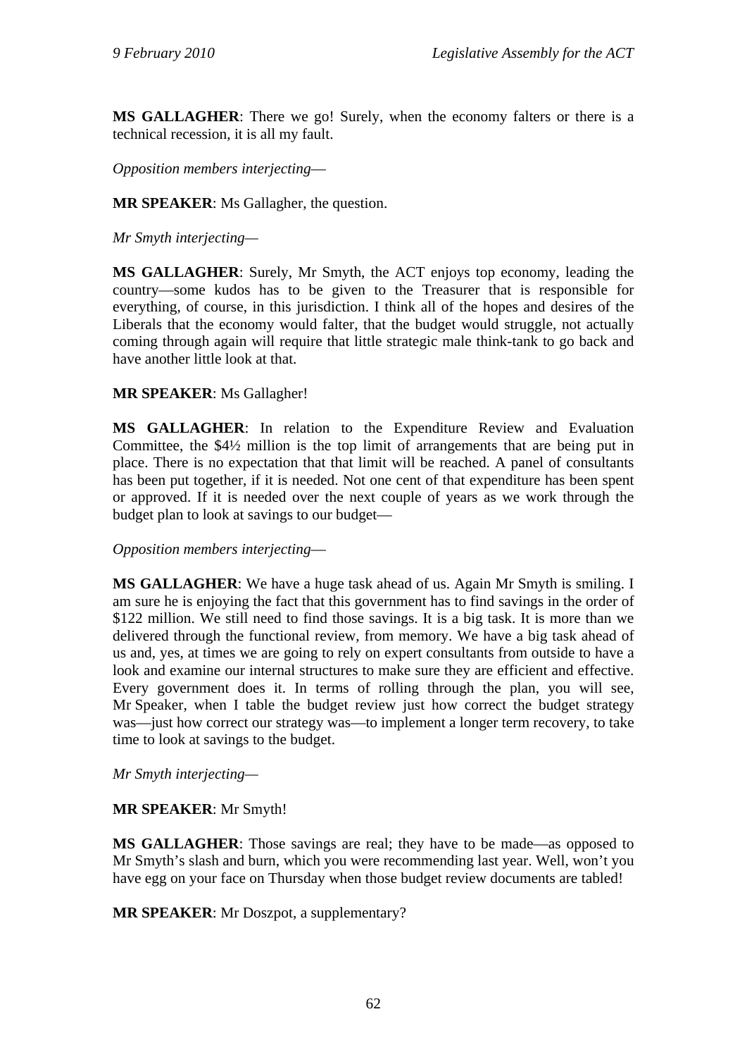**MS GALLAGHER**: There we go! Surely, when the economy falters or there is a technical recession, it is all my fault.

*Opposition members interjecting*—

**MR SPEAKER**: Ms Gallagher, the question.

*Mr Smyth interjecting*—

**MS GALLAGHER**: Surely, Mr Smyth, the ACT enjoys top economy, leading the country—some kudos has to be given to the Treasurer that is responsible for everything, of course, in this jurisdiction. I think all of the hopes and desires of the Liberals that the economy would falter, that the budget would struggle, not actually coming through again will require that little strategic male think-tank to go back and have another little look at that.

**MR SPEAKER**: Ms Gallagher!

**MS GALLAGHER**: In relation to the Expenditure Review and Evaluation Committee, the $4½ million is the top limit of arrangements that are being put in place. There is no expectation that that limit will be reached. A panel of consultants has been put together, if it is needed. Not one cent of that expenditure has been spent or approved. If it is needed over the next couple of years as we work through the budget plan to look at savings to our budget—

*Opposition members interjecting*—

**MS GALLAGHER**: We have a huge task ahead of us. Again Mr Smyth is smiling. I am sure he is enjoying the fact that this government has to find savings in the order of $122 million. We still need to find those savings. It is a big task. It is more than we delivered through the functional review, from memory. We have a big task ahead of us and, yes, at times we are going to rely on expert consultants from outside to have a look and examine our internal structures to make sure they are efficient and effective. Every government does it. In terms of rolling through the plan, you will see, Mr Speaker, when I table the budget review just how correct the budget strategy was—just how correct our strategy was—to implement a longer term recovery, to take time to look at savings to the budget.

*Mr Smyth interjecting*—

**MR SPEAKER**: Mr Smyth!

**MS GALLAGHER**: Those savings are real; they have to be made—as opposed to Mr Smyth's slash and burn, which you were recommending last year. Well, won't you have egg on your face on Thursday when those budget review documents are tabled!

**MR SPEAKER**: Mr Doszpot, a supplementary?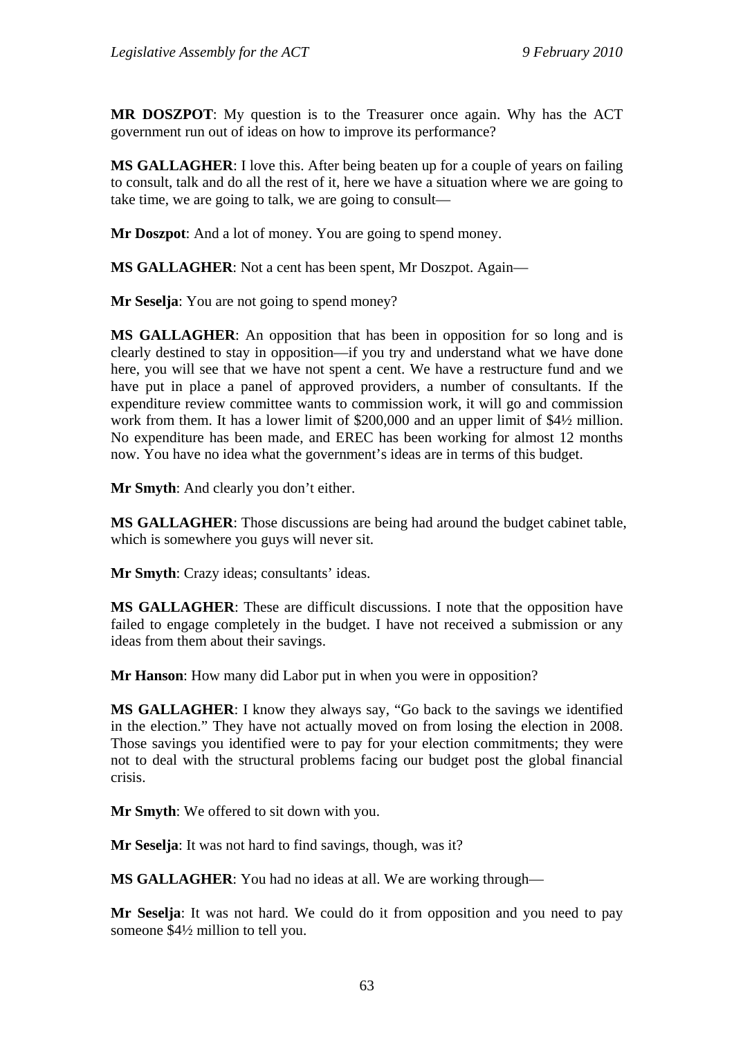**MR DOSZPOT**: My question is to the Treasurer once again. Why has the ACT government run out of ideas on how to improve its performance?

**MS GALLAGHER**: I love this. After being beaten up for a couple of years on failing to consult, talk and do all the rest of it, here we have a situation where we are going to take time, we are going to talk, we are going to consult—

**Mr Doszpot**: And a lot of money. You are going to spend money.

**MS GALLAGHER**: Not a cent has been spent, Mr Doszpot. Again—

**Mr Seselja**: You are not going to spend money?

**MS GALLAGHER**: An opposition that has been in opposition for so long and is clearly destined to stay in opposition—if you try and understand what we have done here, you will see that we have not spent a cent. We have a restructure fund and we have put in place a panel of approved providers, a number of consultants. If the expenditure review committee wants to commission work, it will go and commission work from them. It has a lower limit of $200,000 and an upper limit of $4½ million. No expenditure has been made, and EREC has been working for almost 12 months now. You have no idea what the government's ideas are in terms of this budget.

**Mr Smyth**: And clearly you don't either.

**MS GALLAGHER**: Those discussions are being had around the budget cabinet table, which is somewhere you guys will never sit.

**Mr Smyth**: Crazy ideas; consultants' ideas.

**MS GALLAGHER**: These are difficult discussions. I note that the opposition have failed to engage completely in the budget. I have not received a submission or any ideas from them about their savings.

**Mr Hanson**: How many did Labor put in when you were in opposition?

**MS GALLAGHER**: I know they always say, "Go back to the savings we identified in the election." They have not actually moved on from losing the election in 2008. Those savings you identified were to pay for your election commitments; they were not to deal with the structural problems facing our budget post the global financial crisis.

**Mr Smyth**: We offered to sit down with you.

**Mr Seselja**: It was not hard to find savings, though, was it?

**MS GALLAGHER**: You had no ideas at all. We are working through—

**Mr Seselja**: It was not hard. We could do it from opposition and you need to pay someone $4½ million to tell you.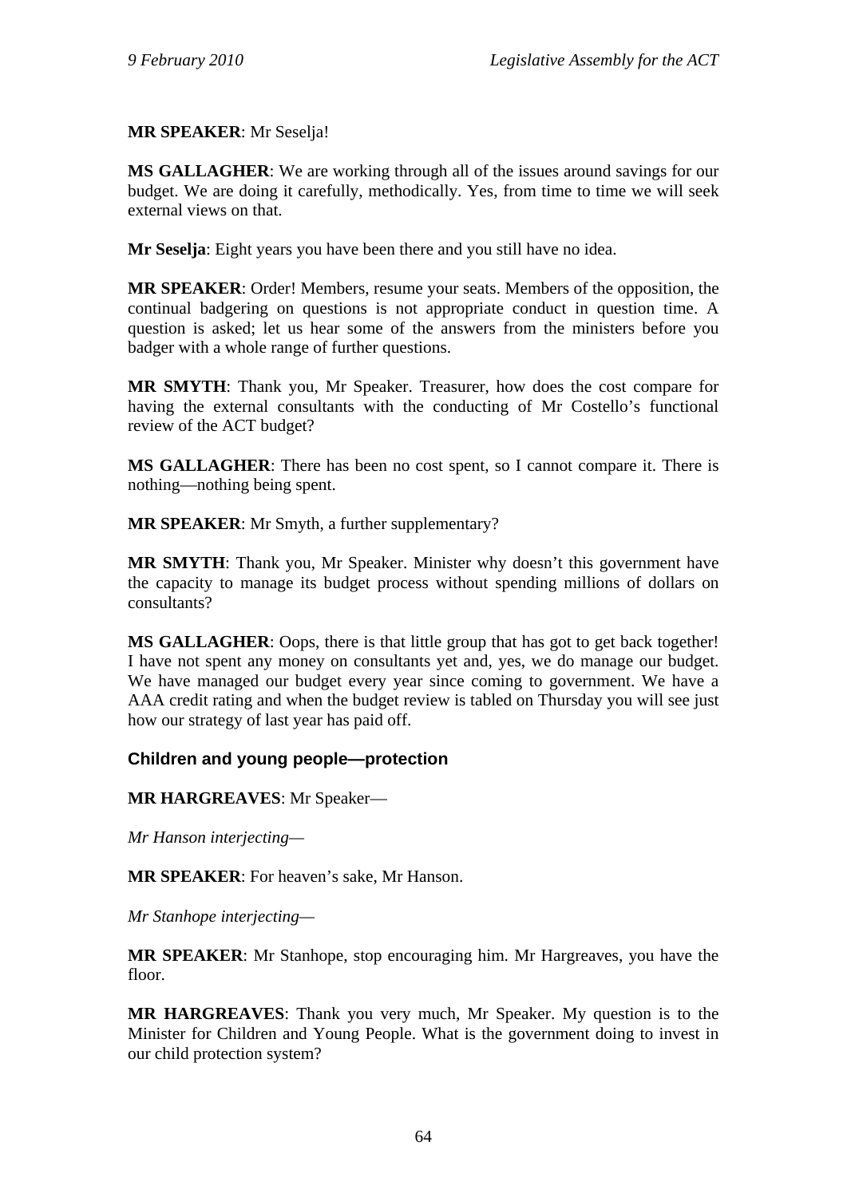**MR SPEAKER**: Mr Seselja!

**MS GALLAGHER**: We are working through all of the issues around savings for our budget. We are doing it carefully, methodically. Yes, from time to time we will seek external views on that.

**Mr Seselja**: Eight years you have been there and you still have no idea.

**MR SPEAKER**: Order! Members, resume your seats. Members of the opposition, the continual badgering on questions is not appropriate conduct in question time. A question is asked; let us hear some of the answers from the ministers before you badger with a whole range of further questions.

**MR SMYTH**: Thank you, Mr Speaker. Treasurer, how does the cost compare for having the external consultants with the conducting of Mr Costello's functional review of the ACT budget?

**MS GALLAGHER**: There has been no cost spent, so I cannot compare it. There is nothing—nothing being spent.

**MR SPEAKER**: Mr Smyth, a further supplementary?

**MR SMYTH**: Thank you, Mr Speaker. Minister why doesn't this government have the capacity to manage its budget process without spending millions of dollars on consultants?

**MS GALLAGHER**: Oops, there is that little group that has got to get back together! I have not spent any money on consultants yet and, yes, we do manage our budget. We have managed our budget every year since coming to government. We have a AAA credit rating and when the budget review is tabled on Thursday you will see just how our strategy of last year has paid off.

## Children and young people—protection

**MR HARGREAVES**: Mr Speaker—

*Mr Hanson interjecting—*

**MR SPEAKER**: For heaven's sake, Mr Hanson.

*Mr Stanhope interjecting—*

**MR SPEAKER**: Mr Stanhope, stop encouraging him. Mr Hargreaves, you have the floor.

**MR HARGREAVES**: Thank you very much, Mr Speaker. My question is to the Minister for Children and Young People. What is the government doing to invest in our child protection system?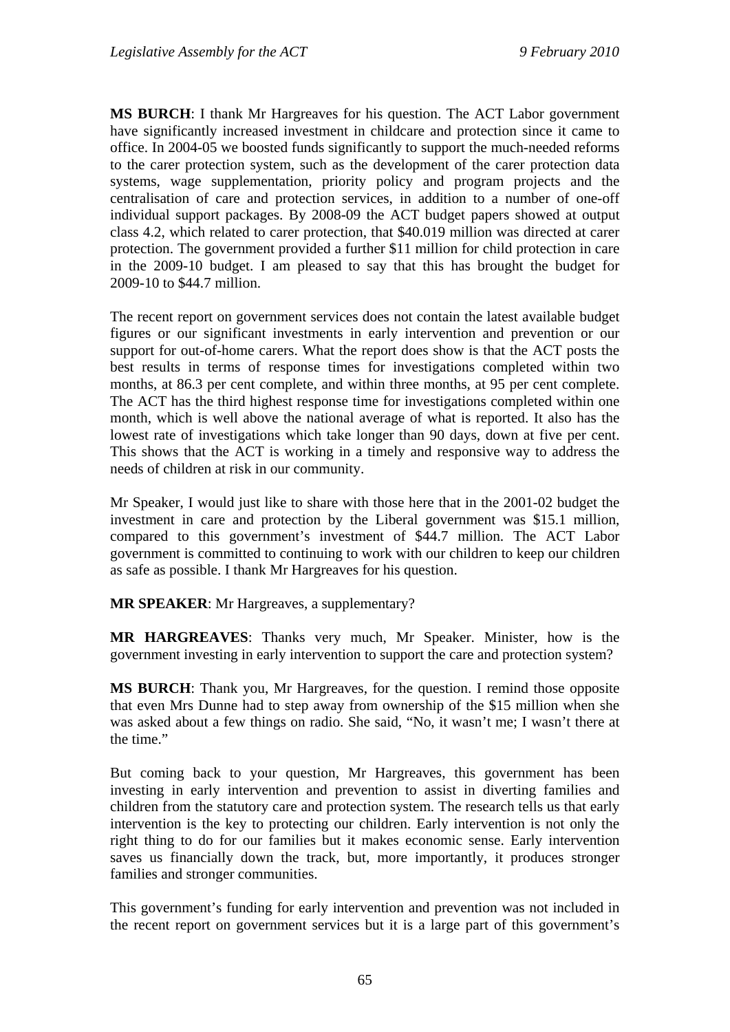**MS BURCH**: I thank Mr Hargreaves for his question. The ACT Labor government have significantly increased investment in childcare and protection since it came to office. In 2004-05 we boosted funds significantly to support the much-needed reforms to the carer protection system, such as the development of the carer protection data systems, wage supplementation, priority policy and program projects and the centralisation of care and protection services, in addition to a number of one-off individual support packages. By 2008-09 the ACT budget papers showed at output class 4.2, which related to carer protection, that $40.019 million was directed at carer protection. The government provided a further $11 million for child protection in care in the 2009-10 budget. I am pleased to say that this has brought the budget for 2009-10 to $44.7 million.

The recent report on government services does not contain the latest available budget figures or our significant investments in early intervention and prevention or our support for out-of-home carers. What the report does show is that the ACT posts the best results in terms of response times for investigations completed within two months, at 86.3 per cent complete, and within three months, at 95 per cent complete. The ACT has the third highest response time for investigations completed within one month, which is well above the national average of what is reported. It also has the lowest rate of investigations which take longer than 90 days, down at five per cent. This shows that the ACT is working in a timely and responsive way to address the needs of children at risk in our community.

Mr Speaker, I would just like to share with those here that in the 2001-02 budget the investment in care and protection by the Liberal government was $15.1 million, compared to this government's investment of $44.7 million. The ACT Labor government is committed to continuing to work with our children to keep our children as safe as possible. I thank Mr Hargreaves for his question.

**MR SPEAKER**: Mr Hargreaves, a supplementary?

**MR HARGREAVES**: Thanks very much, Mr Speaker. Minister, how is the government investing in early intervention to support the care and protection system?

**MS BURCH**: Thank you, Mr Hargreaves, for the question. I remind those opposite that even Mrs Dunne had to step away from ownership of the $15 million when she was asked about a few things on radio. She said, "No, it wasn't me; I wasn't there at the time."

But coming back to your question, Mr Hargreaves, this government has been investing in early intervention and prevention to assist in diverting families and children from the statutory care and protection system. The research tells us that early intervention is the key to protecting our children. Early intervention is not only the right thing to do for our families but it makes economic sense. Early intervention saves us financially down the track, but, more importantly, it produces stronger families and stronger communities.

This government's funding for early intervention and prevention was not included in the recent report on government services but it is a large part of this government's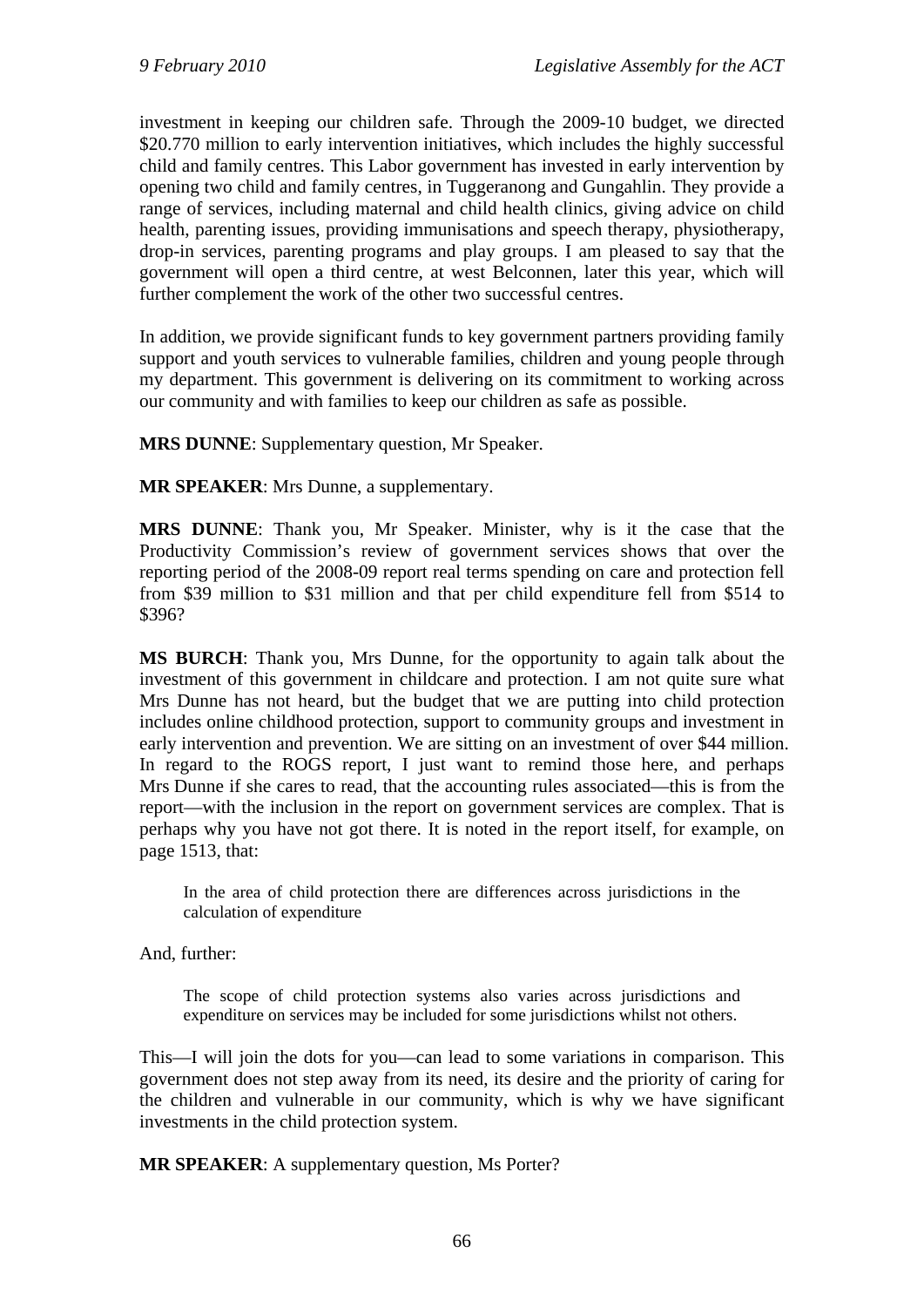investment in keeping our children safe. Through the 2009-10 budget, we directed \$20.770 million to early intervention initiatives, which includes the highly successful child and family centres. This Labor government has invested in early intervention by opening two child and family centres, in Tuggeranong and Gungahlin. They provide a range of services, including maternal and child health clinics, giving advice on child health, parenting issues, providing immunisations and speech therapy, physiotherapy, drop-in services, parenting programs and play groups. I am pleased to say that the government will open a third centre, at west Belconnen, later this year, which will further complement the work of the other two successful centres.

In addition, we provide significant funds to key government partners providing family support and youth services to vulnerable families, children and young people through my department. This government is delivering on its commitment to working across our community and with families to keep our children as safe as possible.

**MRS DUNNE**: Supplementary question, Mr Speaker.

**MR SPEAKER**: Mrs Dunne, a supplementary.

**MRS DUNNE**: Thank you, Mr Speaker. Minister, why is it the case that the Productivity Commission's review of government services shows that over the reporting period of the 2008-09 report real terms spending on care and protection fell from \$39 million to \$31 million and that per child expenditure fell from \$514 to \$396?

**MS BURCH**: Thank you, Mrs Dunne, for the opportunity to again talk about the investment of this government in childcare and protection. I am not quite sure what Mrs Dunne has not heard, but the budget that we are putting into child protection includes online childhood protection, support to community groups and investment in early intervention and prevention. We are sitting on an investment of over \$44 million. In regard to the ROGS report, I just want to remind those here, and perhaps Mrs Dunne if she cares to read, that the accounting rules associated—this is from the report—with the inclusion in the report on government services are complex. That is perhaps why you have not got there. It is noted in the report itself, for example, on page 1513, that:

> In the area of child protection there are differences across jurisdictions in the calculation of expenditure

And, further:

> The scope of child protection systems also varies across jurisdictions and expenditure on services may be included for some jurisdictions whilst not others.

This—I will join the dots for you—can lead to some variations in comparison. This government does not step away from its need, its desire and the priority of caring for the children and vulnerable in our community, which is why we have significant investments in the child protection system.

**MR SPEAKER**: A supplementary question, Ms Porter?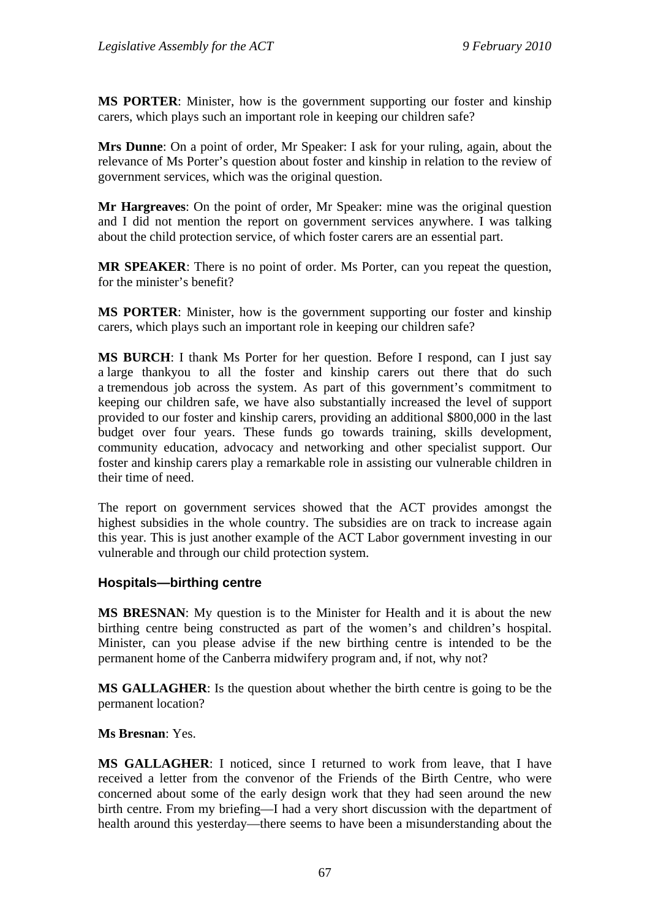**MS PORTER**: Minister, how is the government supporting our foster and kinship carers, which plays such an important role in keeping our children safe?

**Mrs Dunne**: On a point of order, Mr Speaker: I ask for your ruling, again, about the relevance of Ms Porter's question about foster and kinship in relation to the review of government services, which was the original question.

**Mr Hargreaves**: On the point of order, Mr Speaker: mine was the original question and I did not mention the report on government services anywhere. I was talking about the child protection service, of which foster carers are an essential part.

**MR SPEAKER**: There is no point of order. Ms Porter, can you repeat the question, for the minister's benefit?

**MS PORTER**: Minister, how is the government supporting our foster and kinship carers, which plays such an important role in keeping our children safe?

**MS BURCH**: I thank Ms Porter for her question. Before I respond, can I just say a large thankyou to all the foster and kinship carers out there that do such a tremendous job across the system. As part of this government's commitment to keeping our children safe, we have also substantially increased the level of support provided to our foster and kinship carers, providing an additional $800,000 in the last budget over four years. These funds go towards training, skills development, community education, advocacy and networking and other specialist support. Our foster and kinship carers play a remarkable role in assisting our vulnerable children in their time of need.

The report on government services showed that the ACT provides amongst the highest subsidies in the whole country. The subsidies are on track to increase again this year. This is just another example of the ACT Labor government investing in our vulnerable and through our child protection system.

### Hospitals—birthing centre

**MS BRESNAN**: My question is to the Minister for Health and it is about the new birthing centre being constructed as part of the women's and children's hospital. Minister, can you please advise if the new birthing centre is intended to be the permanent home of the Canberra midwifery program and, if not, why not?

**MS GALLAGHER**: Is the question about whether the birth centre is going to be the permanent location?

**Ms Bresnan**: Yes.

**MS GALLAGHER**: I noticed, since I returned to work from leave, that I have received a letter from the convenor of the Friends of the Birth Centre, who were concerned about some of the early design work that they had seen around the new birth centre. From my briefing—I had a very short discussion with the department of health around this yesterday—there seems to have been a misunderstanding about the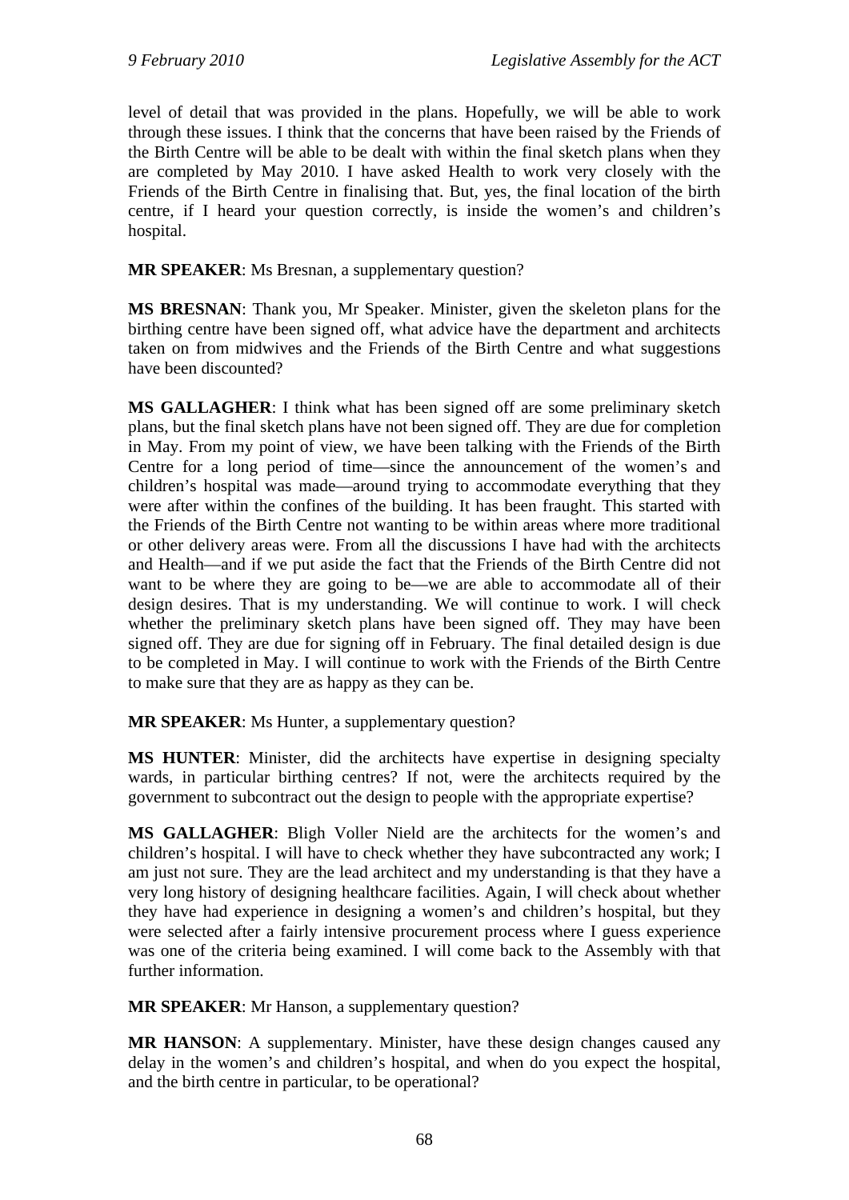level of detail that was provided in the plans. Hopefully, we will be able to work through these issues. I think that the concerns that have been raised by the Friends of the Birth Centre will be able to be dealt with within the final sketch plans when they are completed by May 2010. I have asked Health to work very closely with the Friends of the Birth Centre in finalising that. But, yes, the final location of the birth centre, if I heard your question correctly, is inside the women's and children's hospital.

**MR SPEAKER**: Ms Bresnan, a supplementary question?

**MS BRESNAN**: Thank you, Mr Speaker. Minister, given the skeleton plans for the birthing centre have been signed off, what advice have the department and architects taken on from midwives and the Friends of the Birth Centre and what suggestions have been discounted?

**MS GALLAGHER**: I think what has been signed off are some preliminary sketch plans, but the final sketch plans have not been signed off. They are due for completion in May. From my point of view, we have been talking with the Friends of the Birth Centre for a long period of time—since the announcement of the women's and children's hospital was made—around trying to accommodate everything that they were after within the confines of the building. It has been fraught. This started with the Friends of the Birth Centre not wanting to be within areas where more traditional or other delivery areas were. From all the discussions I have had with the architects and Health—and if we put aside the fact that the Friends of the Birth Centre did not want to be where they are going to be—we are able to accommodate all of their design desires. That is my understanding. We will continue to work. I will check whether the preliminary sketch plans have been signed off. They may have been signed off. They are due for signing off in February. The final detailed design is due to be completed in May. I will continue to work with the Friends of the Birth Centre to make sure that they are as happy as they can be.

**MR SPEAKER**: Ms Hunter, a supplementary question?

**MS HUNTER**: Minister, did the architects have expertise in designing specialty wards, in particular birthing centres? If not, were the architects required by the government to subcontract out the design to people with the appropriate expertise?

**MS GALLAGHER**: Bligh Voller Nield are the architects for the women's and children's hospital. I will have to check whether they have subcontracted any work; I am just not sure. They are the lead architect and my understanding is that they have a very long history of designing healthcare facilities. Again, I will check about whether they have had experience in designing a women's and children's hospital, but they were selected after a fairly intensive procurement process where I guess experience was one of the criteria being examined. I will come back to the Assembly with that further information.

**MR SPEAKER**: Mr Hanson, a supplementary question?

**MR HANSON**: A supplementary. Minister, have these design changes caused any delay in the women's and children's hospital, and when do you expect the hospital, and the birth centre in particular, to be operational?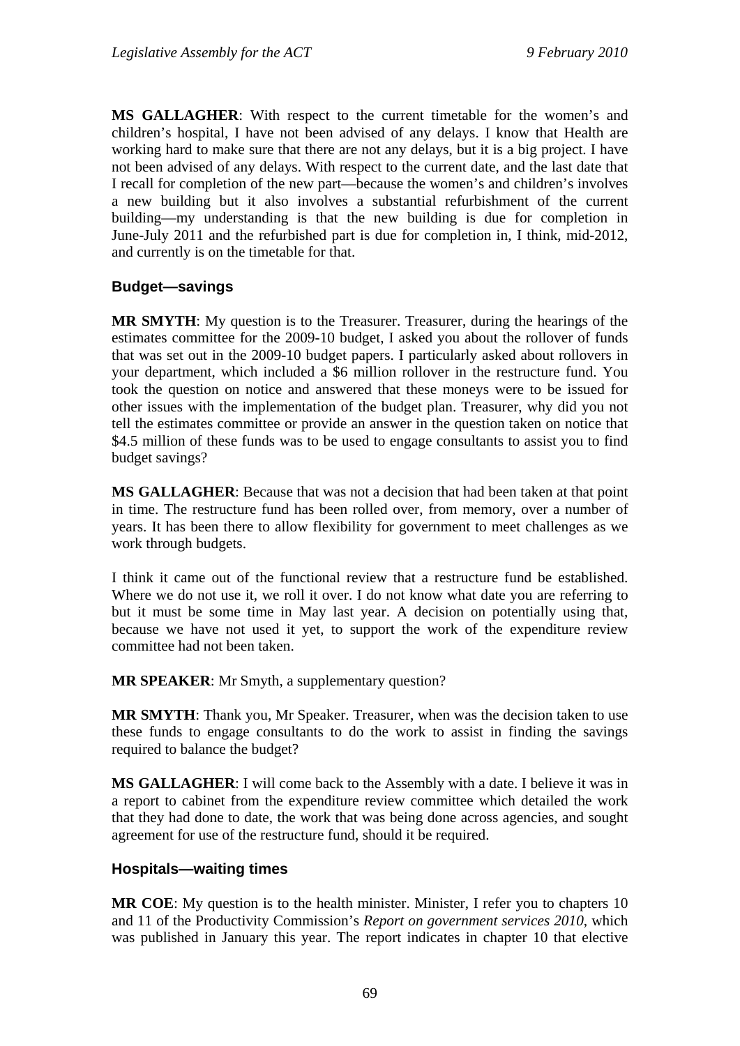**MS GALLAGHER**: With respect to the current timetable for the women's and children's hospital, I have not been advised of any delays. I know that Health are working hard to make sure that there are not any delays, but it is a big project. I have not been advised of any delays. With respect to the current date, and the last date that I recall for completion of the new part—because the women's and children's involves a new building but it also involves a substantial refurbishment of the current building—my understanding is that the new building is due for completion in June-July 2011 and the refurbished part is due for completion in, I think, mid-2012, and currently is on the timetable for that.

### Budget—savings

**MR SMYTH**: My question is to the Treasurer. Treasurer, during the hearings of the estimates committee for the 2009-10 budget, I asked you about the rollover of funds that was set out in the 2009-10 budget papers. I particularly asked about rollovers in your department, which included a $6 million rollover in the restructure fund. You took the question on notice and answered that these moneys were to be issued for other issues with the implementation of the budget plan. Treasurer, why did you not tell the estimates committee or provide an answer in the question taken on notice that $4.5 million of these funds was to be used to engage consultants to assist you to find budget savings?

**MS GALLAGHER**: Because that was not a decision that had been taken at that point in time. The restructure fund has been rolled over, from memory, over a number of years. It has been there to allow flexibility for government to meet challenges as we work through budgets.

I think it came out of the functional review that a restructure fund be established. Where we do not use it, we roll it over. I do not know what date you are referring to but it must be some time in May last year. A decision on potentially using that, because we have not used it yet, to support the work of the expenditure review committee had not been taken.

**MR SPEAKER**: Mr Smyth, a supplementary question?

**MR SMYTH**: Thank you, Mr Speaker. Treasurer, when was the decision taken to use these funds to engage consultants to do the work to assist in finding the savings required to balance the budget?

**MS GALLAGHER**: I will come back to the Assembly with a date. I believe it was in a report to cabinet from the expenditure review committee which detailed the work that they had done to date, the work that was being done across agencies, and sought agreement for use of the restructure fund, should it be required.

### Hospitals—waiting times

**MR COE**: My question is to the health minister. Minister, I refer you to chapters 10 and 11 of the Productivity Commission's *Report on government services 2010*, which was published in January this year. The report indicates in chapter 10 that elective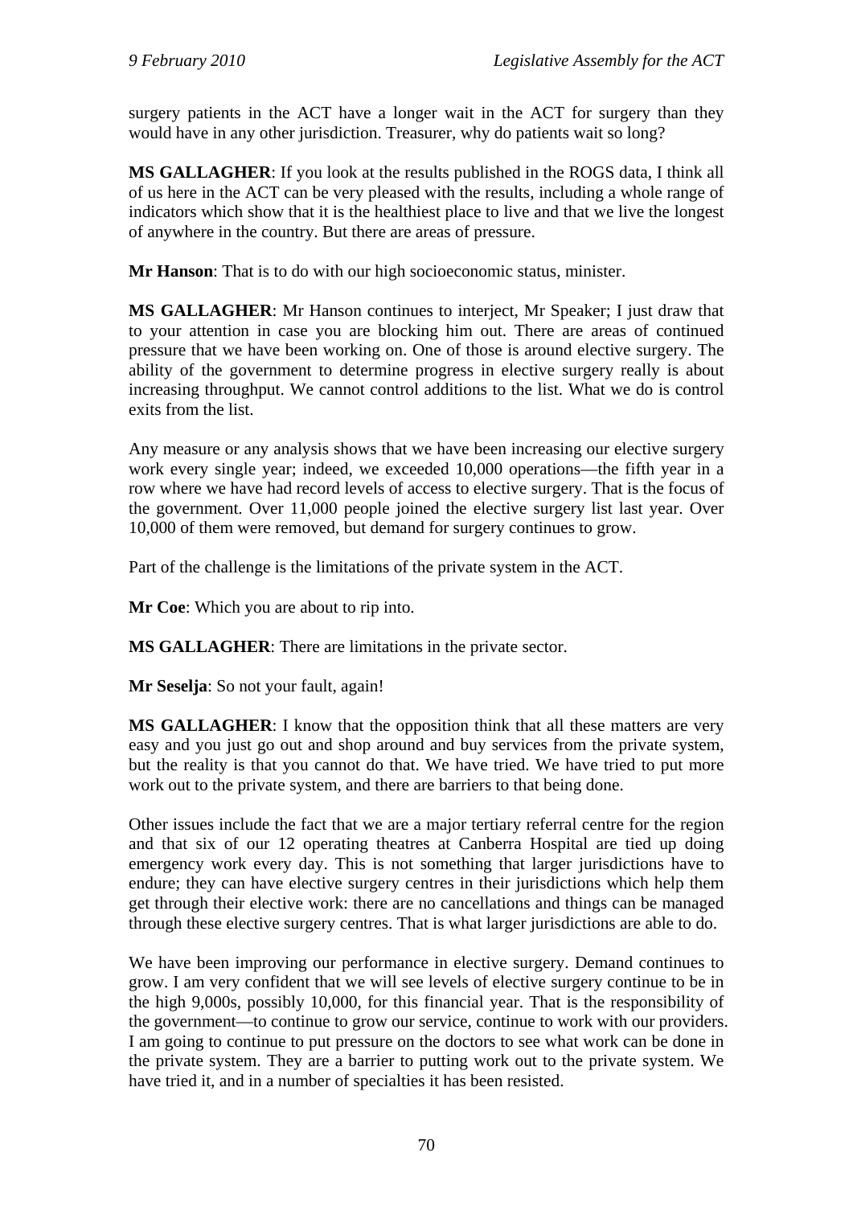surgery patients in the ACT have a longer wait in the ACT for surgery than they would have in any other jurisdiction. Treasurer, why do patients wait so long?

**MS GALLAGHER**: If you look at the results published in the ROGS data, I think all of us here in the ACT can be very pleased with the results, including a whole range of indicators which show that it is the healthiest place to live and that we live the longest of anywhere in the country. But there are areas of pressure.

**Mr Hanson**: That is to do with our high socioeconomic status, minister.

**MS GALLAGHER**: Mr Hanson continues to interject, Mr Speaker; I just draw that to your attention in case you are blocking him out. There are areas of continued pressure that we have been working on. One of those is around elective surgery. The ability of the government to determine progress in elective surgery really is about increasing throughput. We cannot control additions to the list. What we do is control exits from the list.

Any measure or any analysis shows that we have been increasing our elective surgery work every single year; indeed, we exceeded 10,000 operations—the fifth year in a row where we have had record levels of access to elective surgery. That is the focus of the government. Over 11,000 people joined the elective surgery list last year. Over 10,000 of them were removed, but demand for surgery continues to grow.

Part of the challenge is the limitations of the private system in the ACT.

**Mr Coe**: Which you are about to rip into.

**MS GALLAGHER**: There are limitations in the private sector.

**Mr Seselja**: So not your fault, again!

**MS GALLAGHER**: I know that the opposition think that all these matters are very easy and you just go out and shop around and buy services from the private system, but the reality is that you cannot do that. We have tried. We have tried to put more work out to the private system, and there are barriers to that being done.

Other issues include the fact that we are a major tertiary referral centre for the region and that six of our 12 operating theatres at Canberra Hospital are tied up doing emergency work every day. This is not something that larger jurisdictions have to endure; they can have elective surgery centres in their jurisdictions which help them get through their elective work: there are no cancellations and things can be managed through these elective surgery centres. That is what larger jurisdictions are able to do.

We have been improving our performance in elective surgery. Demand continues to grow. I am very confident that we will see levels of elective surgery continue to be in the high 9,000s, possibly 10,000, for this financial year. That is the responsibility of the government—to continue to grow our service, continue to work with our providers. I am going to continue to put pressure on the doctors to see what work can be done in the private system. They are a barrier to putting work out to the private system. We have tried it, and in a number of specialties it has been resisted.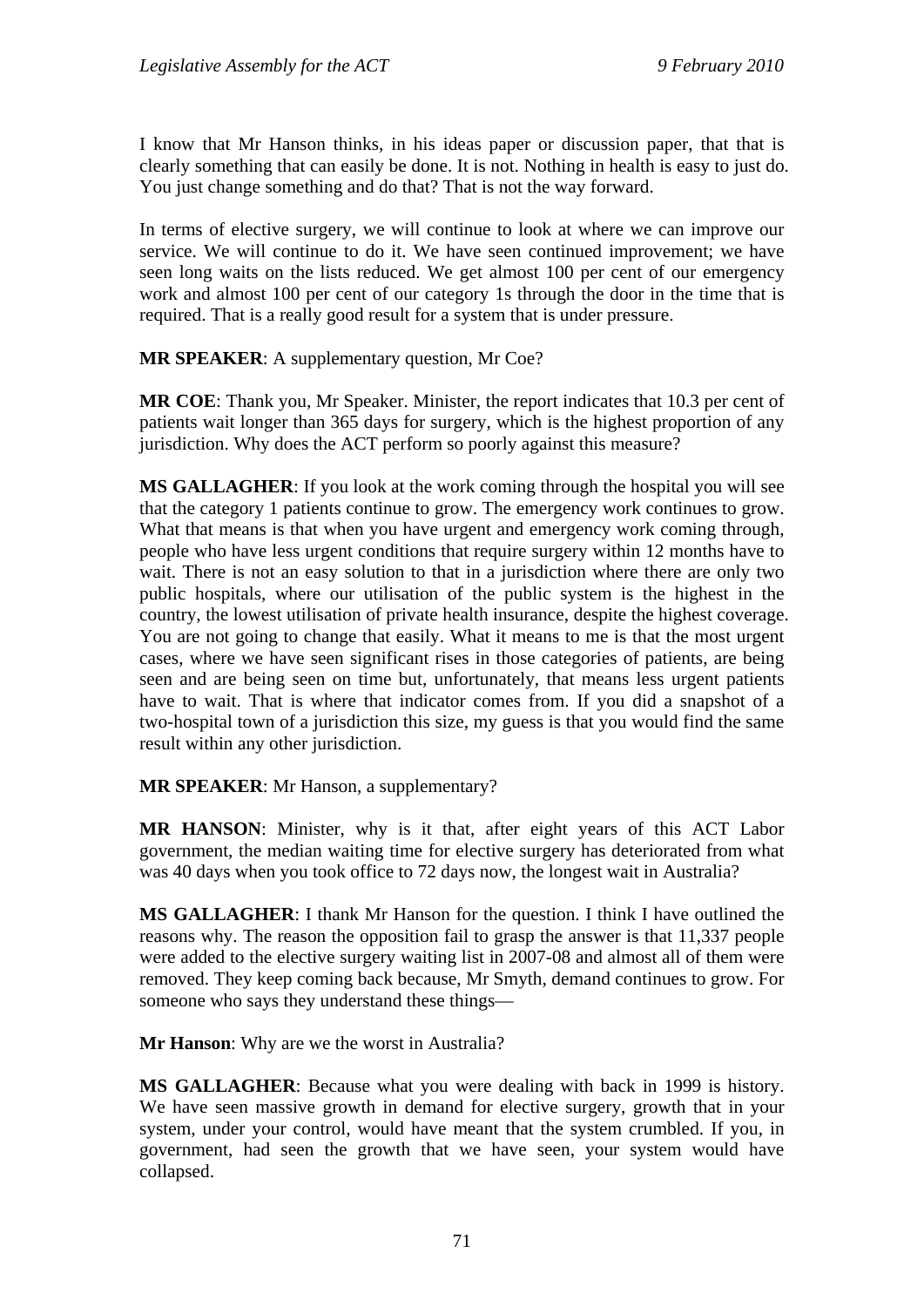I know that Mr Hanson thinks, in his ideas paper or discussion paper, that that is clearly something that can easily be done. It is not. Nothing in health is easy to just do. You just change something and do that? That is not the way forward.

In terms of elective surgery, we will continue to look at where we can improve our service. We will continue to do it. We have seen continued improvement; we have seen long waits on the lists reduced. We get almost 100 per cent of our emergency work and almost 100 per cent of our category 1s through the door in the time that is required. That is a really good result for a system that is under pressure.

**MR SPEAKER**: A supplementary question, Mr Coe?

**MR COE**: Thank you, Mr Speaker. Minister, the report indicates that 10.3 per cent of patients wait longer than 365 days for surgery, which is the highest proportion of any jurisdiction. Why does the ACT perform so poorly against this measure?

**MS GALLAGHER**: If you look at the work coming through the hospital you will see that the category 1 patients continue to grow. The emergency work continues to grow. What that means is that when you have urgent and emergency work coming through, people who have less urgent conditions that require surgery within 12 months have to wait. There is not an easy solution to that in a jurisdiction where there are only two public hospitals, where our utilisation of the public system is the highest in the country, the lowest utilisation of private health insurance, despite the highest coverage. You are not going to change that easily. What it means to me is that the most urgent cases, where we have seen significant rises in those categories of patients, are being seen and are being seen on time but, unfortunately, that means less urgent patients have to wait. That is where that indicator comes from. If you did a snapshot of a two-hospital town of a jurisdiction this size, my guess is that you would find the same result within any other jurisdiction.

**MR SPEAKER**: Mr Hanson, a supplementary?

**MR HANSON**: Minister, why is it that, after eight years of this ACT Labor government, the median waiting time for elective surgery has deteriorated from what was 40 days when you took office to 72 days now, the longest wait in Australia?

**MS GALLAGHER**: I thank Mr Hanson for the question. I think I have outlined the reasons why. The reason the opposition fail to grasp the answer is that 11,337 people were added to the elective surgery waiting list in 2007-08 and almost all of them were removed. They keep coming back because, Mr Smyth, demand continues to grow. For someone who says they understand these things—

**Mr Hanson**: Why are we the worst in Australia?

**MS GALLAGHER**: Because what you were dealing with back in 1999 is history. We have seen massive growth in demand for elective surgery, growth that in your system, under your control, would have meant that the system crumbled. If you, in government, had seen the growth that we have seen, your system would have collapsed.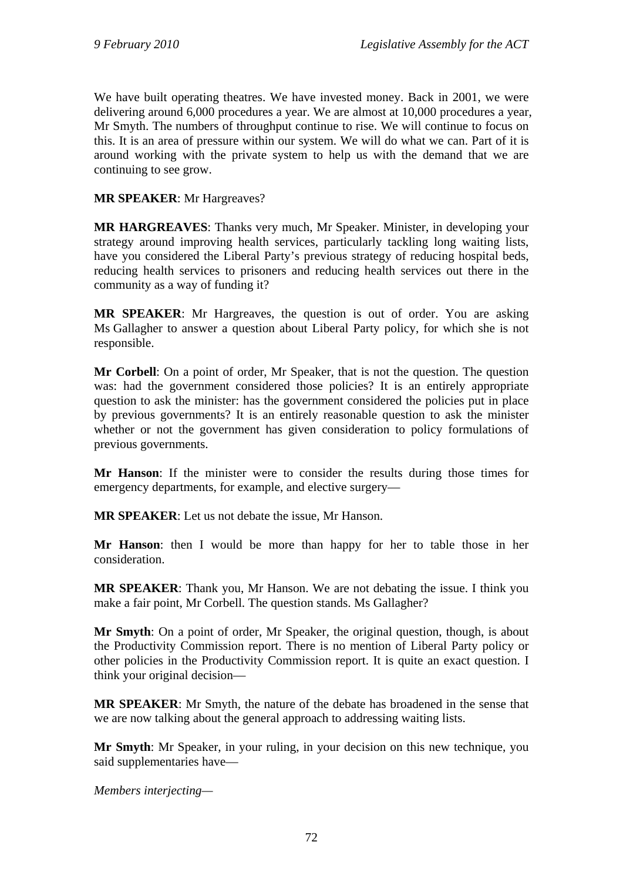We have built operating theatres. We have invested money. Back in 2001, we were delivering around 6,000 procedures a year. We are almost at 10,000 procedures a year, Mr Smyth. The numbers of throughput continue to rise. We will continue to focus on this. It is an area of pressure within our system. We will do what we can. Part of it is around working with the private system to help us with the demand that we are continuing to see grow.

**MR SPEAKER**: Mr Hargreaves?

**MR HARGREAVES**: Thanks very much, Mr Speaker. Minister, in developing your strategy around improving health services, particularly tackling long waiting lists, have you considered the Liberal Party's previous strategy of reducing hospital beds, reducing health services to prisoners and reducing health services out there in the community as a way of funding it?

**MR SPEAKER**: Mr Hargreaves, the question is out of order. You are asking Ms Gallagher to answer a question about Liberal Party policy, for which she is not responsible.

**Mr Corbell**: On a point of order, Mr Speaker, that is not the question. The question was: had the government considered those policies? It is an entirely appropriate question to ask the minister: has the government considered the policies put in place by previous governments? It is an entirely reasonable question to ask the minister whether or not the government has given consideration to policy formulations of previous governments.

**Mr Hanson**: If the minister were to consider the results during those times for emergency departments, for example, and elective surgery—

**MR SPEAKER**: Let us not debate the issue, Mr Hanson.

**Mr Hanson**: then I would be more than happy for her to table those in her consideration.

**MR SPEAKER**: Thank you, Mr Hanson. We are not debating the issue. I think you make a fair point, Mr Corbell. The question stands. Ms Gallagher?

**Mr Smyth**: On a point of order, Mr Speaker, the original question, though, is about the Productivity Commission report. There is no mention of Liberal Party policy or other policies in the Productivity Commission report. It is quite an exact question. I think your original decision—

**MR SPEAKER**: Mr Smyth, the nature of the debate has broadened in the sense that we are now talking about the general approach to addressing waiting lists.

**Mr Smyth**: Mr Speaker, in your ruling, in your decision on this new technique, you said supplementaries have—

*Members interjecting*—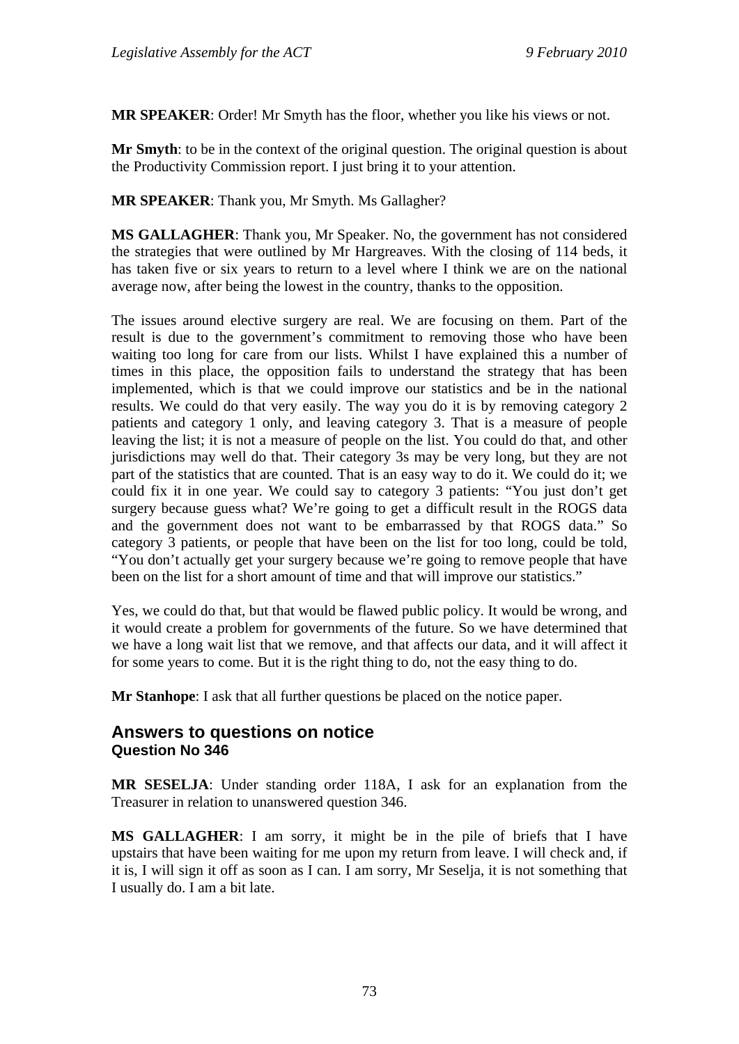**MR SPEAKER**: Order! Mr Smyth has the floor, whether you like his views or not.

**Mr Smyth**: to be in the context of the original question. The original question is about the Productivity Commission report. I just bring it to your attention.

**MR SPEAKER**: Thank you, Mr Smyth. Ms Gallagher?

**MS GALLAGHER**: Thank you, Mr Speaker. No, the government has not considered the strategies that were outlined by Mr Hargreaves. With the closing of 114 beds, it has taken five or six years to return to a level where I think we are on the national average now, after being the lowest in the country, thanks to the opposition.

The issues around elective surgery are real. We are focusing on them. Part of the result is due to the government's commitment to removing those who have been waiting too long for care from our lists. Whilst I have explained this a number of times in this place, the opposition fails to understand the strategy that has been implemented, which is that we could improve our statistics and be in the national results. We could do that very easily. The way you do it is by removing category 2 patients and category 1 only, and leaving category 3. That is a measure of people leaving the list; it is not a measure of people on the list. You could do that, and other jurisdictions may well do that. Their category 3s may be very long, but they are not part of the statistics that are counted. That is an easy way to do it. We could do it; we could fix it in one year. We could say to category 3 patients: "You just don't get surgery because guess what? We're going to get a difficult result in the ROGS data and the government does not want to be embarrassed by that ROGS data." So category 3 patients, or people that have been on the list for too long, could be told, "You don't actually get your surgery because we're going to remove people that have been on the list for a short amount of time and that will improve our statistics."

Yes, we could do that, but that would be flawed public policy. It would be wrong, and it would create a problem for governments of the future. So we have determined that we have a long wait list that we remove, and that affects our data, and it will affect it for some years to come. But it is the right thing to do, not the easy thing to do.

**Mr Stanhope**: I ask that all further questions be placed on the notice paper.

## Answers to questions on notice

### Question No 346

**MR SESELJA**: Under standing order 118A, I ask for an explanation from the Treasurer in relation to unanswered question 346.

**MS GALLAGHER**: I am sorry, it might be in the pile of briefs that I have upstairs that have been waiting for me upon my return from leave. I will check and, if it is, I will sign it off as soon as I can. I am sorry, Mr Seselja, it is not something that I usually do. I am a bit late.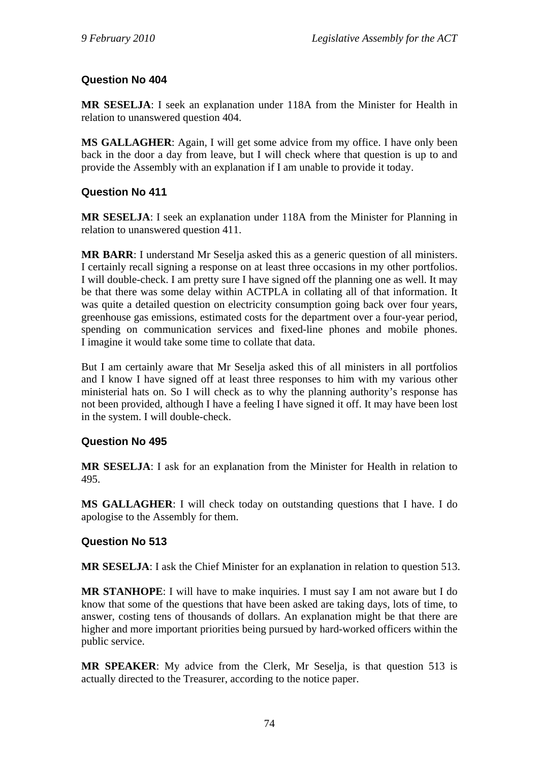### Question No 404

**MR SESELJA**: I seek an explanation under 118A from the Minister for Health in relation to unanswered question 404.

**MS GALLAGHER**: Again, I will get some advice from my office. I have only been back in the door a day from leave, but I will check where that question is up to and provide the Assembly with an explanation if I am unable to provide it today.

### Question No 411

**MR SESELJA**: I seek an explanation under 118A from the Minister for Planning in relation to unanswered question 411.

**MR BARR**: I understand Mr Seselja asked this as a generic question of all ministers. I certainly recall signing a response on at least three occasions in my other portfolios. I will double-check. I am pretty sure I have signed off the planning one as well. It may be that there was some delay within ACTPLA in collating all of that information. It was quite a detailed question on electricity consumption going back over four years, greenhouse gas emissions, estimated costs for the department over a four-year period, spending on communication services and fixed-line phones and mobile phones. I imagine it would take some time to collate that data.

But I am certainly aware that Mr Seselja asked this of all ministers in all portfolios and I know I have signed off at least three responses to him with my various other ministerial hats on. So I will check as to why the planning authority's response has not been provided, although I have a feeling I have signed it off. It may have been lost in the system. I will double-check.

### Question No 495

**MR SESELJA**: I ask for an explanation from the Minister for Health in relation to 495.

**MS GALLAGHER**: I will check today on outstanding questions that I have. I do apologise to the Assembly for them.

### Question No 513

**MR SESELJA**: I ask the Chief Minister for an explanation in relation to question 513.

**MR STANHOPE**: I will have to make inquiries. I must say I am not aware but I do know that some of the questions that have been asked are taking days, lots of time, to answer, costing tens of thousands of dollars. An explanation might be that there are higher and more important priorities being pursued by hard-worked officers within the public service.

**MR SPEAKER**: My advice from the Clerk, Mr Seselja, is that question 513 is actually directed to the Treasurer, according to the notice paper.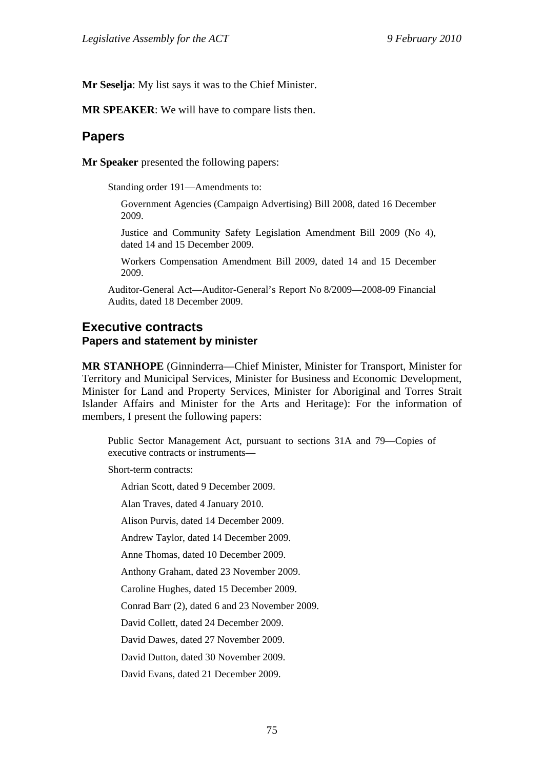**Mr Seselja**: My list says it was to the Chief Minister.

**MR SPEAKER**: We will have to compare lists then.

## Papers

**Mr Speaker** presented the following papers:

Standing order 191—Amendments to:

Government Agencies (Campaign Advertising) Bill 2008, dated 16 December 2009.

Justice and Community Safety Legislation Amendment Bill 2009 (No 4), dated 14 and 15 December 2009.

Workers Compensation Amendment Bill 2009, dated 14 and 15 December 2009.

Auditor-General Act—Auditor-General's Report No 8/2009—2008-09 Financial Audits, dated 18 December 2009.

## Executive contracts

### Papers and statement by minister

**MR STANHOPE** (Ginninderra—Chief Minister, Minister for Transport, Minister for Territory and Municipal Services, Minister for Business and Economic Development, Minister for Land and Property Services, Minister for Aboriginal and Torres Strait Islander Affairs and Minister for the Arts and Heritage): For the information of members, I present the following papers:

Public Sector Management Act, pursuant to sections 31A and 79—Copies of executive contracts or instruments—

Short-term contracts:

Adrian Scott, dated 9 December 2009.

Alan Traves, dated 4 January 2010.

Alison Purvis, dated 14 December 2009.

Andrew Taylor, dated 14 December 2009.

Anne Thomas, dated 10 December 2009.

Anthony Graham, dated 23 November 2009.

Caroline Hughes, dated 15 December 2009.

Conrad Barr (2), dated 6 and 23 November 2009.

David Collett, dated 24 December 2009.

David Dawes, dated 27 November 2009.

David Dutton, dated 30 November 2009.

David Evans, dated 21 December 2009.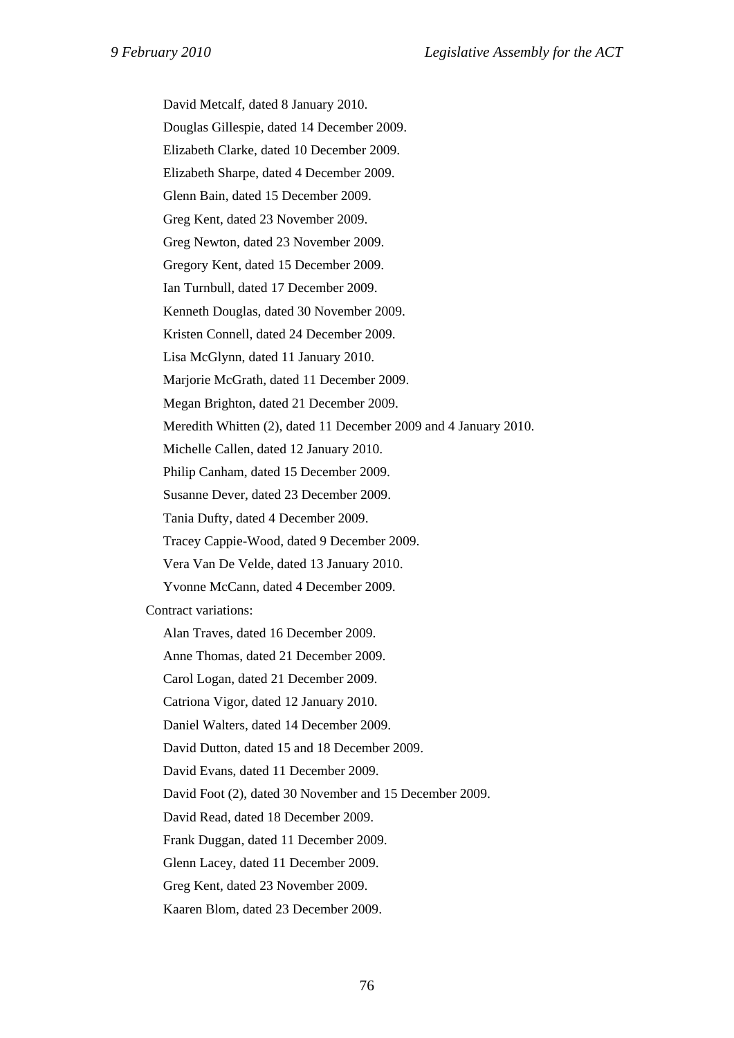David Metcalf, dated 8 January 2010.

Douglas Gillespie, dated 14 December 2009.

Elizabeth Clarke, dated 10 December 2009.

Elizabeth Sharpe, dated 4 December 2009.

Glenn Bain, dated 15 December 2009.

Greg Kent, dated 23 November 2009.

Greg Newton, dated 23 November 2009.

Gregory Kent, dated 15 December 2009.

Ian Turnbull, dated 17 December 2009.

Kenneth Douglas, dated 30 November 2009.

Kristen Connell, dated 24 December 2009.

Lisa McGlynn, dated 11 January 2010.

Marjorie McGrath, dated 11 December 2009.

Megan Brighton, dated 21 December 2009.

Meredith Whitten (2), dated 11 December 2009 and 4 January 2010.

Michelle Callen, dated 12 January 2010.

Philip Canham, dated 15 December 2009.

Susanne Dever, dated 23 December 2009.

Tania Dufty, dated 4 December 2009.

Tracey Cappie-Wood, dated 9 December 2009.

Vera Van De Velde, dated 13 January 2010.

Yvonne McCann, dated 4 December 2009.

Contract variations:

Alan Traves, dated 16 December 2009.

Anne Thomas, dated 21 December 2009.

Carol Logan, dated 21 December 2009.

Catriona Vigor, dated 12 January 2010.

Daniel Walters, dated 14 December 2009.

David Dutton, dated 15 and 18 December 2009.

David Evans, dated 11 December 2009.

David Foot (2), dated 30 November and 15 December 2009.

David Read, dated 18 December 2009.

Frank Duggan, dated 11 December 2009.

Glenn Lacey, dated 11 December 2009.

Greg Kent, dated 23 November 2009.

Kaaren Blom, dated 23 December 2009.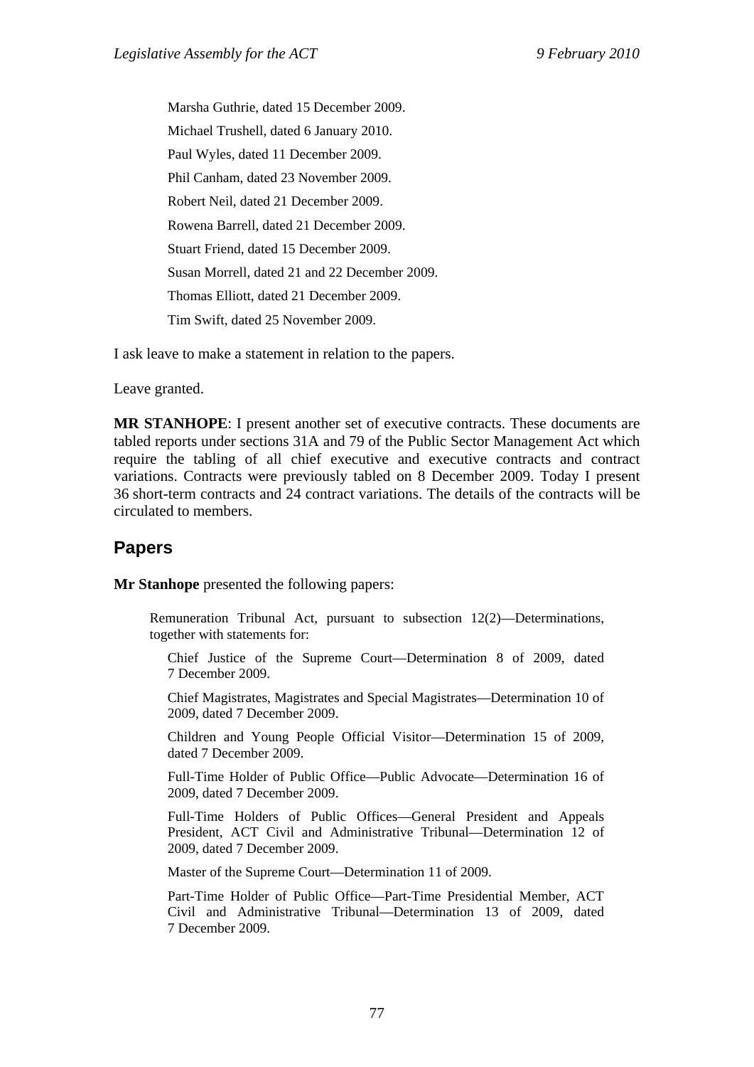Marsha Guthrie, dated 15 December 2009.

Michael Trushell, dated 6 January 2010.

Paul Wyles, dated 11 December 2009.

Phil Canham, dated 23 November 2009.

Robert Neil, dated 21 December 2009.

Rowena Barrell, dated 21 December 2009.

Stuart Friend, dated 15 December 2009.

Susan Morrell, dated 21 and 22 December 2009.

Thomas Elliott, dated 21 December 2009.

Tim Swift, dated 25 November 2009.

I ask leave to make a statement in relation to the papers.

Leave granted.

**MR STANHOPE**: I present another set of executive contracts. These documents are tabled reports under sections 31A and 79 of the Public Sector Management Act which require the tabling of all chief executive and executive contracts and contract variations. Contracts were previously tabled on 8 December 2009. Today I present 36 short-term contracts and 24 contract variations. The details of the contracts will be circulated to members.

## Papers

**Mr Stanhope** presented the following papers:

Remuneration Tribunal Act, pursuant to subsection 12(2)—Determinations, together with statements for:

Chief Justice of the Supreme Court—Determination 8 of 2009, dated 7 December 2009.

Chief Magistrates, Magistrates and Special Magistrates—Determination 10 of 2009, dated 7 December 2009.

Children and Young People Official Visitor—Determination 15 of 2009, dated 7 December 2009.

Full-Time Holder of Public Office—Public Advocate—Determination 16 of 2009, dated 7 December 2009.

Full-Time Holders of Public Offices—General President and Appeals President, ACT Civil and Administrative Tribunal—Determination 12 of 2009, dated 7 December 2009.

Master of the Supreme Court—Determination 11 of 2009.

Part-Time Holder of Public Office—Part-Time Presidential Member, ACT Civil and Administrative Tribunal—Determination 13 of 2009, dated 7 December 2009.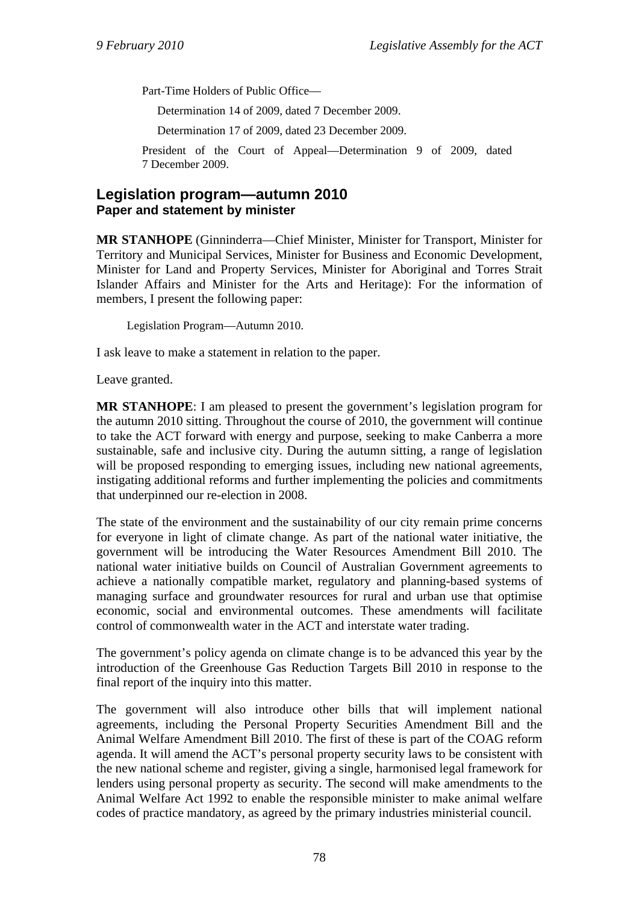Part-Time Holders of Public Office—

Determination 14 of 2009, dated 7 December 2009.

Determination 17 of 2009, dated 23 December 2009.

President of the Court of Appeal—Determination 9 of 2009, dated 7 December 2009.

## Legislation program—autumn 2010
### Paper and statement by minister

**MR STANHOPE** (Ginninderra—Chief Minister, Minister for Transport, Minister for Territory and Municipal Services, Minister for Business and Economic Development, Minister for Land and Property Services, Minister for Aboriginal and Torres Strait Islander Affairs and Minister for the Arts and Heritage): For the information of members, I present the following paper:

Legislation Program—Autumn 2010.

I ask leave to make a statement in relation to the paper.

Leave granted.

**MR STANHOPE**: I am pleased to present the government's legislation program for the autumn 2010 sitting. Throughout the course of 2010, the government will continue to take the ACT forward with energy and purpose, seeking to make Canberra a more sustainable, safe and inclusive city. During the autumn sitting, a range of legislation will be proposed responding to emerging issues, including new national agreements, instigating additional reforms and further implementing the policies and commitments that underpinned our re-election in 2008.

The state of the environment and the sustainability of our city remain prime concerns for everyone in light of climate change. As part of the national water initiative, the government will be introducing the Water Resources Amendment Bill 2010. The national water initiative builds on Council of Australian Government agreements to achieve a nationally compatible market, regulatory and planning-based systems of managing surface and groundwater resources for rural and urban use that optimise economic, social and environmental outcomes. These amendments will facilitate control of commonwealth water in the ACT and interstate water trading.

The government's policy agenda on climate change is to be advanced this year by the introduction of the Greenhouse Gas Reduction Targets Bill 2010 in response to the final report of the inquiry into this matter.

The government will also introduce other bills that will implement national agreements, including the Personal Property Securities Amendment Bill and the Animal Welfare Amendment Bill 2010. The first of these is part of the COAG reform agenda. It will amend the ACT's personal property security laws to be consistent with the new national scheme and register, giving a single, harmonised legal framework for lenders using personal property as security. The second will make amendments to the Animal Welfare Act 1992 to enable the responsible minister to make animal welfare codes of practice mandatory, as agreed by the primary industries ministerial council.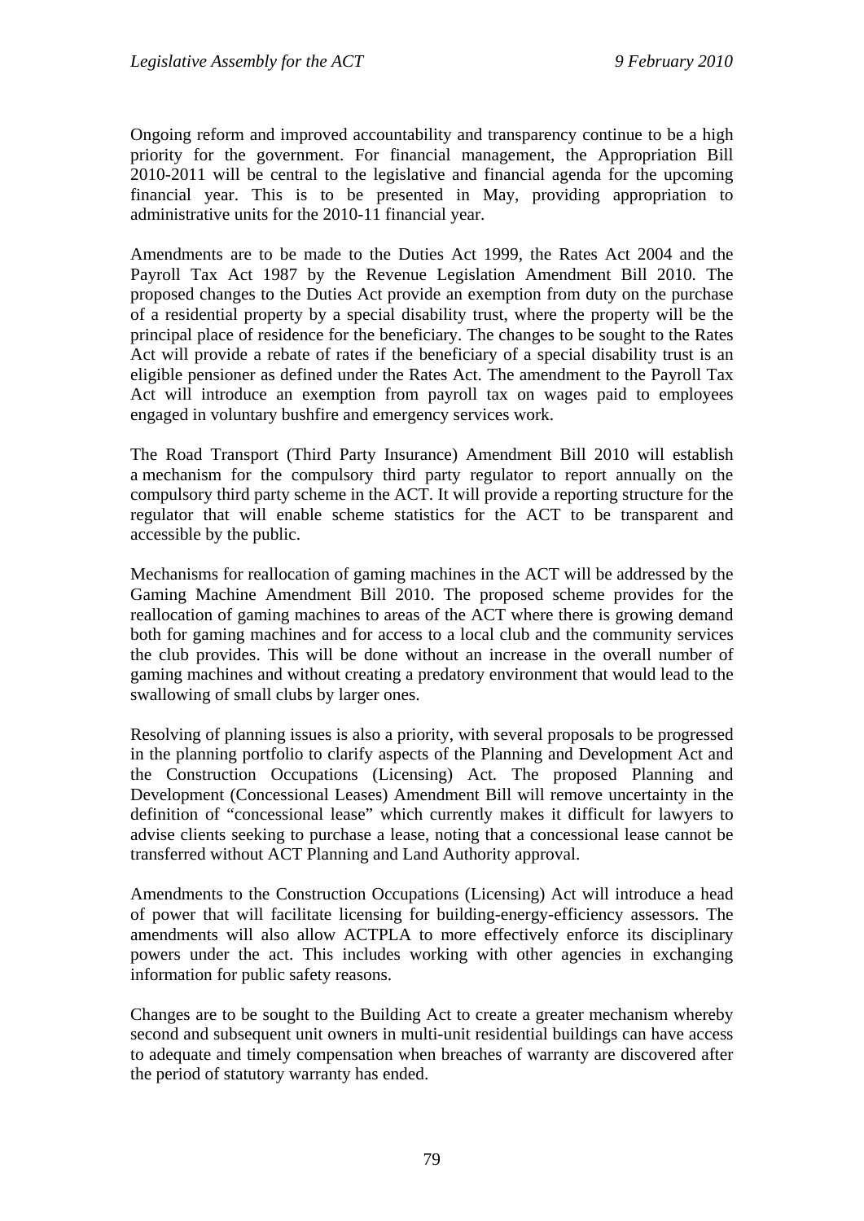Ongoing reform and improved accountability and transparency continue to be a high priority for the government. For financial management, the Appropriation Bill 2010-2011 will be central to the legislative and financial agenda for the upcoming financial year. This is to be presented in May, providing appropriation to administrative units for the 2010-11 financial year.

Amendments are to be made to the Duties Act 1999, the Rates Act 2004 and the Payroll Tax Act 1987 by the Revenue Legislation Amendment Bill 2010. The proposed changes to the Duties Act provide an exemption from duty on the purchase of a residential property by a special disability trust, where the property will be the principal place of residence for the beneficiary. The changes to be sought to the Rates Act will provide a rebate of rates if the beneficiary of a special disability trust is an eligible pensioner as defined under the Rates Act. The amendment to the Payroll Tax Act will introduce an exemption from payroll tax on wages paid to employees engaged in voluntary bushfire and emergency services work.

The Road Transport (Third Party Insurance) Amendment Bill 2010 will establish a mechanism for the compulsory third party regulator to report annually on the compulsory third party scheme in the ACT. It will provide a reporting structure for the regulator that will enable scheme statistics for the ACT to be transparent and accessible by the public.

Mechanisms for reallocation of gaming machines in the ACT will be addressed by the Gaming Machine Amendment Bill 2010. The proposed scheme provides for the reallocation of gaming machines to areas of the ACT where there is growing demand both for gaming machines and for access to a local club and the community services the club provides. This will be done without an increase in the overall number of gaming machines and without creating a predatory environment that would lead to the swallowing of small clubs by larger ones.

Resolving of planning issues is also a priority, with several proposals to be progressed in the planning portfolio to clarify aspects of the Planning and Development Act and the Construction Occupations (Licensing) Act. The proposed Planning and Development (Concessional Leases) Amendment Bill will remove uncertainty in the definition of "concessional lease" which currently makes it difficult for lawyers to advise clients seeking to purchase a lease, noting that a concessional lease cannot be transferred without ACT Planning and Land Authority approval.

Amendments to the Construction Occupations (Licensing) Act will introduce a head of power that will facilitate licensing for building-energy-efficiency assessors. The amendments will also allow ACTPLA to more effectively enforce its disciplinary powers under the act. This includes working with other agencies in exchanging information for public safety reasons.

Changes are to be sought to the Building Act to create a greater mechanism whereby second and subsequent unit owners in multi-unit residential buildings can have access to adequate and timely compensation when breaches of warranty are discovered after the period of statutory warranty has ended.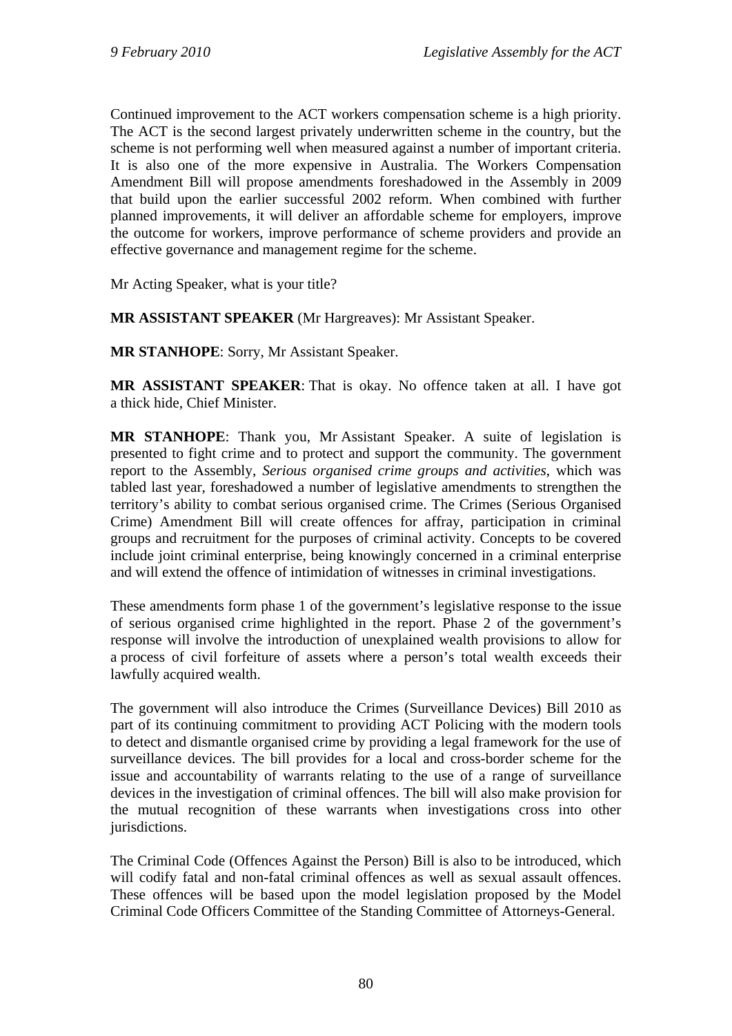Continued improvement to the ACT workers compensation scheme is a high priority. The ACT is the second largest privately underwritten scheme in the country, but the scheme is not performing well when measured against a number of important criteria. It is also one of the more expensive in Australia. The Workers Compensation Amendment Bill will propose amendments foreshadowed in the Assembly in 2009 that build upon the earlier successful 2002 reform. When combined with further planned improvements, it will deliver an affordable scheme for employers, improve the outcome for workers, improve performance of scheme providers and provide an effective governance and management regime for the scheme.

Mr Acting Speaker, what is your title?

**MR ASSISTANT SPEAKER** (Mr Hargreaves): Mr Assistant Speaker.

**MR STANHOPE**: Sorry, Mr Assistant Speaker.

**MR ASSISTANT SPEAKER**: That is okay. No offence taken at all. I have got a thick hide, Chief Minister.

**MR STANHOPE**: Thank you, Mr Assistant Speaker. A suite of legislation is presented to fight crime and to protect and support the community. The government report to the Assembly, *Serious organised crime groups and activities*, which was tabled last year, foreshadowed a number of legislative amendments to strengthen the territory's ability to combat serious organised crime. The Crimes (Serious Organised Crime) Amendment Bill will create offences for affray, participation in criminal groups and recruitment for the purposes of criminal activity. Concepts to be covered include joint criminal enterprise, being knowingly concerned in a criminal enterprise and will extend the offence of intimidation of witnesses in criminal investigations.

These amendments form phase 1 of the government's legislative response to the issue of serious organised crime highlighted in the report. Phase 2 of the government's response will involve the introduction of unexplained wealth provisions to allow for a process of civil forfeiture of assets where a person's total wealth exceeds their lawfully acquired wealth.

The government will also introduce the Crimes (Surveillance Devices) Bill 2010 as part of its continuing commitment to providing ACT Policing with the modern tools to detect and dismantle organised crime by providing a legal framework for the use of surveillance devices. The bill provides for a local and cross-border scheme for the issue and accountability of warrants relating to the use of a range of surveillance devices in the investigation of criminal offences. The bill will also make provision for the mutual recognition of these warrants when investigations cross into other jurisdictions.

The Criminal Code (Offences Against the Person) Bill is also to be introduced, which will codify fatal and non-fatal criminal offences as well as sexual assault offences. These offences will be based upon the model legislation proposed by the Model Criminal Code Officers Committee of the Standing Committee of Attorneys-General.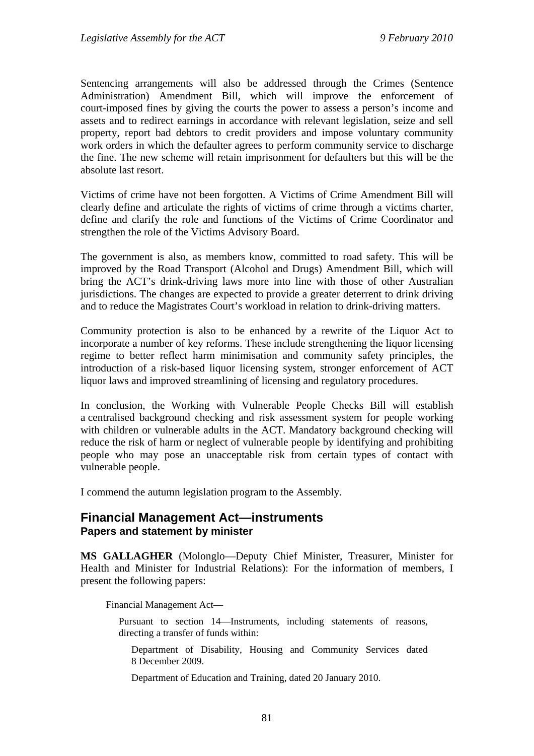Sentencing arrangements will also be addressed through the Crimes (Sentence Administration) Amendment Bill, which will improve the enforcement of court-imposed fines by giving the courts the power to assess a person's income and assets and to redirect earnings in accordance with relevant legislation, seize and sell property, report bad debtors to credit providers and impose voluntary community work orders in which the defaulter agrees to perform community service to discharge the fine. The new scheme will retain imprisonment for defaulters but this will be the absolute last resort.

Victims of crime have not been forgotten. A Victims of Crime Amendment Bill will clearly define and articulate the rights of victims of crime through a victims charter, define and clarify the role and functions of the Victims of Crime Coordinator and strengthen the role of the Victims Advisory Board.

The government is also, as members know, committed to road safety. This will be improved by the Road Transport (Alcohol and Drugs) Amendment Bill, which will bring the ACT's drink-driving laws more into line with those of other Australian jurisdictions. The changes are expected to provide a greater deterrent to drink driving and to reduce the Magistrates Court's workload in relation to drink-driving matters.

Community protection is also to be enhanced by a rewrite of the Liquor Act to incorporate a number of key reforms. These include strengthening the liquor licensing regime to better reflect harm minimisation and community safety principles, the introduction of a risk-based liquor licensing system, stronger enforcement of ACT liquor laws and improved streamlining of licensing and regulatory procedures.

In conclusion, the Working with Vulnerable People Checks Bill will establish a centralised background checking and risk assessment system for people working with children or vulnerable adults in the ACT. Mandatory background checking will reduce the risk of harm or neglect of vulnerable people by identifying and prohibiting people who may pose an unacceptable risk from certain types of contact with vulnerable people.

I commend the autumn legislation program to the Assembly.

## Financial Management Act—instruments

### Papers and statement by minister

**MS GALLAGHER** (Molonglo—Deputy Chief Minister, Treasurer, Minister for Health and Minister for Industrial Relations): For the information of members, I present the following papers:

Financial Management Act—

Pursuant to section 14—Instruments, including statements of reasons, directing a transfer of funds within:

Department of Disability, Housing and Community Services dated 8 December 2009.

Department of Education and Training, dated 20 January 2010.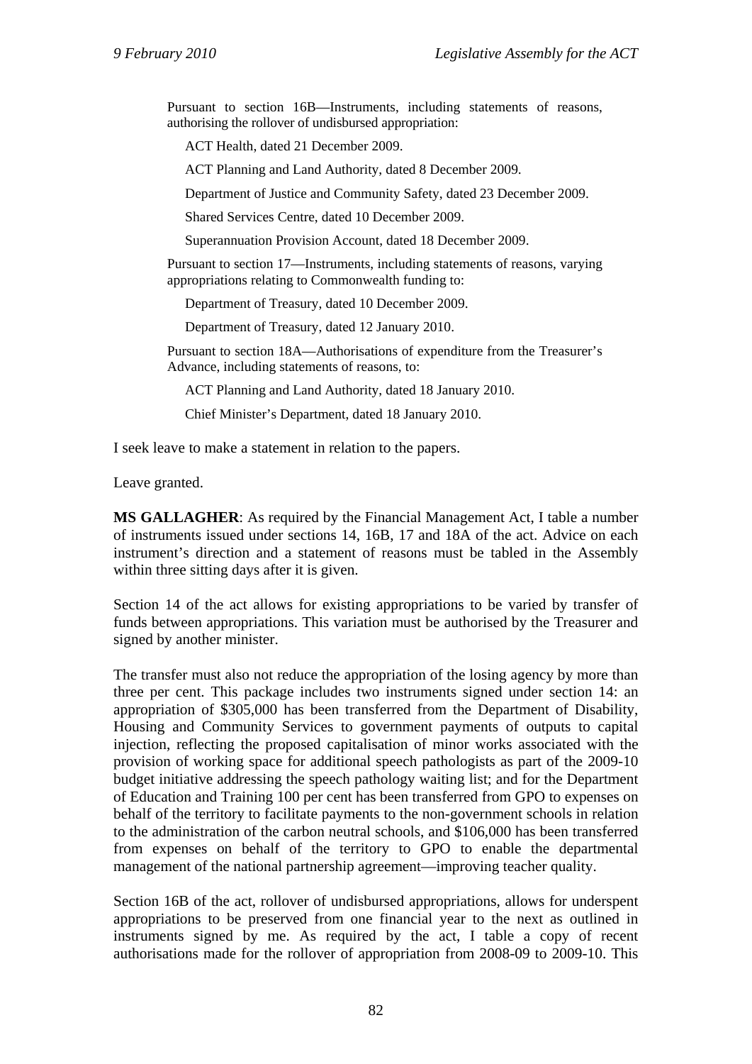Pursuant to section 16B—Instruments, including statements of reasons, authorising the rollover of undisbursed appropriation:

ACT Health, dated 21 December 2009.

ACT Planning and Land Authority, dated 8 December 2009.

Department of Justice and Community Safety, dated 23 December 2009.

Shared Services Centre, dated 10 December 2009.

Superannuation Provision Account, dated 18 December 2009.

Pursuant to section 17—Instruments, including statements of reasons, varying appropriations relating to Commonwealth funding to:

Department of Treasury, dated 10 December 2009.

Department of Treasury, dated 12 January 2010.

Pursuant to section 18A—Authorisations of expenditure from the Treasurer's Advance, including statements of reasons, to:

ACT Planning and Land Authority, dated 18 January 2010.

Chief Minister's Department, dated 18 January 2010.

I seek leave to make a statement in relation to the papers.

Leave granted.

**MS GALLAGHER**: As required by the Financial Management Act, I table a number of instruments issued under sections 14, 16B, 17 and 18A of the act. Advice on each instrument's direction and a statement of reasons must be tabled in the Assembly within three sitting days after it is given.

Section 14 of the act allows for existing appropriations to be varied by transfer of funds between appropriations. This variation must be authorised by the Treasurer and signed by another minister.

The transfer must also not reduce the appropriation of the losing agency by more than three per cent. This package includes two instruments signed under section 14: an appropriation of $305,000 has been transferred from the Department of Disability, Housing and Community Services to government payments of outputs to capital injection, reflecting the proposed capitalisation of minor works associated with the provision of working space for additional speech pathologists as part of the 2009-10 budget initiative addressing the speech pathology waiting list; and for the Department of Education and Training 100 per cent has been transferred from GPO to expenses on behalf of the territory to facilitate payments to the non-government schools in relation to the administration of the carbon neutral schools, and $106,000 has been transferred from expenses on behalf of the territory to GPO to enable the departmental management of the national partnership agreement—improving teacher quality.

Section 16B of the act, rollover of undisbursed appropriations, allows for underspent appropriations to be preserved from one financial year to the next as outlined in instruments signed by me. As required by the act, I table a copy of recent authorisations made for the rollover of appropriation from 2008-09 to 2009-10. This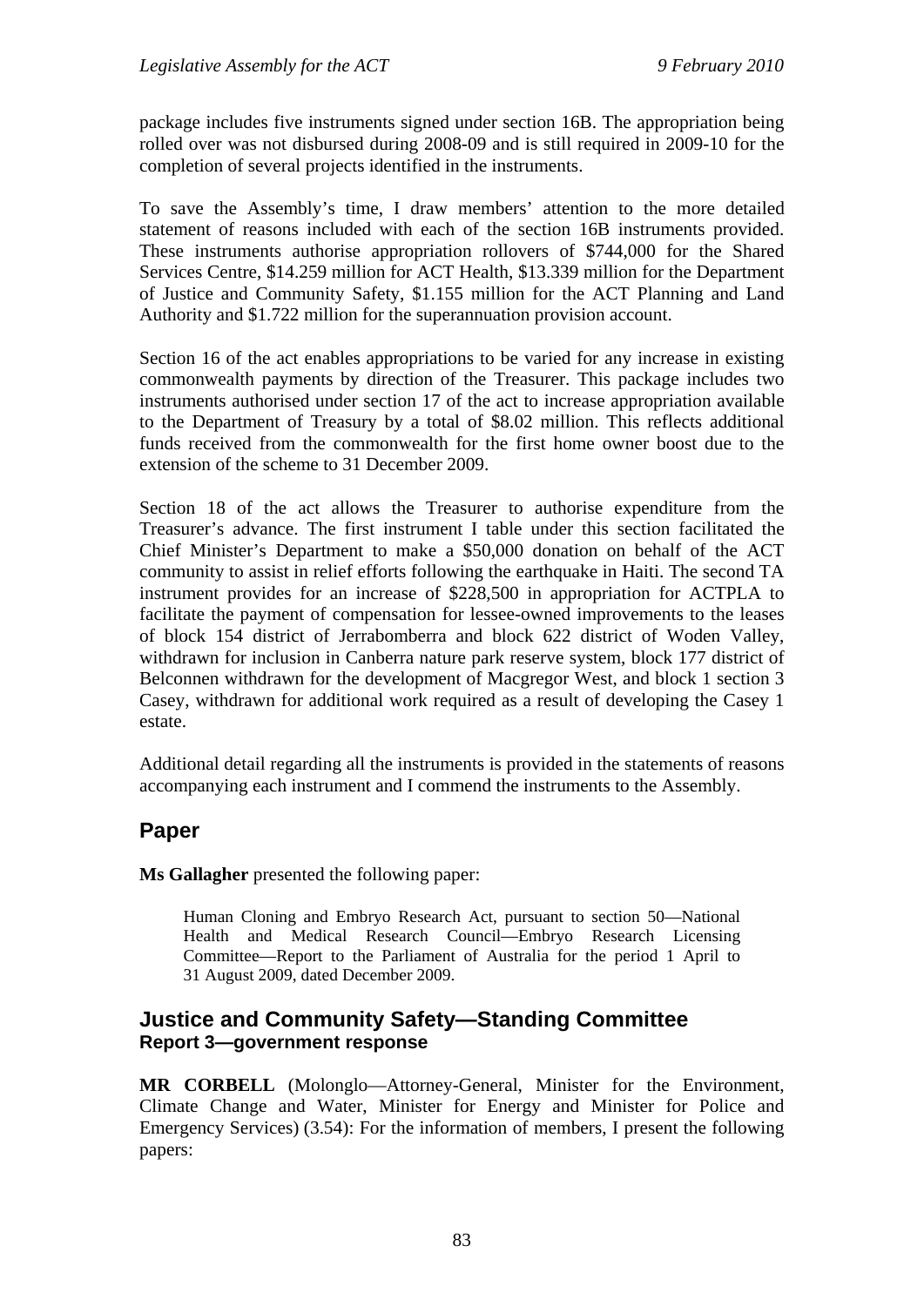package includes five instruments signed under section 16B. The appropriation being rolled over was not disbursed during 2008-09 and is still required in 2009-10 for the completion of several projects identified in the instruments.

To save the Assembly's time, I draw members' attention to the more detailed statement of reasons included with each of the section 16B instruments provided. These instruments authorise appropriation rollovers of $744,000 for the Shared Services Centre, $14.259 million for ACT Health, $13.339 million for the Department of Justice and Community Safety, $1.155 million for the ACT Planning and Land Authority and $1.722 million for the superannuation provision account.

Section 16 of the act enables appropriations to be varied for any increase in existing commonwealth payments by direction of the Treasurer. This package includes two instruments authorised under section 17 of the act to increase appropriation available to the Department of Treasury by a total of $8.02 million. This reflects additional funds received from the commonwealth for the first home owner boost due to the extension of the scheme to 31 December 2009.

Section 18 of the act allows the Treasurer to authorise expenditure from the Treasurer's advance. The first instrument I table under this section facilitated the Chief Minister's Department to make a $50,000 donation on behalf of the ACT community to assist in relief efforts following the earthquake in Haiti. The second TA instrument provides for an increase of $228,500 in appropriation for ACTPLA to facilitate the payment of compensation for lessee-owned improvements to the leases of block 154 district of Jerrabomberra and block 622 district of Woden Valley, withdrawn for inclusion in Canberra nature park reserve system, block 177 district of Belconnen withdrawn for the development of Macgregor West, and block 1 section 3 Casey, withdrawn for additional work required as a result of developing the Casey 1 estate.

Additional detail regarding all the instruments is provided in the statements of reasons accompanying each instrument and I commend the instruments to the Assembly.

## Paper

**Ms Gallagher** presented the following paper:

> Human Cloning and Embryo Research Act, pursuant to section 50—National Health and Medical Research Council—Embryo Research Licensing Committee—Report to the Parliament of Australia for the period 1 April to 31 August 2009, dated December 2009.

## Justice and Community Safety—Standing Committee
### Report 3—government response

**MR CORBELL** (Molonglo—Attorney-General, Minister for the Environment, Climate Change and Water, Minister for Energy and Minister for Police and Emergency Services) (3.54): For the information of members, I present the following papers: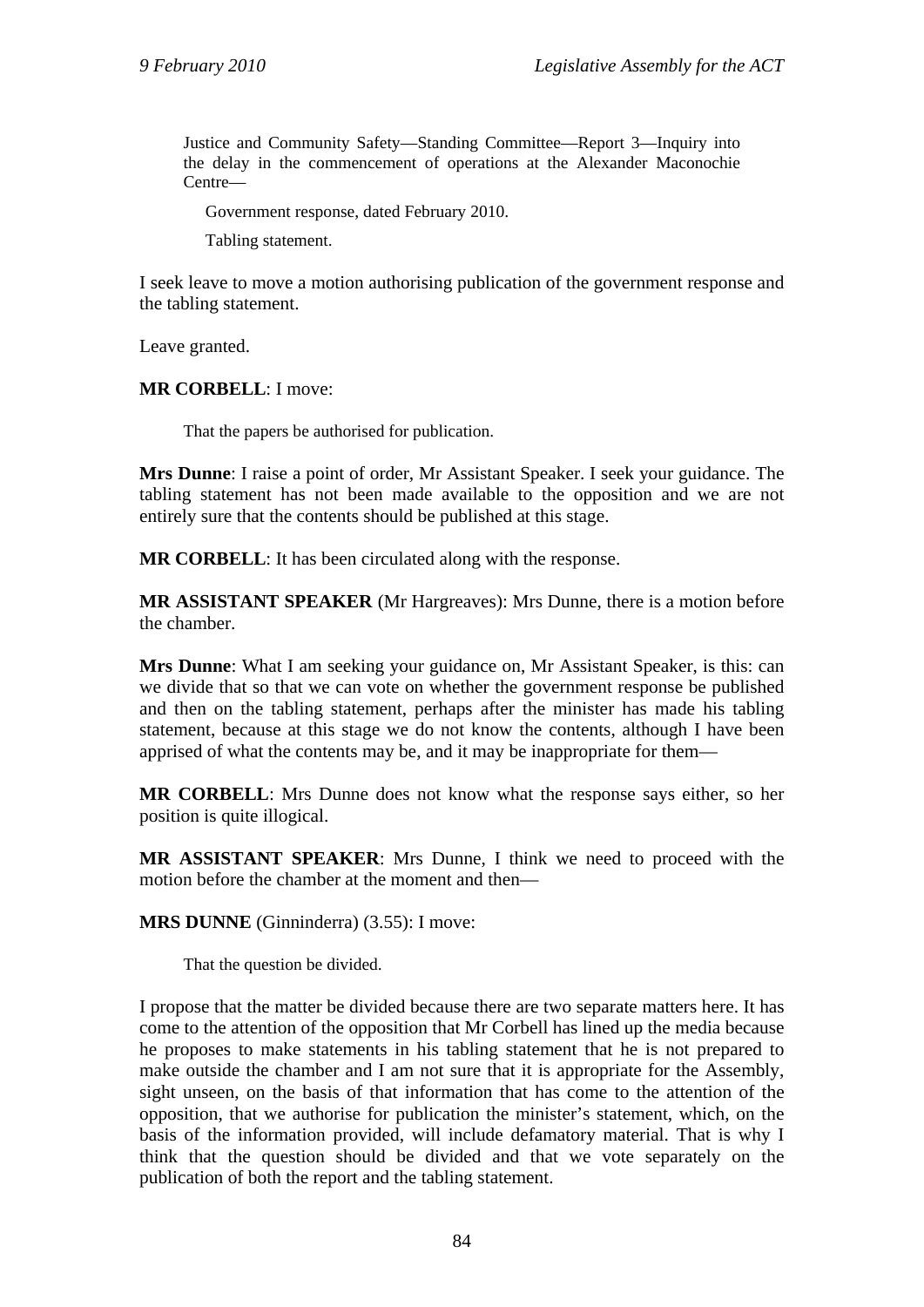Justice and Community Safety—Standing Committee—Report 3—Inquiry into the delay in the commencement of operations at the Alexander Maconochie Centre—

Government response, dated February 2010.

Tabling statement.

I seek leave to move a motion authorising publication of the government response and the tabling statement.

Leave granted.

**MR CORBELL**: I move:

That the papers be authorised for publication.

**Mrs Dunne**: I raise a point of order, Mr Assistant Speaker. I seek your guidance. The tabling statement has not been made available to the opposition and we are not entirely sure that the contents should be published at this stage.

**MR CORBELL**: It has been circulated along with the response.

**MR ASSISTANT SPEAKER** (Mr Hargreaves): Mrs Dunne, there is a motion before the chamber.

**Mrs Dunne**: What I am seeking your guidance on, Mr Assistant Speaker, is this: can we divide that so that we can vote on whether the government response be published and then on the tabling statement, perhaps after the minister has made his tabling statement, because at this stage we do not know the contents, although I have been apprised of what the contents may be, and it may be inappropriate for them—

**MR CORBELL**: Mrs Dunne does not know what the response says either, so her position is quite illogical.

**MR ASSISTANT SPEAKER**: Mrs Dunne, I think we need to proceed with the motion before the chamber at the moment and then—

**MRS DUNNE** (Ginninderra) (3.55): I move:

That the question be divided.

I propose that the matter be divided because there are two separate matters here. It has come to the attention of the opposition that Mr Corbell has lined up the media because he proposes to make statements in his tabling statement that he is not prepared to make outside the chamber and I am not sure that it is appropriate for the Assembly, sight unseen, on the basis of that information that has come to the attention of the opposition, that we authorise for publication the minister's statement, which, on the basis of the information provided, will include defamatory material. That is why I think that the question should be divided and that we vote separately on the publication of both the report and the tabling statement.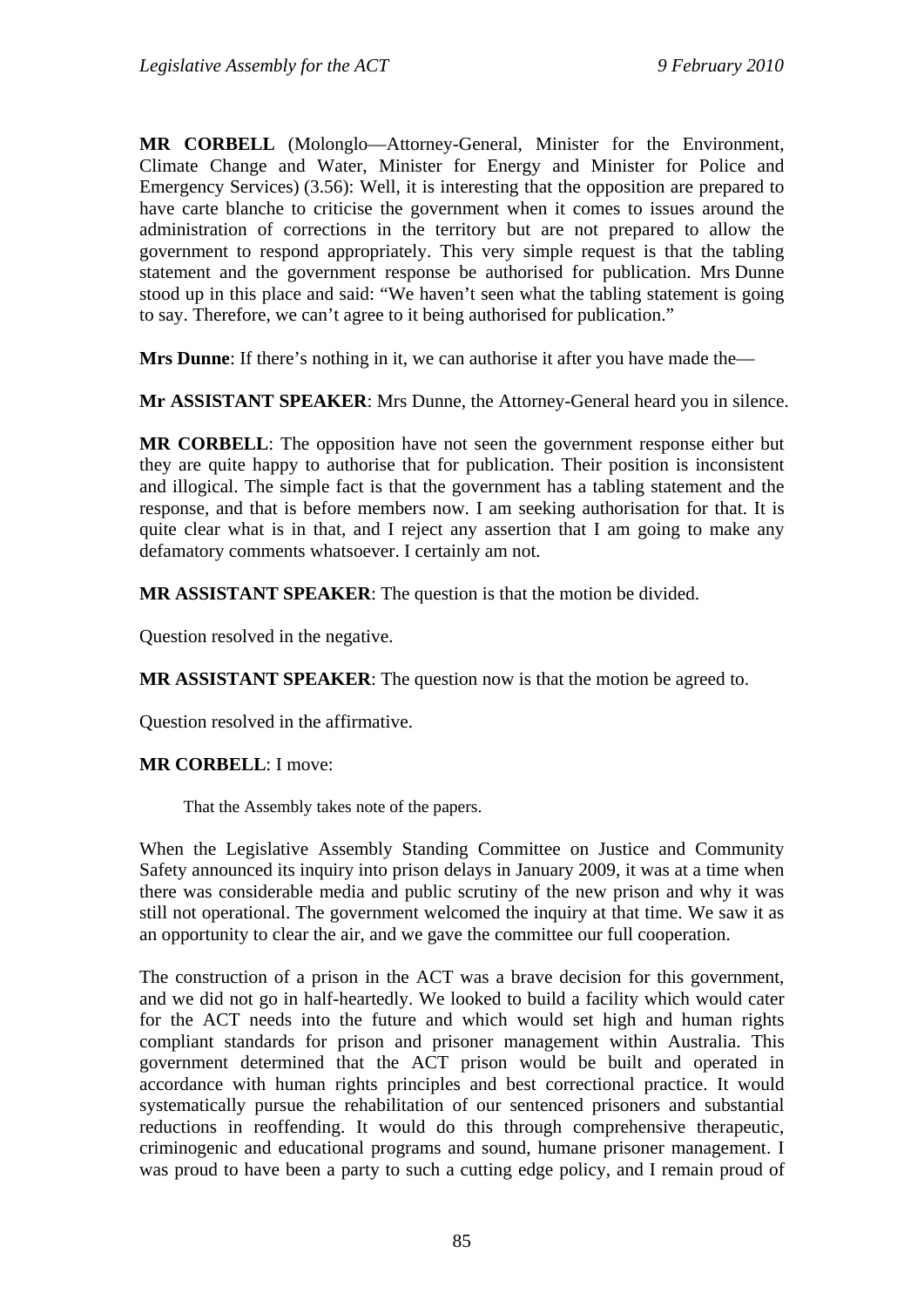**MR CORBELL** (Molonglo—Attorney-General, Minister for the Environment, Climate Change and Water, Minister for Energy and Minister for Police and Emergency Services) (3.56): Well, it is interesting that the opposition are prepared to have carte blanche to criticise the government when it comes to issues around the administration of corrections in the territory but are not prepared to allow the government to respond appropriately. This very simple request is that the tabling statement and the government response be authorised for publication. Mrs Dunne stood up in this place and said: "We haven't seen what the tabling statement is going to say. Therefore, we can't agree to it being authorised for publication."

**Mrs Dunne**: If there's nothing in it, we can authorise it after you have made the—

**Mr ASSISTANT SPEAKER**: Mrs Dunne, the Attorney-General heard you in silence.

**MR CORBELL**: The opposition have not seen the government response either but they are quite happy to authorise that for publication. Their position is inconsistent and illogical. The simple fact is that the government has a tabling statement and the response, and that is before members now. I am seeking authorisation for that. It is quite clear what is in that, and I reject any assertion that I am going to make any defamatory comments whatsoever. I certainly am not.

**MR ASSISTANT SPEAKER**: The question is that the motion be divided.

Question resolved in the negative.

**MR ASSISTANT SPEAKER**: The question now is that the motion be agreed to.

Question resolved in the affirmative.

**MR CORBELL**: I move:

> That the Assembly takes note of the papers.

When the Legislative Assembly Standing Committee on Justice and Community Safety announced its inquiry into prison delays in January 2009, it was at a time when there was considerable media and public scrutiny of the new prison and why it was still not operational. The government welcomed the inquiry at that time. We saw it as an opportunity to clear the air, and we gave the committee our full cooperation.

The construction of a prison in the ACT was a brave decision for this government, and we did not go in half-heartedly. We looked to build a facility which would cater for the ACT needs into the future and which would set high and human rights compliant standards for prison and prisoner management within Australia. This government determined that the ACT prison would be built and operated in accordance with human rights principles and best correctional practice. It would systematically pursue the rehabilitation of our sentenced prisoners and substantial reductions in reoffending. It would do this through comprehensive therapeutic, criminogenic and educational programs and sound, humane prisoner management. I was proud to have been a party to such a cutting edge policy, and I remain proud of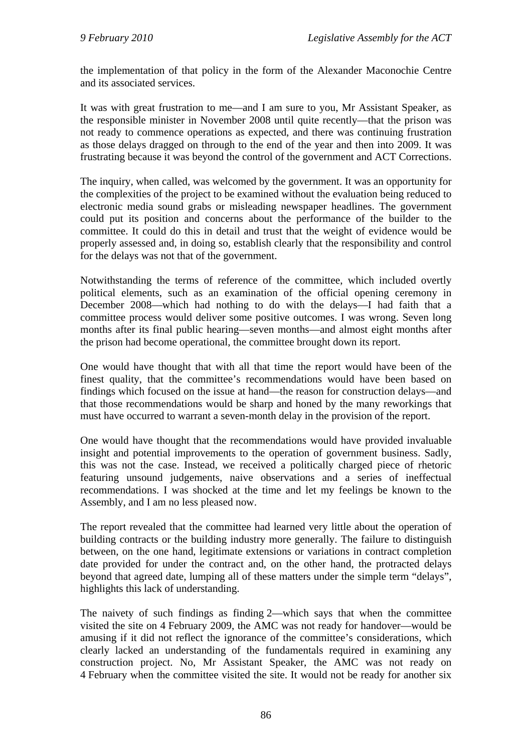the implementation of that policy in the form of the Alexander Maconochie Centre and its associated services.

It was with great frustration to me—and I am sure to you, Mr Assistant Speaker, as the responsible minister in November 2008 until quite recently—that the prison was not ready to commence operations as expected, and there was continuing frustration as those delays dragged on through to the end of the year and then into 2009. It was frustrating because it was beyond the control of the government and ACT Corrections.

The inquiry, when called, was welcomed by the government. It was an opportunity for the complexities of the project to be examined without the evaluation being reduced to electronic media sound grabs or misleading newspaper headlines. The government could put its position and concerns about the performance of the builder to the committee. It could do this in detail and trust that the weight of evidence would be properly assessed and, in doing so, establish clearly that the responsibility and control for the delays was not that of the government.

Notwithstanding the terms of reference of the committee, which included overtly political elements, such as an examination of the official opening ceremony in December 2008—which had nothing to do with the delays—I had faith that a committee process would deliver some positive outcomes. I was wrong. Seven long months after its final public hearing—seven months—and almost eight months after the prison had become operational, the committee brought down its report.

One would have thought that with all that time the report would have been of the finest quality, that the committee's recommendations would have been based on findings which focused on the issue at hand—the reason for construction delays—and that those recommendations would be sharp and honed by the many reworkings that must have occurred to warrant a seven-month delay in the provision of the report.

One would have thought that the recommendations would have provided invaluable insight and potential improvements to the operation of government business. Sadly, this was not the case. Instead, we received a politically charged piece of rhetoric featuring unsound judgements, naive observations and a series of ineffectual recommendations. I was shocked at the time and let my feelings be known to the Assembly, and I am no less pleased now.

The report revealed that the committee had learned very little about the operation of building contracts or the building industry more generally. The failure to distinguish between, on the one hand, legitimate extensions or variations in contract completion date provided for under the contract and, on the other hand, the protracted delays beyond that agreed date, lumping all of these matters under the simple term "delays", highlights this lack of understanding.

The naivety of such findings as finding 2—which says that when the committee visited the site on 4 February 2009, the AMC was not ready for handover—would be amusing if it did not reflect the ignorance of the committee's considerations, which clearly lacked an understanding of the fundamentals required in examining any construction project. No, Mr Assistant Speaker, the AMC was not ready on 4 February when the committee visited the site. It would not be ready for another six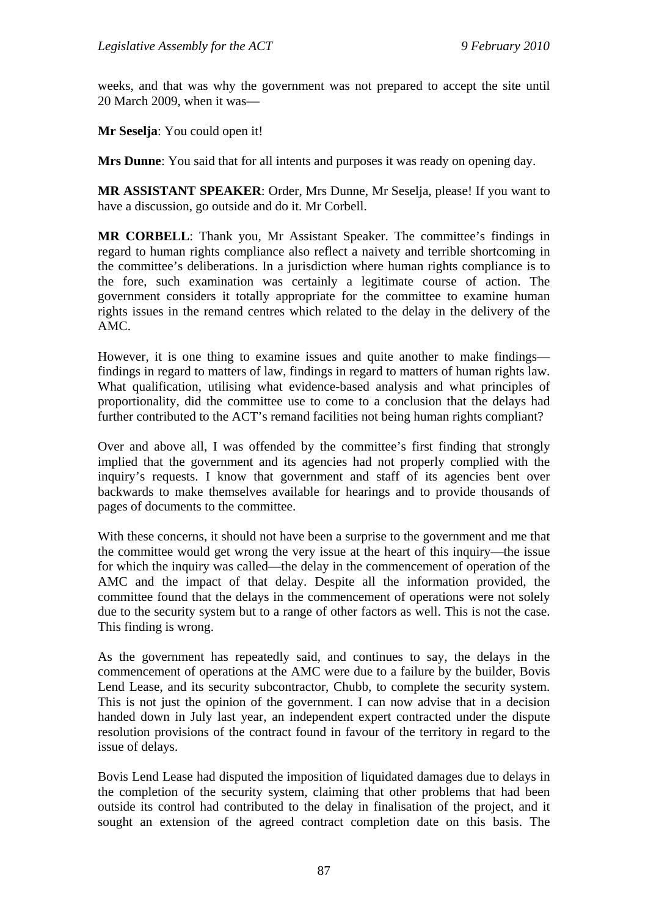weeks, and that was why the government was not prepared to accept the site until 20 March 2009, when it was—

**Mr Seselja**: You could open it!

**Mrs Dunne**: You said that for all intents and purposes it was ready on opening day.

**MR ASSISTANT SPEAKER**: Order, Mrs Dunne, Mr Seselja, please! If you want to have a discussion, go outside and do it. Mr Corbell.

**MR CORBELL**: Thank you, Mr Assistant Speaker. The committee's findings in regard to human rights compliance also reflect a naivety and terrible shortcoming in the committee's deliberations. In a jurisdiction where human rights compliance is to the fore, such examination was certainly a legitimate course of action. The government considers it totally appropriate for the committee to examine human rights issues in the remand centres which related to the delay in the delivery of the AMC.

However, it is one thing to examine issues and quite another to make findings—findings in regard to matters of law, findings in regard to matters of human rights law. What qualification, utilising what evidence-based analysis and what principles of proportionality, did the committee use to come to a conclusion that the delays had further contributed to the ACT's remand facilities not being human rights compliant?

Over and above all, I was offended by the committee's first finding that strongly implied that the government and its agencies had not properly complied with the inquiry's requests. I know that government and staff of its agencies bent over backwards to make themselves available for hearings and to provide thousands of pages of documents to the committee.

With these concerns, it should not have been a surprise to the government and me that the committee would get wrong the very issue at the heart of this inquiry—the issue for which the inquiry was called—the delay in the commencement of operation of the AMC and the impact of that delay. Despite all the information provided, the committee found that the delays in the commencement of operations were not solely due to the security system but to a range of other factors as well. This is not the case. This finding is wrong.

As the government has repeatedly said, and continues to say, the delays in the commencement of operations at the AMC were due to a failure by the builder, Bovis Lend Lease, and its security subcontractor, Chubb, to complete the security system. This is not just the opinion of the government. I can now advise that in a decision handed down in July last year, an independent expert contracted under the dispute resolution provisions of the contract found in favour of the territory in regard to the issue of delays.

Bovis Lend Lease had disputed the imposition of liquidated damages due to delays in the completion of the security system, claiming that other problems that had been outside its control had contributed to the delay in finalisation of the project, and it sought an extension of the agreed contract completion date on this basis. The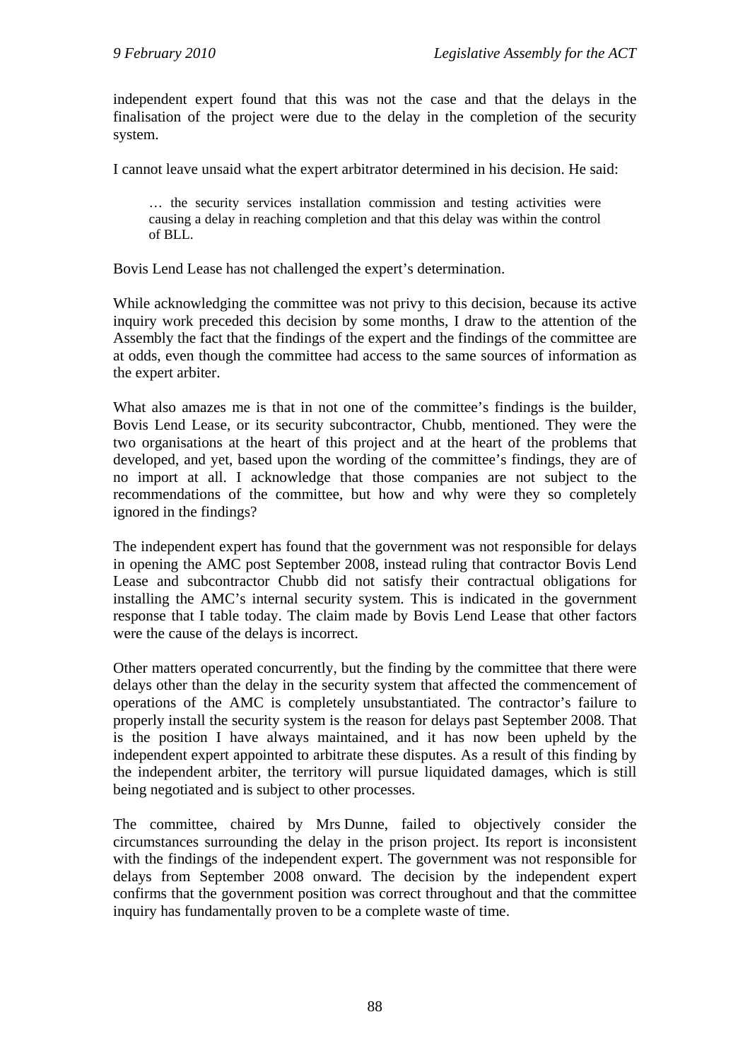independent expert found that this was not the case and that the delays in the finalisation of the project were due to the delay in the completion of the security system.

I cannot leave unsaid what the expert arbitrator determined in his decision. He said:

> … the security services installation commission and testing activities were causing a delay in reaching completion and that this delay was within the control of BLL.

Bovis Lend Lease has not challenged the expert's determination.

While acknowledging the committee was not privy to this decision, because its active inquiry work preceded this decision by some months, I draw to the attention of the Assembly the fact that the findings of the expert and the findings of the committee are at odds, even though the committee had access to the same sources of information as the expert arbiter.

What also amazes me is that in not one of the committee's findings is the builder, Bovis Lend Lease, or its security subcontractor, Chubb, mentioned. They were the two organisations at the heart of this project and at the heart of the problems that developed, and yet, based upon the wording of the committee's findings, they are of no import at all. I acknowledge that those companies are not subject to the recommendations of the committee, but how and why were they so completely ignored in the findings?

The independent expert has found that the government was not responsible for delays in opening the AMC post September 2008, instead ruling that contractor Bovis Lend Lease and subcontractor Chubb did not satisfy their contractual obligations for installing the AMC's internal security system. This is indicated in the government response that I table today. The claim made by Bovis Lend Lease that other factors were the cause of the delays is incorrect.

Other matters operated concurrently, but the finding by the committee that there were delays other than the delay in the security system that affected the commencement of operations of the AMC is completely unsubstantiated. The contractor's failure to properly install the security system is the reason for delays past September 2008. That is the position I have always maintained, and it has now been upheld by the independent expert appointed to arbitrate these disputes. As a result of this finding by the independent arbiter, the territory will pursue liquidated damages, which is still being negotiated and is subject to other processes.

The committee, chaired by Mrs Dunne, failed to objectively consider the circumstances surrounding the delay in the prison project. Its report is inconsistent with the findings of the independent expert. The government was not responsible for delays from September 2008 onward. The decision by the independent expert confirms that the government position was correct throughout and that the committee inquiry has fundamentally proven to be a complete waste of time.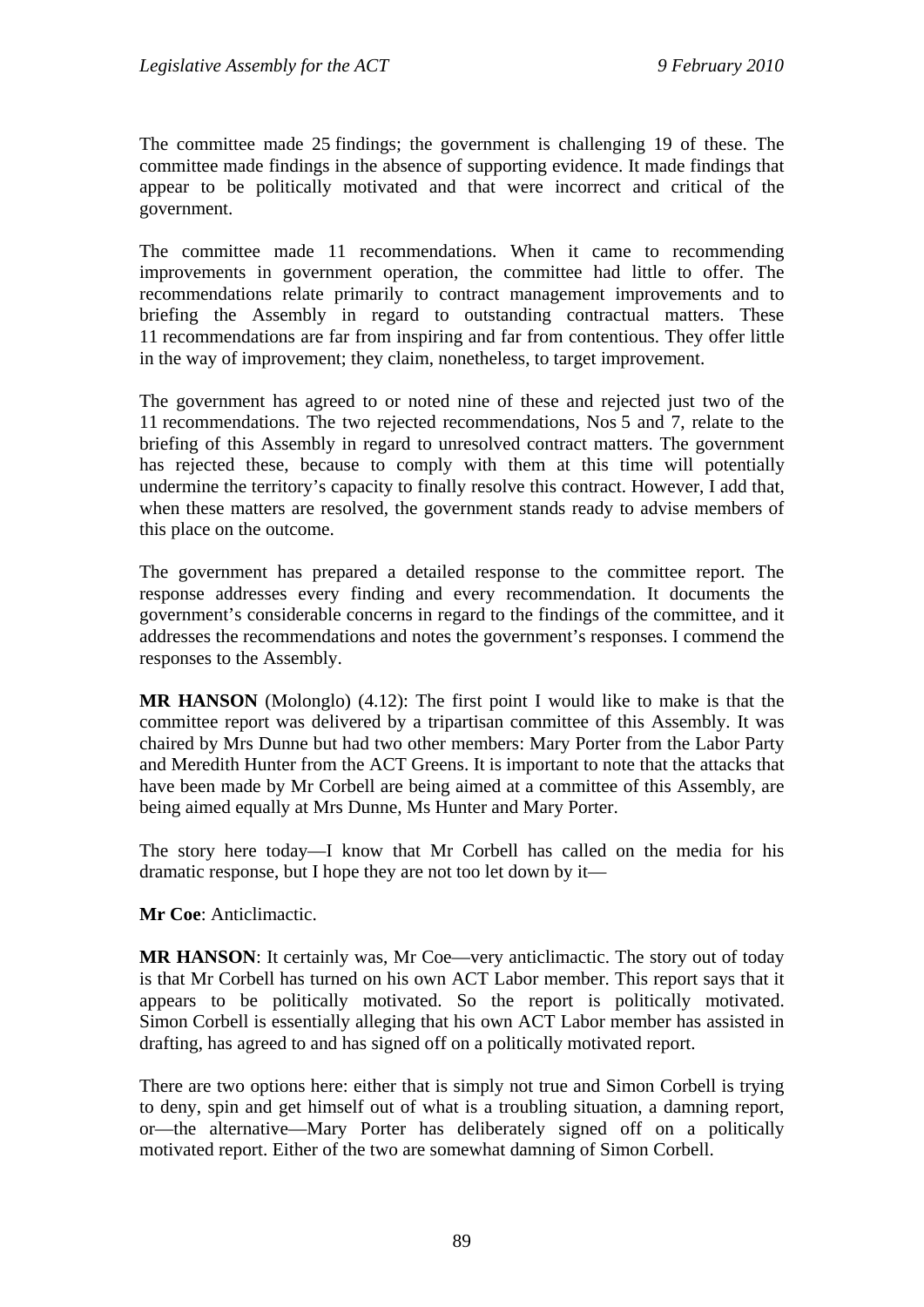The committee made 25 findings; the government is challenging 19 of these. The committee made findings in the absence of supporting evidence. It made findings that appear to be politically motivated and that were incorrect and critical of the government.

The committee made 11 recommendations. When it came to recommending improvements in government operation, the committee had little to offer. The recommendations relate primarily to contract management improvements and to briefing the Assembly in regard to outstanding contractual matters. These 11 recommendations are far from inspiring and far from contentious. They offer little in the way of improvement; they claim, nonetheless, to target improvement.

The government has agreed to or noted nine of these and rejected just two of the 11 recommendations. The two rejected recommendations, Nos 5 and 7, relate to the briefing of this Assembly in regard to unresolved contract matters. The government has rejected these, because to comply with them at this time will potentially undermine the territory's capacity to finally resolve this contract. However, I add that, when these matters are resolved, the government stands ready to advise members of this place on the outcome.

The government has prepared a detailed response to the committee report. The response addresses every finding and every recommendation. It documents the government's considerable concerns in regard to the findings of the committee, and it addresses the recommendations and notes the government's responses. I commend the responses to the Assembly.

**MR HANSON** (Molonglo) (4.12): The first point I would like to make is that the committee report was delivered by a tripartisan committee of this Assembly. It was chaired by Mrs Dunne but had two other members: Mary Porter from the Labor Party and Meredith Hunter from the ACT Greens. It is important to note that the attacks that have been made by Mr Corbell are being aimed at a committee of this Assembly, are being aimed equally at Mrs Dunne, Ms Hunter and Mary Porter.

The story here today—I know that Mr Corbell has called on the media for his dramatic response, but I hope they are not too let down by it—

**Mr Coe**: Anticlimactic.

**MR HANSON**: It certainly was, Mr Coe—very anticlimactic. The story out of today is that Mr Corbell has turned on his own ACT Labor member. This report says that it appears to be politically motivated. So the report is politically motivated. Simon Corbell is essentially alleging that his own ACT Labor member has assisted in drafting, has agreed to and has signed off on a politically motivated report.

There are two options here: either that is simply not true and Simon Corbell is trying to deny, spin and get himself out of what is a troubling situation, a damning report, or—the alternative—Mary Porter has deliberately signed off on a politically motivated report. Either of the two are somewhat damning of Simon Corbell.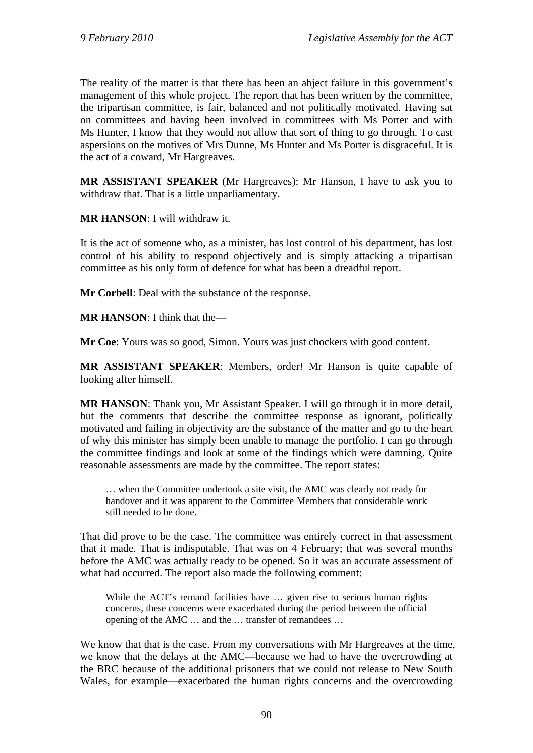The reality of the matter is that there has been an abject failure in this government's management of this whole project. The report that has been written by the committee, the tripartisan committee, is fair, balanced and not politically motivated. Having sat on committees and having been involved in committees with Ms Porter and with Ms Hunter, I know that they would not allow that sort of thing to go through. To cast aspersions on the motives of Mrs Dunne, Ms Hunter and Ms Porter is disgraceful. It is the act of a coward, Mr Hargreaves.

**MR ASSISTANT SPEAKER** (Mr Hargreaves): Mr Hanson, I have to ask you to withdraw that. That is a little unparliamentary.

**MR HANSON**: I will withdraw it.

It is the act of someone who, as a minister, has lost control of his department, has lost control of his ability to respond objectively and is simply attacking a tripartisan committee as his only form of defence for what has been a dreadful report.

**Mr Corbell**: Deal with the substance of the response.

**MR HANSON**: I think that the—

**Mr Coe**: Yours was so good, Simon. Yours was just chockers with good content.

**MR ASSISTANT SPEAKER**: Members, order! Mr Hanson is quite capable of looking after himself.

**MR HANSON**: Thank you, Mr Assistant Speaker. I will go through it in more detail, but the comments that describe the committee response as ignorant, politically motivated and failing in objectivity are the substance of the matter and go to the heart of why this minister has simply been unable to manage the portfolio. I can go through the committee findings and look at some of the findings which were damning. Quite reasonable assessments are made by the committee. The report states:

> … when the Committee undertook a site visit, the AMC was clearly not ready for handover and it was apparent to the Committee Members that considerable work still needed to be done.

That did prove to be the case. The committee was entirely correct in that assessment that it made. That is indisputable. That was on 4 February; that was several months before the AMC was actually ready to be opened. So it was an accurate assessment of what had occurred. The report also made the following comment:

> While the ACT's remand facilities have … given rise to serious human rights concerns, these concerns were exacerbated during the period between the official opening of the AMC … and the … transfer of remandees …

We know that that is the case. From my conversations with Mr Hargreaves at the time, we know that the delays at the AMC—because we had to have the overcrowding at the BRC because of the additional prisoners that we could not release to New South Wales, for example—exacerbated the human rights concerns and the overcrowding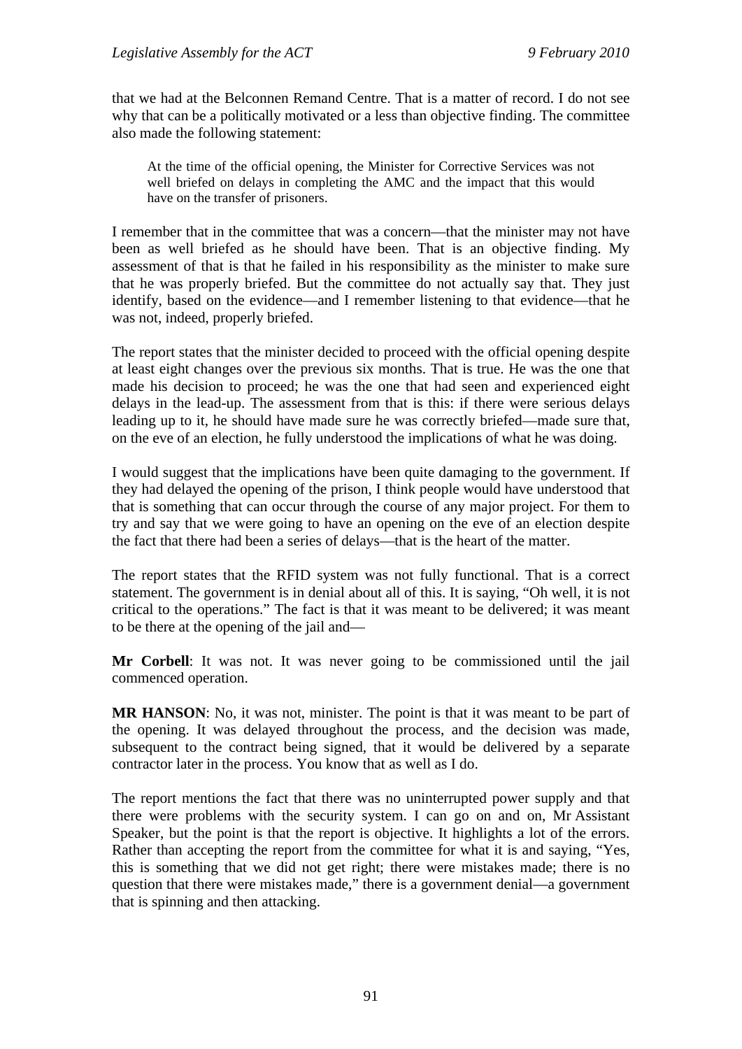that we had at the Belconnen Remand Centre. That is a matter of record. I do not see why that can be a politically motivated or a less than objective finding. The committee also made the following statement:

> At the time of the official opening, the Minister for Corrective Services was not well briefed on delays in completing the AMC and the impact that this would have on the transfer of prisoners.

I remember that in the committee that was a concern—that the minister may not have been as well briefed as he should have been. That is an objective finding. My assessment of that is that he failed in his responsibility as the minister to make sure that he was properly briefed. But the committee do not actually say that. They just identify, based on the evidence—and I remember listening to that evidence—that he was not, indeed, properly briefed.

The report states that the minister decided to proceed with the official opening despite at least eight changes over the previous six months. That is true. He was the one that made his decision to proceed; he was the one that had seen and experienced eight delays in the lead-up. The assessment from that is this: if there were serious delays leading up to it, he should have made sure he was correctly briefed—made sure that, on the eve of an election, he fully understood the implications of what he was doing.

I would suggest that the implications have been quite damaging to the government. If they had delayed the opening of the prison, I think people would have understood that that is something that can occur through the course of any major project. For them to try and say that we were going to have an opening on the eve of an election despite the fact that there had been a series of delays—that is the heart of the matter.

The report states that the RFID system was not fully functional. That is a correct statement. The government is in denial about all of this. It is saying, "Oh well, it is not critical to the operations." The fact is that it was meant to be delivered; it was meant to be there at the opening of the jail and—

**Mr Corbell**: It was not. It was never going to be commissioned until the jail commenced operation.

**MR HANSON**: No, it was not, minister. The point is that it was meant to be part of the opening. It was delayed throughout the process, and the decision was made, subsequent to the contract being signed, that it would be delivered by a separate contractor later in the process. You know that as well as I do.

The report mentions the fact that there was no uninterrupted power supply and that there were problems with the security system. I can go on and on, Mr Assistant Speaker, but the point is that the report is objective. It highlights a lot of the errors. Rather than accepting the report from the committee for what it is and saying, "Yes, this is something that we did not get right; there were mistakes made; there is no question that there were mistakes made," there is a government denial—a government that is spinning and then attacking.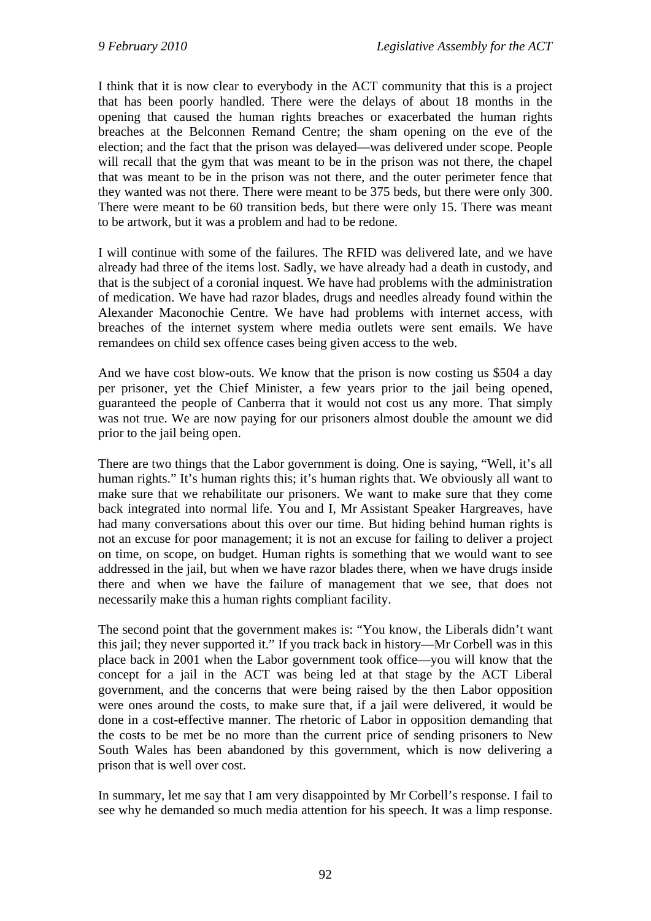I think that it is now clear to everybody in the ACT community that this is a project that has been poorly handled. There were the delays of about 18 months in the opening that caused the human rights breaches or exacerbated the human rights breaches at the Belconnen Remand Centre; the sham opening on the eve of the election; and the fact that the prison was delayed—was delivered under scope. People will recall that the gym that was meant to be in the prison was not there, the chapel that was meant to be in the prison was not there, and the outer perimeter fence that they wanted was not there. There were meant to be 375 beds, but there were only 300. There were meant to be 60 transition beds, but there were only 15. There was meant to be artwork, but it was a problem and had to be redone.

I will continue with some of the failures. The RFID was delivered late, and we have already had three of the items lost. Sadly, we have already had a death in custody, and that is the subject of a coronial inquest. We have had problems with the administration of medication. We have had razor blades, drugs and needles already found within the Alexander Maconochie Centre. We have had problems with internet access, with breaches of the internet system where media outlets were sent emails. We have remandees on child sex offence cases being given access to the web.

And we have cost blow-outs. We know that the prison is now costing us $504 a day per prisoner, yet the Chief Minister, a few years prior to the jail being opened, guaranteed the people of Canberra that it would not cost us any more. That simply was not true. We are now paying for our prisoners almost double the amount we did prior to the jail being open.

There are two things that the Labor government is doing. One is saying, "Well, it's all human rights." It's human rights this; it's human rights that. We obviously all want to make sure that we rehabilitate our prisoners. We want to make sure that they come back integrated into normal life. You and I, Mr Assistant Speaker Hargreaves, have had many conversations about this over our time. But hiding behind human rights is not an excuse for poor management; it is not an excuse for failing to deliver a project on time, on scope, on budget. Human rights is something that we would want to see addressed in the jail, but when we have razor blades there, when we have drugs inside there and when we have the failure of management that we see, that does not necessarily make this a human rights compliant facility.

The second point that the government makes is: "You know, the Liberals didn't want this jail; they never supported it." If you track back in history—Mr Corbell was in this place back in 2001 when the Labor government took office—you will know that the concept for a jail in the ACT was being led at that stage by the ACT Liberal government, and the concerns that were being raised by the then Labor opposition were ones around the costs, to make sure that, if a jail were delivered, it would be done in a cost-effective manner. The rhetoric of Labor in opposition demanding that the costs to be met be no more than the current price of sending prisoners to New South Wales has been abandoned by this government, which is now delivering a prison that is well over cost.

In summary, let me say that I am very disappointed by Mr Corbell's response. I fail to see why he demanded so much media attention for his speech. It was a limp response.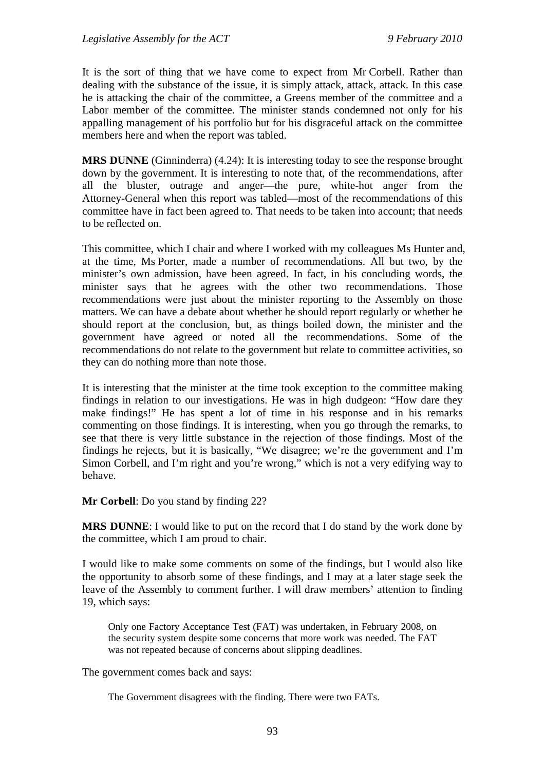It is the sort of thing that we have come to expect from Mr Corbell. Rather than dealing with the substance of the issue, it is simply attack, attack, attack. In this case he is attacking the chair of the committee, a Greens member of the committee and a Labor member of the committee. The minister stands condemned not only for his appalling management of his portfolio but for his disgraceful attack on the committee members here and when the report was tabled.

**MRS DUNNE** (Ginninderra) (4.24): It is interesting today to see the response brought down by the government. It is interesting to note that, of the recommendations, after all the bluster, outrage and anger—the pure, white-hot anger from the Attorney-General when this report was tabled—most of the recommendations of this committee have in fact been agreed to. That needs to be taken into account; that needs to be reflected on.

This committee, which I chair and where I worked with my colleagues Ms Hunter and, at the time, Ms Porter, made a number of recommendations. All but two, by the minister's own admission, have been agreed. In fact, in his concluding words, the minister says that he agrees with the other two recommendations. Those recommendations were just about the minister reporting to the Assembly on those matters. We can have a debate about whether he should report regularly or whether he should report at the conclusion, but, as things boiled down, the minister and the government have agreed or noted all the recommendations. Some of the recommendations do not relate to the government but relate to committee activities, so they can do nothing more than note those.

It is interesting that the minister at the time took exception to the committee making findings in relation to our investigations. He was in high dudgeon: "How dare they make findings!" He has spent a lot of time in his response and in his remarks commenting on those findings. It is interesting, when you go through the remarks, to see that there is very little substance in the rejection of those findings. Most of the findings he rejects, but it is basically, "We disagree; we're the government and I'm Simon Corbell, and I'm right and you're wrong," which is not a very edifying way to behave.

**Mr Corbell**: Do you stand by finding 22?

**MRS DUNNE**: I would like to put on the record that I do stand by the work done by the committee, which I am proud to chair.

I would like to make some comments on some of the findings, but I would also like the opportunity to absorb some of these findings, and I may at a later stage seek the leave of the Assembly to comment further. I will draw members' attention to finding 19, which says:

> Only one Factory Acceptance Test (FAT) was undertaken, in February 2008, on the security system despite some concerns that more work was needed. The FAT was not repeated because of concerns about slipping deadlines.

The government comes back and says:

> The Government disagrees with the finding. There were two FATs.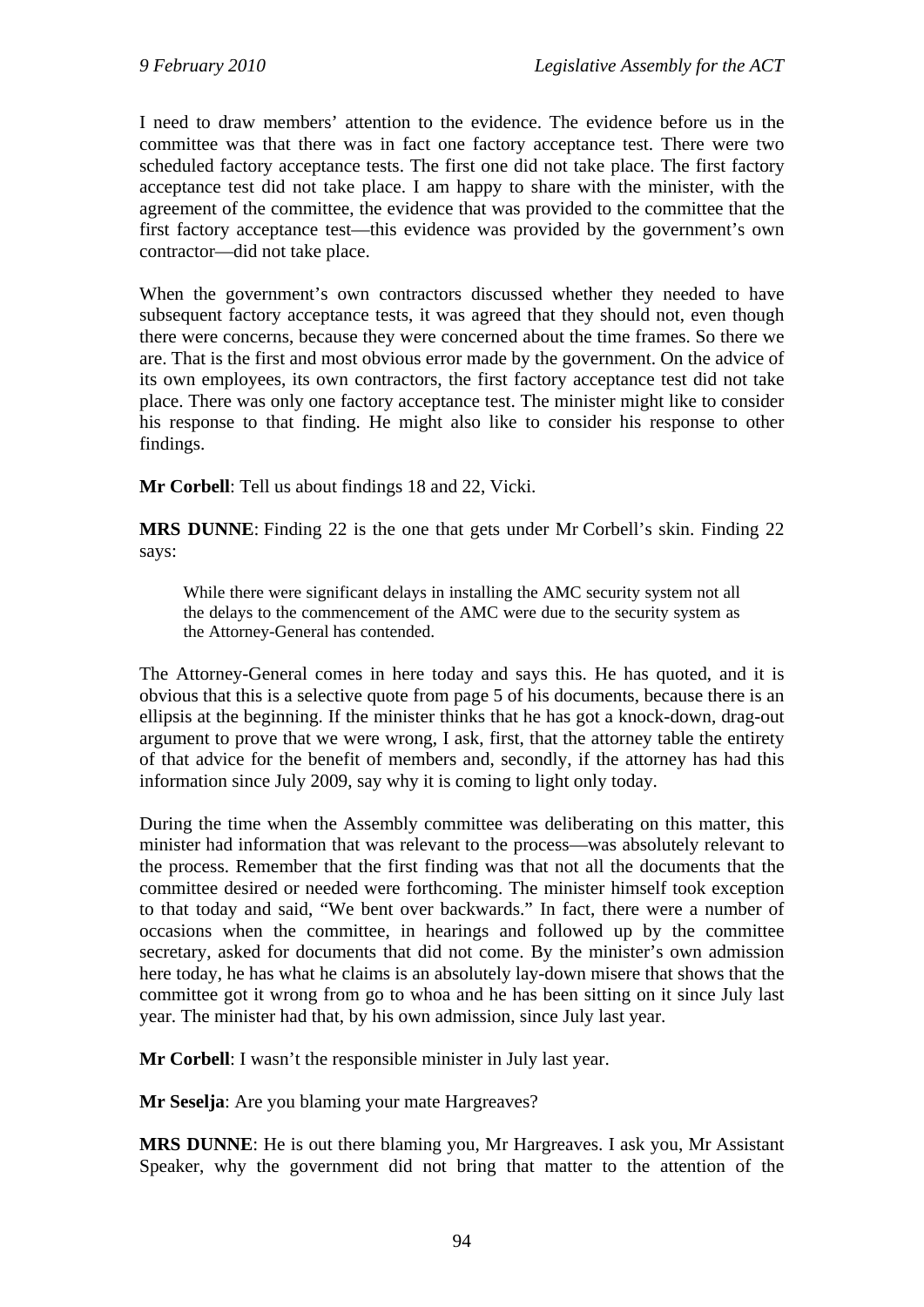I need to draw members' attention to the evidence. The evidence before us in the committee was that there was in fact one factory acceptance test. There were two scheduled factory acceptance tests. The first one did not take place. The first factory acceptance test did not take place. I am happy to share with the minister, with the agreement of the committee, the evidence that was provided to the committee that the first factory acceptance test—this evidence was provided by the government's own contractor—did not take place.

When the government's own contractors discussed whether they needed to have subsequent factory acceptance tests, it was agreed that they should not, even though there were concerns, because they were concerned about the time frames. So there we are. That is the first and most obvious error made by the government. On the advice of its own employees, its own contractors, the first factory acceptance test did not take place. There was only one factory acceptance test. The minister might like to consider his response to that finding. He might also like to consider his response to other findings.

**Mr Corbell**: Tell us about findings 18 and 22, Vicki.

**MRS DUNNE**: Finding 22 is the one that gets under Mr Corbell's skin. Finding 22 says:

> While there were significant delays in installing the AMC security system not all the delays to the commencement of the AMC were due to the security system as the Attorney-General has contended.

The Attorney-General comes in here today and says this. He has quoted, and it is obvious that this is a selective quote from page 5 of his documents, because there is an ellipsis at the beginning. If the minister thinks that he has got a knock-down, drag-out argument to prove that we were wrong, I ask, first, that the attorney table the entirety of that advice for the benefit of members and, secondly, if the attorney has had this information since July 2009, say why it is coming to light only today.

During the time when the Assembly committee was deliberating on this matter, this minister had information that was relevant to the process—was absolutely relevant to the process. Remember that the first finding was that not all the documents that the committee desired or needed were forthcoming. The minister himself took exception to that today and said, "We bent over backwards." In fact, there were a number of occasions when the committee, in hearings and followed up by the committee secretary, asked for documents that did not come. By the minister's own admission here today, he has what he claims is an absolutely lay-down misere that shows that the committee got it wrong from go to whoa and he has been sitting on it since July last year. The minister had that, by his own admission, since July last year.

**Mr Corbell**: I wasn't the responsible minister in July last year.

**Mr Seselja**: Are you blaming your mate Hargreaves?

**MRS DUNNE**: He is out there blaming you, Mr Hargreaves. I ask you, Mr Assistant Speaker, why the government did not bring that matter to the attention of the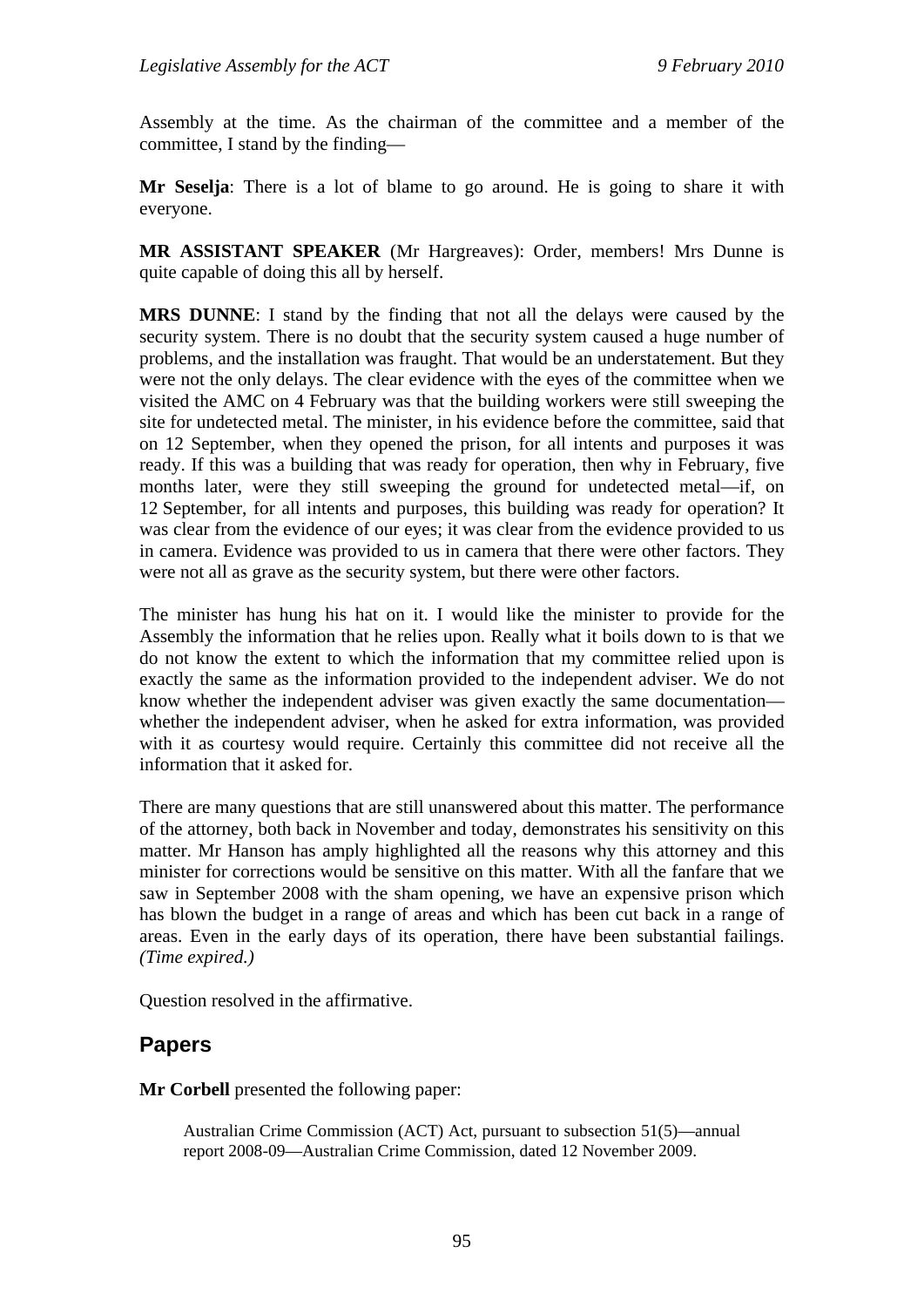Assembly at the time. As the chairman of the committee and a member of the committee, I stand by the finding—

**Mr Seselja**: There is a lot of blame to go around. He is going to share it with everyone.

**MR ASSISTANT SPEAKER** (Mr Hargreaves): Order, members! Mrs Dunne is quite capable of doing this all by herself.

**MRS DUNNE**: I stand by the finding that not all the delays were caused by the security system. There is no doubt that the security system caused a huge number of problems, and the installation was fraught. That would be an understatement. But they were not the only delays. The clear evidence with the eyes of the committee when we visited the AMC on 4 February was that the building workers were still sweeping the site for undetected metal. The minister, in his evidence before the committee, said that on 12 September, when they opened the prison, for all intents and purposes it was ready. If this was a building that was ready for operation, then why in February, five months later, were they still sweeping the ground for undetected metal—if, on 12 September, for all intents and purposes, this building was ready for operation? It was clear from the evidence of our eyes; it was clear from the evidence provided to us in camera. Evidence was provided to us in camera that there were other factors. They were not all as grave as the security system, but there were other factors.

The minister has hung his hat on it. I would like the minister to provide for the Assembly the information that he relies upon. Really what it boils down to is that we do not know the extent to which the information that my committee relied upon is exactly the same as the information provided to the independent adviser. We do not know whether the independent adviser was given exactly the same documentation—whether the independent adviser, when he asked for extra information, was provided with it as courtesy would require. Certainly this committee did not receive all the information that it asked for.

There are many questions that are still unanswered about this matter. The performance of the attorney, both back in November and today, demonstrates his sensitivity on this matter. Mr Hanson has amply highlighted all the reasons why this attorney and this minister for corrections would be sensitive on this matter. With all the fanfare that we saw in September 2008 with the sham opening, we have an expensive prison which has blown the budget in a range of areas and which has been cut back in a range of areas. Even in the early days of its operation, there have been substantial failings. *(Time expired.)*

Question resolved in the affirmative.

## Papers

**Mr Corbell** presented the following paper:

> Australian Crime Commission (ACT) Act, pursuant to subsection 51(5)—annual report 2008-09—Australian Crime Commission, dated 12 November 2009.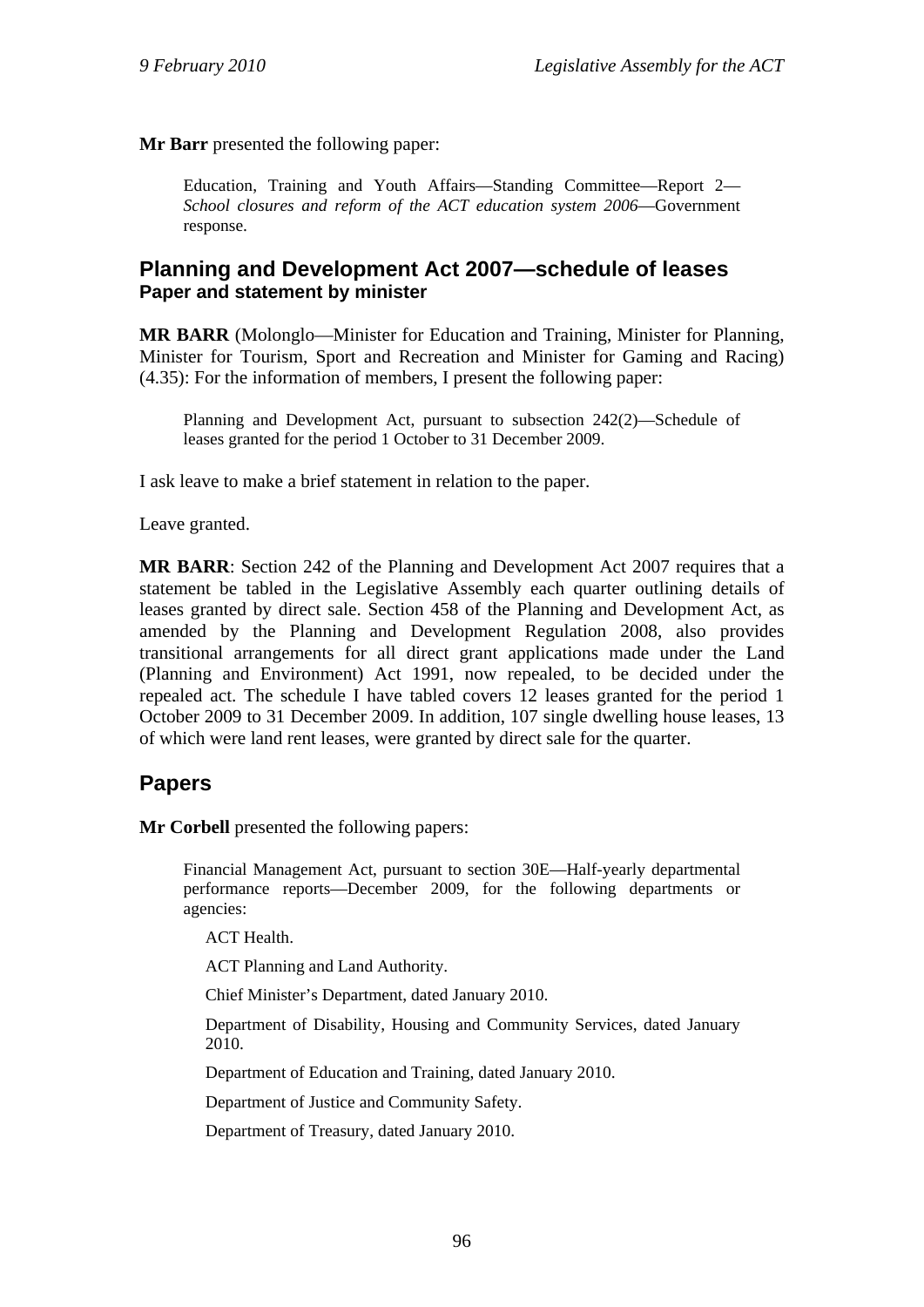**Mr Barr** presented the following paper:

> Education, Training and Youth Affairs—Standing Committee—Report 2—*School closures and reform of the ACT education system 2006*—Government response.

## Planning and Development Act 2007—schedule of leases
### Paper and statement by minister

**MR BARR** (Molonglo—Minister for Education and Training, Minister for Planning, Minister for Tourism, Sport and Recreation and Minister for Gaming and Racing) (4.35): For the information of members, I present the following paper:

> Planning and Development Act, pursuant to subsection 242(2)—Schedule of leases granted for the period 1 October to 31 December 2009.

I ask leave to make a brief statement in relation to the paper.

Leave granted.

**MR BARR**: Section 242 of the Planning and Development Act 2007 requires that a statement be tabled in the Legislative Assembly each quarter outlining details of leases granted by direct sale. Section 458 of the Planning and Development Act, as amended by the Planning and Development Regulation 2008, also provides transitional arrangements for all direct grant applications made under the Land (Planning and Environment) Act 1991, now repealed, to be decided under the repealed act. The schedule I have tabled covers 12 leases granted for the period 1 October 2009 to 31 December 2009. In addition, 107 single dwelling house leases, 13 of which were land rent leases, were granted by direct sale for the quarter.

## Papers

**Mr Corbell** presented the following papers:

> Financial Management Act, pursuant to section 30E—Half-yearly departmental performance reports—December 2009, for the following departments or agencies:
>
> ACT Health.
>
> ACT Planning and Land Authority.
>
> Chief Minister's Department, dated January 2010.
>
> Department of Disability, Housing and Community Services, dated January 2010.
>
> Department of Education and Training, dated January 2010.
>
> Department of Justice and Community Safety.
>
> Department of Treasury, dated January 2010.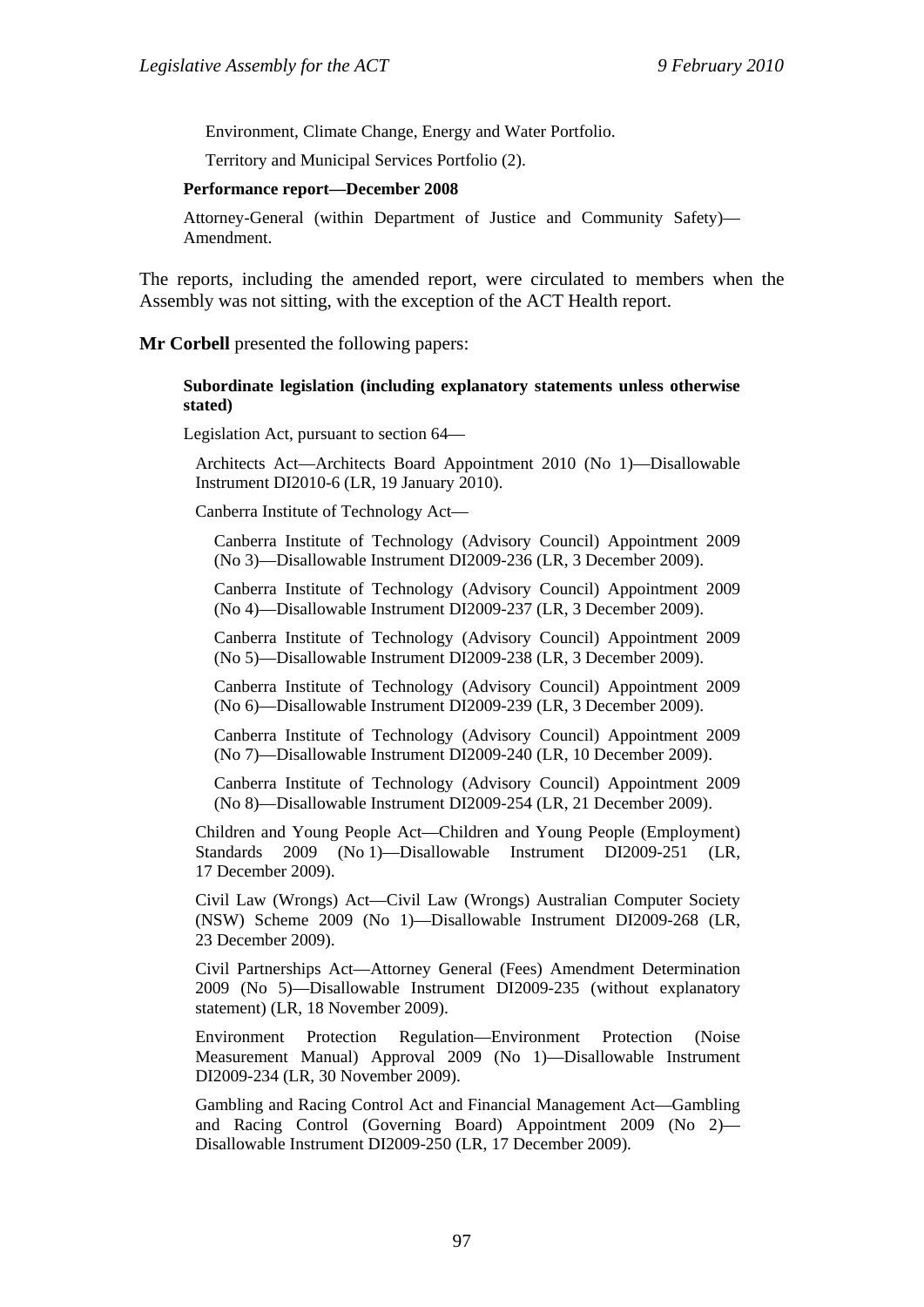Environment, Climate Change, Energy and Water Portfolio.

Territory and Municipal Services Portfolio (2).

**Performance report—December 2008**

Attorney-General (within Department of Justice and Community Safety)—Amendment.

The reports, including the amended report, were circulated to members when the Assembly was not sitting, with the exception of the ACT Health report.

**Mr Corbell** presented the following papers:

**Subordinate legislation (including explanatory statements unless otherwise stated)**

Legislation Act, pursuant to section 64—

Architects Act—Architects Board Appointment 2010 (No 1)—Disallowable Instrument DI2010-6 (LR, 19 January 2010).

Canberra Institute of Technology Act—

Canberra Institute of Technology (Advisory Council) Appointment 2009 (No 3)—Disallowable Instrument DI2009-236 (LR, 3 December 2009).

Canberra Institute of Technology (Advisory Council) Appointment 2009 (No 4)—Disallowable Instrument DI2009-237 (LR, 3 December 2009).

Canberra Institute of Technology (Advisory Council) Appointment 2009 (No 5)—Disallowable Instrument DI2009-238 (LR, 3 December 2009).

Canberra Institute of Technology (Advisory Council) Appointment 2009 (No 6)—Disallowable Instrument DI2009-239 (LR, 3 December 2009).

Canberra Institute of Technology (Advisory Council) Appointment 2009 (No 7)—Disallowable Instrument DI2009-240 (LR, 10 December 2009).

Canberra Institute of Technology (Advisory Council) Appointment 2009 (No 8)—Disallowable Instrument DI2009-254 (LR, 21 December 2009).

Children and Young People Act—Children and Young People (Employment) Standards 2009 (No 1)—Disallowable Instrument DI2009-251 (LR, 17 December 2009).

Civil Law (Wrongs) Act—Civil Law (Wrongs) Australian Computer Society (NSW) Scheme 2009 (No 1)—Disallowable Instrument DI2009-268 (LR, 23 December 2009).

Civil Partnerships Act—Attorney General (Fees) Amendment Determination 2009 (No 5)—Disallowable Instrument DI2009-235 (without explanatory statement) (LR, 18 November 2009).

Environment Protection Regulation—Environment Protection (Noise Measurement Manual) Approval 2009 (No 1)—Disallowable Instrument DI2009-234 (LR, 30 November 2009).

Gambling and Racing Control Act and Financial Management Act—Gambling and Racing Control (Governing Board) Appointment 2009 (No 2)—Disallowable Instrument DI2009-250 (LR, 17 December 2009).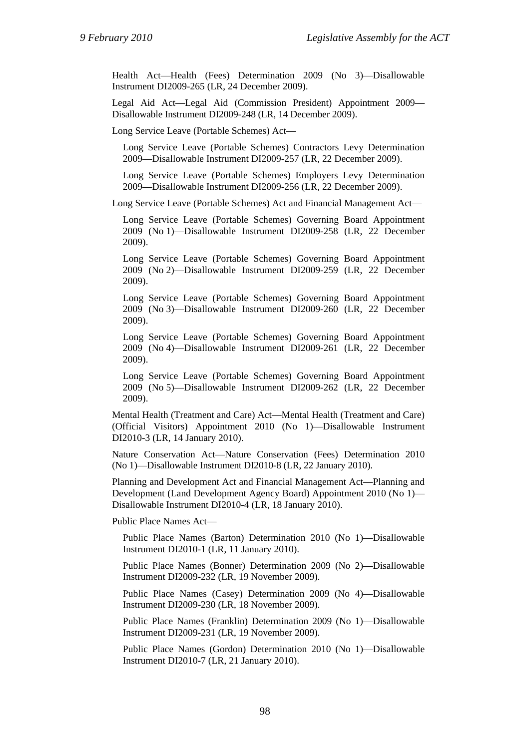Health Act—Health (Fees) Determination 2009 (No 3)—Disallowable Instrument DI2009-265 (LR, 24 December 2009).

Legal Aid Act—Legal Aid (Commission President) Appointment 2009—Disallowable Instrument DI2009-248 (LR, 14 December 2009).

Long Service Leave (Portable Schemes) Act—

> Long Service Leave (Portable Schemes) Contractors Levy Determination 2009—Disallowable Instrument DI2009-257 (LR, 22 December 2009).
>
> Long Service Leave (Portable Schemes) Employers Levy Determination 2009—Disallowable Instrument DI2009-256 (LR, 22 December 2009).

Long Service Leave (Portable Schemes) Act and Financial Management Act—

> Long Service Leave (Portable Schemes) Governing Board Appointment 2009 (No 1)—Disallowable Instrument DI2009-258 (LR, 22 December 2009).
>
> Long Service Leave (Portable Schemes) Governing Board Appointment 2009 (No 2)—Disallowable Instrument DI2009-259 (LR, 22 December 2009).
>
> Long Service Leave (Portable Schemes) Governing Board Appointment 2009 (No 3)—Disallowable Instrument DI2009-260 (LR, 22 December 2009).
>
> Long Service Leave (Portable Schemes) Governing Board Appointment 2009 (No 4)—Disallowable Instrument DI2009-261 (LR, 22 December 2009).
>
> Long Service Leave (Portable Schemes) Governing Board Appointment 2009 (No 5)—Disallowable Instrument DI2009-262 (LR, 22 December 2009).

Mental Health (Treatment and Care) Act—Mental Health (Treatment and Care) (Official Visitors) Appointment 2010 (No 1)—Disallowable Instrument DI2010-3 (LR, 14 January 2010).

Nature Conservation Act—Nature Conservation (Fees) Determination 2010 (No 1)—Disallowable Instrument DI2010-8 (LR, 22 January 2010).

Planning and Development Act and Financial Management Act—Planning and Development (Land Development Agency Board) Appointment 2010 (No 1)—Disallowable Instrument DI2010-4 (LR, 18 January 2010).

Public Place Names Act—

> Public Place Names (Barton) Determination 2010 (No 1)—Disallowable Instrument DI2010-1 (LR, 11 January 2010).
>
> Public Place Names (Bonner) Determination 2009 (No 2)—Disallowable Instrument DI2009-232 (LR, 19 November 2009).
>
> Public Place Names (Casey) Determination 2009 (No 4)—Disallowable Instrument DI2009-230 (LR, 18 November 2009).
>
> Public Place Names (Franklin) Determination 2009 (No 1)—Disallowable Instrument DI2009-231 (LR, 19 November 2009).
>
> Public Place Names (Gordon) Determination 2010 (No 1)—Disallowable Instrument DI2010-7 (LR, 21 January 2010).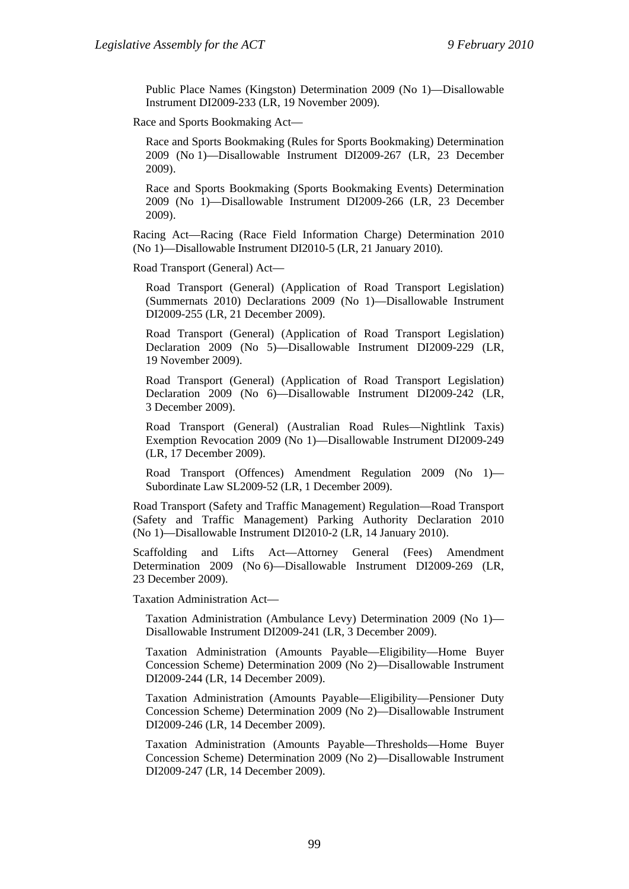Public Place Names (Kingston) Determination 2009 (No 1)—Disallowable Instrument DI2009-233 (LR, 19 November 2009).

Race and Sports Bookmaking Act—

Race and Sports Bookmaking (Rules for Sports Bookmaking) Determination 2009 (No 1)—Disallowable Instrument DI2009-267 (LR, 23 December 2009).

Race and Sports Bookmaking (Sports Bookmaking Events) Determination 2009 (No 1)—Disallowable Instrument DI2009-266 (LR, 23 December 2009).

Racing Act—Racing (Race Field Information Charge) Determination 2010 (No 1)—Disallowable Instrument DI2010-5 (LR, 21 January 2010).

Road Transport (General) Act—

Road Transport (General) (Application of Road Transport Legislation) (Summernats 2010) Declarations 2009 (No 1)—Disallowable Instrument DI2009-255 (LR, 21 December 2009).

Road Transport (General) (Application of Road Transport Legislation) Declaration 2009 (No 5)—Disallowable Instrument DI2009-229 (LR, 19 November 2009).

Road Transport (General) (Application of Road Transport Legislation) Declaration 2009 (No 6)—Disallowable Instrument DI2009-242 (LR, 3 December 2009).

Road Transport (General) (Australian Road Rules—Nightlink Taxis) Exemption Revocation 2009 (No 1)—Disallowable Instrument DI2009-249 (LR, 17 December 2009).

Road Transport (Offences) Amendment Regulation 2009 (No 1)—Subordinate Law SL2009-52 (LR, 1 December 2009).

Road Transport (Safety and Traffic Management) Regulation—Road Transport (Safety and Traffic Management) Parking Authority Declaration 2010 (No 1)—Disallowable Instrument DI2010-2 (LR, 14 January 2010).

Scaffolding and Lifts Act—Attorney General (Fees) Amendment Determination 2009 (No 6)—Disallowable Instrument DI2009-269 (LR, 23 December 2009).

Taxation Administration Act—

Taxation Administration (Ambulance Levy) Determination 2009 (No 1)—Disallowable Instrument DI2009-241 (LR, 3 December 2009).

Taxation Administration (Amounts Payable—Eligibility—Home Buyer Concession Scheme) Determination 2009 (No 2)—Disallowable Instrument DI2009-244 (LR, 14 December 2009).

Taxation Administration (Amounts Payable—Eligibility—Pensioner Duty Concession Scheme) Determination 2009 (No 2)—Disallowable Instrument DI2009-246 (LR, 14 December 2009).

Taxation Administration (Amounts Payable—Thresholds—Home Buyer Concession Scheme) Determination 2009 (No 2)—Disallowable Instrument DI2009-247 (LR, 14 December 2009).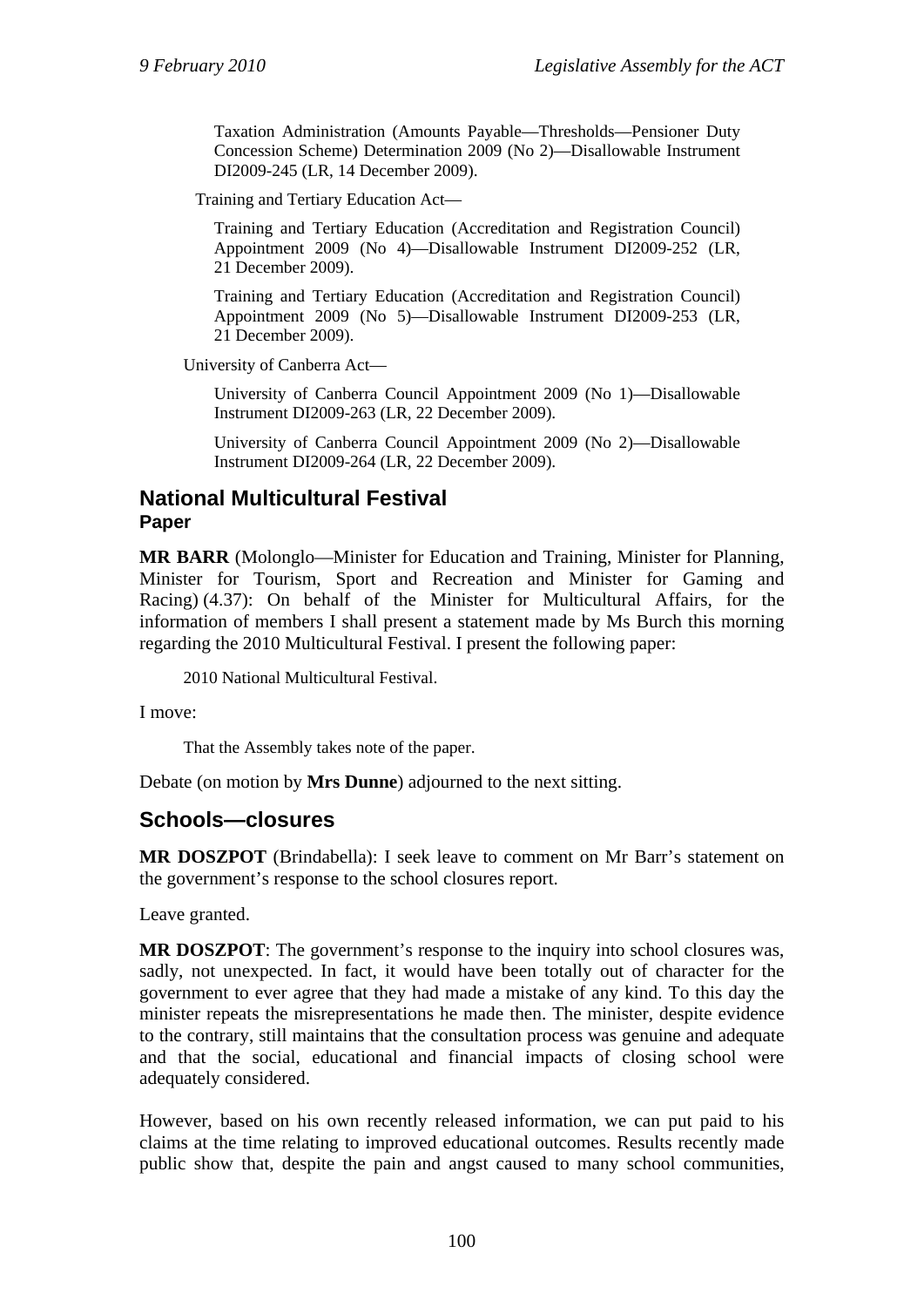Taxation Administration (Amounts Payable—Thresholds—Pensioner Duty Concession Scheme) Determination 2009 (No 2)—Disallowable Instrument DI2009-245 (LR, 14 December 2009).

Training and Tertiary Education Act—

Training and Tertiary Education (Accreditation and Registration Council) Appointment 2009 (No 4)—Disallowable Instrument DI2009-252 (LR, 21 December 2009).

Training and Tertiary Education (Accreditation and Registration Council) Appointment 2009 (No 5)—Disallowable Instrument DI2009-253 (LR, 21 December 2009).

University of Canberra Act—

University of Canberra Council Appointment 2009 (No 1)—Disallowable Instrument DI2009-263 (LR, 22 December 2009).

University of Canberra Council Appointment 2009 (No 2)—Disallowable Instrument DI2009-264 (LR, 22 December 2009).

## National Multicultural Festival
### Paper

**MR BARR** (Molonglo—Minister for Education and Training, Minister for Planning, Minister for Tourism, Sport and Recreation and Minister for Gaming and Racing) (4.37): On behalf of the Minister for Multicultural Affairs, for the information of members I shall present a statement made by Ms Burch this morning regarding the 2010 Multicultural Festival. I present the following paper:

2010 National Multicultural Festival.

I move:

That the Assembly takes note of the paper.

Debate (on motion by **Mrs Dunne**) adjourned to the next sitting.

## Schools—closures

**MR DOSZPOT** (Brindabella): I seek leave to comment on Mr Barr's statement on the government's response to the school closures report.

Leave granted.

**MR DOSZPOT**: The government's response to the inquiry into school closures was, sadly, not unexpected. In fact, it would have been totally out of character for the government to ever agree that they had made a mistake of any kind. To this day the minister repeats the misrepresentations he made then. The minister, despite evidence to the contrary, still maintains that the consultation process was genuine and adequate and that the social, educational and financial impacts of closing school were adequately considered.

However, based on his own recently released information, we can put paid to his claims at the time relating to improved educational outcomes. Results recently made public show that, despite the pain and angst caused to many school communities,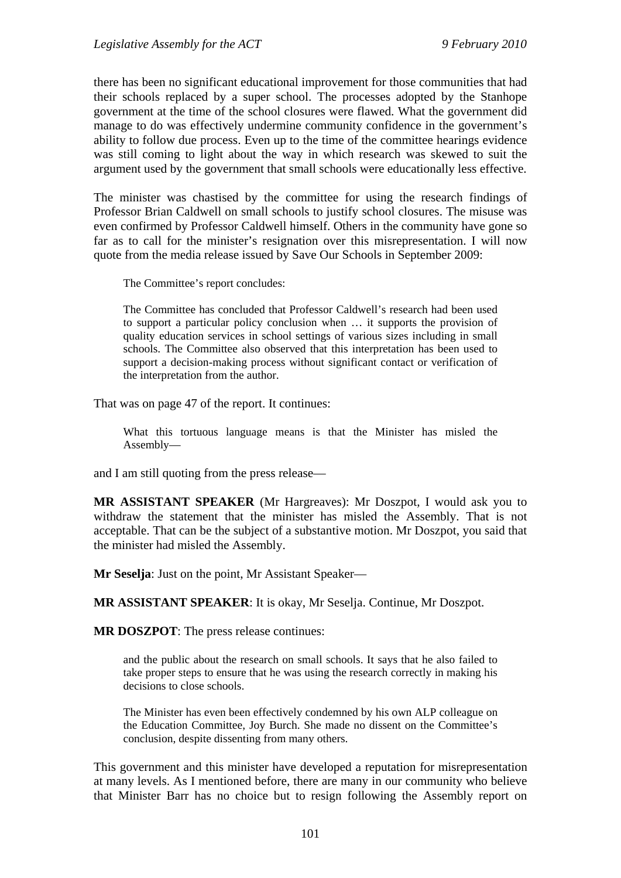there has been no significant educational improvement for those communities that had their schools replaced by a super school. The processes adopted by the Stanhope government at the time of the school closures were flawed. What the government did manage to do was effectively undermine community confidence in the government's ability to follow due process. Even up to the time of the committee hearings evidence was still coming to light about the way in which research was skewed to suit the argument used by the government that small schools were educationally less effective.

The minister was chastised by the committee for using the research findings of Professor Brian Caldwell on small schools to justify school closures. The misuse was even confirmed by Professor Caldwell himself. Others in the community have gone so far as to call for the minister's resignation over this misrepresentation. I will now quote from the media release issued by Save Our Schools in September 2009:

> The Committee's report concludes:
>
> The Committee has concluded that Professor Caldwell's research had been used to support a particular policy conclusion when … it supports the provision of quality education services in school settings of various sizes including in small schools. The Committee also observed that this interpretation has been used to support a decision-making process without significant contact or verification of the interpretation from the author.

That was on page 47 of the report. It continues:

> What this tortuous language means is that the Minister has misled the Assembly—

and I am still quoting from the press release—

**MR ASSISTANT SPEAKER** (Mr Hargreaves): Mr Doszpot, I would ask you to withdraw the statement that the minister has misled the Assembly. That is not acceptable. That can be the subject of a substantive motion. Mr Doszpot, you said that the minister had misled the Assembly.

**Mr Seselja**: Just on the point, Mr Assistant Speaker—

**MR ASSISTANT SPEAKER**: It is okay, Mr Seselja. Continue, Mr Doszpot.

**MR DOSZPOT**: The press release continues:

> and the public about the research on small schools. It says that he also failed to take proper steps to ensure that he was using the research correctly in making his decisions to close schools.
>
> The Minister has even been effectively condemned by his own ALP colleague on the Education Committee, Joy Burch. She made no dissent on the Committee's conclusion, despite dissenting from many others.

This government and this minister have developed a reputation for misrepresentation at many levels. As I mentioned before, there are many in our community who believe that Minister Barr has no choice but to resign following the Assembly report on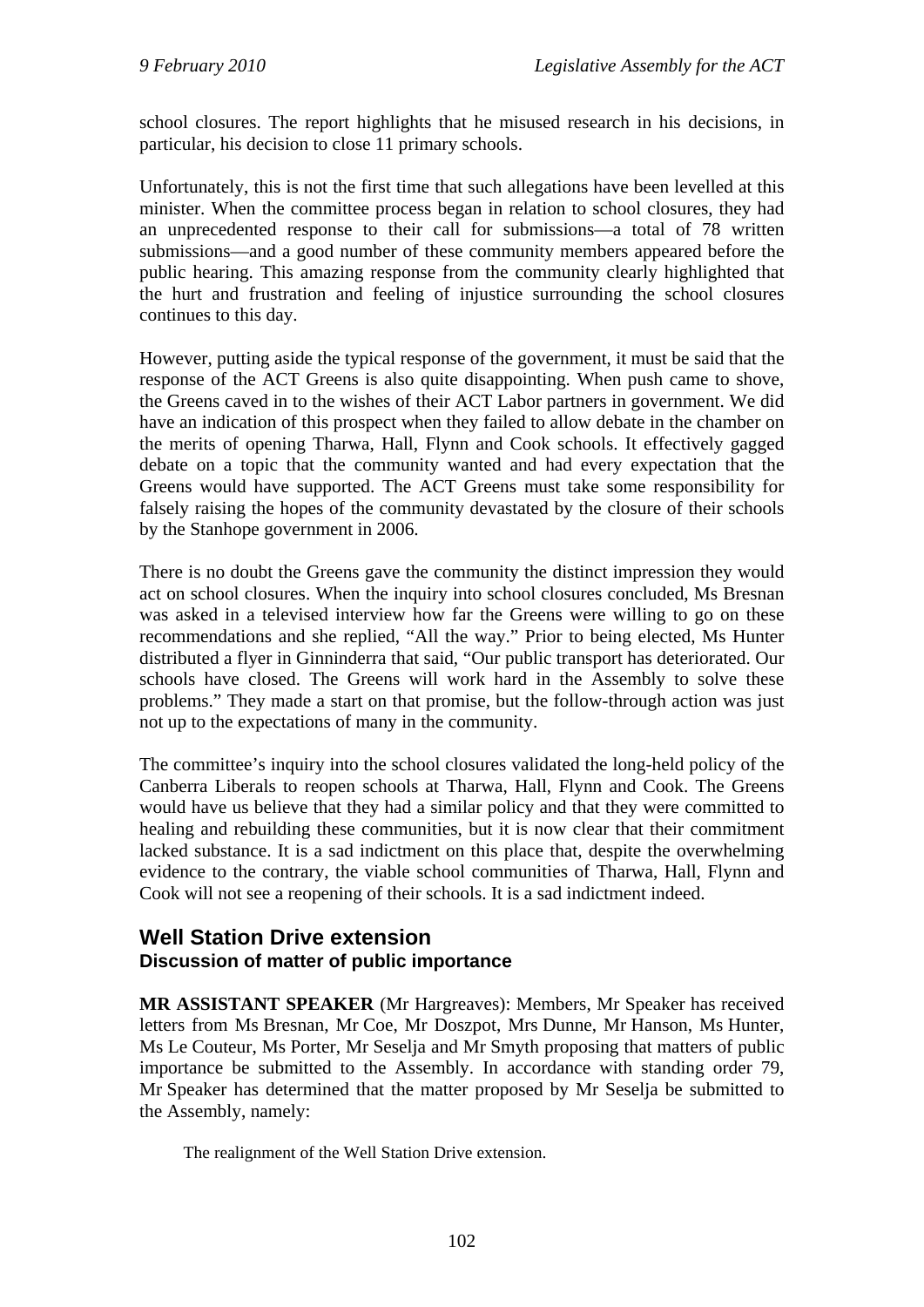school closures. The report highlights that he misused research in his decisions, in particular, his decision to close 11 primary schools.

Unfortunately, this is not the first time that such allegations have been levelled at this minister. When the committee process began in relation to school closures, they had an unprecedented response to their call for submissions—a total of 78 written submissions—and a good number of these community members appeared before the public hearing. This amazing response from the community clearly highlighted that the hurt and frustration and feeling of injustice surrounding the school closures continues to this day.

However, putting aside the typical response of the government, it must be said that the response of the ACT Greens is also quite disappointing. When push came to shove, the Greens caved in to the wishes of their ACT Labor partners in government. We did have an indication of this prospect when they failed to allow debate in the chamber on the merits of opening Tharwa, Hall, Flynn and Cook schools. It effectively gagged debate on a topic that the community wanted and had every expectation that the Greens would have supported. The ACT Greens must take some responsibility for falsely raising the hopes of the community devastated by the closure of their schools by the Stanhope government in 2006.

There is no doubt the Greens gave the community the distinct impression they would act on school closures. When the inquiry into school closures concluded, Ms Bresnan was asked in a televised interview how far the Greens were willing to go on these recommendations and she replied, "All the way." Prior to being elected, Ms Hunter distributed a flyer in Ginninderra that said, "Our public transport has deteriorated. Our schools have closed. The Greens will work hard in the Assembly to solve these problems." They made a start on that promise, but the follow-through action was just not up to the expectations of many in the community.

The committee's inquiry into the school closures validated the long-held policy of the Canberra Liberals to reopen schools at Tharwa, Hall, Flynn and Cook. The Greens would have us believe that they had a similar policy and that they were committed to healing and rebuilding these communities, but it is now clear that their commitment lacked substance. It is a sad indictment on this place that, despite the overwhelming evidence to the contrary, the viable school communities of Tharwa, Hall, Flynn and Cook will not see a reopening of their schools. It is a sad indictment indeed.

## Well Station Drive extension

### Discussion of matter of public importance

**MR ASSISTANT SPEAKER** (Mr Hargreaves): Members, Mr Speaker has received letters from Ms Bresnan, Mr Coe, Mr Doszpot, Mrs Dunne, Mr Hanson, Ms Hunter, Ms Le Couteur, Ms Porter, Mr Seselja and Mr Smyth proposing that matters of public importance be submitted to the Assembly. In accordance with standing order 79, Mr Speaker has determined that the matter proposed by Mr Seselja be submitted to the Assembly, namely:

> The realignment of the Well Station Drive extension.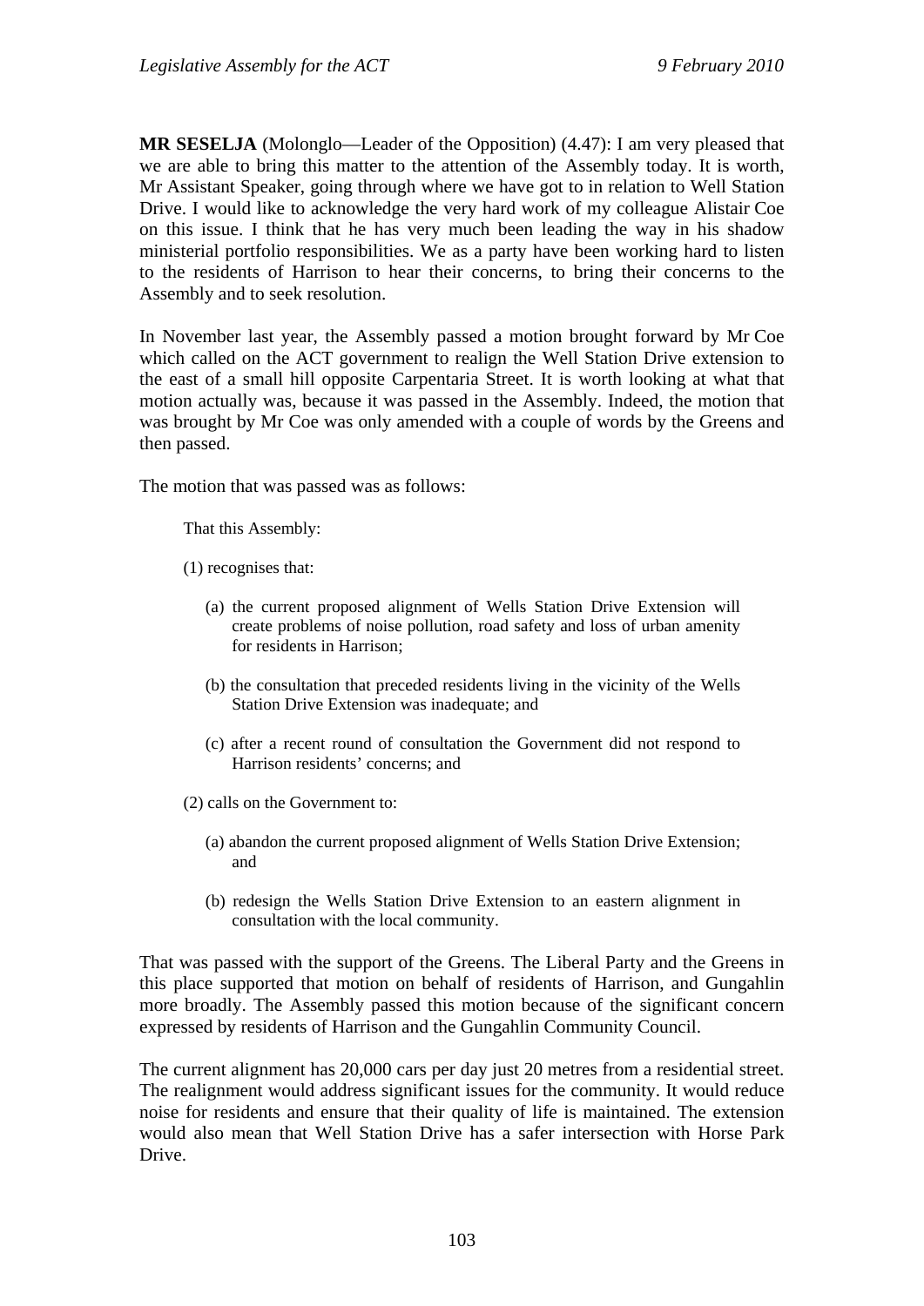**MR SESELJA** (Molonglo—Leader of the Opposition) (4.47): I am very pleased that we are able to bring this matter to the attention of the Assembly today. It is worth, Mr Assistant Speaker, going through where we have got to in relation to Well Station Drive. I would like to acknowledge the very hard work of my colleague Alistair Coe on this issue. I think that he has very much been leading the way in his shadow ministerial portfolio responsibilities. We as a party have been working hard to listen to the residents of Harrison to hear their concerns, to bring their concerns to the Assembly and to seek resolution.

In November last year, the Assembly passed a motion brought forward by Mr Coe which called on the ACT government to realign the Well Station Drive extension to the east of a small hill opposite Carpentaria Street. It is worth looking at what that motion actually was, because it was passed in the Assembly. Indeed, the motion that was brought by Mr Coe was only amended with a couple of words by the Greens and then passed.

The motion that was passed was as follows:

> That this Assembly:
>
> (1) recognises that:
>
> (a) the current proposed alignment of Wells Station Drive Extension will create problems of noise pollution, road safety and loss of urban amenity for residents in Harrison;
>
> (b) the consultation that preceded residents living in the vicinity of the Wells Station Drive Extension was inadequate; and
>
> (c) after a recent round of consultation the Government did not respond to Harrison residents' concerns; and
>
> (2) calls on the Government to:
>
> (a) abandon the current proposed alignment of Wells Station Drive Extension; and
>
> (b) redesign the Wells Station Drive Extension to an eastern alignment in consultation with the local community.

That was passed with the support of the Greens. The Liberal Party and the Greens in this place supported that motion on behalf of residents of Harrison, and Gungahlin more broadly. The Assembly passed this motion because of the significant concern expressed by residents of Harrison and the Gungahlin Community Council.

The current alignment has 20,000 cars per day just 20 metres from a residential street. The realignment would address significant issues for the community. It would reduce noise for residents and ensure that their quality of life is maintained. The extension would also mean that Well Station Drive has a safer intersection with Horse Park Drive.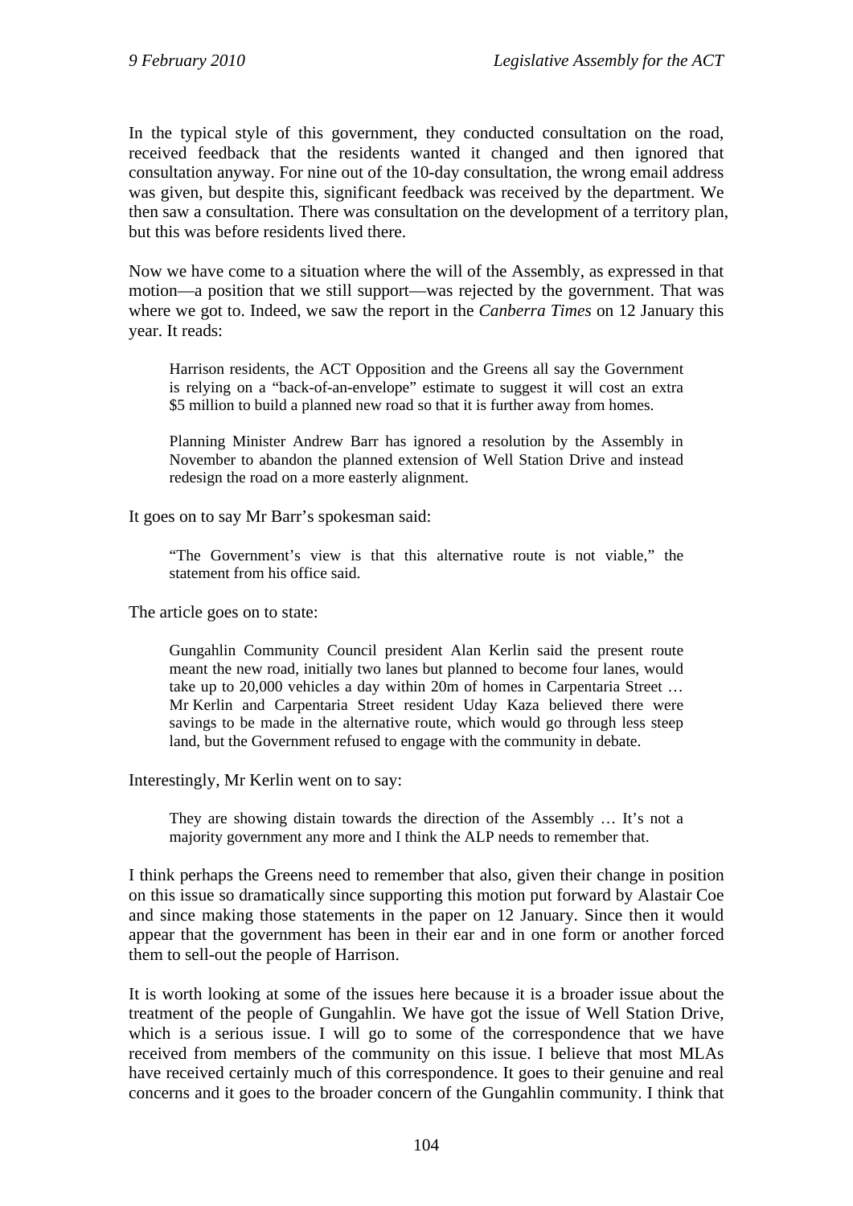In the typical style of this government, they conducted consultation on the road, received feedback that the residents wanted it changed and then ignored that consultation anyway. For nine out of the 10-day consultation, the wrong email address was given, but despite this, significant feedback was received by the department. We then saw a consultation. There was consultation on the development of a territory plan, but this was before residents lived there.

Now we have come to a situation where the will of the Assembly, as expressed in that motion—a position that we still support—was rejected by the government. That was where we got to. Indeed, we saw the report in the *Canberra Times* on 12 January this year. It reads:

> Harrison residents, the ACT Opposition and the Greens all say the Government is relying on a "back-of-an-envelope" estimate to suggest it will cost an extra $5 million to build a planned new road so that it is further away from homes.
>
> Planning Minister Andrew Barr has ignored a resolution by the Assembly in November to abandon the planned extension of Well Station Drive and instead redesign the road on a more easterly alignment.

It goes on to say Mr Barr's spokesman said:

> "The Government's view is that this alternative route is not viable," the statement from his office said.

The article goes on to state:

> Gungahlin Community Council president Alan Kerlin said the present route meant the new road, initially two lanes but planned to become four lanes, would take up to 20,000 vehicles a day within 20m of homes in Carpentaria Street … Mr Kerlin and Carpentaria Street resident Uday Kaza believed there were savings to be made in the alternative route, which would go through less steep land, but the Government refused to engage with the community in debate.

Interestingly, Mr Kerlin went on to say:

> They are showing distain towards the direction of the Assembly … It's not a majority government any more and I think the ALP needs to remember that.

I think perhaps the Greens need to remember that also, given their change in position on this issue so dramatically since supporting this motion put forward by Alastair Coe and since making those statements in the paper on 12 January. Since then it would appear that the government has been in their ear and in one form or another forced them to sell-out the people of Harrison.

It is worth looking at some of the issues here because it is a broader issue about the treatment of the people of Gungahlin. We have got the issue of Well Station Drive, which is a serious issue. I will go to some of the correspondence that we have received from members of the community on this issue. I believe that most MLAs have received certainly much of this correspondence. It goes to their genuine and real concerns and it goes to the broader concern of the Gungahlin community. I think that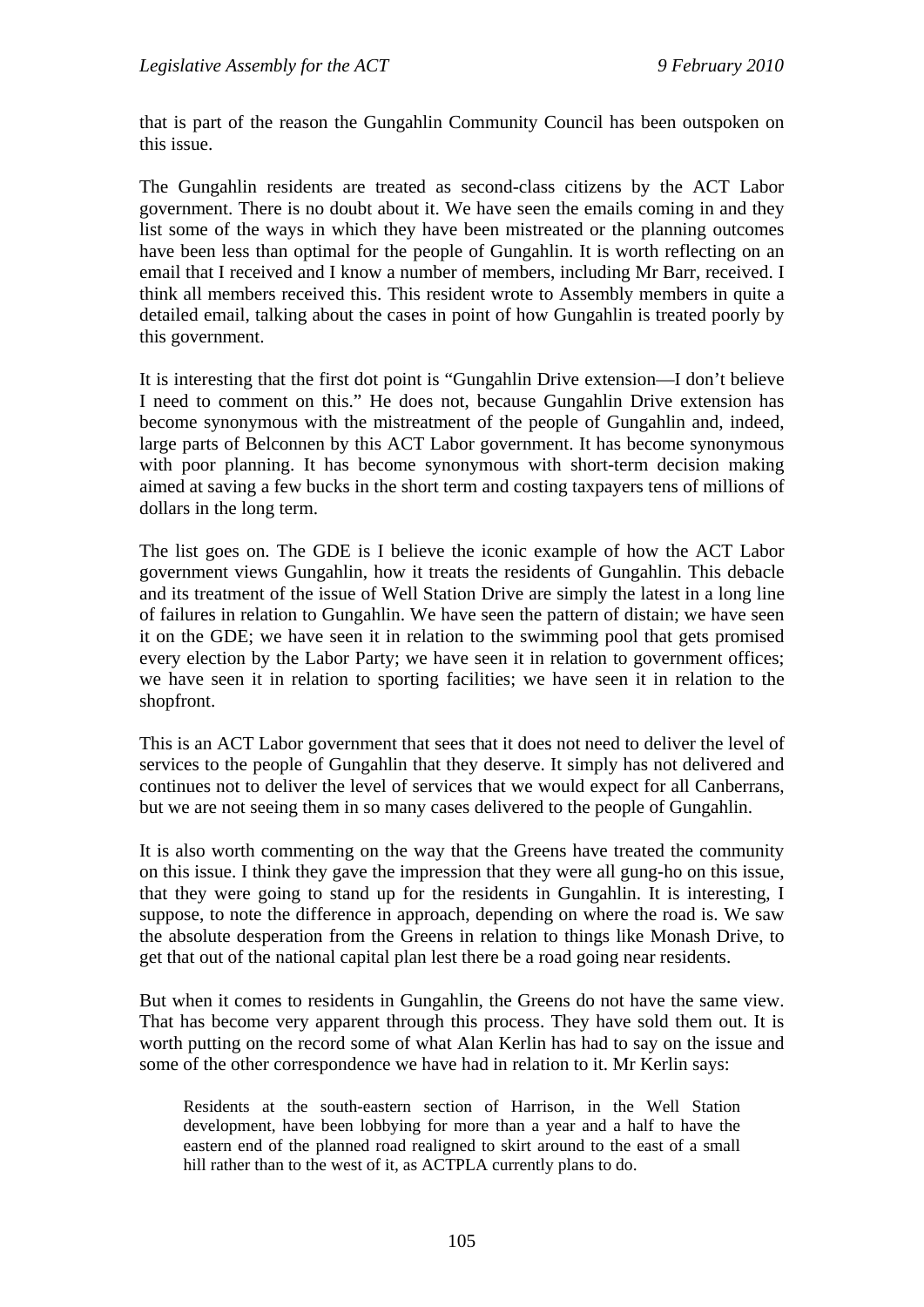that is part of the reason the Gungahlin Community Council has been outspoken on this issue.

The Gungahlin residents are treated as second-class citizens by the ACT Labor government. There is no doubt about it. We have seen the emails coming in and they list some of the ways in which they have been mistreated or the planning outcomes have been less than optimal for the people of Gungahlin. It is worth reflecting on an email that I received and I know a number of members, including Mr Barr, received. I think all members received this. This resident wrote to Assembly members in quite a detailed email, talking about the cases in point of how Gungahlin is treated poorly by this government.

It is interesting that the first dot point is "Gungahlin Drive extension—I don't believe I need to comment on this." He does not, because Gungahlin Drive extension has become synonymous with the mistreatment of the people of Gungahlin and, indeed, large parts of Belconnen by this ACT Labor government. It has become synonymous with poor planning. It has become synonymous with short-term decision making aimed at saving a few bucks in the short term and costing taxpayers tens of millions of dollars in the long term.

The list goes on. The GDE is I believe the iconic example of how the ACT Labor government views Gungahlin, how it treats the residents of Gungahlin. This debacle and its treatment of the issue of Well Station Drive are simply the latest in a long line of failures in relation to Gungahlin. We have seen the pattern of distain; we have seen it on the GDE; we have seen it in relation to the swimming pool that gets promised every election by the Labor Party; we have seen it in relation to government offices; we have seen it in relation to sporting facilities; we have seen it in relation to the shopfront.

This is an ACT Labor government that sees that it does not need to deliver the level of services to the people of Gungahlin that they deserve. It simply has not delivered and continues not to deliver the level of services that we would expect for all Canberrans, but we are not seeing them in so many cases delivered to the people of Gungahlin.

It is also worth commenting on the way that the Greens have treated the community on this issue. I think they gave the impression that they were all gung-ho on this issue, that they were going to stand up for the residents in Gungahlin. It is interesting, I suppose, to note the difference in approach, depending on where the road is. We saw the absolute desperation from the Greens in relation to things like Monash Drive, to get that out of the national capital plan lest there be a road going near residents.

But when it comes to residents in Gungahlin, the Greens do not have the same view. That has become very apparent through this process. They have sold them out. It is worth putting on the record some of what Alan Kerlin has had to say on the issue and some of the other correspondence we have had in relation to it. Mr Kerlin says:

> Residents at the south-eastern section of Harrison, in the Well Station development, have been lobbying for more than a year and a half to have the eastern end of the planned road realigned to skirt around to the east of a small hill rather than to the west of it, as ACTPLA currently plans to do.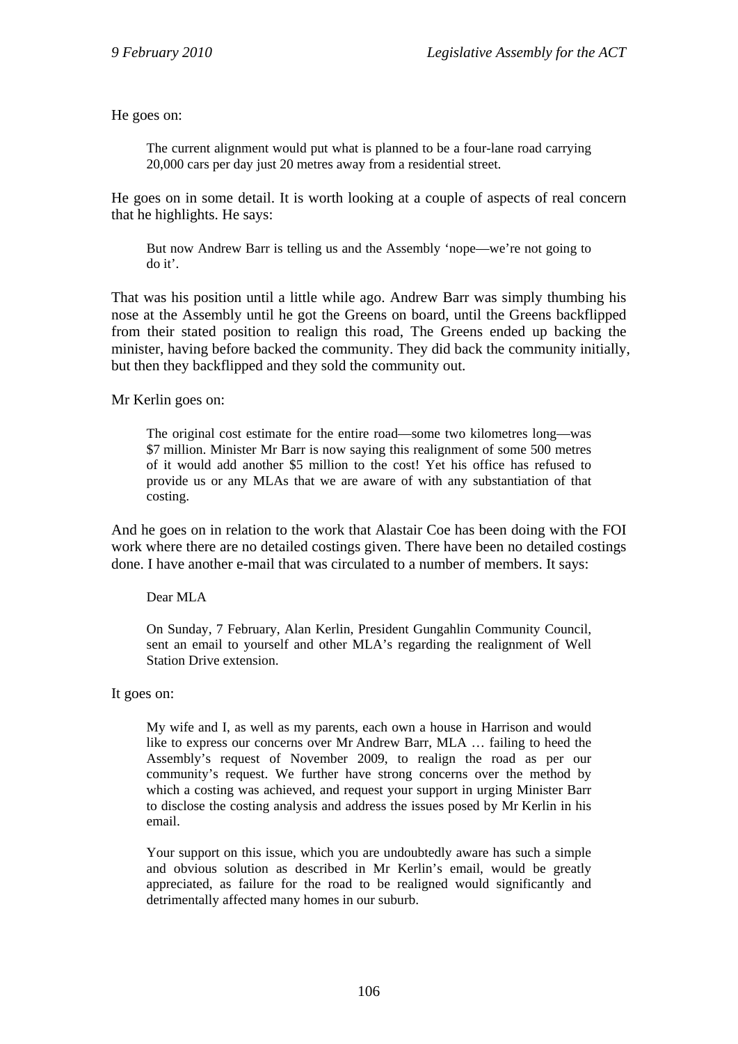He goes on:

> The current alignment would put what is planned to be a four-lane road carrying 20,000 cars per day just 20 metres away from a residential street.

He goes on in some detail. It is worth looking at a couple of aspects of real concern that he highlights. He says:

> But now Andrew Barr is telling us and the Assembly 'nope—we're not going to do it'.

That was his position until a little while ago. Andrew Barr was simply thumbing his nose at the Assembly until he got the Greens on board, until the Greens backflipped from their stated position to realign this road, The Greens ended up backing the minister, having before backed the community. They did back the community initially, but then they backflipped and they sold the community out.

Mr Kerlin goes on:

> The original cost estimate for the entire road—some two kilometres long—was $7 million. Minister Mr Barr is now saying this realignment of some 500 metres of it would add another $5 million to the cost! Yet his office has refused to provide us or any MLAs that we are aware of with any substantiation of that costing.

And he goes on in relation to the work that Alastair Coe has been doing with the FOI work where there are no detailed costings given. There have been no detailed costings done. I have another e-mail that was circulated to a number of members. It says:

> Dear MLA
>
> On Sunday, 7 February, Alan Kerlin, President Gungahlin Community Council, sent an email to yourself and other MLA's regarding the realignment of Well Station Drive extension.

It goes on:

> My wife and I, as well as my parents, each own a house in Harrison and would like to express our concerns over Mr Andrew Barr, MLA … failing to heed the Assembly's request of November 2009, to realign the road as per our community's request. We further have strong concerns over the method by which a costing was achieved, and request your support in urging Minister Barr to disclose the costing analysis and address the issues posed by Mr Kerlin in his email.
>
> Your support on this issue, which you are undoubtedly aware has such a simple and obvious solution as described in Mr Kerlin's email, would be greatly appreciated, as failure for the road to be realigned would significantly and detrimentally affected many homes in our suburb.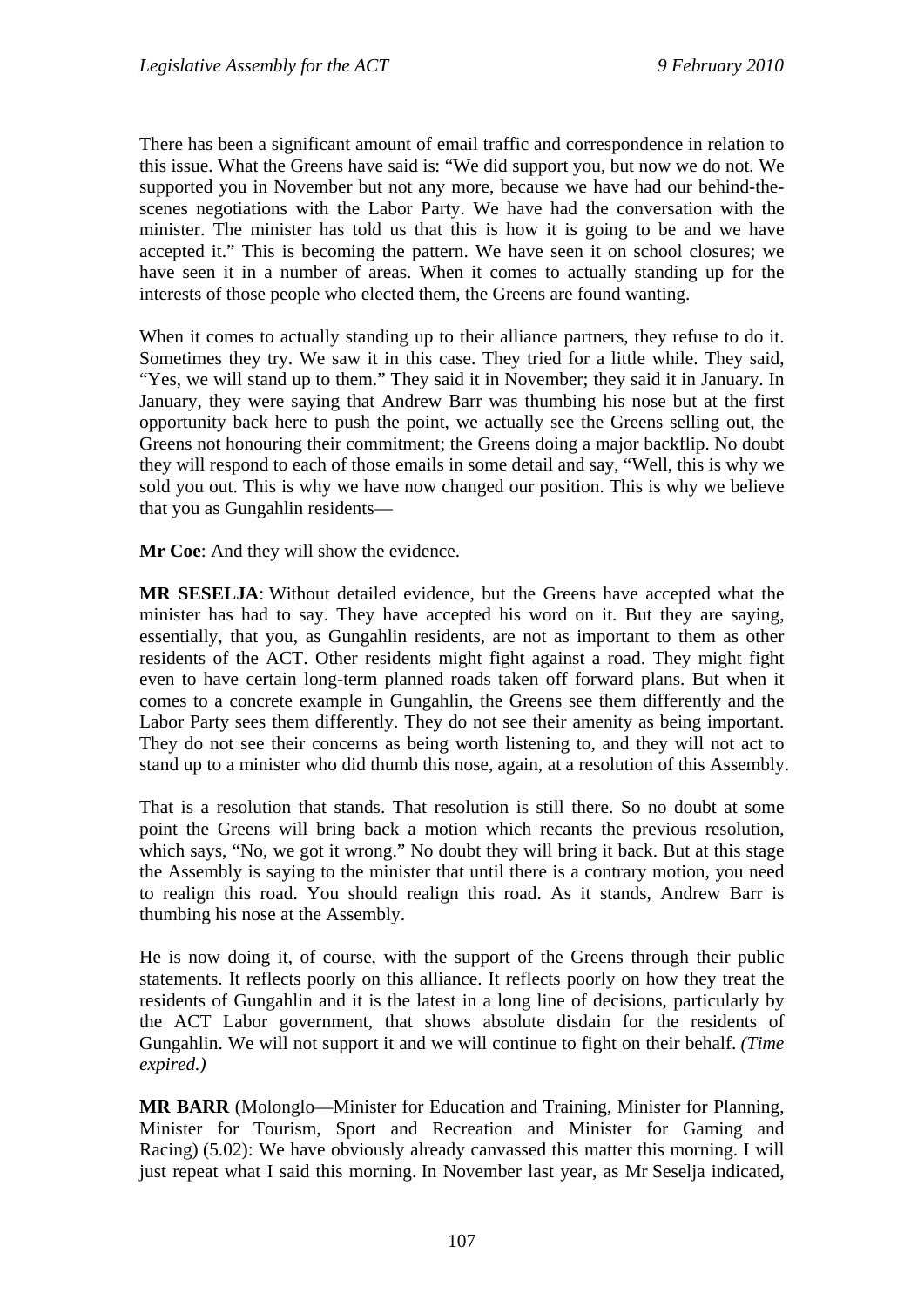There has been a significant amount of email traffic and correspondence in relation to this issue. What the Greens have said is: "We did support you, but now we do not. We supported you in November but not any more, because we have had our behind-the-scenes negotiations with the Labor Party. We have had the conversation with the minister. The minister has told us that this is how it is going to be and we have accepted it." This is becoming the pattern. We have seen it on school closures; we have seen it in a number of areas. When it comes to actually standing up for the interests of those people who elected them, the Greens are found wanting.

When it comes to actually standing up to their alliance partners, they refuse to do it. Sometimes they try. We saw it in this case. They tried for a little while. They said, "Yes, we will stand up to them." They said it in November; they said it in January. In January, they were saying that Andrew Barr was thumbing his nose but at the first opportunity back here to push the point, we actually see the Greens selling out, the Greens not honouring their commitment; the Greens doing a major backflip. No doubt they will respond to each of those emails in some detail and say, "Well, this is why we sold you out. This is why we have now changed our position. This is why we believe that you as Gungahlin residents—

**Mr Coe**: And they will show the evidence.

**MR SESELJA**: Without detailed evidence, but the Greens have accepted what the minister has had to say. They have accepted his word on it. But they are saying, essentially, that you, as Gungahlin residents, are not as important to them as other residents of the ACT. Other residents might fight against a road. They might fight even to have certain long-term planned roads taken off forward plans. But when it comes to a concrete example in Gungahlin, the Greens see them differently and the Labor Party sees them differently. They do not see their amenity as being important. They do not see their concerns as being worth listening to, and they will not act to stand up to a minister who did thumb this nose, again, at a resolution of this Assembly.

That is a resolution that stands. That resolution is still there. So no doubt at some point the Greens will bring back a motion which recants the previous resolution, which says, "No, we got it wrong." No doubt they will bring it back. But at this stage the Assembly is saying to the minister that until there is a contrary motion, you need to realign this road. You should realign this road. As it stands, Andrew Barr is thumbing his nose at the Assembly.

He is now doing it, of course, with the support of the Greens through their public statements. It reflects poorly on this alliance. It reflects poorly on how they treat the residents of Gungahlin and it is the latest in a long line of decisions, particularly by the ACT Labor government, that shows absolute disdain for the residents of Gungahlin. We will not support it and we will continue to fight on their behalf. *(Time expired.)*

**MR BARR** (Molonglo—Minister for Education and Training, Minister for Planning, Minister for Tourism, Sport and Recreation and Minister for Gaming and Racing) (5.02): We have obviously already canvassed this matter this morning. I will just repeat what I said this morning. In November last year, as Mr Seselja indicated,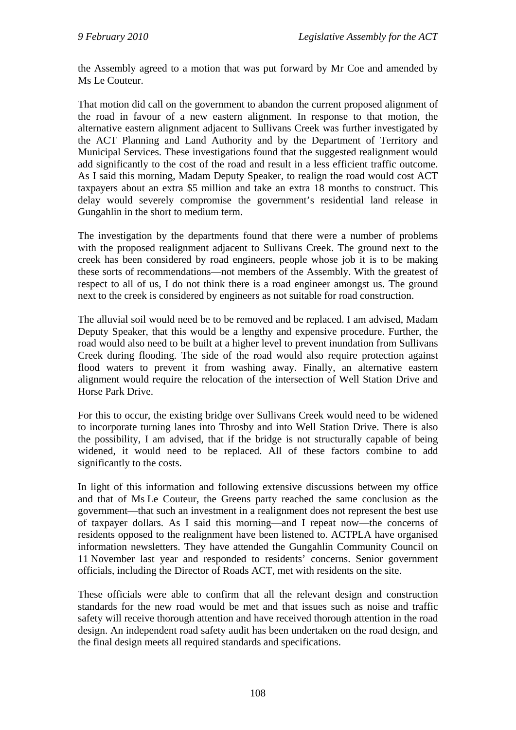the Assembly agreed to a motion that was put forward by Mr Coe and amended by Ms Le Couteur.

That motion did call on the government to abandon the current proposed alignment of the road in favour of a new eastern alignment. In response to that motion, the alternative eastern alignment adjacent to Sullivans Creek was further investigated by the ACT Planning and Land Authority and by the Department of Territory and Municipal Services. These investigations found that the suggested realignment would add significantly to the cost of the road and result in a less efficient traffic outcome. As I said this morning, Madam Deputy Speaker, to realign the road would cost ACT taxpayers about an extra $5 million and take an extra 18 months to construct. This delay would severely compromise the government's residential land release in Gungahlin in the short to medium term.

The investigation by the departments found that there were a number of problems with the proposed realignment adjacent to Sullivans Creek. The ground next to the creek has been considered by road engineers, people whose job it is to be making these sorts of recommendations—not members of the Assembly. With the greatest of respect to all of us, I do not think there is a road engineer amongst us. The ground next to the creek is considered by engineers as not suitable for road construction.

The alluvial soil would need be to be removed and be replaced. I am advised, Madam Deputy Speaker, that this would be a lengthy and expensive procedure. Further, the road would also need to be built at a higher level to prevent inundation from Sullivans Creek during flooding. The side of the road would also require protection against flood waters to prevent it from washing away. Finally, an alternative eastern alignment would require the relocation of the intersection of Well Station Drive and Horse Park Drive.

For this to occur, the existing bridge over Sullivans Creek would need to be widened to incorporate turning lanes into Throsby and into Well Station Drive. There is also the possibility, I am advised, that if the bridge is not structurally capable of being widened, it would need to be replaced. All of these factors combine to add significantly to the costs.

In light of this information and following extensive discussions between my office and that of Ms Le Couteur, the Greens party reached the same conclusion as the government—that such an investment in a realignment does not represent the best use of taxpayer dollars. As I said this morning—and I repeat now—the concerns of residents opposed to the realignment have been listened to. ACTPLA have organised information newsletters. They have attended the Gungahlin Community Council on 11 November last year and responded to residents' concerns. Senior government officials, including the Director of Roads ACT, met with residents on the site.

These officials were able to confirm that all the relevant design and construction standards for the new road would be met and that issues such as noise and traffic safety will receive thorough attention and have received thorough attention in the road design. An independent road safety audit has been undertaken on the road design, and the final design meets all required standards and specifications.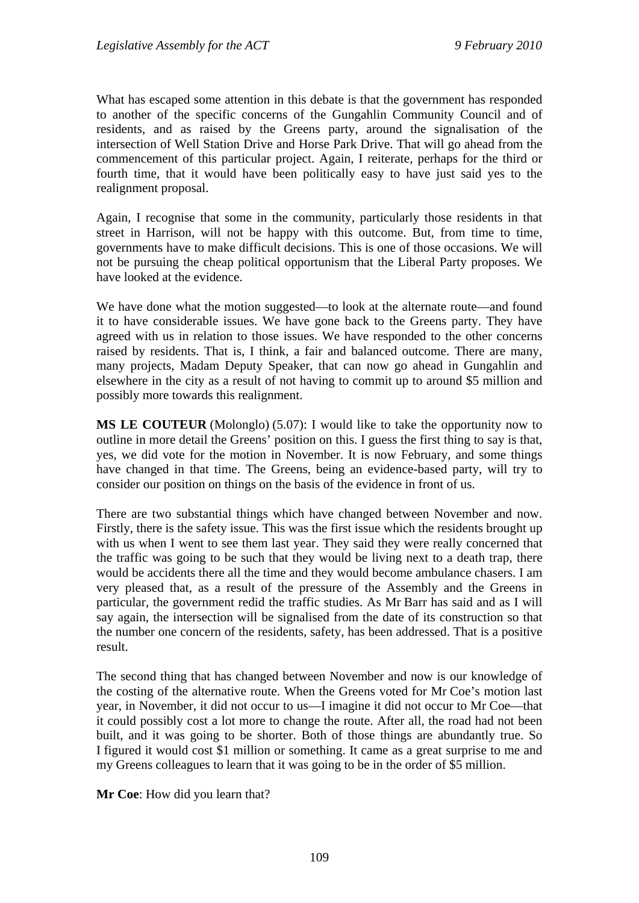What has escaped some attention in this debate is that the government has responded to another of the specific concerns of the Gungahlin Community Council and of residents, and as raised by the Greens party, around the signalisation of the intersection of Well Station Drive and Horse Park Drive. That will go ahead from the commencement of this particular project. Again, I reiterate, perhaps for the third or fourth time, that it would have been politically easy to have just said yes to the realignment proposal.

Again, I recognise that some in the community, particularly those residents in that street in Harrison, will not be happy with this outcome. But, from time to time, governments have to make difficult decisions. This is one of those occasions. We will not be pursuing the cheap political opportunism that the Liberal Party proposes. We have looked at the evidence.

We have done what the motion suggested—to look at the alternate route—and found it to have considerable issues. We have gone back to the Greens party. They have agreed with us in relation to those issues. We have responded to the other concerns raised by residents. That is, I think, a fair and balanced outcome. There are many, many projects, Madam Deputy Speaker, that can now go ahead in Gungahlin and elsewhere in the city as a result of not having to commit up to around $5 million and possibly more towards this realignment.

**MS LE COUTEUR** (Molonglo) (5.07): I would like to take the opportunity now to outline in more detail the Greens' position on this. I guess the first thing to say is that, yes, we did vote for the motion in November. It is now February, and some things have changed in that time. The Greens, being an evidence-based party, will try to consider our position on things on the basis of the evidence in front of us.

There are two substantial things which have changed between November and now. Firstly, there is the safety issue. This was the first issue which the residents brought up with us when I went to see them last year. They said they were really concerned that the traffic was going to be such that they would be living next to a death trap, there would be accidents there all the time and they would become ambulance chasers. I am very pleased that, as a result of the pressure of the Assembly and the Greens in particular, the government redid the traffic studies. As Mr Barr has said and as I will say again, the intersection will be signalised from the date of its construction so that the number one concern of the residents, safety, has been addressed. That is a positive result.

The second thing that has changed between November and now is our knowledge of the costing of the alternative route. When the Greens voted for Mr Coe's motion last year, in November, it did not occur to us—I imagine it did not occur to Mr Coe—that it could possibly cost a lot more to change the route. After all, the road had not been built, and it was going to be shorter. Both of those things are abundantly true. So I figured it would cost $1 million or something. It came as a great surprise to me and my Greens colleagues to learn that it was going to be in the order of $5 million.

**Mr Coe**: How did you learn that?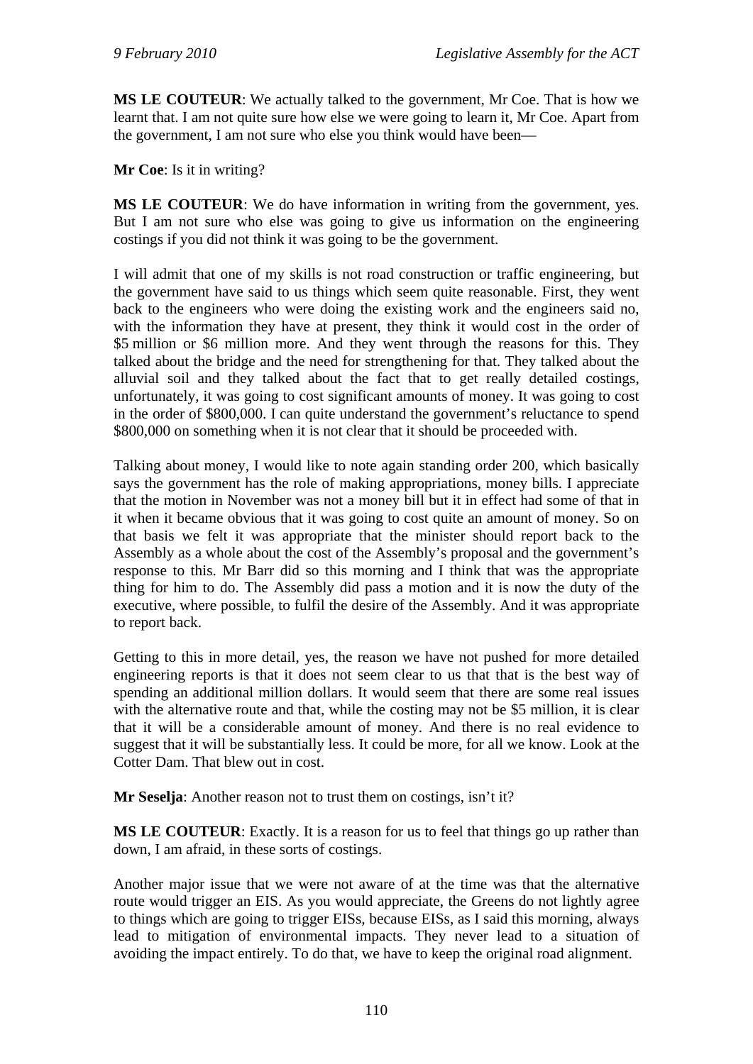**MS LE COUTEUR**: We actually talked to the government, Mr Coe. That is how we learnt that. I am not quite sure how else we were going to learn it, Mr Coe. Apart from the government, I am not sure who else you think would have been—

**Mr Coe**: Is it in writing?

**MS LE COUTEUR**: We do have information in writing from the government, yes. But I am not sure who else was going to give us information on the engineering costings if you did not think it was going to be the government.

I will admit that one of my skills is not road construction or traffic engineering, but the government have said to us things which seem quite reasonable. First, they went back to the engineers who were doing the existing work and the engineers said no, with the information they have at present, they think it would cost in the order of $5 million or $6 million more. And they went through the reasons for this. They talked about the bridge and the need for strengthening for that. They talked about the alluvial soil and they talked about the fact that to get really detailed costings, unfortunately, it was going to cost significant amounts of money. It was going to cost in the order of $800,000. I can quite understand the government's reluctance to spend $800,000 on something when it is not clear that it should be proceeded with.

Talking about money, I would like to note again standing order 200, which basically says the government has the role of making appropriations, money bills. I appreciate that the motion in November was not a money bill but it in effect had some of that in it when it became obvious that it was going to cost quite an amount of money. So on that basis we felt it was appropriate that the minister should report back to the Assembly as a whole about the cost of the Assembly's proposal and the government's response to this. Mr Barr did so this morning and I think that was the appropriate thing for him to do. The Assembly did pass a motion and it is now the duty of the executive, where possible, to fulfil the desire of the Assembly. And it was appropriate to report back.

Getting to this in more detail, yes, the reason we have not pushed for more detailed engineering reports is that it does not seem clear to us that that is the best way of spending an additional million dollars. It would seem that there are some real issues with the alternative route and that, while the costing may not be $5 million, it is clear that it will be a considerable amount of money. And there is no real evidence to suggest that it will be substantially less. It could be more, for all we know. Look at the Cotter Dam. That blew out in cost.

**Mr Seselja**: Another reason not to trust them on costings, isn't it?

**MS LE COUTEUR**: Exactly. It is a reason for us to feel that things go up rather than down, I am afraid, in these sorts of costings.

Another major issue that we were not aware of at the time was that the alternative route would trigger an EIS. As you would appreciate, the Greens do not lightly agree to things which are going to trigger EISs, because EISs, as I said this morning, always lead to mitigation of environmental impacts. They never lead to a situation of avoiding the impact entirely. To do that, we have to keep the original road alignment.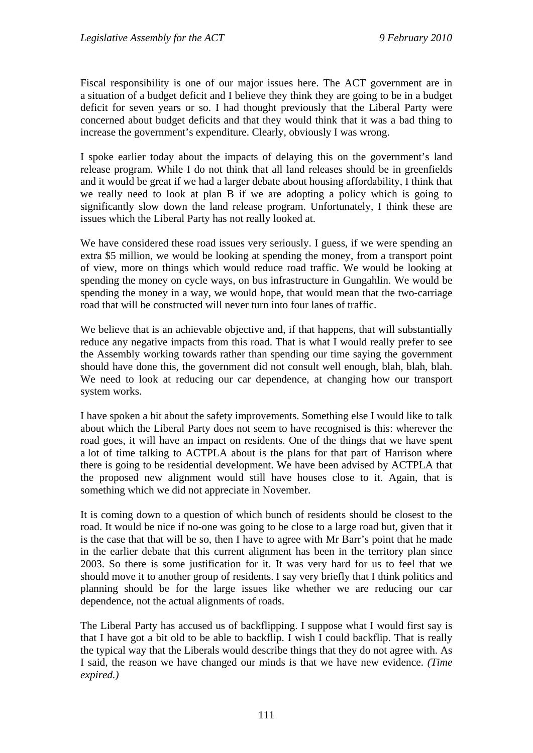Fiscal responsibility is one of our major issues here. The ACT government are in a situation of a budget deficit and I believe they think they are going to be in a budget deficit for seven years or so. I had thought previously that the Liberal Party were concerned about budget deficits and that they would think that it was a bad thing to increase the government's expenditure. Clearly, obviously I was wrong.

I spoke earlier today about the impacts of delaying this on the government's land release program. While I do not think that all land releases should be in greenfields and it would be great if we had a larger debate about housing affordability, I think that we really need to look at plan B if we are adopting a policy which is going to significantly slow down the land release program. Unfortunately, I think these are issues which the Liberal Party has not really looked at.

We have considered these road issues very seriously. I guess, if we were spending an extra $5 million, we would be looking at spending the money, from a transport point of view, more on things which would reduce road traffic. We would be looking at spending the money on cycle ways, on bus infrastructure in Gungahlin. We would be spending the money in a way, we would hope, that would mean that the two-carriage road that will be constructed will never turn into four lanes of traffic.

We believe that is an achievable objective and, if that happens, that will substantially reduce any negative impacts from this road. That is what I would really prefer to see the Assembly working towards rather than spending our time saying the government should have done this, the government did not consult well enough, blah, blah, blah. We need to look at reducing our car dependence, at changing how our transport system works.

I have spoken a bit about the safety improvements. Something else I would like to talk about which the Liberal Party does not seem to have recognised is this: wherever the road goes, it will have an impact on residents. One of the things that we have spent a lot of time talking to ACTPLA about is the plans for that part of Harrison where there is going to be residential development. We have been advised by ACTPLA that the proposed new alignment would still have houses close to it. Again, that is something which we did not appreciate in November.

It is coming down to a question of which bunch of residents should be closest to the road. It would be nice if no-one was going to be close to a large road but, given that it is the case that that will be so, then I have to agree with Mr Barr's point that he made in the earlier debate that this current alignment has been in the territory plan since 2003. So there is some justification for it. It was very hard for us to feel that we should move it to another group of residents. I say very briefly that I think politics and planning should be for the large issues like whether we are reducing our car dependence, not the actual alignments of roads.

The Liberal Party has accused us of backflipping. I suppose what I would first say is that I have got a bit old to be able to backflip. I wish I could backflip. That is really the typical way that the Liberals would describe things that they do not agree with. As I said, the reason we have changed our minds is that we have new evidence. *(Time expired.)*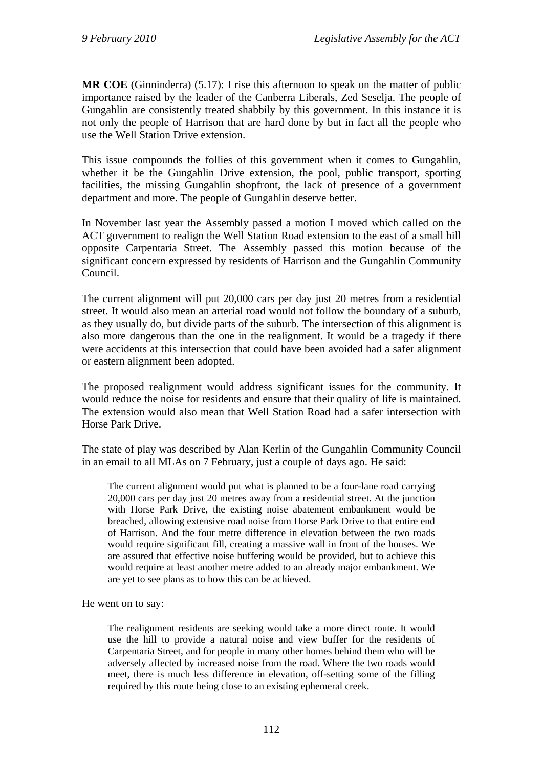**MR COE** (Ginninderra) (5.17): I rise this afternoon to speak on the matter of public importance raised by the leader of the Canberra Liberals, Zed Seselja. The people of Gungahlin are consistently treated shabbily by this government. In this instance it is not only the people of Harrison that are hard done by but in fact all the people who use the Well Station Drive extension.

This issue compounds the follies of this government when it comes to Gungahlin, whether it be the Gungahlin Drive extension, the pool, public transport, sporting facilities, the missing Gungahlin shopfront, the lack of presence of a government department and more. The people of Gungahlin deserve better.

In November last year the Assembly passed a motion I moved which called on the ACT government to realign the Well Station Road extension to the east of a small hill opposite Carpentaria Street. The Assembly passed this motion because of the significant concern expressed by residents of Harrison and the Gungahlin Community Council.

The current alignment will put 20,000 cars per day just 20 metres from a residential street. It would also mean an arterial road would not follow the boundary of a suburb, as they usually do, but divide parts of the suburb. The intersection of this alignment is also more dangerous than the one in the realignment. It would be a tragedy if there were accidents at this intersection that could have been avoided had a safer alignment or eastern alignment been adopted.

The proposed realignment would address significant issues for the community. It would reduce the noise for residents and ensure that their quality of life is maintained. The extension would also mean that Well Station Road had a safer intersection with Horse Park Drive.

The state of play was described by Alan Kerlin of the Gungahlin Community Council in an email to all MLAs on 7 February, just a couple of days ago. He said:

> The current alignment would put what is planned to be a four-lane road carrying 20,000 cars per day just 20 metres away from a residential street. At the junction with Horse Park Drive, the existing noise abatement embankment would be breached, allowing extensive road noise from Horse Park Drive to that entire end of Harrison. And the four metre difference in elevation between the two roads would require significant fill, creating a massive wall in front of the houses. We are assured that effective noise buffering would be provided, but to achieve this would require at least another metre added to an already major embankment. We are yet to see plans as to how this can be achieved.

He went on to say:

> The realignment residents are seeking would take a more direct route. It would use the hill to provide a natural noise and view buffer for the residents of Carpentaria Street, and for people in many other homes behind them who will be adversely affected by increased noise from the road. Where the two roads would meet, there is much less difference in elevation, off-setting some of the filling required by this route being close to an existing ephemeral creek.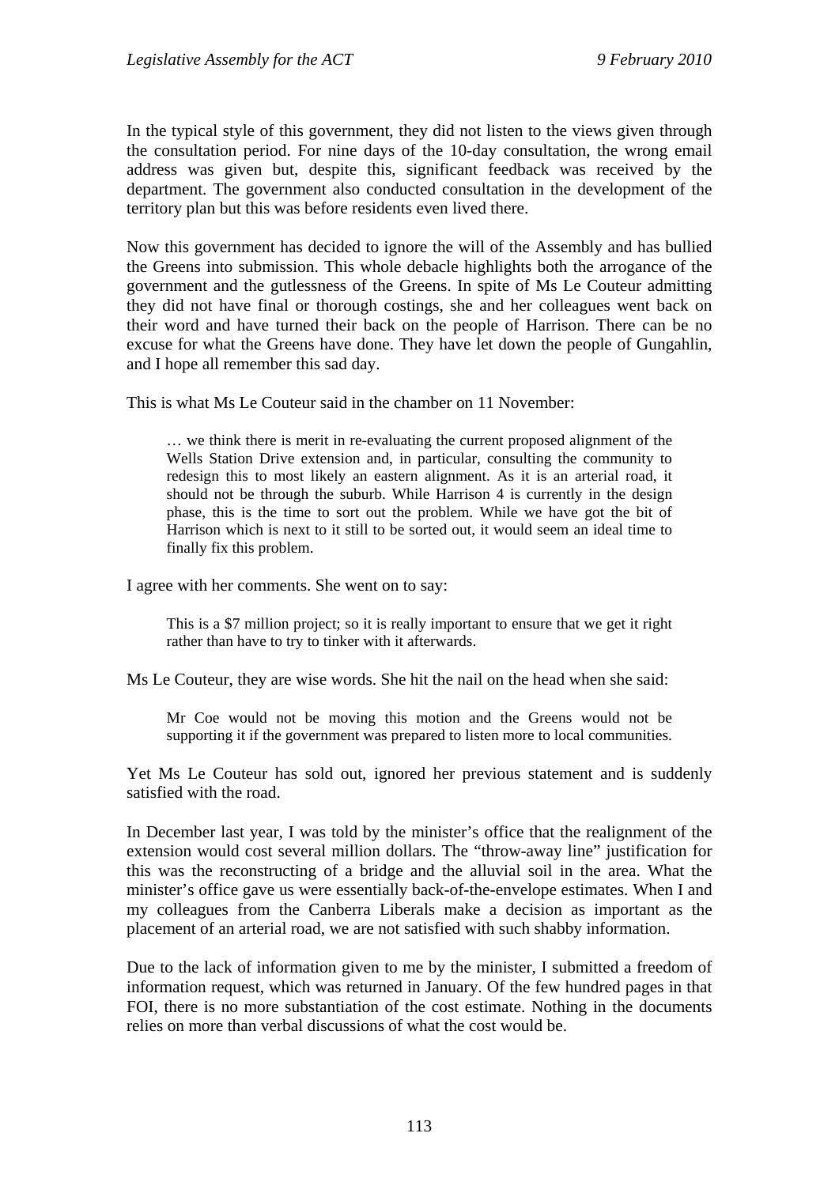In the typical style of this government, they did not listen to the views given through the consultation period. For nine days of the 10-day consultation, the wrong email address was given but, despite this, significant feedback was received by the department. The government also conducted consultation in the development of the territory plan but this was before residents even lived there.

Now this government has decided to ignore the will of the Assembly and has bullied the Greens into submission. This whole debacle highlights both the arrogance of the government and the gutlessness of the Greens. In spite of Ms Le Couteur admitting they did not have final or thorough costings, she and her colleagues went back on their word and have turned their back on the people of Harrison. There can be no excuse for what the Greens have done. They have let down the people of Gungahlin, and I hope all remember this sad day.

This is what Ms Le Couteur said in the chamber on 11 November:

> … we think there is merit in re-evaluating the current proposed alignment of the Wells Station Drive extension and, in particular, consulting the community to redesign this to most likely an eastern alignment. As it is an arterial road, it should not be through the suburb. While Harrison 4 is currently in the design phase, this is the time to sort out the problem. While we have got the bit of Harrison which is next to it still to be sorted out, it would seem an ideal time to finally fix this problem.

I agree with her comments. She went on to say:

> This is a $7 million project; so it is really important to ensure that we get it right rather than have to try to tinker with it afterwards.

Ms Le Couteur, they are wise words. She hit the nail on the head when she said:

> Mr Coe would not be moving this motion and the Greens would not be supporting it if the government was prepared to listen more to local communities.

Yet Ms Le Couteur has sold out, ignored her previous statement and is suddenly satisfied with the road.

In December last year, I was told by the minister's office that the realignment of the extension would cost several million dollars. The "throw-away line" justification for this was the reconstructing of a bridge and the alluvial soil in the area. What the minister's office gave us were essentially back-of-the-envelope estimates. When I and my colleagues from the Canberra Liberals make a decision as important as the placement of an arterial road, we are not satisfied with such shabby information.

Due to the lack of information given to me by the minister, I submitted a freedom of information request, which was returned in January. Of the few hundred pages in that FOI, there is no more substantiation of the cost estimate. Nothing in the documents relies on more than verbal discussions of what the cost would be.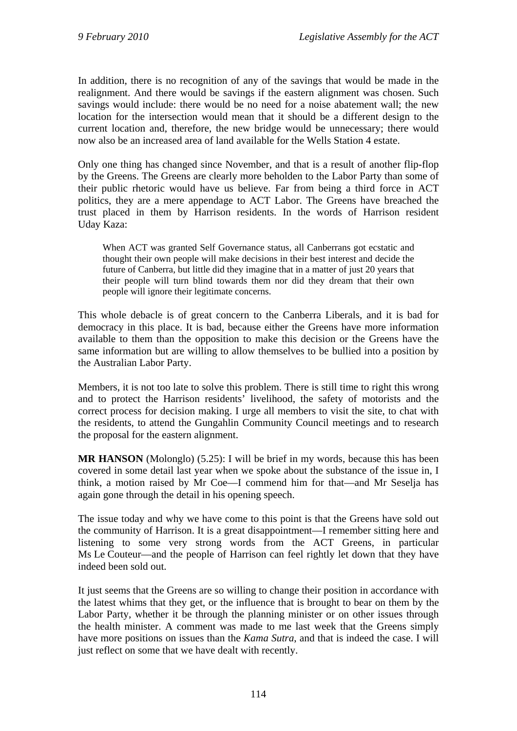In addition, there is no recognition of any of the savings that would be made in the realignment. And there would be savings if the eastern alignment was chosen. Such savings would include: there would be no need for a noise abatement wall; the new location for the intersection would mean that it should be a different design to the current location and, therefore, the new bridge would be unnecessary; there would now also be an increased area of land available for the Wells Station 4 estate.

Only one thing has changed since November, and that is a result of another flip-flop by the Greens. The Greens are clearly more beholden to the Labor Party than some of their public rhetoric would have us believe. Far from being a third force in ACT politics, they are a mere appendage to ACT Labor. The Greens have breached the trust placed in them by Harrison residents. In the words of Harrison resident Uday Kaza:

> When ACT was granted Self Governance status, all Canberrans got ecstatic and thought their own people will make decisions in their best interest and decide the future of Canberra, but little did they imagine that in a matter of just 20 years that their people will turn blind towards them nor did they dream that their own people will ignore their legitimate concerns.

This whole debacle is of great concern to the Canberra Liberals, and it is bad for democracy in this place. It is bad, because either the Greens have more information available to them than the opposition to make this decision or the Greens have the same information but are willing to allow themselves to be bullied into a position by the Australian Labor Party.

Members, it is not too late to solve this problem. There is still time to right this wrong and to protect the Harrison residents' livelihood, the safety of motorists and the correct process for decision making. I urge all members to visit the site, to chat with the residents, to attend the Gungahlin Community Council meetings and to research the proposal for the eastern alignment.

**MR HANSON** (Molonglo) (5.25): I will be brief in my words, because this has been covered in some detail last year when we spoke about the substance of the issue in, I think, a motion raised by Mr Coe—I commend him for that—and Mr Seselja has again gone through the detail in his opening speech.

The issue today and why we have come to this point is that the Greens have sold out the community of Harrison. It is a great disappointment—I remember sitting here and listening to some very strong words from the ACT Greens, in particular Ms Le Couteur—and the people of Harrison can feel rightly let down that they have indeed been sold out.

It just seems that the Greens are so willing to change their position in accordance with the latest whims that they get, or the influence that is brought to bear on them by the Labor Party, whether it be through the planning minister or on other issues through the health minister. A comment was made to me last week that the Greens simply have more positions on issues than the *Kama Sutra*, and that is indeed the case. I will just reflect on some that we have dealt with recently.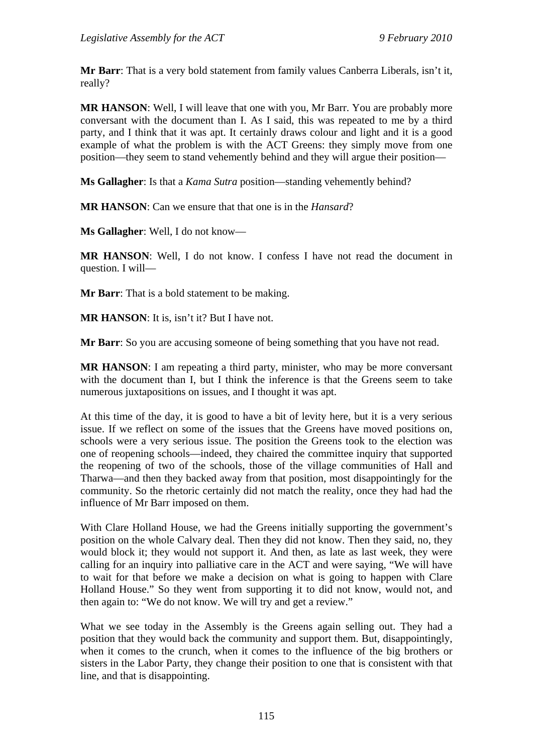**Mr Barr**: That is a very bold statement from family values Canberra Liberals, isn't it, really?

**MR HANSON**: Well, I will leave that one with you, Mr Barr. You are probably more conversant with the document than I. As I said, this was repeated to me by a third party, and I think that it was apt. It certainly draws colour and light and it is a good example of what the problem is with the ACT Greens: they simply move from one position—they seem to stand vehemently behind and they will argue their position—

**Ms Gallagher**: Is that a *Kama Sutra* position—standing vehemently behind?

**MR HANSON**: Can we ensure that that one is in the *Hansard*?

**Ms Gallagher**: Well, I do not know—

**MR HANSON**: Well, I do not know. I confess I have not read the document in question. I will—

**Mr Barr**: That is a bold statement to be making.

**MR HANSON**: It is, isn't it? But I have not.

**Mr Barr**: So you are accusing someone of being something that you have not read.

**MR HANSON**: I am repeating a third party, minister, who may be more conversant with the document than I, but I think the inference is that the Greens seem to take numerous juxtapositions on issues, and I thought it was apt.

At this time of the day, it is good to have a bit of levity here, but it is a very serious issue. If we reflect on some of the issues that the Greens have moved positions on, schools were a very serious issue. The position the Greens took to the election was one of reopening schools—indeed, they chaired the committee inquiry that supported the reopening of two of the schools, those of the village communities of Hall and Tharwa—and then they backed away from that position, most disappointingly for the community. So the rhetoric certainly did not match the reality, once they had had the influence of Mr Barr imposed on them.

With Clare Holland House, we had the Greens initially supporting the government's position on the whole Calvary deal. Then they did not know. Then they said, no, they would block it; they would not support it. And then, as late as last week, they were calling for an inquiry into palliative care in the ACT and were saying, "We will have to wait for that before we make a decision on what is going to happen with Clare Holland House." So they went from supporting it to did not know, would not, and then again to: "We do not know. We will try and get a review."

What we see today in the Assembly is the Greens again selling out. They had a position that they would back the community and support them. But, disappointingly, when it comes to the crunch, when it comes to the influence of the big brothers or sisters in the Labor Party, they change their position to one that is consistent with that line, and that is disappointing.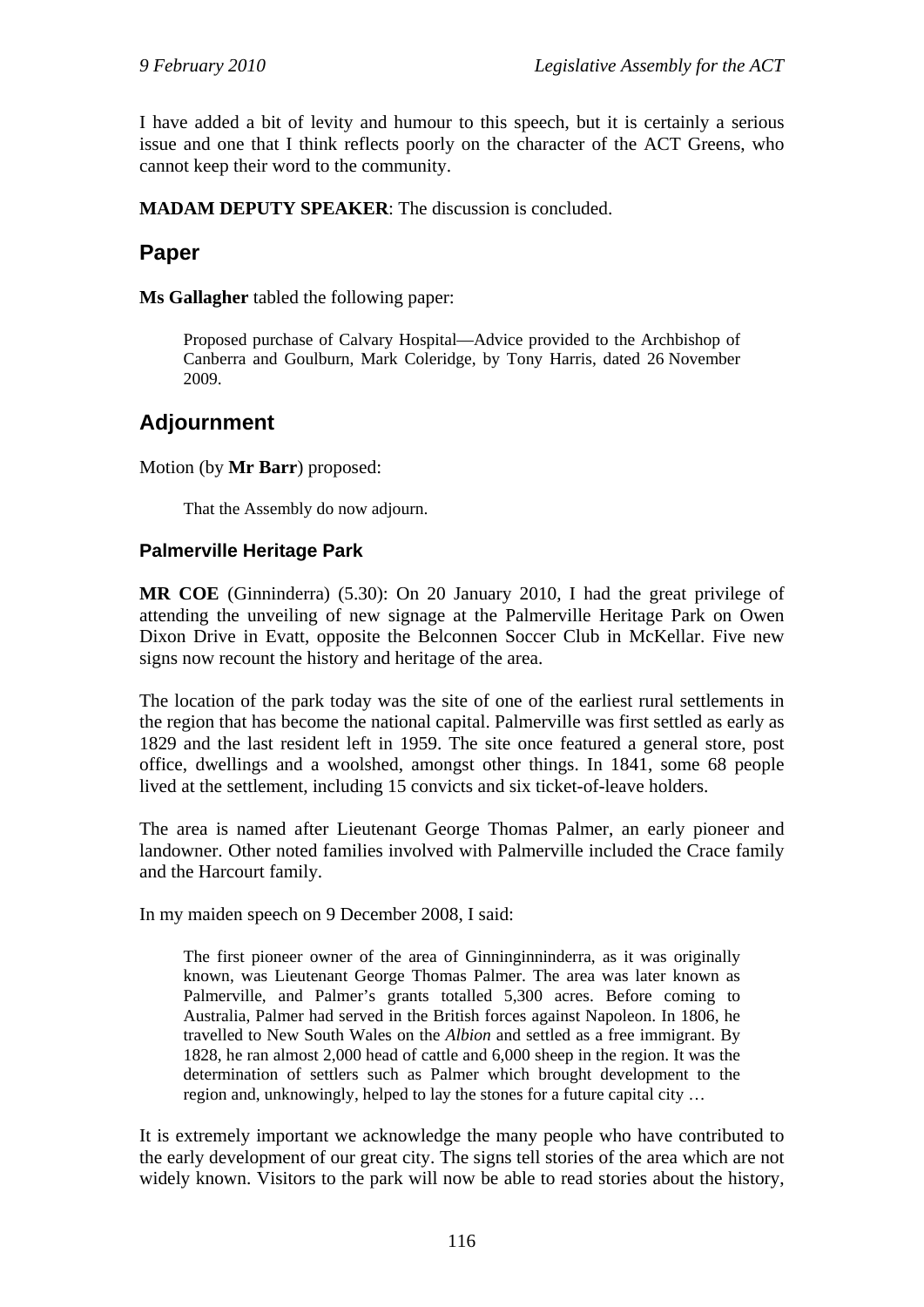I have added a bit of levity and humour to this speech, but it is certainly a serious issue and one that I think reflects poorly on the character of the ACT Greens, who cannot keep their word to the community.

**MADAM DEPUTY SPEAKER**: The discussion is concluded.

## Paper

**Ms Gallagher** tabled the following paper:

> Proposed purchase of Calvary Hospital—Advice provided to the Archbishop of Canberra and Goulburn, Mark Coleridge, by Tony Harris, dated 26 November 2009.

## Adjournment

Motion (by **Mr Barr**) proposed:

> That the Assembly do now adjourn.

### Palmerville Heritage Park

**MR COE** (Ginninderra) (5.30): On 20 January 2010, I had the great privilege of attending the unveiling of new signage at the Palmerville Heritage Park on Owen Dixon Drive in Evatt, opposite the Belconnen Soccer Club in McKellar. Five new signs now recount the history and heritage of the area.

The location of the park today was the site of one of the earliest rural settlements in the region that has become the national capital. Palmerville was first settled as early as 1829 and the last resident left in 1959. The site once featured a general store, post office, dwellings and a woolshed, amongst other things. In 1841, some 68 people lived at the settlement, including 15 convicts and six ticket-of-leave holders.

The area is named after Lieutenant George Thomas Palmer, an early pioneer and landowner. Other noted families involved with Palmerville included the Crace family and the Harcourt family.

In my maiden speech on 9 December 2008, I said:

> The first pioneer owner of the area of Ginninginninderra, as it was originally known, was Lieutenant George Thomas Palmer. The area was later known as Palmerville, and Palmer's grants totalled 5,300 acres. Before coming to Australia, Palmer had served in the British forces against Napoleon. In 1806, he travelled to New South Wales on the *Albion* and settled as a free immigrant. By 1828, he ran almost 2,000 head of cattle and 6,000 sheep in the region. It was the determination of settlers such as Palmer which brought development to the region and, unknowingly, helped to lay the stones for a future capital city …

It is extremely important we acknowledge the many people who have contributed to the early development of our great city. The signs tell stories of the area which are not widely known. Visitors to the park will now be able to read stories about the history,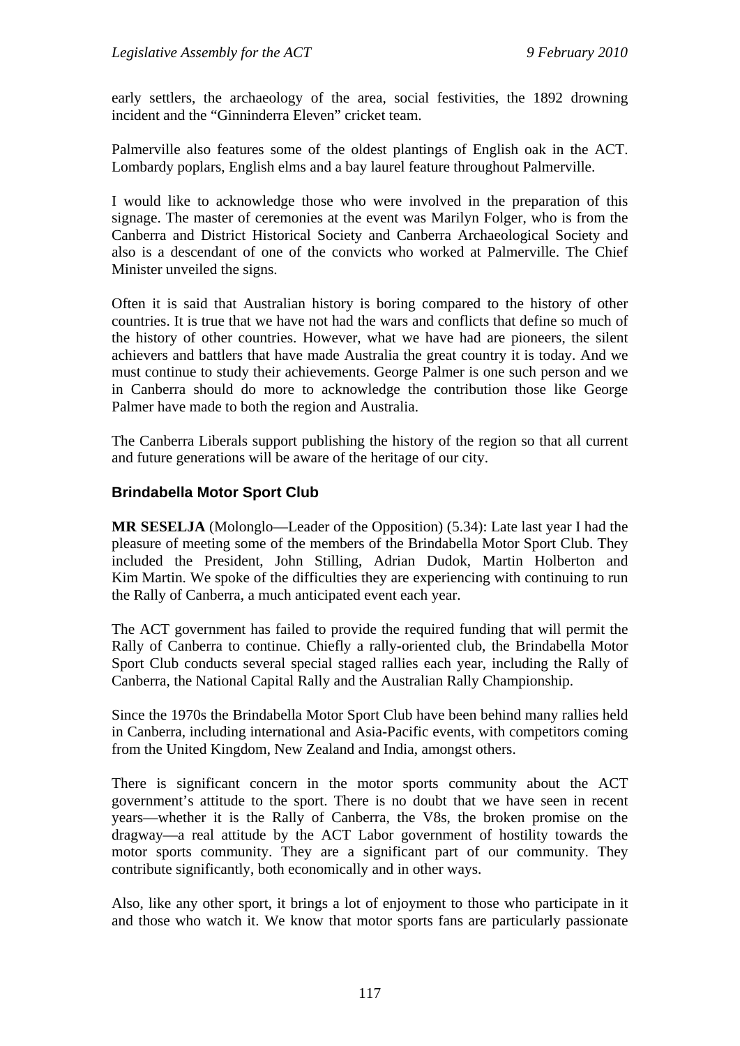early settlers, the archaeology of the area, social festivities, the 1892 drowning incident and the "Ginninderra Eleven" cricket team.

Palmerville also features some of the oldest plantings of English oak in the ACT. Lombardy poplars, English elms and a bay laurel feature throughout Palmerville.

I would like to acknowledge those who were involved in the preparation of this signage. The master of ceremonies at the event was Marilyn Folger, who is from the Canberra and District Historical Society and Canberra Archaeological Society and also is a descendant of one of the convicts who worked at Palmerville. The Chief Minister unveiled the signs.

Often it is said that Australian history is boring compared to the history of other countries. It is true that we have not had the wars and conflicts that define so much of the history of other countries. However, what we have had are pioneers, the silent achievers and battlers that have made Australia the great country it is today. And we must continue to study their achievements. George Palmer is one such person and we in Canberra should do more to acknowledge the contribution those like George Palmer have made to both the region and Australia.

The Canberra Liberals support publishing the history of the region so that all current and future generations will be aware of the heritage of our city.

### Brindabella Motor Sport Club

**MR SESELJA** (Molonglo—Leader of the Opposition) (5.34): Late last year I had the pleasure of meeting some of the members of the Brindabella Motor Sport Club. They included the President, John Stilling, Adrian Dudok, Martin Holberton and Kim Martin. We spoke of the difficulties they are experiencing with continuing to run the Rally of Canberra, a much anticipated event each year.

The ACT government has failed to provide the required funding that will permit the Rally of Canberra to continue. Chiefly a rally-oriented club, the Brindabella Motor Sport Club conducts several special staged rallies each year, including the Rally of Canberra, the National Capital Rally and the Australian Rally Championship.

Since the 1970s the Brindabella Motor Sport Club have been behind many rallies held in Canberra, including international and Asia-Pacific events, with competitors coming from the United Kingdom, New Zealand and India, amongst others.

There is significant concern in the motor sports community about the ACT government's attitude to the sport. There is no doubt that we have seen in recent years—whether it is the Rally of Canberra, the V8s, the broken promise on the dragway—a real attitude by the ACT Labor government of hostility towards the motor sports community. They are a significant part of our community. They contribute significantly, both economically and in other ways.

Also, like any other sport, it brings a lot of enjoyment to those who participate in it and those who watch it. We know that motor sports fans are particularly passionate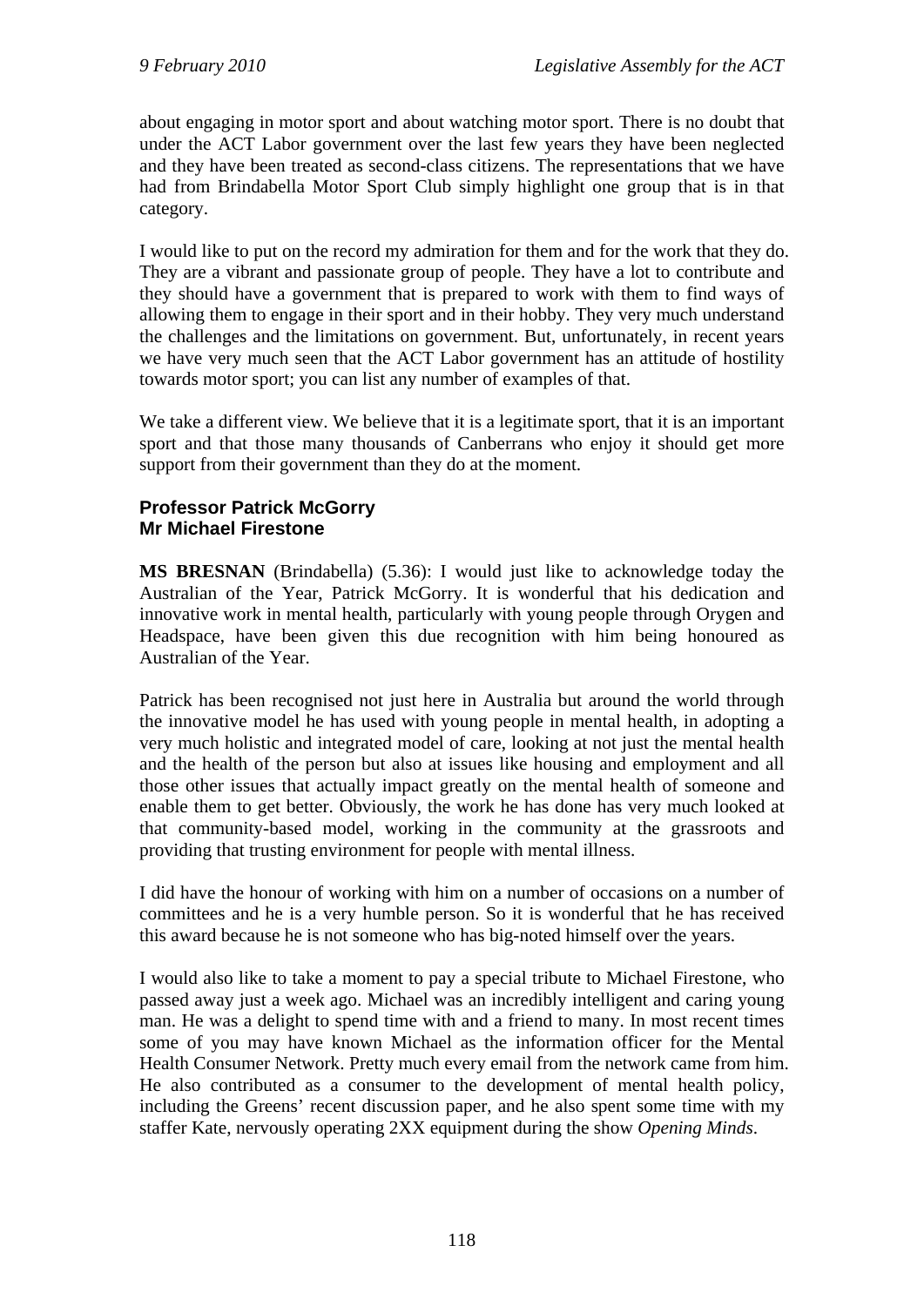about engaging in motor sport and about watching motor sport. There is no doubt that under the ACT Labor government over the last few years they have been neglected and they have been treated as second-class citizens. The representations that we have had from Brindabella Motor Sport Club simply highlight one group that is in that category.

I would like to put on the record my admiration for them and for the work that they do. They are a vibrant and passionate group of people. They have a lot to contribute and they should have a government that is prepared to work with them to find ways of allowing them to engage in their sport and in their hobby. They very much understand the challenges and the limitations on government. But, unfortunately, in recent years we have very much seen that the ACT Labor government has an attitude of hostility towards motor sport; you can list any number of examples of that.

We take a different view. We believe that it is a legitimate sport, that it is an important sport and that those many thousands of Canberrans who enjoy it should get more support from their government than they do at the moment.

### Professor Patrick McGorry
### Mr Michael Firestone

**MS BRESNAN** (Brindabella) (5.36): I would just like to acknowledge today the Australian of the Year, Patrick McGorry. It is wonderful that his dedication and innovative work in mental health, particularly with young people through Orygen and Headspace, have been given this due recognition with him being honoured as Australian of the Year.

Patrick has been recognised not just here in Australia but around the world through the innovative model he has used with young people in mental health, in adopting a very much holistic and integrated model of care, looking at not just the mental health and the health of the person but also at issues like housing and employment and all those other issues that actually impact greatly on the mental health of someone and enable them to get better. Obviously, the work he has done has very much looked at that community-based model, working in the community at the grassroots and providing that trusting environment for people with mental illness.

I did have the honour of working with him on a number of occasions on a number of committees and he is a very humble person. So it is wonderful that he has received this award because he is not someone who has big-noted himself over the years.

I would also like to take a moment to pay a special tribute to Michael Firestone, who passed away just a week ago. Michael was an incredibly intelligent and caring young man. He was a delight to spend time with and a friend to many. In most recent times some of you may have known Michael as the information officer for the Mental Health Consumer Network. Pretty much every email from the network came from him. He also contributed as a consumer to the development of mental health policy, including the Greens' recent discussion paper, and he also spent some time with my staffer Kate, nervously operating 2XX equipment during the show *Opening Minds*.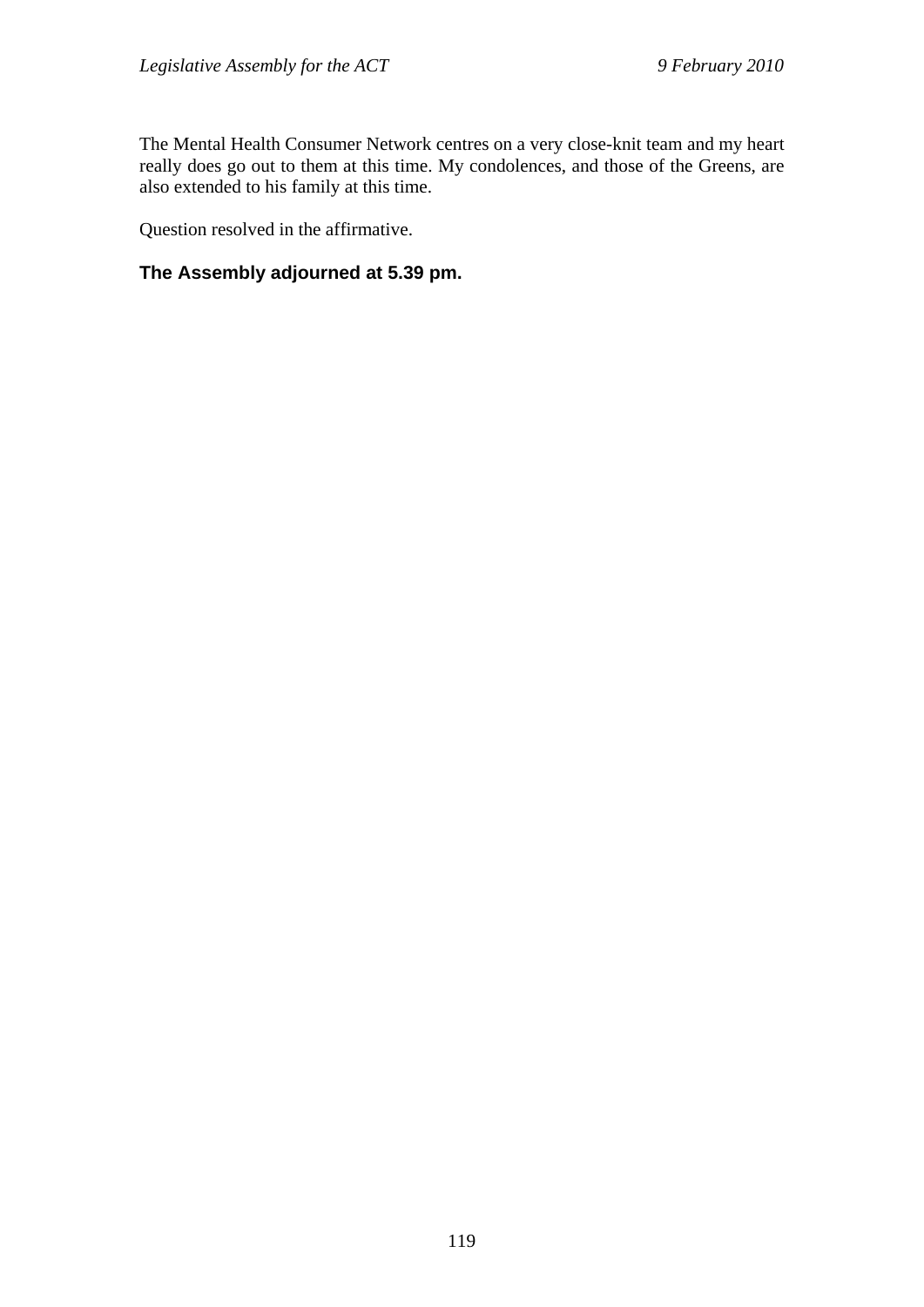The Mental Health Consumer Network centres on a very close-knit team and my heart really does go out to them at this time. My condolences, and those of the Greens, are also extended to his family at this time.

Question resolved in the affirmative.

**The Assembly adjourned at 5.39 pm.**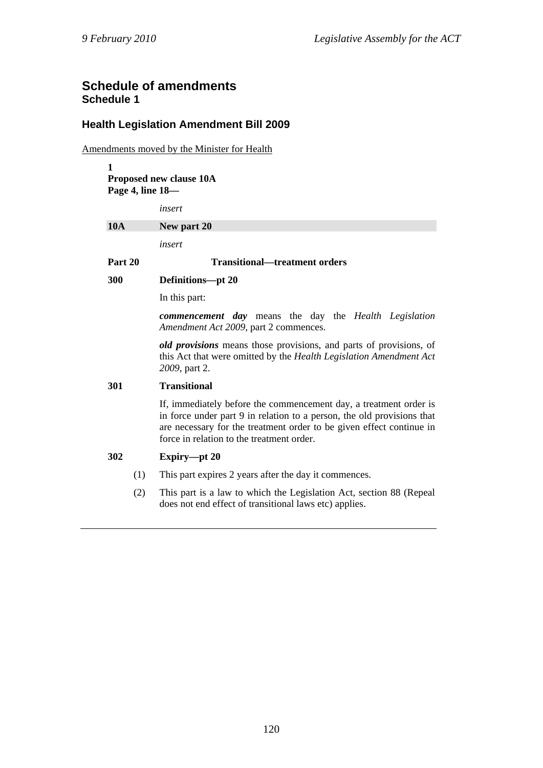# Schedule of amendments

## Schedule 1

### Health Legislation Amendment Bill 2009

Amendments moved by the Minister for Health

**1**
**Proposed new clause 10A**
**Page 4, line 18—**

*insert*

**10A New part 20**

*insert*

**Part 20 Transitional—treatment orders**

**300 Definitions—pt 20**

In this part:

***commencement day*** means the day the *Health Legislation Amendment Act 2009*, part 2 commences.

***old provisions*** means those provisions, and parts of provisions, of this Act that were omitted by the *Health Legislation Amendment Act 2009*, part 2.

**301 Transitional**

If, immediately before the commencement day, a treatment order is in force under part 9 in relation to a person, the old provisions that are necessary for the treatment order to be given effect continue in force in relation to the treatment order.

**302 Expiry—pt 20**

(1) This part expires 2 years after the day it commences.

(2) This part is a law to which the Legislation Act, section 88 (Repeal does not end effect of transitional laws etc) applies.